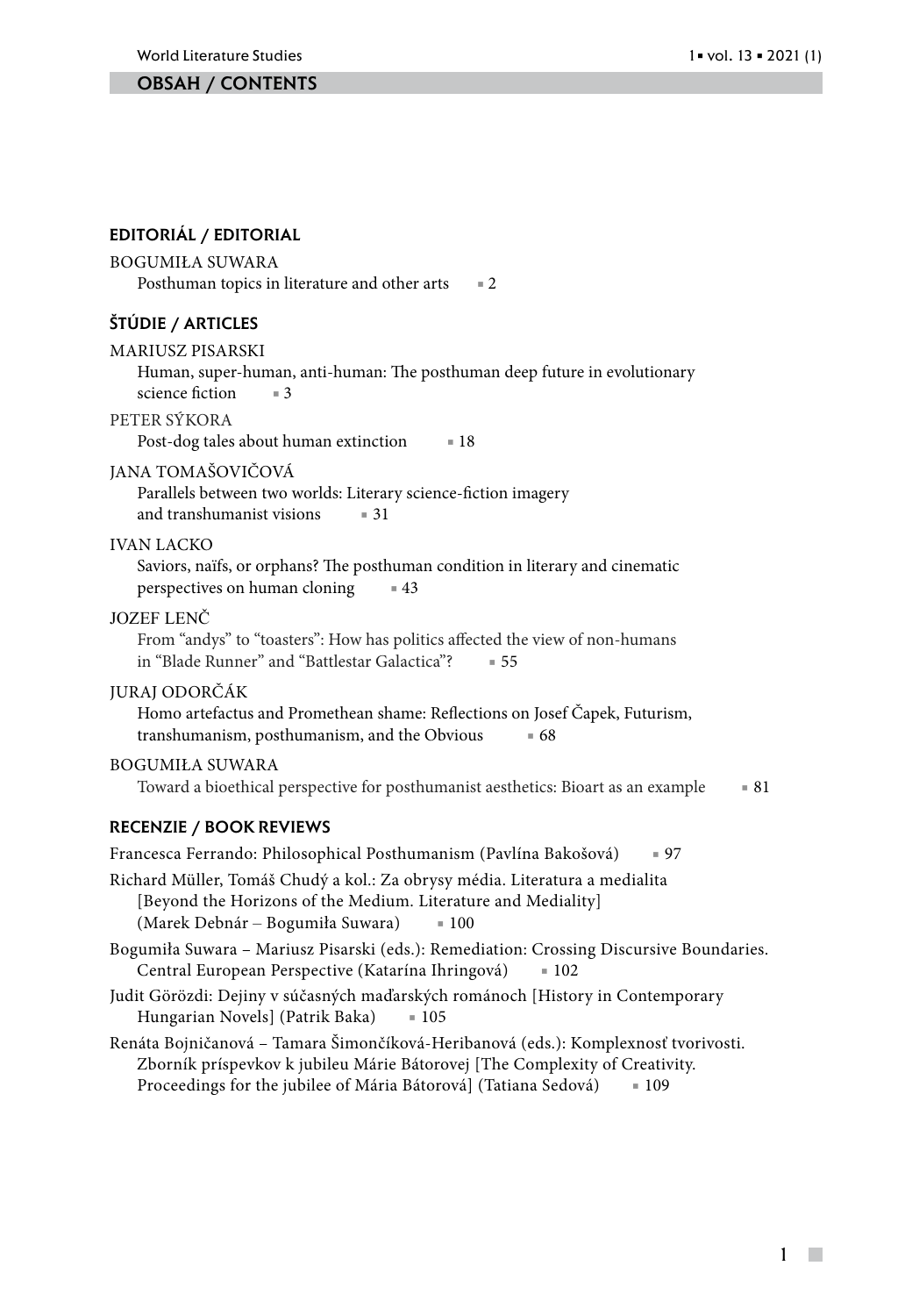# OBSAH / CONTENTS

## EDITORIÁL / EDITORIAL

BOGUMIŁA SUWARA
Posthuman topics in literature and other arts ▪ 2

## ŠTÚDIE / ARTICLES

MARIUSZ PISARSKI
Human, super-human, anti-human: The posthuman deep future in evolutionary science fiction ▪ 3

PETER SÝKORA
Post-dog tales about human extinction ▪ 18

JANA TOMAŠOVIČOVÁ
Parallels between two worlds: Literary science-fiction imagery and transhumanist visions ▪ 31

IVAN LACKO
Saviors, naïfs, or orphans? The posthuman condition in literary and cinematic perspectives on human cloning ▪ 43

JOZEF LENČ
From "andys" to "toasters": How has politics affected the view of non-humans in "Blade Runner" and "Battlestar Galactica"? ▪ 55

JURAJ ODORČÁK
Homo artefactus and Promethean shame: Reflections on Josef Čapek, Futurism, transhumanism, posthumanism, and the Obvious ▪ 68

BOGUMIŁA SUWARA
Toward a bioethical perspective for posthumanist aesthetics: Bioart as an example ▪ 81

## RECENZIE / BOOK REVIEWS

Francesca Ferrando: Philosophical Posthumanism (Pavlína Bakošová) ▪ 97

Richard Müller, Tomáš Chudý a kol.: Za obrysy média. Literatura a medialita [Beyond the Horizons of the Medium. Literature and Mediality] (Marek Debnár – Bogumiła Suwara) ▪ 100

Bogumiła Suwara – Mariusz Pisarski (eds.): Remediation: Crossing Discursive Boundaries. Central European Perspective (Katarína Ihringová) ▪ 102

Judit Görözdi: Dejiny v súčasných maďarských románoch [History in Contemporary Hungarian Novels] (Patrik Baka) ▪ 105

Renáta Bojničanová – Tamara Šimončíková-Heribanová (eds.): Komplexnosť tvorivosti. Zborník príspevkov k jubileu Márie Bátorovej [The Complexity of Creativity. Proceedings for the jubilee of Mária Bátorová] (Tatiana Sedová) ▪ 109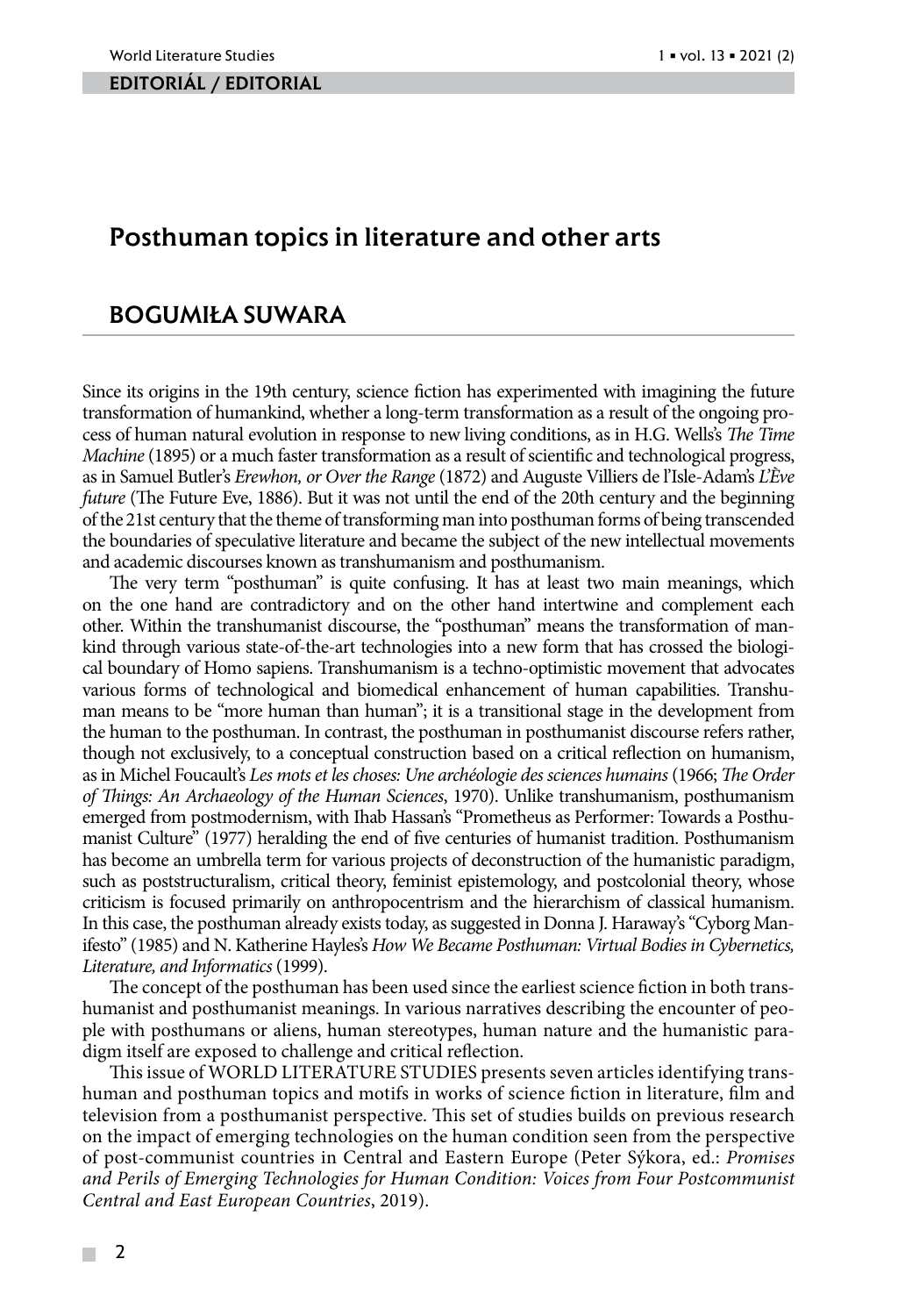EDITORIÁL / EDITORIAL

# Posthuman topics in literature and other arts

## BOGUMIŁA SUWARA

Since its origins in the 19th century, science fiction has experimented with imagining the future transformation of humankind, whether a long-term transformation as a result of the ongoing process of human natural evolution in response to new living conditions, as in H.G. Wells's *The Time Machine* (1895) or a much faster transformation as a result of scientific and technological progress, as in Samuel Butler's *Erewhon, or Over the Range* (1872) and Auguste Villiers de l'Isle-Adam's *L'Ève future* (The Future Eve, 1886). But it was not until the end of the 20th century and the beginning of the 21st century that the theme of transforming man into posthuman forms of being transcended the boundaries of speculative literature and became the subject of the new intellectual movements and academic discourses known as transhumanism and posthumanism.

The very term "posthuman" is quite confusing. It has at least two main meanings, which on the one hand are contradictory and on the other hand intertwine and complement each other. Within the transhumanist discourse, the "posthuman" means the transformation of mankind through various state-of-the-art technologies into a new form that has crossed the biological boundary of Homo sapiens. Transhumanism is a techno-optimistic movement that advocates various forms of technological and biomedical enhancement of human capabilities. Transhuman means to be "more human than human"; it is a transitional stage in the development from the human to the posthuman. In contrast, the posthuman in posthumanist discourse refers rather, though not exclusively, to a conceptual construction based on a critical reflection on humanism, as in Michel Foucault's *Les mots et les choses: Une archéologie des sciences humains* (1966; *The Order of Things: An Archaeology of the Human Sciences*, 1970). Unlike transhumanism, posthumanism emerged from postmodernism, with Ihab Hassan's "Prometheus as Performer: Towards a Posthumanist Culture" (1977) heralding the end of five centuries of humanist tradition. Posthumanism has become an umbrella term for various projects of deconstruction of the humanistic paradigm, such as poststructuralism, critical theory, feminist epistemology, and postcolonial theory, whose criticism is focused primarily on anthropocentrism and the hierarchism of classical humanism. In this case, the posthuman already exists today, as suggested in Donna J. Haraway's "Cyborg Manifesto" (1985) and N. Katherine Hayles's *How We Became Posthuman: Virtual Bodies in Cybernetics, Literature, and Informatics* (1999).

The concept of the posthuman has been used since the earliest science fiction in both transhumanist and posthumanist meanings. In various narratives describing the encounter of people with posthumans or aliens, human stereotypes, human nature and the humanistic paradigm itself are exposed to challenge and critical reflection.

This issue of WORLD LITERATURE STUDIES presents seven articles identifying transhuman and posthuman topics and motifs in works of science fiction in literature, film and television from a posthumanist perspective. This set of studies builds on previous research on the impact of emerging technologies on the human condition seen from the perspective of post-communist countries in Central and Eastern Europe (Peter Sýkora, ed.: *Promises and Perils of Emerging Technologies for Human Condition: Voices from Four Postcommunist Central and East European Countries*, 2019).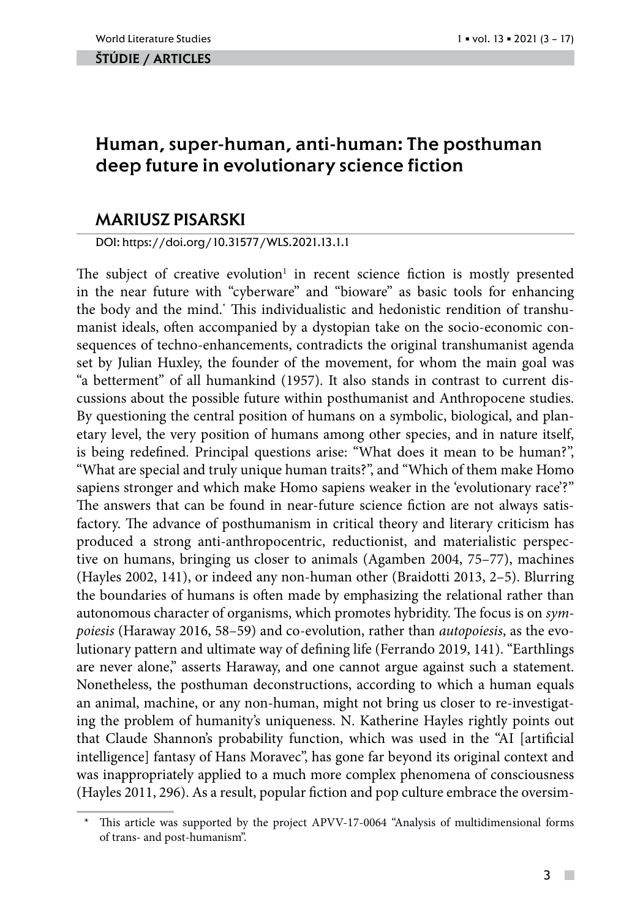ŠTÚDIE / ARTICLES

# Human, super-human, anti-human: The posthuman deep future in evolutionary science fiction

## MARIUSZ PISARSKI

DOI: https://doi.org/10.31577/WLS.2021.13.1.1

The subject of creative evolution[1] in recent science fiction is mostly presented in the near future with "cyberware" and "bioware" as basic tools for enhancing the body and the mind.* This individualistic and hedonistic rendition of transhumanist ideals, often accompanied by a dystopian take on the socio-economic consequences of techno-enhancements, contradicts the original transhumanist agenda set by Julian Huxley, the founder of the movement, for whom the main goal was "a betterment" of all humankind (1957). It also stands in contrast to current discussions about the possible future within posthumanist and Anthropocene studies. By questioning the central position of humans on a symbolic, biological, and planetary level, the very position of humans among other species, and in nature itself, is being redefined. Principal questions arise: "What does it mean to be human?", "What are special and truly unique human traits?", and "Which of them make Homo sapiens stronger and which make Homo sapiens weaker in the 'evolutionary race'?" The answers that can be found in near-future science fiction are not always satisfactory. The advance of posthumanism in critical theory and literary criticism has produced a strong anti-anthropocentric, reductionist, and materialistic perspective on humans, bringing us closer to animals (Agamben 2004, 75–77), machines (Hayles 2002, 141), or indeed any non-human other (Braidotti 2013, 2–5). Blurring the boundaries of humans is often made by emphasizing the relational rather than autonomous character of organisms, which promotes hybridity. The focus is on *sympoiesis* (Haraway 2016, 58–59) and co-evolution, rather than *autopoiesis*, as the evolutionary pattern and ultimate way of defining life (Ferrando 2019, 141). "Earthlings are never alone," asserts Haraway, and one cannot argue against such a statement. Nonetheless, the posthuman deconstructions, according to which a human equals an animal, machine, or any non-human, might not bring us closer to re-investigating the problem of humanity's uniqueness. N. Katherine Hayles rightly points out that Claude Shannon's probability function, which was used in the "AI [artificial intelligence] fantasy of Hans Moravec", has gone far beyond its original context and was inappropriately applied to a much more complex phenomena of consciousness (Hayles 2011, 296). As a result, popular fiction and pop culture embrace the oversim-

---

\* This article was supported by the project APVV-17-0064 "Analysis of multidimensional forms of trans- and post-humanism".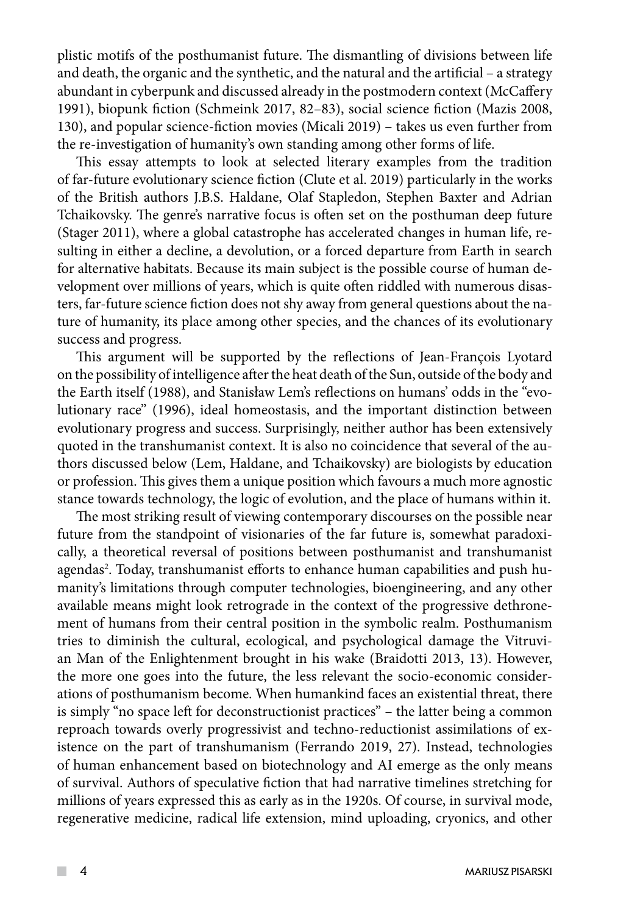plistic motifs of the posthumanist future. The dismantling of divisions between life and death, the organic and the synthetic, and the natural and the artificial – a strategy abundant in cyberpunk and discussed already in the postmodern context (McCaffery 1991), biopunk fiction (Schmeink 2017, 82–83), social science fiction (Mazis 2008, 130), and popular science-fiction movies (Micali 2019) – takes us even further from the re-investigation of humanity's own standing among other forms of life.

This essay attempts to look at selected literary examples from the tradition of far-future evolutionary science fiction (Clute et al. 2019) particularly in the works of the British authors J.B.S. Haldane, Olaf Stapledon, Stephen Baxter and Adrian Tchaikovsky. The genre's narrative focus is often set on the posthuman deep future (Stager 2011), where a global catastrophe has accelerated changes in human life, resulting in either a decline, a devolution, or a forced departure from Earth in search for alternative habitats. Because its main subject is the possible course of human development over millions of years, which is quite often riddled with numerous disasters, far-future science fiction does not shy away from general questions about the nature of humanity, its place among other species, and the chances of its evolutionary success and progress.

This argument will be supported by the reflections of Jean-François Lyotard on the possibility of intelligence after the heat death of the Sun, outside of the body and the Earth itself (1988), and Stanisław Lem's reflections on humans' odds in the "evolutionary race" (1996), ideal homeostasis, and the important distinction between evolutionary progress and success. Surprisingly, neither author has been extensively quoted in the transhumanist context. It is also no coincidence that several of the authors discussed below (Lem, Haldane, and Tchaikovsky) are biologists by education or profession. This gives them a unique position which favours a much more agnostic stance towards technology, the logic of evolution, and the place of humans within it.

The most striking result of viewing contemporary discourses on the possible near future from the standpoint of visionaries of the far future is, somewhat paradoxically, a theoretical reversal of positions between posthumanist and transhumanist agendas[2]. Today, transhumanist efforts to enhance human capabilities and push humanity's limitations through computer technologies, bioengineering, and any other available means might look retrograde in the context of the progressive dethronement of humans from their central position in the symbolic realm. Posthumanism tries to diminish the cultural, ecological, and psychological damage the Vitruvian Man of the Enlightenment brought in his wake (Braidotti 2013, 13). However, the more one goes into the future, the less relevant the socio-economic considerations of posthumanism become. When humankind faces an existential threat, there is simply "no space left for deconstructionist practices" – the latter being a common reproach towards overly progressivist and techno-reductionist assimilations of existence on the part of transhumanism (Ferrando 2019, 27). Instead, technologies of human enhancement based on biotechnology and AI emerge as the only means of survival. Authors of speculative fiction that had narrative timelines stretching for millions of years expressed this as early as in the 1920s. Of course, in survival mode, regenerative medicine, radical life extension, mind uploading, cryonics, and other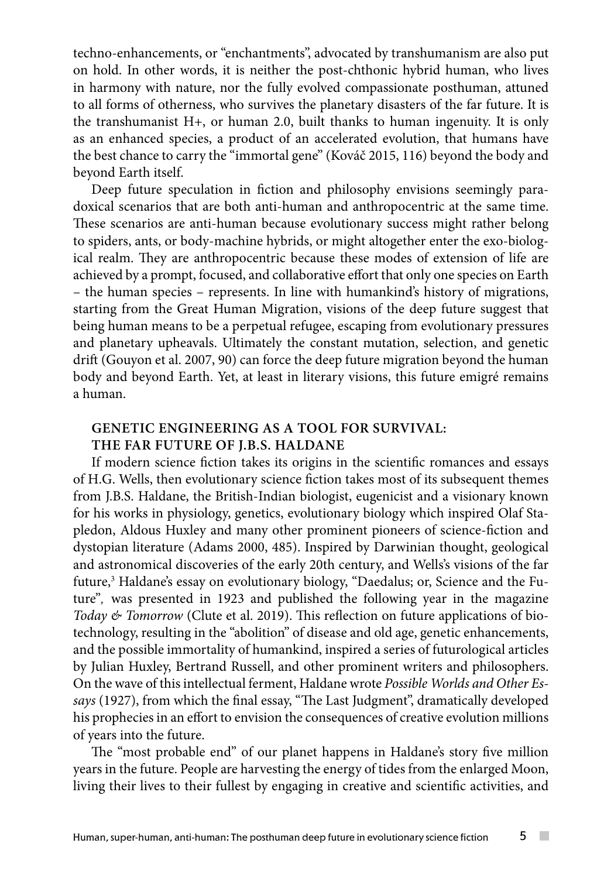techno-enhancements, or "enchantments", advocated by transhumanism are also put on hold. In other words, it is neither the post-chthonic hybrid human, who lives in harmony with nature, nor the fully evolved compassionate posthuman, attuned to all forms of otherness, who survives the planetary disasters of the far future. It is the transhumanist H+, or human 2.0, built thanks to human ingenuity. It is only as an enhanced species, a product of an accelerated evolution, that humans have the best chance to carry the "immortal gene" (Kováč 2015, 116) beyond the body and beyond Earth itself.

Deep future speculation in fiction and philosophy envisions seemingly paradoxical scenarios that are both anti-human and anthropocentric at the same time. These scenarios are anti-human because evolutionary success might rather belong to spiders, ants, or body-machine hybrids, or might altogether enter the exo-biological realm. They are anthropocentric because these modes of extension of life are achieved by a prompt, focused, and collaborative effort that only one species on Earth – the human species – represents. In line with humankind's history of migrations, starting from the Great Human Migration, visions of the deep future suggest that being human means to be a perpetual refugee, escaping from evolutionary pressures and planetary upheavals. Ultimately the constant mutation, selection, and genetic drift (Gouyon et al. 2007, 90) can force the deep future migration beyond the human body and beyond Earth. Yet, at least in literary visions, this future emigré remains a human.

## GENETIC ENGINEERING AS A TOOL FOR SURVIVAL: THE FAR FUTURE OF J.B.S. HALDANE

If modern science fiction takes its origins in the scientific romances and essays of H.G. Wells, then evolutionary science fiction takes most of its subsequent themes from J.B.S. Haldane, the British-Indian biologist, eugenicist and a visionary known for his works in physiology, genetics, evolutionary biology which inspired Olaf Stapledon, Aldous Huxley and many other prominent pioneers of science-fiction and dystopian literature (Adams 2000, 485). Inspired by Darwinian thought, geological and astronomical discoveries of the early 20th century, and Wells's visions of the far future,[3] Haldane's essay on evolutionary biology, "Daedalus; or, Science and the Future", was presented in 1923 and published the following year in the magazine *Today & Tomorrow* (Clute et al. 2019). This reflection on future applications of biotechnology, resulting in the "abolition" of disease and old age, genetic enhancements, and the possible immortality of humankind, inspired a series of futurological articles by Julian Huxley, Bertrand Russell, and other prominent writers and philosophers. On the wave of this intellectual ferment, Haldane wrote *Possible Worlds and Other Essays* (1927), from which the final essay, "The Last Judgment", dramatically developed his prophecies in an effort to envision the consequences of creative evolution millions of years into the future.

The "most probable end" of our planet happens in Haldane's story five million years in the future. People are harvesting the energy of tides from the enlarged Moon, living their lives to their fullest by engaging in creative and scientific activities, and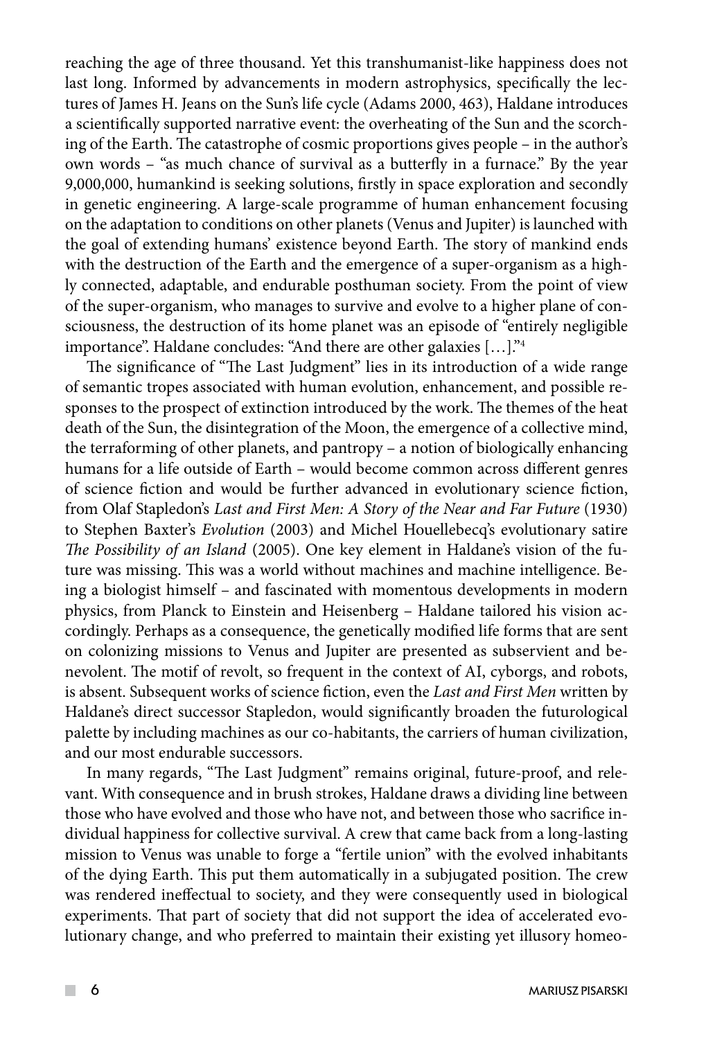reaching the age of three thousand. Yet this transhumanist-like happiness does not last long. Informed by advancements in modern astrophysics, specifically the lectures of James H. Jeans on the Sun's life cycle (Adams 2000, 463), Haldane introduces a scientifically supported narrative event: the overheating of the Sun and the scorching of the Earth. The catastrophe of cosmic proportions gives people – in the author's own words – "as much chance of survival as a butterfly in a furnace." By the year 9,000,000, humankind is seeking solutions, firstly in space exploration and secondly in genetic engineering. A large-scale programme of human enhancement focusing on the adaptation to conditions on other planets (Venus and Jupiter) is launched with the goal of extending humans' existence beyond Earth. The story of mankind ends with the destruction of the Earth and the emergence of a super-organism as a highly connected, adaptable, and endurable posthuman society. From the point of view of the super-organism, who manages to survive and evolve to a higher plane of consciousness, the destruction of its home planet was an episode of "entirely negligible importance". Haldane concludes: "And there are other galaxies […]."[4]

The significance of "The Last Judgment" lies in its introduction of a wide range of semantic tropes associated with human evolution, enhancement, and possible responses to the prospect of extinction introduced by the work. The themes of the heat death of the Sun, the disintegration of the Moon, the emergence of a collective mind, the terraforming of other planets, and pantropy – a notion of biologically enhancing humans for a life outside of Earth – would become common across different genres of science fiction and would be further advanced in evolutionary science fiction, from Olaf Stapledon's *Last and First Men: A Story of the Near and Far Future* (1930) to Stephen Baxter's *Evolution* (2003) and Michel Houellebecq's evolutionary satire *The Possibility of an Island* (2005). One key element in Haldane's vision of the future was missing. This was a world without machines and machine intelligence. Being a biologist himself – and fascinated with momentous developments in modern physics, from Planck to Einstein and Heisenberg – Haldane tailored his vision accordingly. Perhaps as a consequence, the genetically modified life forms that are sent on colonizing missions to Venus and Jupiter are presented as subservient and benevolent. The motif of revolt, so frequent in the context of AI, cyborgs, and robots, is absent. Subsequent works of science fiction, even the *Last and First Men* written by Haldane's direct successor Stapledon, would significantly broaden the futurological palette by including machines as our co-habitants, the carriers of human civilization, and our most endurable successors.

In many regards, "The Last Judgment" remains original, future-proof, and relevant. With consequence and in brush strokes, Haldane draws a dividing line between those who have evolved and those who have not, and between those who sacrifice individual happiness for collective survival. A crew that came back from a long-lasting mission to Venus was unable to forge a "fertile union" with the evolved inhabitants of the dying Earth. This put them automatically in a subjugated position. The crew was rendered ineffectual to society, and they were consequently used in biological experiments. That part of society that did not support the idea of accelerated evolutionary change, and who preferred to maintain their existing yet illusory homeo-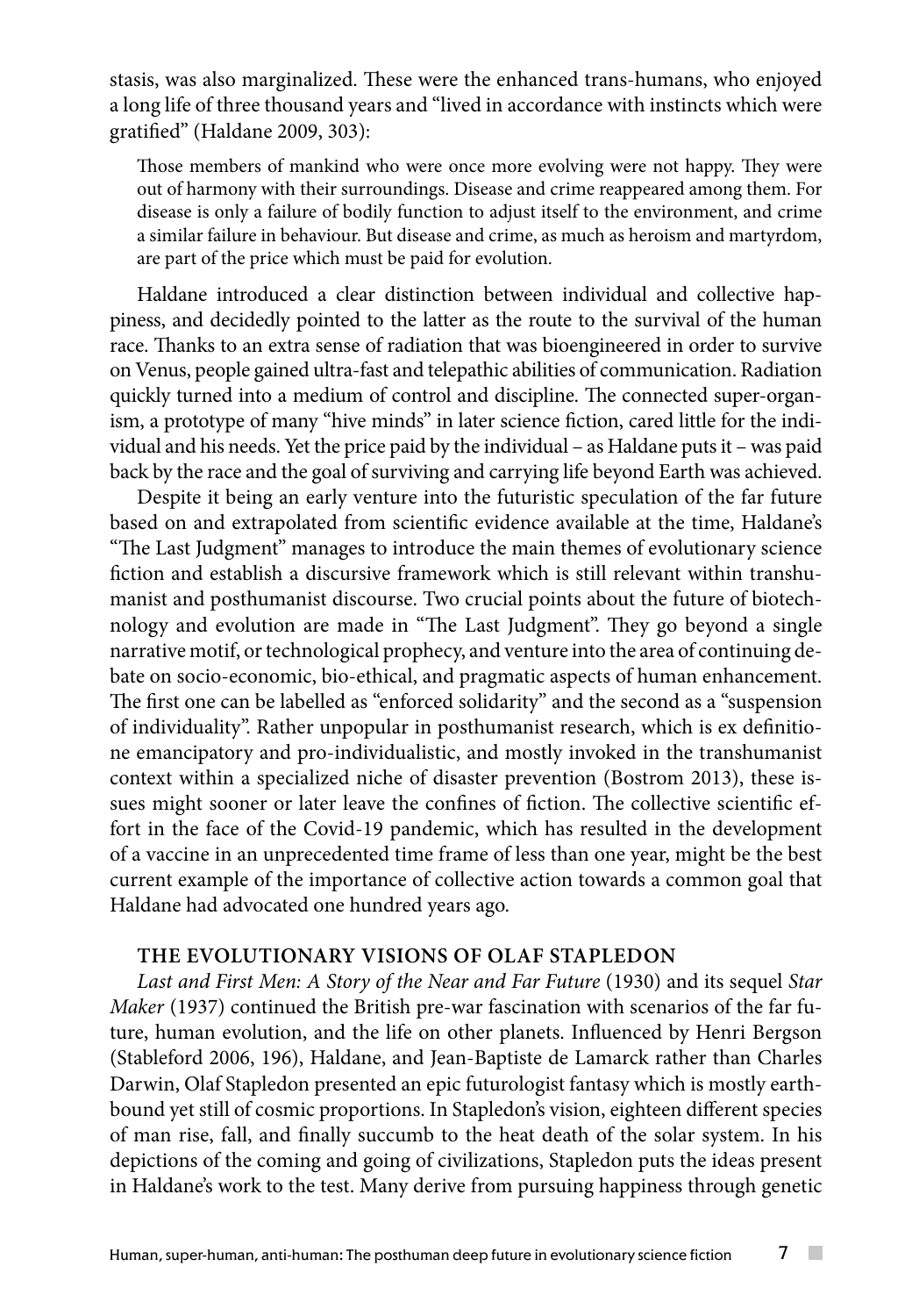stasis, was also marginalized. These were the enhanced trans-humans, who enjoyed a long life of three thousand years and "lived in accordance with instincts which were gratified" (Haldane 2009, 303):

> Those members of mankind who were once more evolving were not happy. They were out of harmony with their surroundings. Disease and crime reappeared among them. For disease is only a failure of bodily function to adjust itself to the environment, and crime a similar failure in behaviour. But disease and crime, as much as heroism and martyrdom, are part of the price which must be paid for evolution.

Haldane introduced a clear distinction between individual and collective happiness, and decidedly pointed to the latter as the route to the survival of the human race. Thanks to an extra sense of radiation that was bioengineered in order to survive on Venus, people gained ultra-fast and telepathic abilities of communication. Radiation quickly turned into a medium of control and discipline. The connected super-organism, a prototype of many "hive minds" in later science fiction, cared little for the individual and his needs. Yet the price paid by the individual – as Haldane puts it – was paid back by the race and the goal of surviving and carrying life beyond Earth was achieved.

Despite it being an early venture into the futuristic speculation of the far future based on and extrapolated from scientific evidence available at the time, Haldane's "The Last Judgment" manages to introduce the main themes of evolutionary science fiction and establish a discursive framework which is still relevant within transhumanist and posthumanist discourse. Two crucial points about the future of biotechnology and evolution are made in "The Last Judgment". They go beyond a single narrative motif, or technological prophecy, and venture into the area of continuing debate on socio-economic, bio-ethical, and pragmatic aspects of human enhancement. The first one can be labelled as "enforced solidarity" and the second as a "suspension of individuality". Rather unpopular in posthumanist research, which is ex definitione emancipatory and pro-individualistic, and mostly invoked in the transhumanist context within a specialized niche of disaster prevention (Bostrom 2013), these issues might sooner or later leave the confines of fiction. The collective scientific effort in the face of the Covid-19 pandemic, which has resulted in the development of a vaccine in an unprecedented time frame of less than one year, might be the best current example of the importance of collective action towards a common goal that Haldane had advocated one hundred years ago.

## THE EVOLUTIONARY VISIONS OF OLAF STAPLEDON

*Last and First Men: A Story of the Near and Far Future* (1930) and its sequel *Star Maker* (1937) continued the British pre-war fascination with scenarios of the far future, human evolution, and the life on other planets. Influenced by Henri Bergson (Stableford 2006, 196), Haldane, and Jean-Baptiste de Lamarck rather than Charles Darwin, Olaf Stapledon presented an epic futurologist fantasy which is mostly earthbound yet still of cosmic proportions. In Stapledon's vision, eighteen different species of man rise, fall, and finally succumb to the heat death of the solar system. In his depictions of the coming and going of civilizations, Stapledon puts the ideas present in Haldane's work to the test. Many derive from pursuing happiness through genetic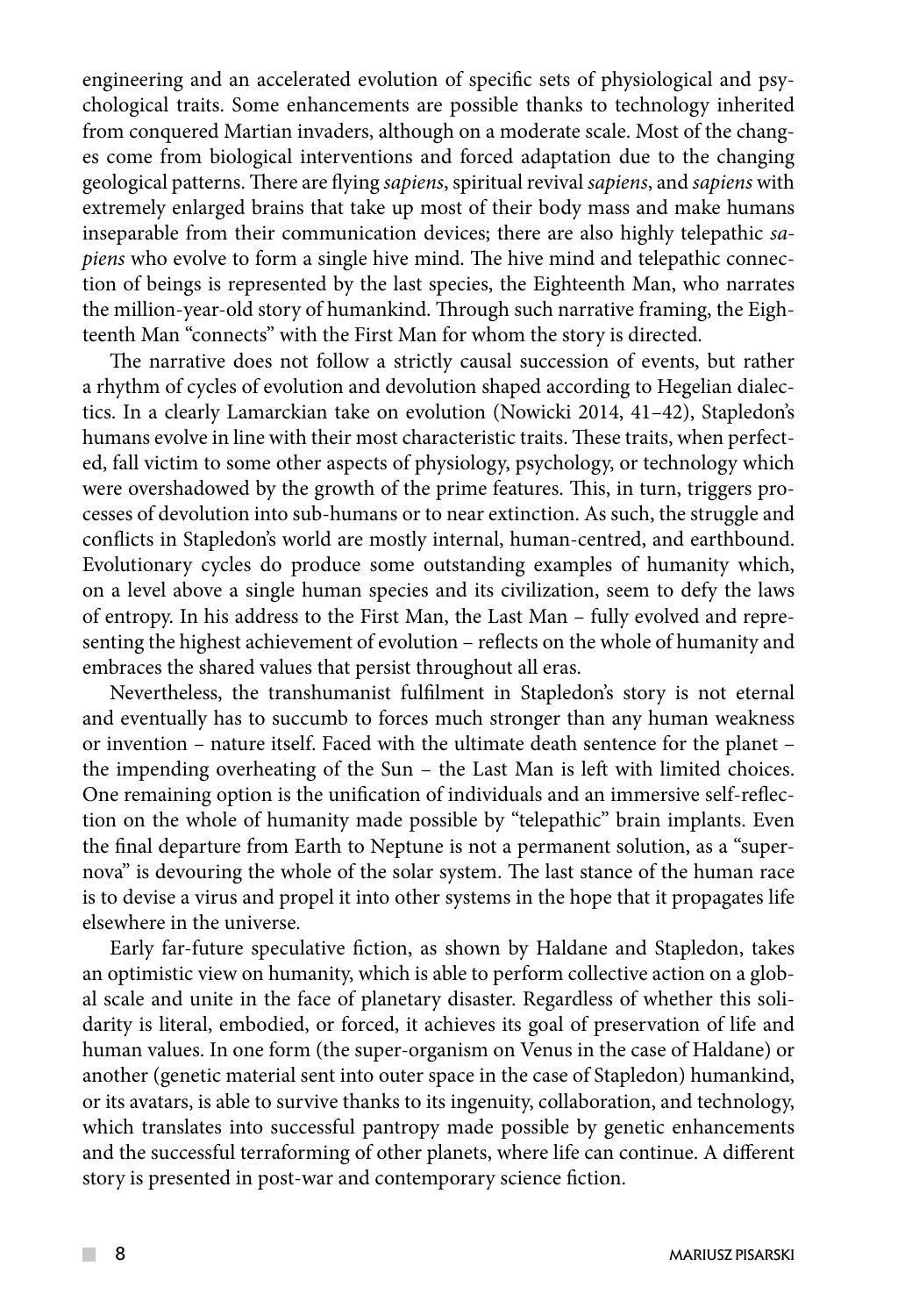engineering and an accelerated evolution of specific sets of physiological and psychological traits. Some enhancements are possible thanks to technology inherited from conquered Martian invaders, although on a moderate scale. Most of the changes come from biological interventions and forced adaptation due to the changing geological patterns. There are flying *sapiens*, spiritual revival *sapiens*, and *sapiens* with extremely enlarged brains that take up most of their body mass and make humans inseparable from their communication devices; there are also highly telepathic *sapiens* who evolve to form a single hive mind. The hive mind and telepathic connection of beings is represented by the last species, the Eighteenth Man, who narrates the million-year-old story of humankind. Through such narrative framing, the Eighteenth Man "connects" with the First Man for whom the story is directed.

The narrative does not follow a strictly causal succession of events, but rather a rhythm of cycles of evolution and devolution shaped according to Hegelian dialectics. In a clearly Lamarckian take on evolution (Nowicki 2014, 41–42), Stapledon's humans evolve in line with their most characteristic traits. These traits, when perfected, fall victim to some other aspects of physiology, psychology, or technology which were overshadowed by the growth of the prime features. This, in turn, triggers processes of devolution into sub-humans or to near extinction. As such, the struggle and conflicts in Stapledon's world are mostly internal, human-centred, and earthbound. Evolutionary cycles do produce some outstanding examples of humanity which, on a level above a single human species and its civilization, seem to defy the laws of entropy. In his address to the First Man, the Last Man – fully evolved and representing the highest achievement of evolution – reflects on the whole of humanity and embraces the shared values that persist throughout all eras.

Nevertheless, the transhumanist fulfilment in Stapledon's story is not eternal and eventually has to succumb to forces much stronger than any human weakness or invention – nature itself. Faced with the ultimate death sentence for the planet – the impending overheating of the Sun – the Last Man is left with limited choices. One remaining option is the unification of individuals and an immersive self-reflection on the whole of humanity made possible by "telepathic" brain implants. Even the final departure from Earth to Neptune is not a permanent solution, as a "supernova" is devouring the whole of the solar system. The last stance of the human race is to devise a virus and propel it into other systems in the hope that it propagates life elsewhere in the universe.

Early far-future speculative fiction, as shown by Haldane and Stapledon, takes an optimistic view on humanity, which is able to perform collective action on a global scale and unite in the face of planetary disaster. Regardless of whether this solidarity is literal, embodied, or forced, it achieves its goal of preservation of life and human values. In one form (the super-organism on Venus in the case of Haldane) or another (genetic material sent into outer space in the case of Stapledon) humankind, or its avatars, is able to survive thanks to its ingenuity, collaboration, and technology, which translates into successful pantropy made possible by genetic enhancements and the successful terraforming of other planets, where life can continue. A different story is presented in post-war and contemporary science fiction.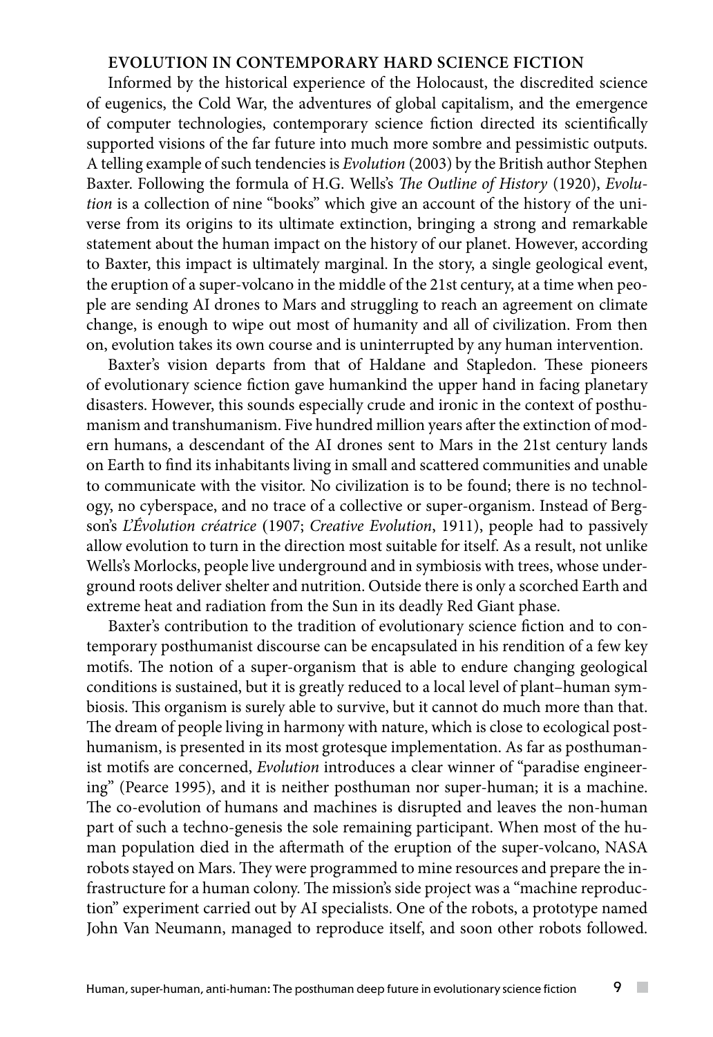## EVOLUTION IN CONTEMPORARY HARD SCIENCE FICTION

Informed by the historical experience of the Holocaust, the discredited science of eugenics, the Cold War, the adventures of global capitalism, and the emergence of computer technologies, contemporary science fiction directed its scientifically supported visions of the far future into much more sombre and pessimistic outputs. A telling example of such tendencies is *Evolution* (2003) by the British author Stephen Baxter. Following the formula of H.G. Wells's *The Outline of History* (1920), *Evolution* is a collection of nine "books" which give an account of the history of the universe from its origins to its ultimate extinction, bringing a strong and remarkable statement about the human impact on the history of our planet. However, according to Baxter, this impact is ultimately marginal. In the story, a single geological event, the eruption of a super-volcano in the middle of the 21st century, at a time when people are sending AI drones to Mars and struggling to reach an agreement on climate change, is enough to wipe out most of humanity and all of civilization. From then on, evolution takes its own course and is uninterrupted by any human intervention.

Baxter's vision departs from that of Haldane and Stapledon. These pioneers of evolutionary science fiction gave humankind the upper hand in facing planetary disasters. However, this sounds especially crude and ironic in the context of posthumanism and transhumanism. Five hundred million years after the extinction of modern humans, a descendant of the AI drones sent to Mars in the 21st century lands on Earth to find its inhabitants living in small and scattered communities and unable to communicate with the visitor. No civilization is to be found; there is no technology, no cyberspace, and no trace of a collective or super-organism. Instead of Bergson's *L'Évolution créatrice* (1907; *Creative Evolution*, 1911), people had to passively allow evolution to turn in the direction most suitable for itself. As a result, not unlike Wells's Morlocks, people live underground and in symbiosis with trees, whose underground roots deliver shelter and nutrition. Outside there is only a scorched Earth and extreme heat and radiation from the Sun in its deadly Red Giant phase.

Baxter's contribution to the tradition of evolutionary science fiction and to contemporary posthumanist discourse can be encapsulated in his rendition of a few key motifs. The notion of a super-organism that is able to endure changing geological conditions is sustained, but it is greatly reduced to a local level of plant–human symbiosis. This organism is surely able to survive, but it cannot do much more than that. The dream of people living in harmony with nature, which is close to ecological posthumanism, is presented in its most grotesque implementation. As far as posthumanist motifs are concerned, *Evolution* introduces a clear winner of "paradise engineering" (Pearce 1995), and it is neither posthuman nor super-human; it is a machine. The co-evolution of humans and machines is disrupted and leaves the non-human part of such a techno-genesis the sole remaining participant. When most of the human population died in the aftermath of the eruption of the super-volcano, NASA robots stayed on Mars. They were programmed to mine resources and prepare the infrastructure for a human colony. The mission's side project was a "machine reproduction" experiment carried out by AI specialists. One of the robots, a prototype named John Van Neumann, managed to reproduce itself, and soon other robots followed.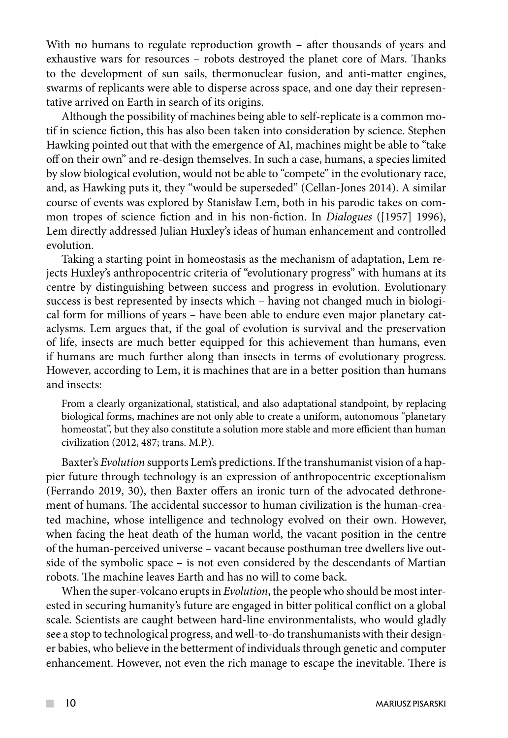With no humans to regulate reproduction growth – after thousands of years and exhaustive wars for resources – robots destroyed the planet core of Mars. Thanks to the development of sun sails, thermonuclear fusion, and anti-matter engines, swarms of replicants were able to disperse across space, and one day their representative arrived on Earth in search of its origins.

Although the possibility of machines being able to self-replicate is a common motif in science fiction, this has also been taken into consideration by science. Stephen Hawking pointed out that with the emergence of AI, machines might be able to "take off on their own" and re-design themselves. In such a case, humans, a species limited by slow biological evolution, would not be able to "compete" in the evolutionary race, and, as Hawking puts it, they "would be superseded" (Cellan-Jones 2014). A similar course of events was explored by Stanisław Lem, both in his parodic takes on common tropes of science fiction and in his non-fiction. In *Dialogues* ([1957] 1996), Lem directly addressed Julian Huxley's ideas of human enhancement and controlled evolution.

Taking a starting point in homeostasis as the mechanism of adaptation, Lem rejects Huxley's anthropocentric criteria of "evolutionary progress" with humans at its centre by distinguishing between success and progress in evolution. Evolutionary success is best represented by insects which – having not changed much in biological form for millions of years – have been able to endure even major planetary cataclysms. Lem argues that, if the goal of evolution is survival and the preservation of life, insects are much better equipped for this achievement than humans, even if humans are much further along than insects in terms of evolutionary progress. However, according to Lem, it is machines that are in a better position than humans and insects:

> From a clearly organizational, statistical, and also adaptational standpoint, by replacing biological forms, machines are not only able to create a uniform, autonomous "planetary homeostat", but they also constitute a solution more stable and more efficient than human civilization (2012, 487; trans. M.P.).

Baxter's *Evolution* supports Lem's predictions. If the transhumanist vision of a happier future through technology is an expression of anthropocentric exceptionalism (Ferrando 2019, 30), then Baxter offers an ironic turn of the advocated dethronement of humans. The accidental successor to human civilization is the human-created machine, whose intelligence and technology evolved on their own. However, when facing the heat death of the human world, the vacant position in the centre of the human-perceived universe – vacant because posthuman tree dwellers live outside of the symbolic space – is not even considered by the descendants of Martian robots. The machine leaves Earth and has no will to come back.

When the super-volcano erupts in *Evolution*, the people who should be most interested in securing humanity's future are engaged in bitter political conflict on a global scale. Scientists are caught between hard-line environmentalists, who would gladly see a stop to technological progress, and well-to-do transhumanists with their designer babies, who believe in the betterment of individuals through genetic and computer enhancement. However, not even the rich manage to escape the inevitable. There is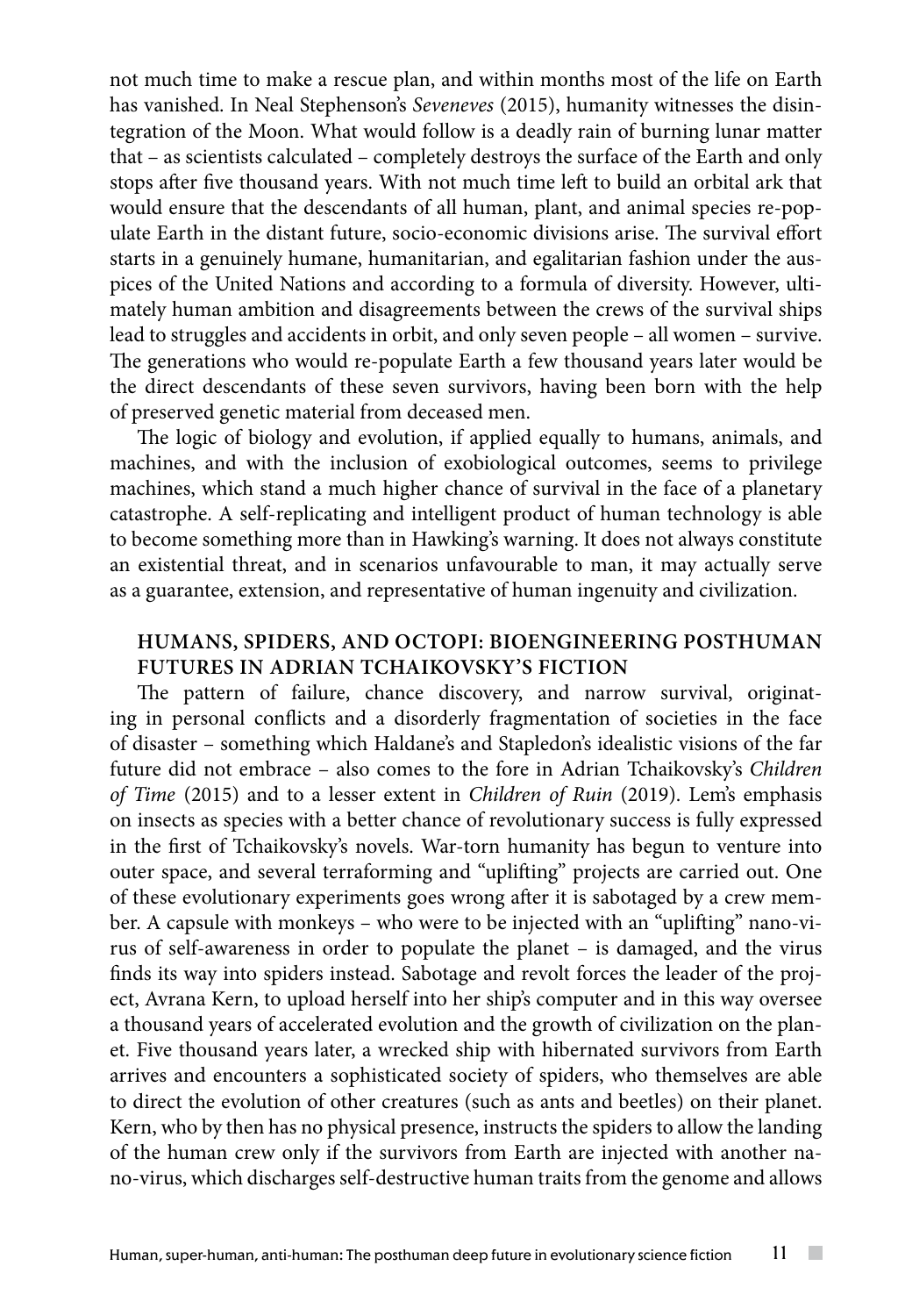not much time to make a rescue plan, and within months most of the life on Earth has vanished. In Neal Stephenson's *Seveneves* (2015), humanity witnesses the disintegration of the Moon. What would follow is a deadly rain of burning lunar matter that – as scientists calculated – completely destroys the surface of the Earth and only stops after five thousand years. With not much time left to build an orbital ark that would ensure that the descendants of all human, plant, and animal species re-populate Earth in the distant future, socio-economic divisions arise. The survival effort starts in a genuinely humane, humanitarian, and egalitarian fashion under the auspices of the United Nations and according to a formula of diversity. However, ultimately human ambition and disagreements between the crews of the survival ships lead to struggles and accidents in orbit, and only seven people – all women – survive. The generations who would re-populate Earth a few thousand years later would be the direct descendants of these seven survivors, having been born with the help of preserved genetic material from deceased men.

The logic of biology and evolution, if applied equally to humans, animals, and machines, and with the inclusion of exobiological outcomes, seems to privilege machines, which stand a much higher chance of survival in the face of a planetary catastrophe. A self-replicating and intelligent product of human technology is able to become something more than in Hawking's warning. It does not always constitute an existential threat, and in scenarios unfavourable to man, it may actually serve as a guarantee, extension, and representative of human ingenuity and civilization.

## HUMANS, SPIDERS, AND OCTOPI: BIOENGINEERING POSTHUMAN FUTURES IN ADRIAN TCHAIKOVSKY'S FICTION

The pattern of failure, chance discovery, and narrow survival, originating in personal conflicts and a disorderly fragmentation of societies in the face of disaster – something which Haldane's and Stapledon's idealistic visions of the far future did not embrace – also comes to the fore in Adrian Tchaikovsky's *Children of Time* (2015) and to a lesser extent in *Children of Ruin* (2019). Lem's emphasis on insects as species with a better chance of revolutionary success is fully expressed in the first of Tchaikovsky's novels. War-torn humanity has begun to venture into outer space, and several terraforming and "uplifting" projects are carried out. One of these evolutionary experiments goes wrong after it is sabotaged by a crew member. A capsule with monkeys – who were to be injected with an "uplifting" nano-virus of self-awareness in order to populate the planet – is damaged, and the virus finds its way into spiders instead. Sabotage and revolt forces the leader of the project, Avrana Kern, to upload herself into her ship's computer and in this way oversee a thousand years of accelerated evolution and the growth of civilization on the planet. Five thousand years later, a wrecked ship with hibernated survivors from Earth arrives and encounters a sophisticated society of spiders, who themselves are able to direct the evolution of other creatures (such as ants and beetles) on their planet. Kern, who by then has no physical presence, instructs the spiders to allow the landing of the human crew only if the survivors from Earth are injected with another nano-virus, which discharges self-destructive human traits from the genome and allows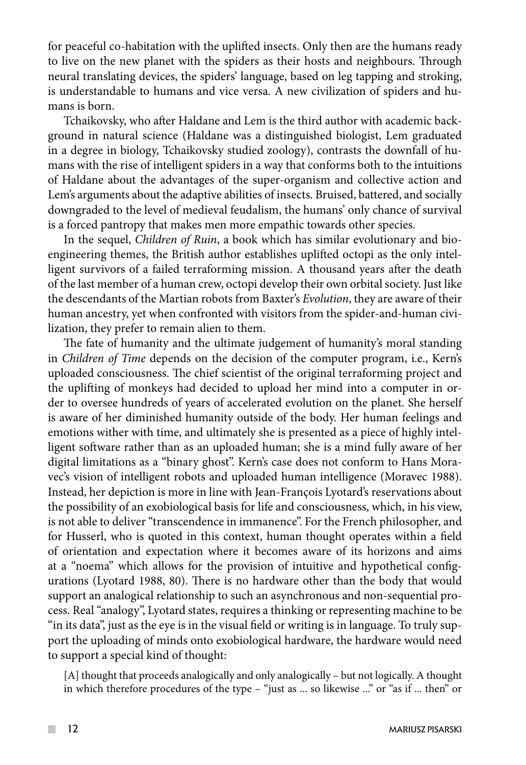for peaceful co-habitation with the uplifted insects. Only then are the humans ready to live on the new planet with the spiders as their hosts and neighbours. Through neural translating devices, the spiders' language, based on leg tapping and stroking, is understandable to humans and vice versa. A new civilization of spiders and humans is born.

Tchaikovsky, who after Haldane and Lem is the third author with academic background in natural science (Haldane was a distinguished biologist, Lem graduated in a degree in biology, Tchaikovsky studied zoology), contrasts the downfall of humans with the rise of intelligent spiders in a way that conforms both to the intuitions of Haldane about the advantages of the super-organism and collective action and Lem's arguments about the adaptive abilities of insects. Bruised, battered, and socially downgraded to the level of medieval feudalism, the humans' only chance of survival is a forced pantropy that makes men more empathic towards other species.

In the sequel, *Children of Ruin*, a book which has similar evolutionary and bioengineering themes, the British author establishes uplifted octopi as the only intelligent survivors of a failed terraforming mission. A thousand years after the death of the last member of a human crew, octopi develop their own orbital society. Just like the descendants of the Martian robots from Baxter's *Evolution*, they are aware of their human ancestry, yet when confronted with visitors from the spider-and-human civilization, they prefer to remain alien to them.

The fate of humanity and the ultimate judgement of humanity's moral standing in *Children of Time* depends on the decision of the computer program, i.e., Kern's uploaded consciousness. The chief scientist of the original terraforming project and the uplifting of monkeys had decided to upload her mind into a computer in order to oversee hundreds of years of accelerated evolution on the planet. She herself is aware of her diminished humanity outside of the body. Her human feelings and emotions wither with time, and ultimately she is presented as a piece of highly intelligent software rather than as an uploaded human; she is a mind fully aware of her digital limitations as a "binary ghost". Kern's case does not conform to Hans Moravec's vision of intelligent robots and uploaded human intelligence (Moravec 1988). Instead, her depiction is more in line with Jean-François Lyotard's reservations about the possibility of an exobiological basis for life and consciousness, which, in his view, is not able to deliver "transcendence in immanence". For the French philosopher, and for Husserl, who is quoted in this context, human thought operates within a field of orientation and expectation where it becomes aware of its horizons and aims at a "noema" which allows for the provision of intuitive and hypothetical configurations (Lyotard 1988, 80). There is no hardware other than the body that would support an analogical relationship to such an asynchronous and non-sequential process. Real "analogy", Lyotard states, requires a thinking or representing machine to be "in its data", just as the eye is in the visual field or writing is in language. To truly support the uploading of minds onto exobiological hardware, the hardware would need to support a special kind of thought:

> [A] thought that proceeds analogically and only analogically – but not logically. A thought in which therefore procedures of the type – "just as ... so likewise ..." or "as if ... then" or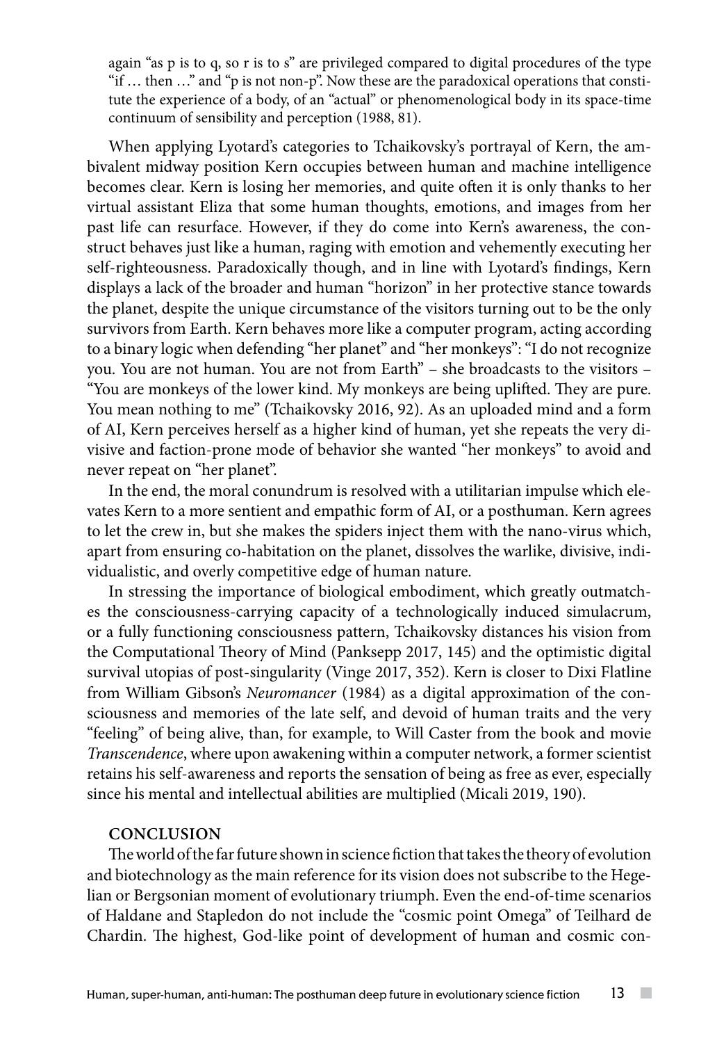again "as p is to q, so r is to s" are privileged compared to digital procedures of the type "if … then …" and "p is not non-p". Now these are the paradoxical operations that constitute the experience of a body, of an "actual" or phenomenological body in its space-time continuum of sensibility and perception (1988, 81).

When applying Lyotard's categories to Tchaikovsky's portrayal of Kern, the ambivalent midway position Kern occupies between human and machine intelligence becomes clear. Kern is losing her memories, and quite often it is only thanks to her virtual assistant Eliza that some human thoughts, emotions, and images from her past life can resurface. However, if they do come into Kern's awareness, the construct behaves just like a human, raging with emotion and vehemently executing her self-righteousness. Paradoxically though, and in line with Lyotard's findings, Kern displays a lack of the broader and human "horizon" in her protective stance towards the planet, despite the unique circumstance of the visitors turning out to be the only survivors from Earth. Kern behaves more like a computer program, acting according to a binary logic when defending "her planet" and "her monkeys": "I do not recognize you. You are not human. You are not from Earth" – she broadcasts to the visitors – "You are monkeys of the lower kind. My monkeys are being uplifted. They are pure. You mean nothing to me" (Tchaikovsky 2016, 92). As an uploaded mind and a form of AI, Kern perceives herself as a higher kind of human, yet she repeats the very divisive and faction-prone mode of behavior she wanted "her monkeys" to avoid and never repeat on "her planet".

In the end, the moral conundrum is resolved with a utilitarian impulse which elevates Kern to a more sentient and empathic form of AI, or a posthuman. Kern agrees to let the crew in, but she makes the spiders inject them with the nano-virus which, apart from ensuring co-habitation on the planet, dissolves the warlike, divisive, individualistic, and overly competitive edge of human nature.

In stressing the importance of biological embodiment, which greatly outmatches the consciousness-carrying capacity of a technologically induced simulacrum, or a fully functioning consciousness pattern, Tchaikovsky distances his vision from the Computational Theory of Mind (Panksepp 2017, 145) and the optimistic digital survival utopias of post-singularity (Vinge 2017, 352). Kern is closer to Dixi Flatline from William Gibson's *Neuromancer* (1984) as a digital approximation of the consciousness and memories of the late self, and devoid of human traits and the very "feeling" of being alive, than, for example, to Will Caster from the book and movie *Transcendence*, where upon awakening within a computer network, a former scientist retains his self-awareness and reports the sensation of being as free as ever, especially since his mental and intellectual abilities are multiplied (Micali 2019, 190).

## CONCLUSION

The world of the far future shown in science fiction that takes the theory of evolution and biotechnology as the main reference for its vision does not subscribe to the Hegelian or Bergsonian moment of evolutionary triumph. Even the end-of-time scenarios of Haldane and Stapledon do not include the "cosmic point Omega" of Teilhard de Chardin. The highest, God-like point of development of human and cosmic con-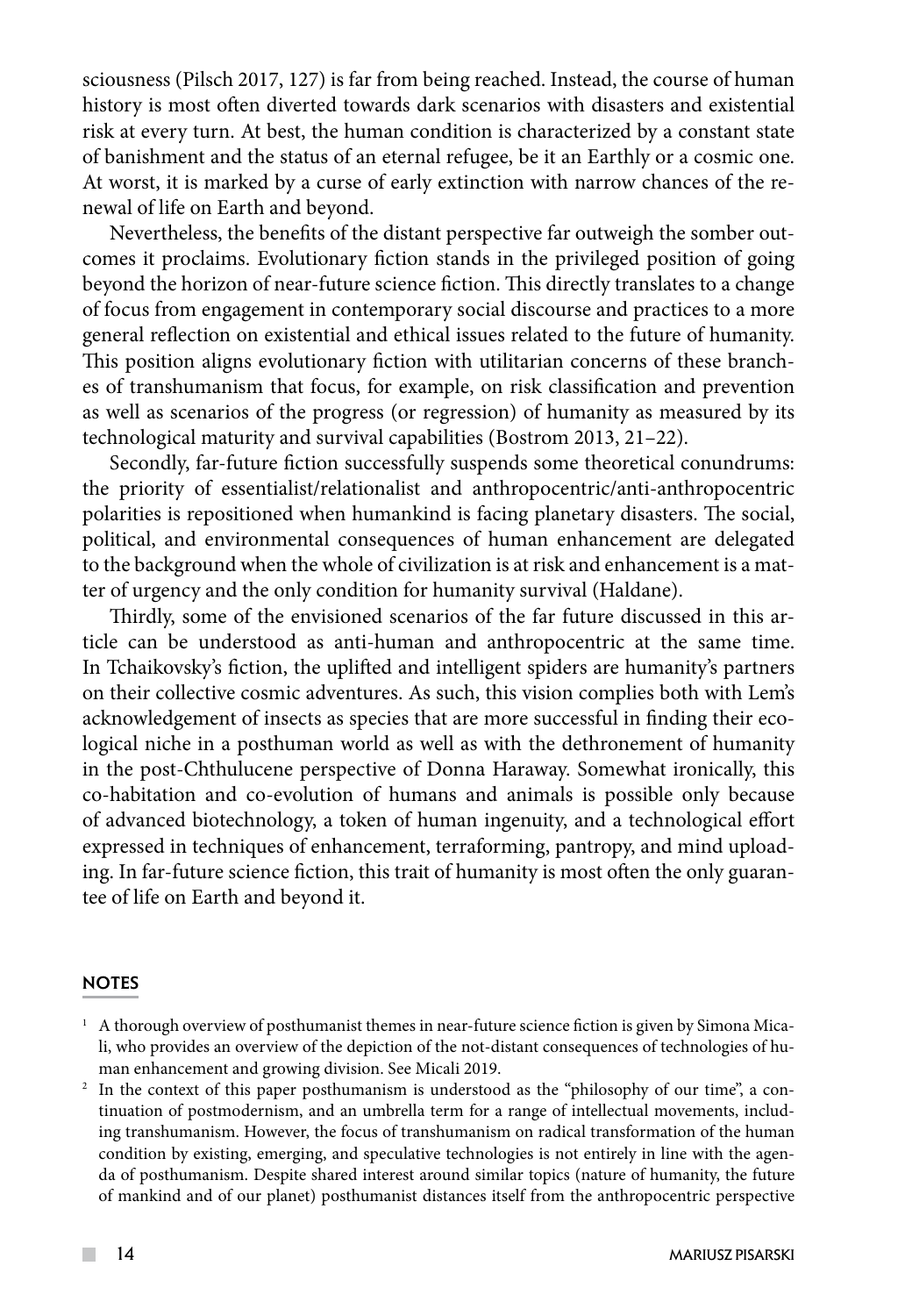sciousness (Pilsch 2017, 127) is far from being reached. Instead, the course of human history is most often diverted towards dark scenarios with disasters and existential risk at every turn. At best, the human condition is characterized by a constant state of banishment and the status of an eternal refugee, be it an Earthly or a cosmic one. At worst, it is marked by a curse of early extinction with narrow chances of the renewal of life on Earth and beyond.

Nevertheless, the benefits of the distant perspective far outweigh the somber outcomes it proclaims. Evolutionary fiction stands in the privileged position of going beyond the horizon of near-future science fiction. This directly translates to a change of focus from engagement in contemporary social discourse and practices to a more general reflection on existential and ethical issues related to the future of humanity. This position aligns evolutionary fiction with utilitarian concerns of these branches of transhumanism that focus, for example, on risk classification and prevention as well as scenarios of the progress (or regression) of humanity as measured by its technological maturity and survival capabilities (Bostrom 2013, 21–22).

Secondly, far-future fiction successfully suspends some theoretical conundrums: the priority of essentialist/relationalist and anthropocentric/anti-anthropocentric polarities is repositioned when humankind is facing planetary disasters. The social, political, and environmental consequences of human enhancement are delegated to the background when the whole of civilization is at risk and enhancement is a matter of urgency and the only condition for humanity survival (Haldane).

Thirdly, some of the envisioned scenarios of the far future discussed in this article can be understood as anti-human and anthropocentric at the same time. In Tchaikovsky's fiction, the uplifted and intelligent spiders are humanity's partners on their collective cosmic adventures. As such, this vision complies both with Lem's acknowledgement of insects as species that are more successful in finding their ecological niche in a posthuman world as well as with the dethronement of humanity in the post-Chthulucene perspective of Donna Haraway. Somewhat ironically, this co-habitation and co-evolution of humans and animals is possible only because of advanced biotechnology, a token of human ingenuity, and a technological effort expressed in techniques of enhancement, terraforming, pantropy, and mind uploading. In far-future science fiction, this trait of humanity is most often the only guarantee of life on Earth and beyond it.

## NOTES

[1] A thorough overview of posthumanist themes in near-future science fiction is given by Simona Micali, who provides an overview of the depiction of the not-distant consequences of technologies of human enhancement and growing division. See Micali 2019.

[2] In the context of this paper posthumanism is understood as the "philosophy of our time", a continuation of postmodernism, and an umbrella term for a range of intellectual movements, including transhumanism. However, the focus of transhumanism on radical transformation of the human condition by existing, emerging, and speculative technologies is not entirely in line with the agenda of posthumanism. Despite shared interest around similar topics (nature of humanity, the future of mankind and of our planet) posthumanist distances itself from the anthropocentric perspective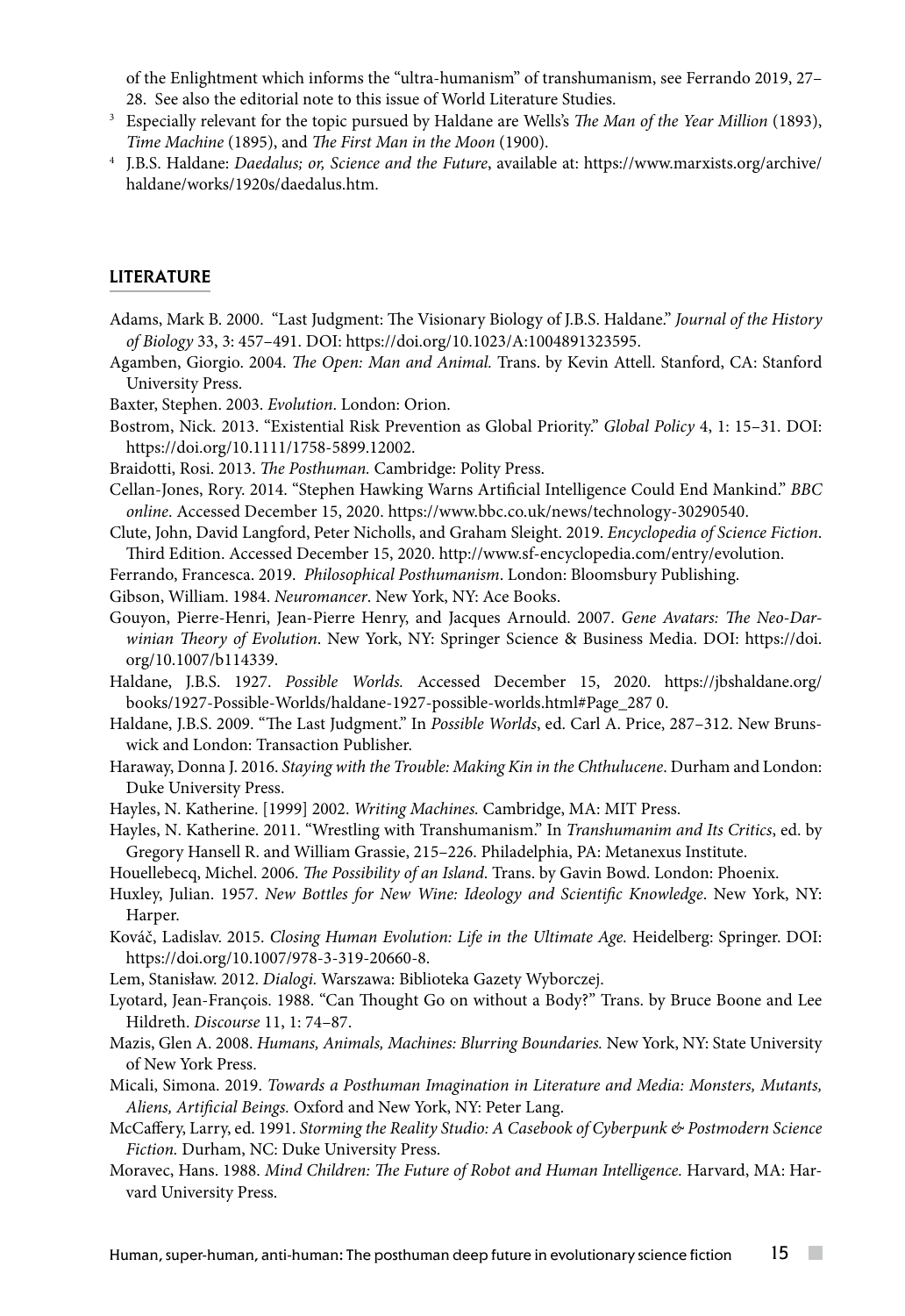of the Enlightment which informs the "ultra-humanism" of transhumanism, see Ferrando 2019, 27–28. See also the editorial note to this issue of World Literature Studies.

[3] Especially relevant for the topic pursued by Haldane are Wells's *The Man of the Year Million* (1893), *Time Machine* (1895), and *The First Man in the Moon* (1900).

[4] J.B.S. Haldane: *Daedalus; or, Science and the Future*, available at: https://www.marxists.org/archive/haldane/works/1920s/daedalus.htm.

## LITERATURE

Adams, Mark B. 2000. "Last Judgment: The Visionary Biology of J.B.S. Haldane." *Journal of the History of Biology* 33, 3: 457–491. DOI: https://doi.org/10.1023/A:1004891323595.

Agamben, Giorgio. 2004. *The Open: Man and Animal.* Trans. by Kevin Attell. Stanford, CA: Stanford University Press.

Baxter, Stephen. 2003. *Evolution*. London: Orion.

Bostrom, Nick. 2013. "Existential Risk Prevention as Global Priority." *Global Policy* 4, 1: 15–31. DOI: https://doi.org/10.1111/1758-5899.12002.

Braidotti, Rosi. 2013. *The Posthuman.* Cambridge: Polity Press.

Cellan-Jones, Rory. 2014. "Stephen Hawking Warns Artificial Intelligence Could End Mankind." *BBC online*. Accessed December 15, 2020. https://www.bbc.co.uk/news/technology-30290540.

Clute, John, David Langford, Peter Nicholls, and Graham Sleight. 2019. *Encyclopedia of Science Fiction*. Third Edition. Accessed December 15, 2020. http://www.sf-encyclopedia.com/entry/evolution.

Ferrando, Francesca. 2019. *Philosophical Posthumanism*. London: Bloomsbury Publishing.

Gibson, William. 1984. *Neuromancer*. New York, NY: Ace Books.

Gouyon, Pierre-Henri, Jean-Pierre Henry, and Jacques Arnould. 2007. *Gene Avatars: The Neo-Darwinian Theory of Evolution*. New York, NY: Springer Science & Business Media. DOI: https://doi.org/10.1007/b114339.

Haldane, J.B.S. 1927. *Possible Worlds.* Accessed December 15, 2020. https://jbshaldane.org/books/1927-Possible-Worlds/haldane-1927-possible-worlds.html#Page_287 0.

Haldane, J.B.S. 2009. "The Last Judgment." In *Possible Worlds*, ed. Carl A. Price, 287–312. New Brunswick and London: Transaction Publisher.

Haraway, Donna J. 2016. *Staying with the Trouble: Making Kin in the Chthulucene*. Durham and London: Duke University Press.

Hayles, N. Katherine. [1999] 2002. *Writing Machines.* Cambridge, MA: MIT Press.

Hayles, N. Katherine. 2011. "Wrestling with Transhumanism." In *Transhumanim and Its Critics*, ed. by Gregory Hansell R. and William Grassie, 215–226. Philadelphia, PA: Metanexus Institute.

Houellebecq, Michel. 2006. *The Possibility of an Island*. Trans. by Gavin Bowd. London: Phoenix.

Huxley, Julian. 1957. *New Bottles for New Wine: Ideology and Scientific Knowledge*. New York, NY: Harper.

Kováč, Ladislav. 2015. *Closing Human Evolution: Life in the Ultimate Age.* Heidelberg: Springer. DOI: https://doi.org/10.1007/978-3-319-20660-8.

Lem, Stanisław. 2012. *Dialogi.* Warszawa: Biblioteka Gazety Wyborczej.

Lyotard, Jean-François. 1988. "Can Thought Go on without a Body?" Trans. by Bruce Boone and Lee Hildreth. *Discourse* 11, 1: 74–87.

Mazis, Glen A. 2008. *Humans, Animals, Machines: Blurring Boundaries.* New York, NY: State University of New York Press.

Micali, Simona. 2019. *Towards a Posthuman Imagination in Literature and Media: Monsters, Mutants, Aliens, Artificial Beings.* Oxford and New York, NY: Peter Lang.

McCaffery, Larry, ed. 1991. *Storming the Reality Studio: A Casebook of Cyberpunk & Postmodern Science Fiction.* Durham, NC: Duke University Press.

Moravec, Hans. 1988. *Mind Children: The Future of Robot and Human Intelligence.* Harvard, MA: Harvard University Press.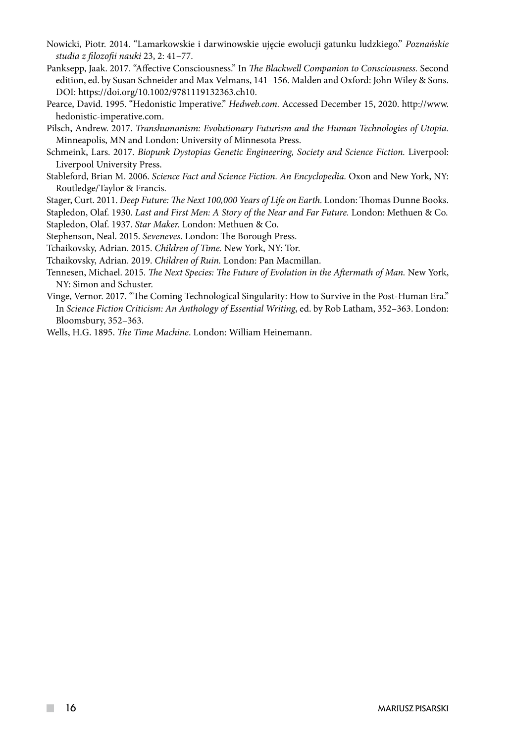Nowicki, Piotr. 2014. "Lamarkowskie i darwinowskie ujęcie ewolucji gatunku ludzkiego." *Poznańskie studia z filozofii nauki* 23, 2: 41–77.

Panksepp, Jaak. 2017. "Affective Consciousness." In *The Blackwell Companion to Consciousness.* Second edition, ed. by Susan Schneider and Max Velmans, 141–156. Malden and Oxford: John Wiley & Sons. DOI: https://doi.org/10.1002/9781119132363.ch10.

Pearce, David. 1995. "Hedonistic Imperative." *Hedweb.com.* Accessed December 15, 2020. http://www.hedonistic-imperative.com.

Pilsch, Andrew. 2017. *Transhumanism: Evolutionary Futurism and the Human Technologies of Utopia.* Minneapolis, MN and London: University of Minnesota Press.

Schmeink, Lars. 2017. *Biopunk Dystopias Genetic Engineering, Society and Science Fiction.* Liverpool: Liverpool University Press.

Stableford, Brian M. 2006. *Science Fact and Science Fiction. An Encyclopedia.* Oxon and New York, NY: Routledge/Taylor & Francis.

Stager, Curt. 2011. *Deep Future: The Next 100,000 Years of Life on Earth.* London: Thomas Dunne Books.

Stapledon, Olaf. 1930. *Last and First Men: A Story of the Near and Far Future.* London: Methuen & Co.

Stapledon, Olaf. 1937. *Star Maker.* London: Methuen & Co.

Stephenson, Neal. 2015. *Seveneves*. London: The Borough Press.

Tchaikovsky, Adrian. 2015. *Children of Time.* New York, NY: Tor.

Tchaikovsky, Adrian. 2019. *Children of Ruin.* London: Pan Macmillan.

Tennesen, Michael. 2015. *The Next Species: The Future of Evolution in the Aftermath of Man.* New York, NY: Simon and Schuster.

Vinge, Vernor. 2017. "The Coming Technological Singularity: How to Survive in the Post-Human Era." In *Science Fiction Criticism: An Anthology of Essential Writing*, ed. by Rob Latham, 352–363. London: Bloomsbury, 352–363.

Wells, H.G. 1895. *The Time Machine*. London: William Heinemann.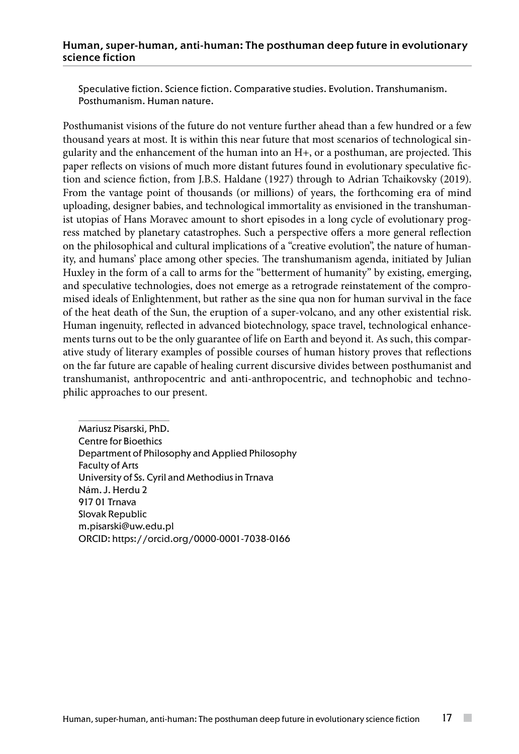### Human, super-human, anti-human: The posthuman deep future in evolutionary science fiction

Speculative fiction. Science fiction. Comparative studies. Evolution. Transhumanism. Posthumanism. Human nature.

Posthumanist visions of the future do not venture further ahead than a few hundred or a few thousand years at most. It is within this near future that most scenarios of technological singularity and the enhancement of the human into an H+, or a posthuman, are projected. This paper reflects on visions of much more distant futures found in evolutionary speculative fiction and science fiction, from J.B.S. Haldane (1927) through to Adrian Tchaikovsky (2019). From the vantage point of thousands (or millions) of years, the forthcoming era of mind uploading, designer babies, and technological immortality as envisioned in the transhumanist utopias of Hans Moravec amount to short episodes in a long cycle of evolutionary progress matched by planetary catastrophes. Such a perspective offers a more general reflection on the philosophical and cultural implications of a "creative evolution", the nature of humanity, and humans' place among other species. The transhumanism agenda, initiated by Julian Huxley in the form of a call to arms for the "betterment of humanity" by existing, emerging, and speculative technologies, does not emerge as a retrograde reinstatement of the compromised ideals of Enlightenment, but rather as the sine qua non for human survival in the face of the heat death of the Sun, the eruption of a super-volcano, and any other existential risk. Human ingenuity, reflected in advanced biotechnology, space travel, technological enhancements turns out to be the only guarantee of life on Earth and beyond it. As such, this comparative study of literary examples of possible courses of human history proves that reflections on the far future are capable of healing current discursive divides between posthumanist and transhumanist, anthropocentric and anti-anthropocentric, and technophobic and technophilic approaches to our present.

---

Mariusz Pisarski, PhD.
Centre for Bioethics
Department of Philosophy and Applied Philosophy
Faculty of Arts
University of Ss. Cyril and Methodius in Trnava
Nám. J. Herdu 2
917 01 Trnava
Slovak Republic
m.pisarski@uw.edu.pl
ORCID: https://orcid.org/0000-0001-7038-0166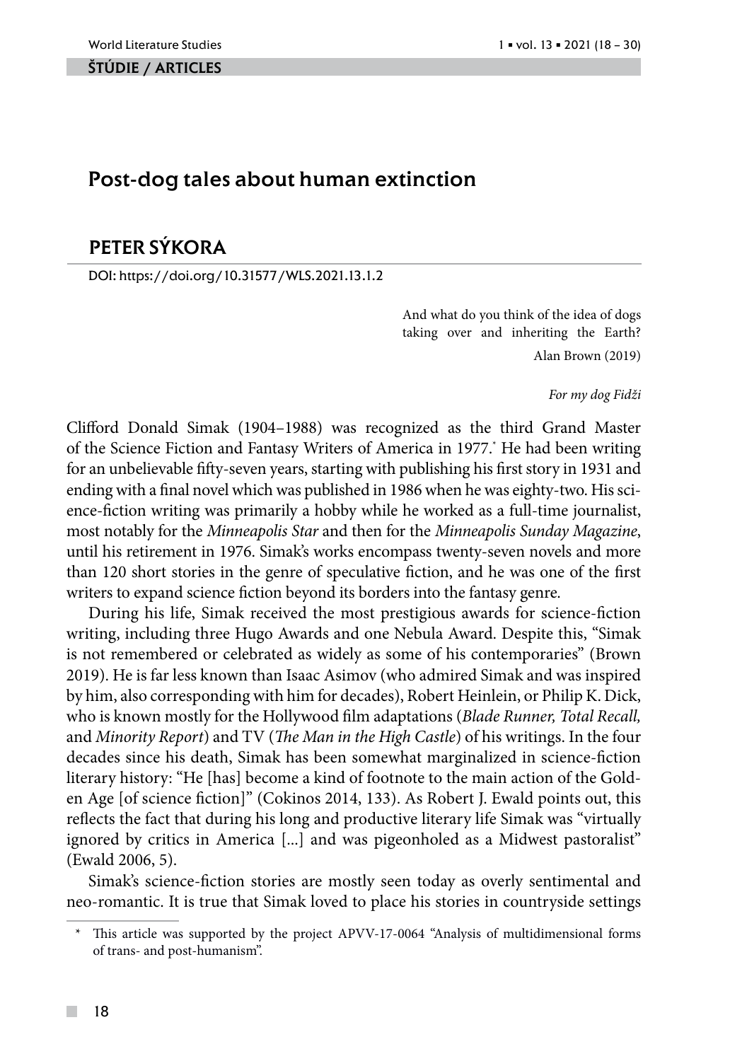ŠTÚDIE / ARTICLES

# Post-dog tales about human extinction

## PETER SÝKORA

DOI: https://doi.org/10.31577/WLS.2021.13.1.2

> And what do you think of the idea of dogs taking over and inheriting the Earth?
>
> Alan Brown (2019)

*For my dog Fidži*

Clifford Donald Simak (1904–1988) was recognized as the third Grand Master of the Science Fiction and Fantasy Writers of America in 1977.[*] He had been writing for an unbelievable fifty-seven years, starting with publishing his first story in 1931 and ending with a final novel which was published in 1986 when he was eighty-two. His science-fiction writing was primarily a hobby while he worked as a full-time journalist, most notably for the *Minneapolis Star* and then for the *Minneapolis Sunday Magazine*, until his retirement in 1976. Simak's works encompass twenty-seven novels and more than 120 short stories in the genre of speculative fiction, and he was one of the first writers to expand science fiction beyond its borders into the fantasy genre.

During his life, Simak received the most prestigious awards for science-fiction writing, including three Hugo Awards and one Nebula Award. Despite this, "Simak is not remembered or celebrated as widely as some of his contemporaries" (Brown 2019). He is far less known than Isaac Asimov (who admired Simak and was inspired by him, also corresponding with him for decades), Robert Heinlein, or Philip K. Dick, who is known mostly for the Hollywood film adaptations (*Blade Runner, Total Recall,* and *Minority Report*) and TV (*The Man in the High Castle*) of his writings. In the four decades since his death, Simak has been somewhat marginalized in science-fiction literary history: "He [has] become a kind of footnote to the main action of the Golden Age [of science fiction]" (Cokinos 2014, 133). As Robert J. Ewald points out, this reflects the fact that during his long and productive literary life Simak was "virtually ignored by critics in America [...] and was pigeonholed as a Midwest pastoralist" (Ewald 2006, 5).

Simak's science-fiction stories are mostly seen today as overly sentimental and neo-romantic. It is true that Simak loved to place his stories in countryside settings

[*] This article was supported by the project APVV-17-0064 "Analysis of multidimensional forms of trans- and post-humanism".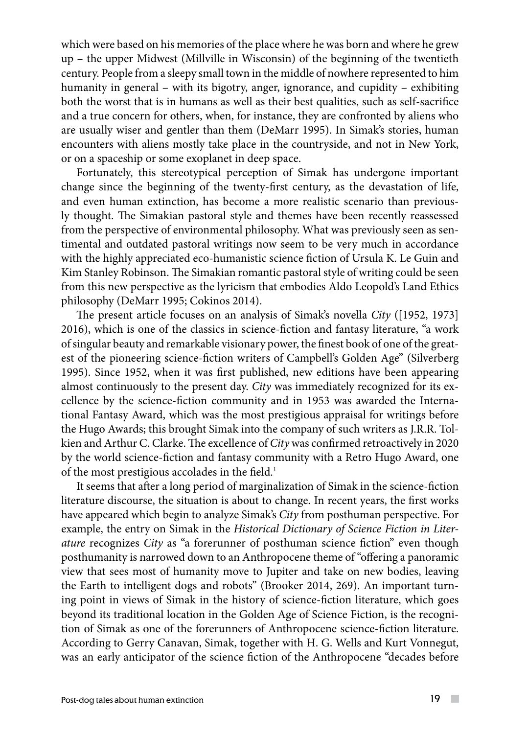which were based on his memories of the place where he was born and where he grew up – the upper Midwest (Millville in Wisconsin) of the beginning of the twentieth century. People from a sleepy small town in the middle of nowhere represented to him humanity in general – with its bigotry, anger, ignorance, and cupidity – exhibiting both the worst that is in humans as well as their best qualities, such as self-sacrifice and a true concern for others, when, for instance, they are confronted by aliens who are usually wiser and gentler than them (DeMarr 1995). In Simak's stories, human encounters with aliens mostly take place in the countryside, and not in New York, or on a spaceship or some exoplanet in deep space.

Fortunately, this stereotypical perception of Simak has undergone important change since the beginning of the twenty-first century, as the devastation of life, and even human extinction, has become a more realistic scenario than previously thought. The Simakian pastoral style and themes have been recently reassessed from the perspective of environmental philosophy. What was previously seen as sentimental and outdated pastoral writings now seem to be very much in accordance with the highly appreciated eco-humanistic science fiction of Ursula K. Le Guin and Kim Stanley Robinson. The Simakian romantic pastoral style of writing could be seen from this new perspective as the lyricism that embodies Aldo Leopold's Land Ethics philosophy (DeMarr 1995; Cokinos 2014).

The present article focuses on an analysis of Simak's novella *City* ([1952, 1973] 2016), which is one of the classics in science-fiction and fantasy literature, "a work of singular beauty and remarkable visionary power, the finest book of one of the greatest of the pioneering science-fiction writers of Campbell's Golden Age" (Silverberg 1995). Since 1952, when it was first published, new editions have been appearing almost continuously to the present day. *City* was immediately recognized for its excellence by the science-fiction community and in 1953 was awarded the International Fantasy Award, which was the most prestigious appraisal for writings before the Hugo Awards; this brought Simak into the company of such writers as J.R.R. Tolkien and Arthur C. Clarke. The excellence of *City* was confirmed retroactively in 2020 by the world science-fiction and fantasy community with a Retro Hugo Award, one of the most prestigious accolades in the field.[1]

It seems that after a long period of marginalization of Simak in the science-fiction literature discourse, the situation is about to change. In recent years, the first works have appeared which begin to analyze Simak's *City* from posthuman perspective. For example, the entry on Simak in the *Historical Dictionary of Science Fiction in Literature* recognizes *City* as "a forerunner of posthuman science fiction" even though posthumanity is narrowed down to an Anthropocene theme of "offering a panoramic view that sees most of humanity move to Jupiter and take on new bodies, leaving the Earth to intelligent dogs and robots" (Brooker 2014, 269). An important turning point in views of Simak in the history of science-fiction literature, which goes beyond its traditional location in the Golden Age of Science Fiction, is the recognition of Simak as one of the forerunners of Anthropocene science-fiction literature. According to Gerry Canavan, Simak, together with H. G. Wells and Kurt Vonnegut, was an early anticipator of the science fiction of the Anthropocene "decades before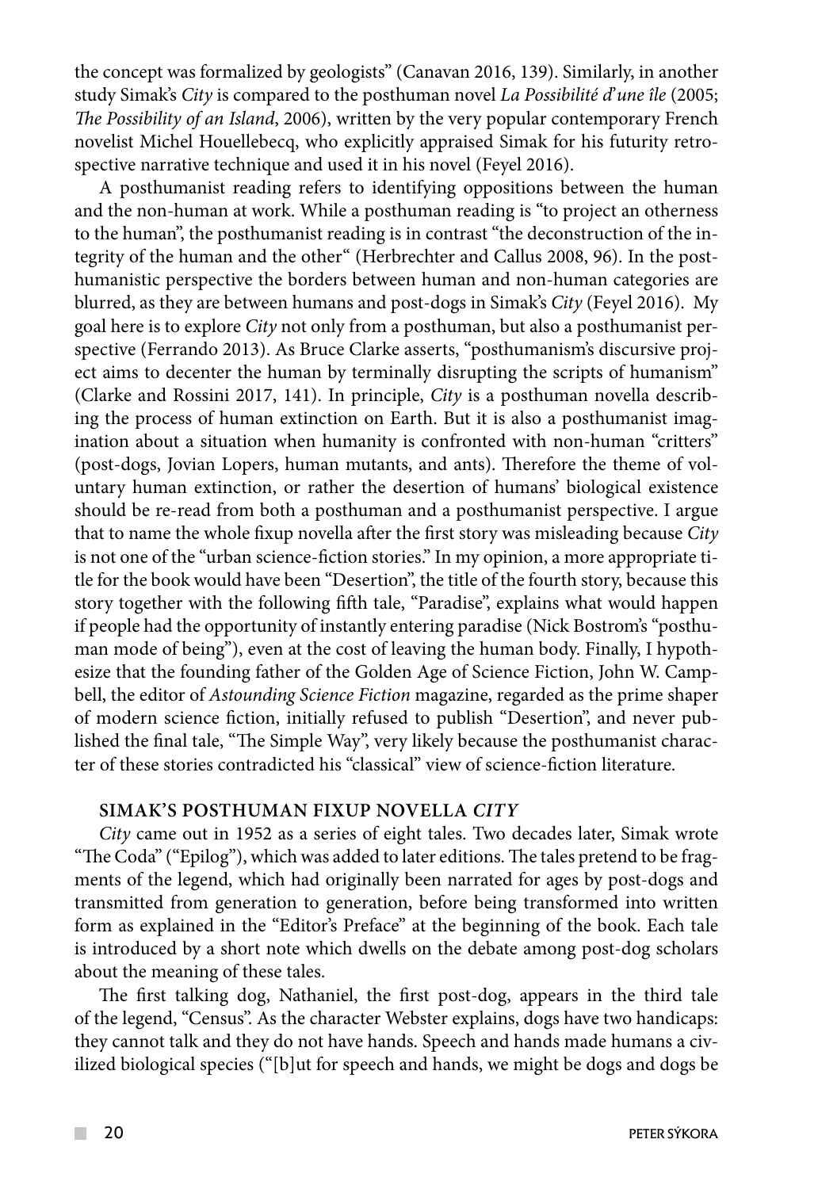the concept was formalized by geologists" (Canavan 2016, 139). Similarly, in another study Simak's *City* is compared to the posthuman novel *La Possibilité d'une île* (2005; *The Possibility of an Island*, 2006), written by the very popular contemporary French novelist Michel Houellebecq, who explicitly appraised Simak for his futurity retrospective narrative technique and used it in his novel (Feyel 2016).

A posthumanist reading refers to identifying oppositions between the human and the non-human at work. While a posthuman reading is "to project an otherness to the human", the posthumanist reading is in contrast "the deconstruction of the integrity of the human and the other" (Herbrechter and Callus 2008, 96). In the posthumanistic perspective the borders between human and non-human categories are blurred, as they are between humans and post-dogs in Simak's *City* (Feyel 2016). My goal here is to explore *City* not only from a posthuman, but also a posthumanist perspective (Ferrando 2013). As Bruce Clarke asserts, "posthumanism's discursive project aims to decenter the human by terminally disrupting the scripts of humanism" (Clarke and Rossini 2017, 141). In principle, *City* is a posthuman novella describing the process of human extinction on Earth. But it is also a posthumanist imagination about a situation when humanity is confronted with non-human "critters" (post-dogs, Jovian Lopers, human mutants, and ants). Therefore the theme of voluntary human extinction, or rather the desertion of humans' biological existence should be re-read from both a posthuman and a posthumanist perspective. I argue that to name the whole fixup novella after the first story was misleading because *City* is not one of the "urban science-fiction stories." In my opinion, a more appropriate title for the book would have been "Desertion", the title of the fourth story, because this story together with the following fifth tale, "Paradise", explains what would happen if people had the opportunity of instantly entering paradise (Nick Bostrom's "posthuman mode of being"), even at the cost of leaving the human body. Finally, I hypothesize that the founding father of the Golden Age of Science Fiction, John W. Campbell, the editor of *Astounding Science Fiction* magazine, regarded as the prime shaper of modern science fiction, initially refused to publish "Desertion", and never published the final tale, "The Simple Way", very likely because the posthumanist character of these stories contradicted his "classical" view of science-fiction literature.

## SIMAK'S POSTHUMAN FIXUP NOVELLA *CITY*

*City* came out in 1952 as a series of eight tales. Two decades later, Simak wrote "The Coda" ("Epilog"), which was added to later editions. The tales pretend to be fragments of the legend, which had originally been narrated for ages by post-dogs and transmitted from generation to generation, before being transformed into written form as explained in the "Editor's Preface" at the beginning of the book. Each tale is introduced by a short note which dwells on the debate among post-dog scholars about the meaning of these tales.

The first talking dog, Nathaniel, the first post-dog, appears in the third tale of the legend, "Census". As the character Webster explains, dogs have two handicaps: they cannot talk and they do not have hands. Speech and hands made humans a civilized biological species ("[b]ut for speech and hands, we might be dogs and dogs be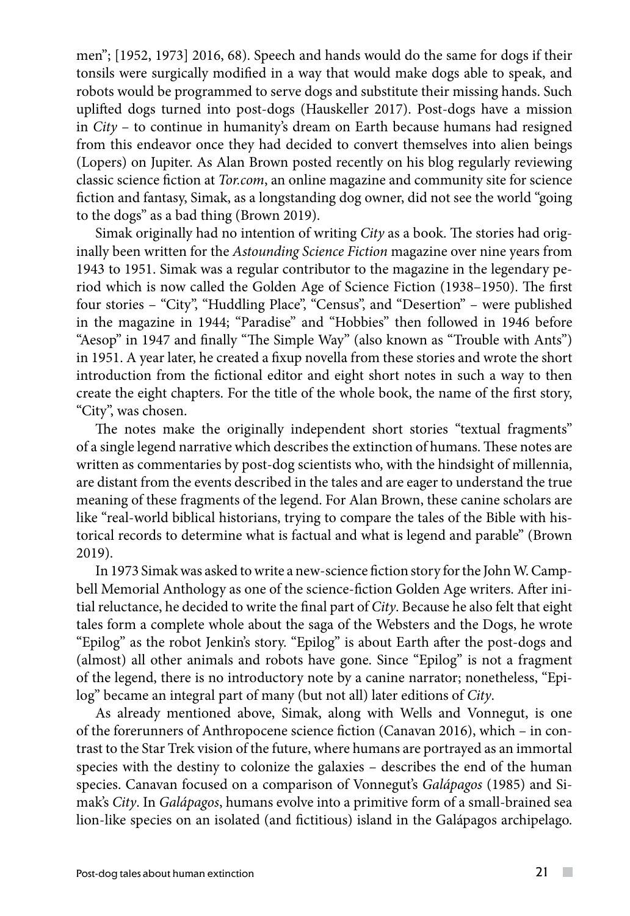men"; [1952, 1973] 2016, 68). Speech and hands would do the same for dogs if their tonsils were surgically modified in a way that would make dogs able to speak, and robots would be programmed to serve dogs and substitute their missing hands. Such uplifted dogs turned into post-dogs (Hauskeller 2017). Post-dogs have a mission in *City* – to continue in humanity's dream on Earth because humans had resigned from this endeavor once they had decided to convert themselves into alien beings (Lopers) on Jupiter. As Alan Brown posted recently on his blog regularly reviewing classic science fiction at *Tor.com*, an online magazine and community site for science fiction and fantasy, Simak, as a longstanding dog owner, did not see the world "going to the dogs" as a bad thing (Brown 2019).

Simak originally had no intention of writing *City* as a book. The stories had originally been written for the *Astounding Science Fiction* magazine over nine years from 1943 to 1951. Simak was a regular contributor to the magazine in the legendary period which is now called the Golden Age of Science Fiction (1938–1950). The first four stories – "City", "Huddling Place", "Census", and "Desertion" – were published in the magazine in 1944; "Paradise" and "Hobbies" then followed in 1946 before "Aesop" in 1947 and finally "The Simple Way" (also known as "Trouble with Ants") in 1951. A year later, he created a fixup novella from these stories and wrote the short introduction from the fictional editor and eight short notes in such a way to then create the eight chapters. For the title of the whole book, the name of the first story, "City", was chosen.

The notes make the originally independent short stories "textual fragments" of a single legend narrative which describes the extinction of humans. These notes are written as commentaries by post-dog scientists who, with the hindsight of millennia, are distant from the events described in the tales and are eager to understand the true meaning of these fragments of the legend. For Alan Brown, these canine scholars are like "real-world biblical historians, trying to compare the tales of the Bible with historical records to determine what is factual and what is legend and parable" (Brown 2019).

In 1973 Simak was asked to write a new-science fiction story for the John W. Campbell Memorial Anthology as one of the science-fiction Golden Age writers. After initial reluctance, he decided to write the final part of *City*. Because he also felt that eight tales form a complete whole about the saga of the Websters and the Dogs, he wrote "Epilog" as the robot Jenkin's story. "Epilog" is about Earth after the post-dogs and (almost) all other animals and robots have gone. Since "Epilog" is not a fragment of the legend, there is no introductory note by a canine narrator; nonetheless, "Epilog" became an integral part of many (but not all) later editions of *City*.

As already mentioned above, Simak, along with Wells and Vonnegut, is one of the forerunners of Anthropocene science fiction (Canavan 2016), which – in contrast to the Star Trek vision of the future, where humans are portrayed as an immortal species with the destiny to colonize the galaxies – describes the end of the human species. Canavan focused on a comparison of Vonnegut's *Galápagos* (1985) and Simak's *City*. In *Galápagos*, humans evolve into a primitive form of a small-brained sea lion-like species on an isolated (and fictitious) island in the Galápagos archipelago.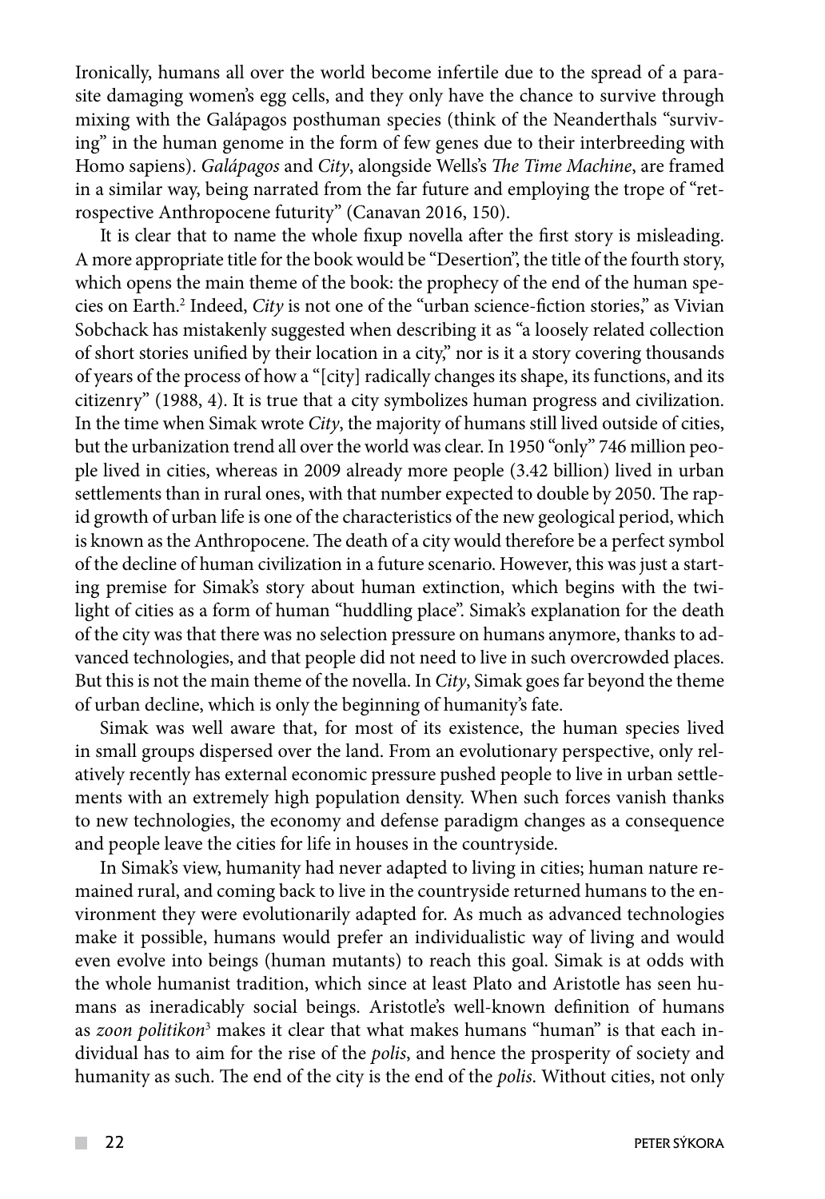Ironically, humans all over the world become infertile due to the spread of a parasite damaging women's egg cells, and they only have the chance to survive through mixing with the Galápagos posthuman species (think of the Neanderthals "surviving" in the human genome in the form of few genes due to their interbreeding with Homo sapiens). *Galápagos* and *City*, alongside Wells's *The Time Machine*, are framed in a similar way, being narrated from the far future and employing the trope of "retrospective Anthropocene futurity" (Canavan 2016, 150).

It is clear that to name the whole fixup novella after the first story is misleading. A more appropriate title for the book would be "Desertion", the title of the fourth story, which opens the main theme of the book: the prophecy of the end of the human species on Earth.[2] Indeed, *City* is not one of the "urban science-fiction stories," as Vivian Sobchack has mistakenly suggested when describing it as "a loosely related collection of short stories unified by their location in a city," nor is it a story covering thousands of years of the process of how a "[city] radically changes its shape, its functions, and its citizenry" (1988, 4). It is true that a city symbolizes human progress and civilization. In the time when Simak wrote *City*, the majority of humans still lived outside of cities, but the urbanization trend all over the world was clear. In 1950 "only" 746 million people lived in cities, whereas in 2009 already more people (3.42 billion) lived in urban settlements than in rural ones, with that number expected to double by 2050. The rapid growth of urban life is one of the characteristics of the new geological period, which is known as the Anthropocene. The death of a city would therefore be a perfect symbol of the decline of human civilization in a future scenario. However, this was just a starting premise for Simak's story about human extinction, which begins with the twilight of cities as a form of human "huddling place". Simak's explanation for the death of the city was that there was no selection pressure on humans anymore, thanks to advanced technologies, and that people did not need to live in such overcrowded places. But this is not the main theme of the novella. In *City*, Simak goes far beyond the theme of urban decline, which is only the beginning of humanity's fate.

Simak was well aware that, for most of its existence, the human species lived in small groups dispersed over the land. From an evolutionary perspective, only relatively recently has external economic pressure pushed people to live in urban settlements with an extremely high population density. When such forces vanish thanks to new technologies, the economy and defense paradigm changes as a consequence and people leave the cities for life in houses in the countryside.

In Simak's view, humanity had never adapted to living in cities; human nature remained rural, and coming back to live in the countryside returned humans to the environment they were evolutionarily adapted for. As much as advanced technologies make it possible, humans would prefer an individualistic way of living and would even evolve into beings (human mutants) to reach this goal. Simak is at odds with the whole humanist tradition, which since at least Plato and Aristotle has seen humans as ineradicably social beings. Aristotle's well-known definition of humans as *zoon politikon*[3] makes it clear that what makes humans "human" is that each individual has to aim for the rise of the *polis*, and hence the prosperity of society and humanity as such. The end of the city is the end of the *polis*. Without cities, not only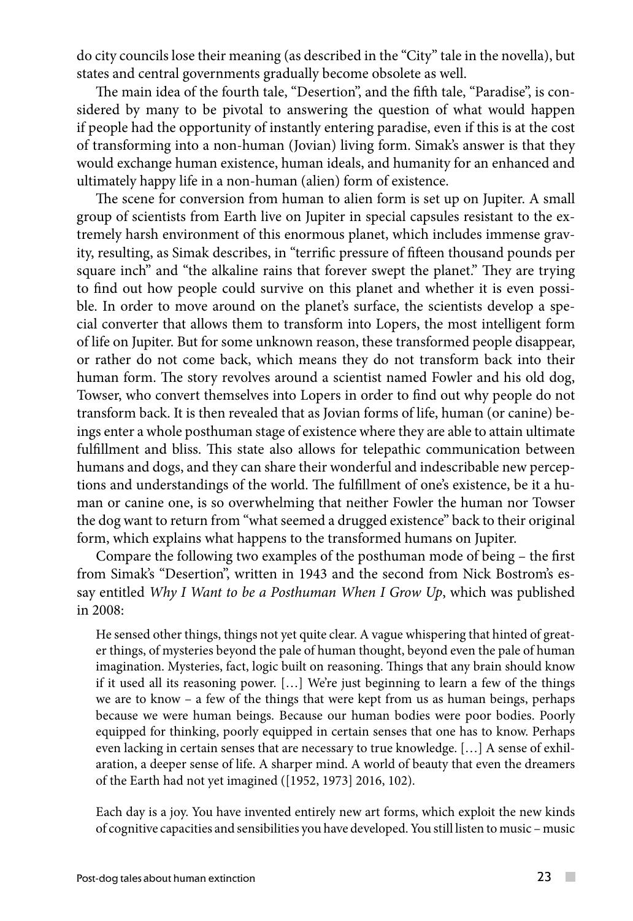do city councils lose their meaning (as described in the "City" tale in the novella), but states and central governments gradually become obsolete as well.

The main idea of the fourth tale, "Desertion", and the fifth tale, "Paradise", is considered by many to be pivotal to answering the question of what would happen if people had the opportunity of instantly entering paradise, even if this is at the cost of transforming into a non-human (Jovian) living form. Simak's answer is that they would exchange human existence, human ideals, and humanity for an enhanced and ultimately happy life in a non-human (alien) form of existence.

The scene for conversion from human to alien form is set up on Jupiter. A small group of scientists from Earth live on Jupiter in special capsules resistant to the extremely harsh environment of this enormous planet, which includes immense gravity, resulting, as Simak describes, in "terrific pressure of fifteen thousand pounds per square inch" and "the alkaline rains that forever swept the planet." They are trying to find out how people could survive on this planet and whether it is even possible. In order to move around on the planet's surface, the scientists develop a special converter that allows them to transform into Lopers, the most intelligent form of life on Jupiter. But for some unknown reason, these transformed people disappear, or rather do not come back, which means they do not transform back into their human form. The story revolves around a scientist named Fowler and his old dog, Towser, who convert themselves into Lopers in order to find out why people do not transform back. It is then revealed that as Jovian forms of life, human (or canine) beings enter a whole posthuman stage of existence where they are able to attain ultimate fulfillment and bliss. This state also allows for telepathic communication between humans and dogs, and they can share their wonderful and indescribable new perceptions and understandings of the world. The fulfillment of one's existence, be it a human or canine one, is so overwhelming that neither Fowler the human nor Towser the dog want to return from "what seemed a drugged existence" back to their original form, which explains what happens to the transformed humans on Jupiter.

Compare the following two examples of the posthuman mode of being – the first from Simak's "Desertion", written in 1943 and the second from Nick Bostrom's essay entitled *Why I Want to be a Posthuman When I Grow Up*, which was published in 2008:

> He sensed other things, things not yet quite clear. A vague whispering that hinted of greater things, of mysteries beyond the pale of human thought, beyond even the pale of human imagination. Mysteries, fact, logic built on reasoning. Things that any brain should know if it used all its reasoning power. […] We're just beginning to learn a few of the things we are to know – a few of the things that were kept from us as human beings, perhaps because we were human beings. Because our human bodies were poor bodies. Poorly equipped for thinking, poorly equipped in certain senses that one has to know. Perhaps even lacking in certain senses that are necessary to true knowledge. […] A sense of exhilaration, a deeper sense of life. A sharper mind. A world of beauty that even the dreamers of the Earth had not yet imagined ([1952, 1973] 2016, 102).

> Each day is a joy. You have invented entirely new art forms, which exploit the new kinds of cognitive capacities and sensibilities you have developed. You still listen to music – music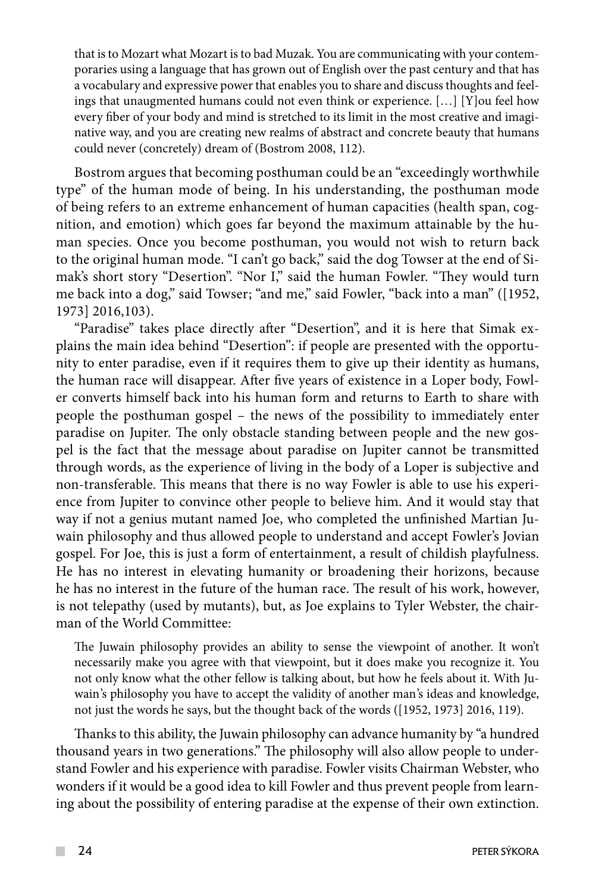> that is to Mozart what Mozart is to bad Muzak. You are communicating with your contemporaries using a language that has grown out of English over the past century and that has a vocabulary and expressive power that enables you to share and discuss thoughts and feelings that unaugmented humans could not even think or experience. […] [Y]ou feel how every fiber of your body and mind is stretched to its limit in the most creative and imaginative way, and you are creating new realms of abstract and concrete beauty that humans could never (concretely) dream of (Bostrom 2008, 112).

Bostrom argues that becoming posthuman could be an "exceedingly worthwhile type" of the human mode of being. In his understanding, the posthuman mode of being refers to an extreme enhancement of human capacities (health span, cognition, and emotion) which goes far beyond the maximum attainable by the human species. Once you become posthuman, you would not wish to return back to the original human mode. "I can't go back," said the dog Towser at the end of Simak's short story "Desertion". "Nor I," said the human Fowler. "They would turn me back into a dog," said Towser; "and me," said Fowler, "back into a man" ([1952, 1973] 2016,103).

"Paradise" takes place directly after "Desertion", and it is here that Simak explains the main idea behind "Desertion": if people are presented with the opportunity to enter paradise, even if it requires them to give up their identity as humans, the human race will disappear. After five years of existence in a Loper body, Fowler converts himself back into his human form and returns to Earth to share with people the posthuman gospel – the news of the possibility to immediately enter paradise on Jupiter. The only obstacle standing between people and the new gospel is the fact that the message about paradise on Jupiter cannot be transmitted through words, as the experience of living in the body of a Loper is subjective and non-transferable. This means that there is no way Fowler is able to use his experience from Jupiter to convince other people to believe him. And it would stay that way if not a genius mutant named Joe, who completed the unfinished Martian Juwain philosophy and thus allowed people to understand and accept Fowler's Jovian gospel. For Joe, this is just a form of entertainment, a result of childish playfulness. He has no interest in elevating humanity or broadening their horizons, because he has no interest in the future of the human race. The result of his work, however, is not telepathy (used by mutants), but, as Joe explains to Tyler Webster, the chairman of the World Committee:

> The Juwain philosophy provides an ability to sense the viewpoint of another. It won't necessarily make you agree with that viewpoint, but it does make you recognize it. You not only know what the other fellow is talking about, but how he feels about it. With Juwain's philosophy you have to accept the validity of another man's ideas and knowledge, not just the words he says, but the thought back of the words ([1952, 1973] 2016, 119).

Thanks to this ability, the Juwain philosophy can advance humanity by "a hundred thousand years in two generations." The philosophy will also allow people to understand Fowler and his experience with paradise. Fowler visits Chairman Webster, who wonders if it would be a good idea to kill Fowler and thus prevent people from learning about the possibility of entering paradise at the expense of their own extinction.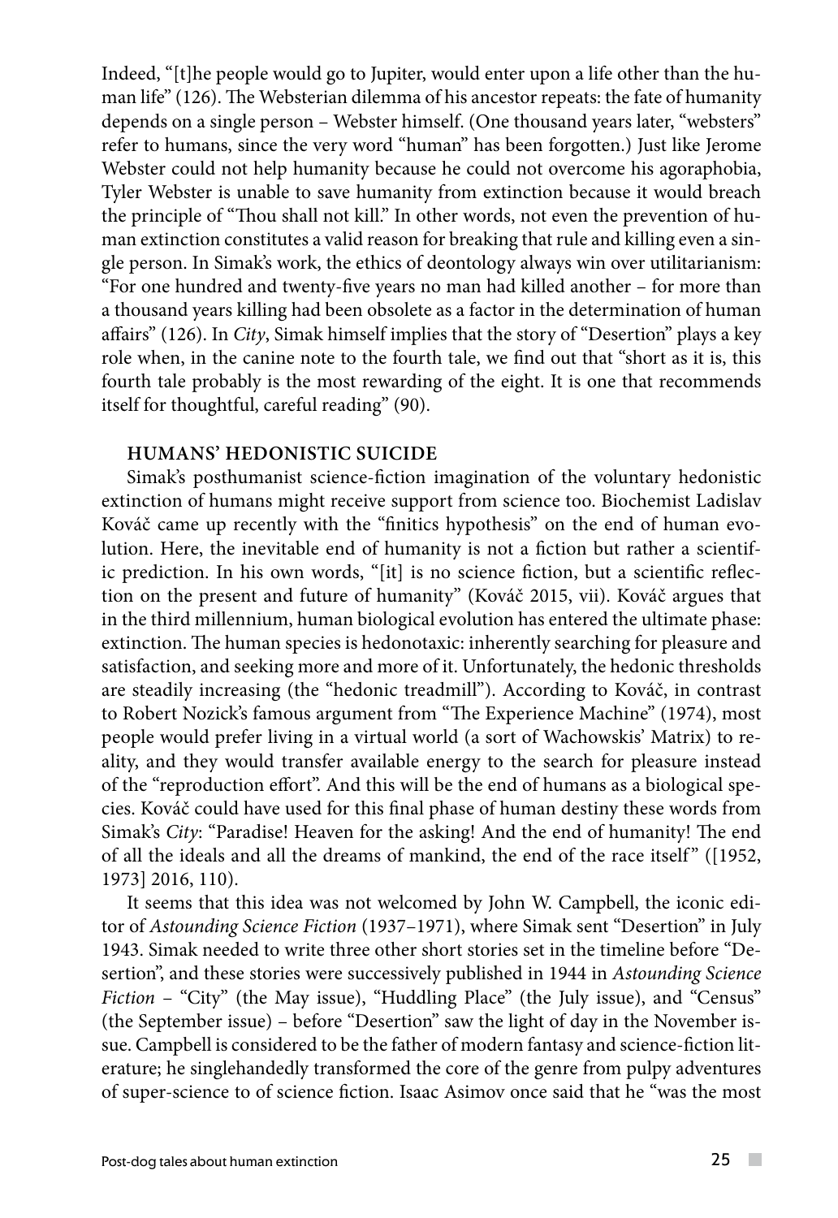Indeed, "[t]he people would go to Jupiter, would enter upon a life other than the human life" (126). The Websterian dilemma of his ancestor repeats: the fate of humanity depends on a single person – Webster himself. (One thousand years later, "websters" refer to humans, since the very word "human" has been forgotten.) Just like Jerome Webster could not help humanity because he could not overcome his agoraphobia, Tyler Webster is unable to save humanity from extinction because it would breach the principle of "Thou shall not kill." In other words, not even the prevention of human extinction constitutes a valid reason for breaking that rule and killing even a single person. In Simak's work, the ethics of deontology always win over utilitarianism: "For one hundred and twenty-five years no man had killed another – for more than a thousand years killing had been obsolete as a factor in the determination of human affairs" (126). In *City*, Simak himself implies that the story of "Desertion" plays a key role when, in the canine note to the fourth tale, we find out that "short as it is, this fourth tale probably is the most rewarding of the eight. It is one that recommends itself for thoughtful, careful reading" (90).

### HUMANS' HEDONISTIC SUICIDE

Simak's posthumanist science-fiction imagination of the voluntary hedonistic extinction of humans might receive support from science too. Biochemist Ladislav Kováč came up recently with the "finitics hypothesis" on the end of human evolution. Here, the inevitable end of humanity is not a fiction but rather a scientific prediction. In his own words, "[it] is no science fiction, but a scientific reflection on the present and future of humanity" (Kováč 2015, vii). Kováč argues that in the third millennium, human biological evolution has entered the ultimate phase: extinction. The human species is hedonotaxic: inherently searching for pleasure and satisfaction, and seeking more and more of it. Unfortunately, the hedonic thresholds are steadily increasing (the "hedonic treadmill"). According to Kováč, in contrast to Robert Nozick's famous argument from "The Experience Machine" (1974), most people would prefer living in a virtual world (a sort of Wachowskis' Matrix) to reality, and they would transfer available energy to the search for pleasure instead of the "reproduction effort". And this will be the end of humans as a biological species. Kováč could have used for this final phase of human destiny these words from Simak's *City*: "Paradise! Heaven for the asking! And the end of humanity! The end of all the ideals and all the dreams of mankind, the end of the race itself" ([1952, 1973] 2016, 110).

It seems that this idea was not welcomed by John W. Campbell, the iconic editor of *Astounding Science Fiction* (1937–1971), where Simak sent "Desertion" in July 1943. Simak needed to write three other short stories set in the timeline before "Desertion", and these stories were successively published in 1944 in *Astounding Science Fiction* – "City" (the May issue), "Huddling Place" (the July issue), and "Census" (the September issue) – before "Desertion" saw the light of day in the November issue. Campbell is considered to be the father of modern fantasy and science-fiction literature; he singlehandedly transformed the core of the genre from pulpy adventures of super-science to of science fiction. Isaac Asimov once said that he "was the most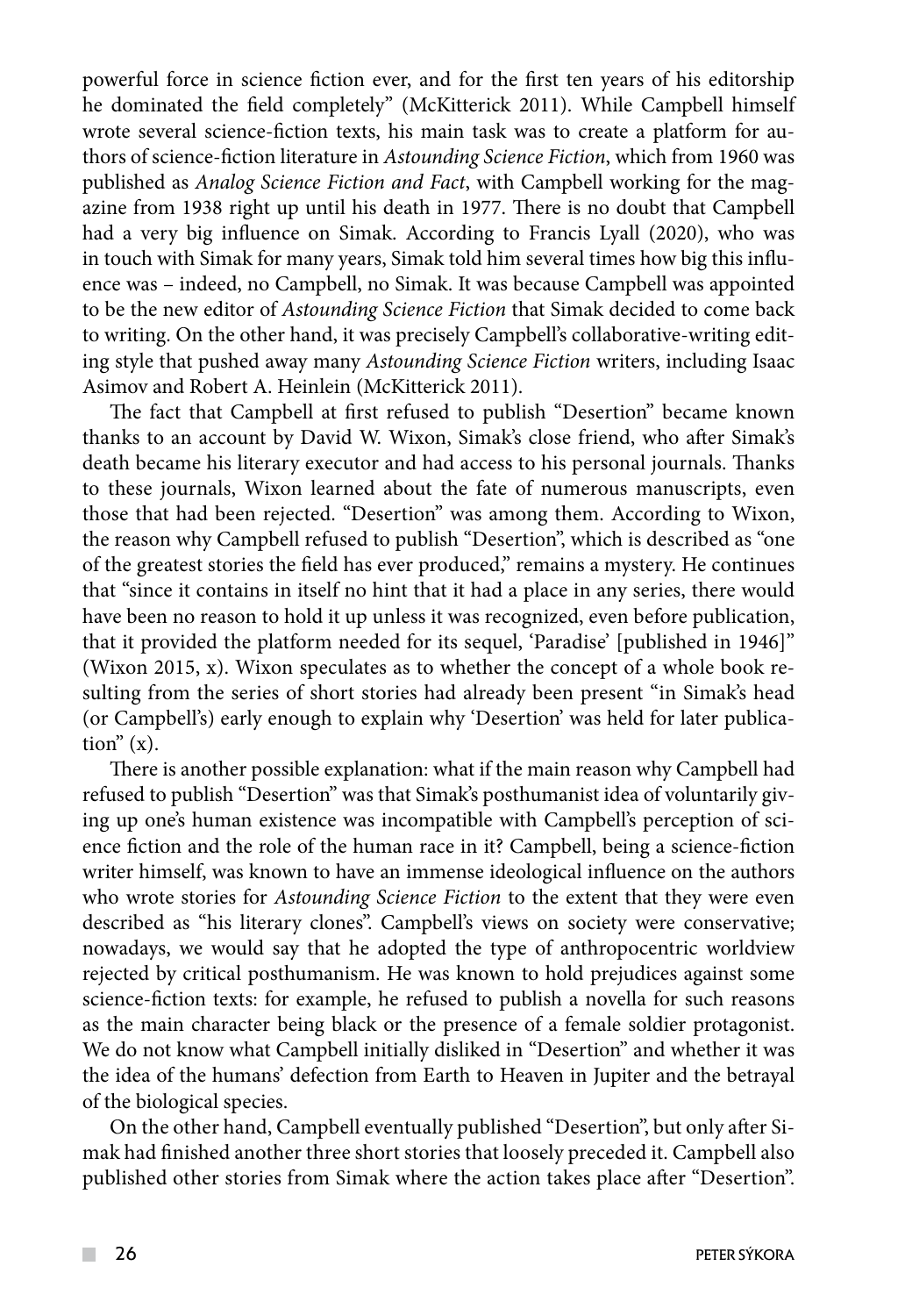powerful force in science fiction ever, and for the first ten years of his editorship he dominated the field completely" (McKitterick 2011). While Campbell himself wrote several science-fiction texts, his main task was to create a platform for authors of science-fiction literature in *Astounding Science Fiction*, which from 1960 was published as *Analog Science Fiction and Fact*, with Campbell working for the magazine from 1938 right up until his death in 1977. There is no doubt that Campbell had a very big influence on Simak. According to Francis Lyall (2020), who was in touch with Simak for many years, Simak told him several times how big this influence was – indeed, no Campbell, no Simak. It was because Campbell was appointed to be the new editor of *Astounding Science Fiction* that Simak decided to come back to writing. On the other hand, it was precisely Campbell's collaborative-writing editing style that pushed away many *Astounding Science Fiction* writers, including Isaac Asimov and Robert A. Heinlein (McKitterick 2011).

The fact that Campbell at first refused to publish "Desertion" became known thanks to an account by David W. Wixon, Simak's close friend, who after Simak's death became his literary executor and had access to his personal journals. Thanks to these journals, Wixon learned about the fate of numerous manuscripts, even those that had been rejected. "Desertion" was among them. According to Wixon, the reason why Campbell refused to publish "Desertion", which is described as "one of the greatest stories the field has ever produced," remains a mystery. He continues that "since it contains in itself no hint that it had a place in any series, there would have been no reason to hold it up unless it was recognized, even before publication, that it provided the platform needed for its sequel, 'Paradise' [published in 1946]" (Wixon 2015, x). Wixon speculates as to whether the concept of a whole book resulting from the series of short stories had already been present "in Simak's head (or Campbell's) early enough to explain why 'Desertion' was held for later publication" (x).

There is another possible explanation: what if the main reason why Campbell had refused to publish "Desertion" was that Simak's posthumanist idea of voluntarily giving up one's human existence was incompatible with Campbell's perception of science fiction and the role of the human race in it? Campbell, being a science-fiction writer himself, was known to have an immense ideological influence on the authors who wrote stories for *Astounding Science Fiction* to the extent that they were even described as "his literary clones". Campbell's views on society were conservative; nowadays, we would say that he adopted the type of anthropocentric worldview rejected by critical posthumanism. He was known to hold prejudices against some science-fiction texts: for example, he refused to publish a novella for such reasons as the main character being black or the presence of a female soldier protagonist. We do not know what Campbell initially disliked in "Desertion" and whether it was the idea of the humans' defection from Earth to Heaven in Jupiter and the betrayal of the biological species.

On the other hand, Campbell eventually published "Desertion", but only after Simak had finished another three short stories that loosely preceded it. Campbell also published other stories from Simak where the action takes place after "Desertion".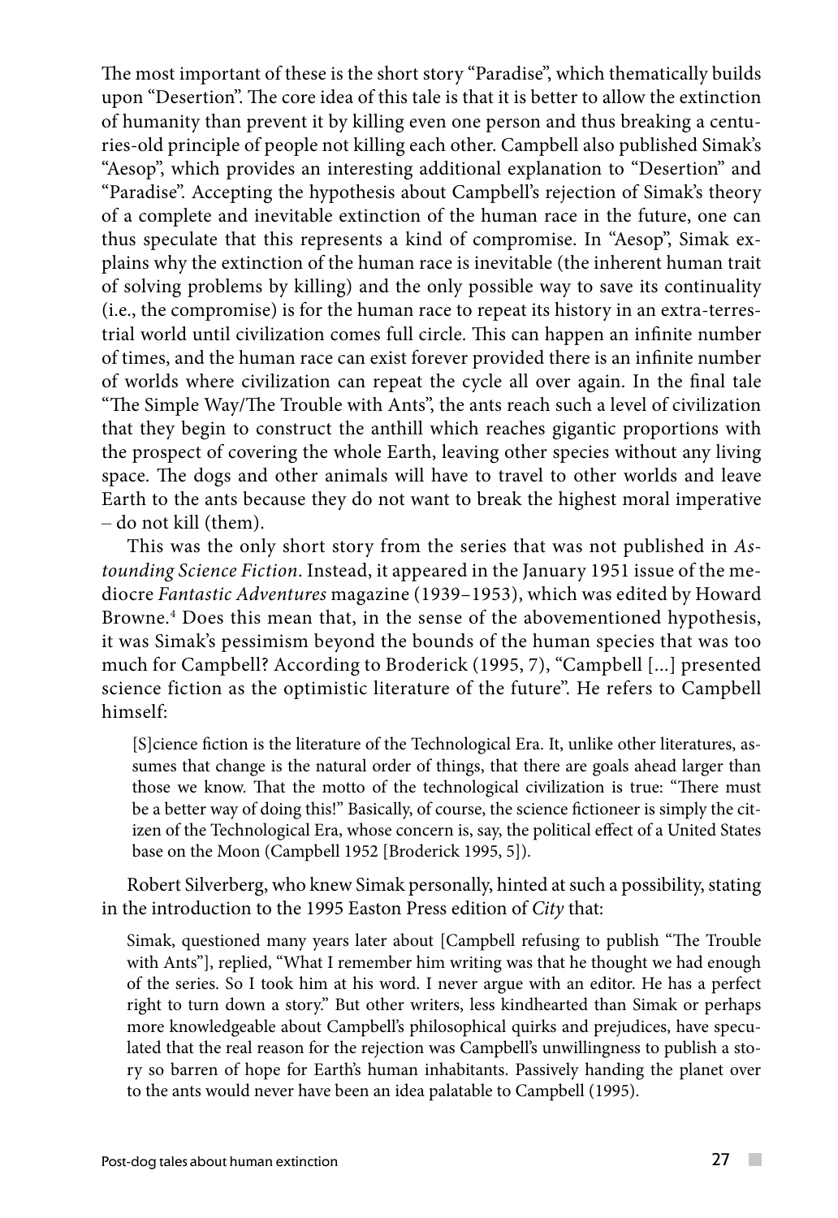The most important of these is the short story "Paradise", which thematically builds upon "Desertion". The core idea of this tale is that it is better to allow the extinction of humanity than prevent it by killing even one person and thus breaking a centuries-old principle of people not killing each other. Campbell also published Simak's "Aesop", which provides an interesting additional explanation to "Desertion" and "Paradise". Accepting the hypothesis about Campbell's rejection of Simak's theory of a complete and inevitable extinction of the human race in the future, one can thus speculate that this represents a kind of compromise. In "Aesop", Simak explains why the extinction of the human race is inevitable (the inherent human trait of solving problems by killing) and the only possible way to save its continuality (i.e., the compromise) is for the human race to repeat its history in an extra-terrestrial world until civilization comes full circle. This can happen an infinite number of times, and the human race can exist forever provided there is an infinite number of worlds where civilization can repeat the cycle all over again. In the final tale "The Simple Way/The Trouble with Ants", the ants reach such a level of civilization that they begin to construct the anthill which reaches gigantic proportions with the prospect of covering the whole Earth, leaving other species without any living space. The dogs and other animals will have to travel to other worlds and leave Earth to the ants because they do not want to break the highest moral imperative – do not kill (them).

This was the only short story from the series that was not published in *Astounding Science Fiction*. Instead, it appeared in the January 1951 issue of the mediocre *Fantastic Adventures* magazine (1939–1953), which was edited by Howard Browne.[4] Does this mean that, in the sense of the abovementioned hypothesis, it was Simak's pessimism beyond the bounds of the human species that was too much for Campbell? According to Broderick (1995, 7), "Campbell [...] presented science fiction as the optimistic literature of the future". He refers to Campbell himself:

> [S]cience fiction is the literature of the Technological Era. It, unlike other literatures, assumes that change is the natural order of things, that there are goals ahead larger than those we know. That the motto of the technological civilization is true: "There must be a better way of doing this!" Basically, of course, the science fictioneer is simply the citizen of the Technological Era, whose concern is, say, the political effect of a United States base on the Moon (Campbell 1952 [Broderick 1995, 5]).

Robert Silverberg, who knew Simak personally, hinted at such a possibility, stating in the introduction to the 1995 Easton Press edition of *City* that:

> Simak, questioned many years later about [Campbell refusing to publish "The Trouble with Ants"], replied, "What I remember him writing was that he thought we had enough of the series. So I took him at his word. I never argue with an editor. He has a perfect right to turn down a story." But other writers, less kindhearted than Simak or perhaps more knowledgeable about Campbell's philosophical quirks and prejudices, have speculated that the real reason for the rejection was Campbell's unwillingness to publish a story so barren of hope for Earth's human inhabitants. Passively handing the planet over to the ants would never have been an idea palatable to Campbell (1995).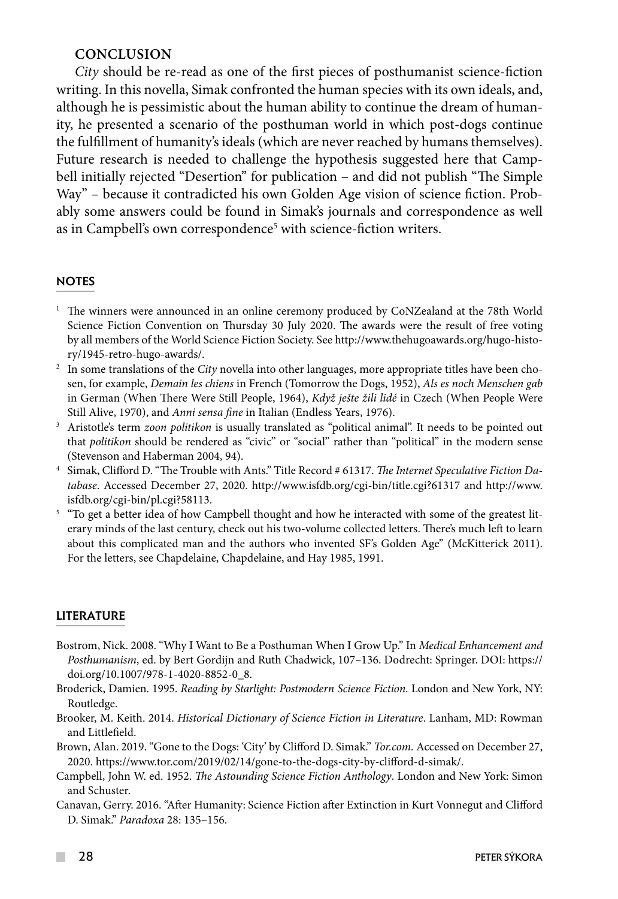## CONCLUSION

*City* should be re-read as one of the first pieces of posthumanist science-fiction writing. In this novella, Simak confronted the human species with its own ideals, and, although he is pessimistic about the human ability to continue the dream of humanity, he presented a scenario of the posthuman world in which post-dogs continue the fulfillment of humanity's ideals (which are never reached by humans themselves). Future research is needed to challenge the hypothesis suggested here that Campbell initially rejected "Desertion" for publication – and did not publish "The Simple Way" – because it contradicted his own Golden Age vision of science fiction. Probably some answers could be found in Simak's journals and correspondence as well as in Campbell's own correspondence[5] with science-fiction writers.

## NOTES

[1] The winners were announced in an online ceremony produced by CoNZealand at the 78th World Science Fiction Convention on Thursday 30 July 2020. The awards were the result of free voting by all members of the World Science Fiction Society. See http://www.thehugoawards.org/hugo-history/1945-retro-hugo-awards/.

[2] In some translations of the *City* novella into other languages, more appropriate titles have been chosen, for example, *Demain les chiens* in French (Tomorrow the Dogs, 1952), *Als es noch Menschen gab* in German (When There Were Still People, 1964), *Když ješte žili lidé* in Czech (When People Were Still Alive, 1970), and *Anni sensa fine* in Italian (Endless Years, 1976).

[3] Aristotle's term *zoon politikon* is usually translated as "political animal". It needs to be pointed out that *politikon* should be rendered as "civic" or "social" rather than "political" in the modern sense (Stevenson and Haberman 2004, 94).

[4] Simak, Clifford D. "The Trouble with Ants." Title Record # 61317. *The Internet Speculative Fiction Database*. Accessed December 27, 2020. http://www.isfdb.org/cgi-bin/title.cgi?61317 and http://www.isfdb.org/cgi-bin/pl.cgi?58113.

[5] "To get a better idea of how Campbell thought and how he interacted with some of the greatest literary minds of the last century, check out his two-volume collected letters. There's much left to learn about this complicated man and the authors who invented SF's Golden Age" (McKitterick 2011). For the letters, see Chapdelaine, Chapdelaine, and Hay 1985, 1991.

## LITERATURE

Bostrom, Nick. 2008. "Why I Want to Be a Posthuman When I Grow Up." In *Medical Enhancement and Posthumanism*, ed. by Bert Gordijn and Ruth Chadwick, 107–136. Dodrecht: Springer. DOI: https://doi.org/10.1007/978-1-4020-8852-0_8.

Broderick, Damien. 1995. *Reading by Starlight: Postmodern Science Fiction*. London and New York, NY: Routledge.

Brooker, M. Keith. 2014. *Historical Dictionary of Science Fiction in Literature*. Lanham, MD: Rowman and Littlefield.

Brown, Alan. 2019. "Gone to the Dogs: 'City' by Clifford D. Simak." *Tor.com*. Accessed on December 27, 2020. https://www.tor.com/2019/02/14/gone-to-the-dogs-city-by-clifford-d-simak/.

Campbell, John W. ed. 1952. *The Astounding Science Fiction Anthology*. London and New York: Simon and Schuster.

Canavan, Gerry. 2016. "After Humanity: Science Fiction after Extinction in Kurt Vonnegut and Clifford D. Simak." *Paradoxa* 28: 135–156.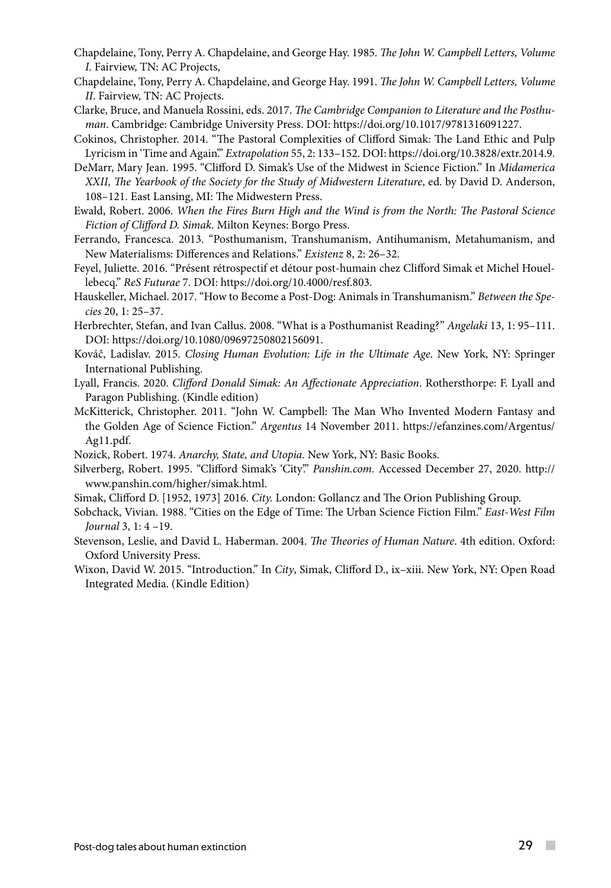Chapdelaine, Tony, Perry A. Chapdelaine, and George Hay. 1985. *The John W. Campbell Letters, Volume I.* Fairview, TN: AC Projects,

Chapdelaine, Tony, Perry A. Chapdelaine, and George Hay. 1991. *The John W. Campbell Letters, Volume II*. Fairview, TN: AC Projects.

Clarke, Bruce, and Manuela Rossini, eds. 2017. *The Cambridge Companion to Literature and the Posthuman*. Cambridge: Cambridge University Press. DOI: https://doi.org/10.1017/9781316091227.

Cokinos, Christopher. 2014. "The Pastoral Complexities of Clifford Simak: The Land Ethic and Pulp Lyricism in 'Time and Again'." *Extrapolation* 55, 2: 133–152. DOI: https://doi.org/10.3828/extr.2014.9.

DeMarr, Mary Jean. 1995. "Clifford D. Simak's Use of the Midwest in Science Fiction." In *Midamerica XXII, The Yearbook of the Society for the Study of Midwestern Literature*, ed. by David D. Anderson, 108–121. East Lansing, MI: The Midwestern Press.

Ewald, Robert. 2006. *When the Fires Burn High and the Wind is from the North: The Pastoral Science Fiction of Clifford D. Simak*. Milton Keynes: Borgo Press.

Ferrando, Francesca. 2013. "Posthumanism, Transhumanism, Antihumanism, Metahumanism, and New Materialisms: Differences and Relations." *Existenz* 8, 2: 26–32.

Feyel, Juliette. 2016. "Présent rétrospectif et détour post-humain chez Clifford Simak et Michel Houellebecq." *ReS Futurae* 7. DOI: https://doi.org/10.4000/resf.803.

Hauskeller, Michael. 2017. "How to Become a Post-Dog: Animals in Transhumanism." *Between the Species* 20, 1: 25–37.

Herbrechter, Stefan, and Ivan Callus. 2008. "What is a Posthumanist Reading?" *Angelaki* 13, 1: 95–111. DOI: https://doi.org/10.1080/09697250802156091.

Kováč, Ladislav. 2015. *Closing Human Evolution: Life in the Ultimate Age*. New York, NY: Springer International Publishing.

Lyall, Francis. 2020. *Clifford Donald Simak: An Affectionate Appreciation*. Rothersthorpe: F. Lyall and Paragon Publishing. (Kindle edition)

McKitterick, Christopher. 2011. "John W. Campbell: The Man Who Invented Modern Fantasy and the Golden Age of Science Fiction." *Argentus* 14 November 2011. https://efanzines.com/Argentus/Ag11.pdf.

Nozick, Robert. 1974. *Anarchy, State, and Utopia*. New York, NY: Basic Books.

Silverberg, Robert. 1995. "Clifford Simak's 'City'." *Panshin.com.* Accessed December 27, 2020. http://www.panshin.com/higher/simak.html.

Simak, Clifford D. [1952, 1973] 2016. *City.* London: Gollancz and The Orion Publishing Group.

Sobchack, Vivian. 1988. "Cities on the Edge of Time: The Urban Science Fiction Film." *East-West Film Journal* 3, 1: 4 –19.

Stevenson, Leslie, and David L. Haberman. 2004. *The Theories of Human Nature*. 4th edition. Oxford: Oxford University Press.

Wixon, David W. 2015. "Introduction." In *City*, Simak, Clifford D., ix–xiii. New York, NY: Open Road Integrated Media. (Kindle Edition)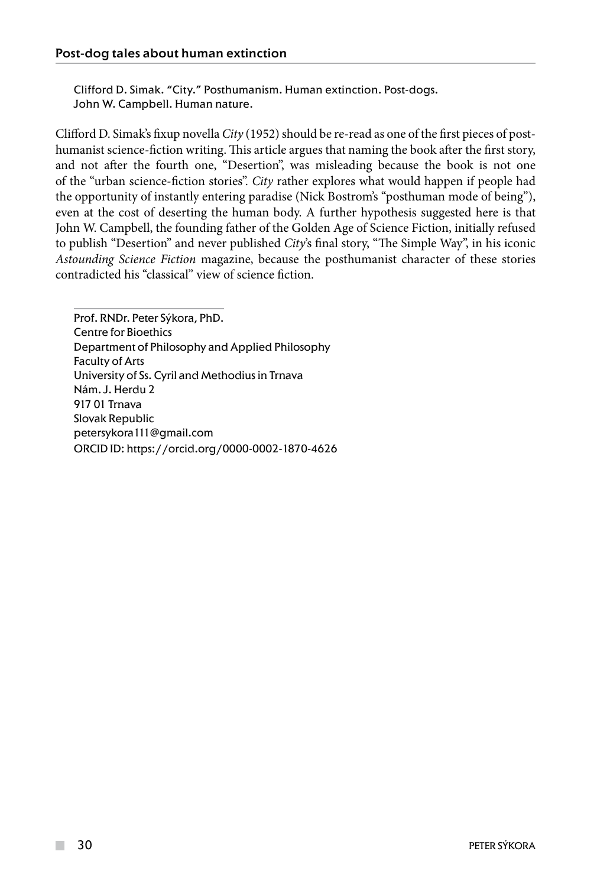# Post-dog tales about human extinction

Clifford D. Simak. "City." Posthumanism. Human extinction. Post-dogs. John W. Campbell. Human nature.

Clifford D. Simak's fixup novella *City* (1952) should be re-read as one of the first pieces of posthumanist science-fiction writing. This article argues that naming the book after the first story, and not after the fourth one, "Desertion", was misleading because the book is not one of the "urban science-fiction stories". *City* rather explores what would happen if people had the opportunity of instantly entering paradise (Nick Bostrom's "posthuman mode of being"), even at the cost of deserting the human body. A further hypothesis suggested here is that John W. Campbell, the founding father of the Golden Age of Science Fiction, initially refused to publish "Desertion" and never published *City*'s final story, "The Simple Way", in his iconic *Astounding Science Fiction* magazine, because the posthumanist character of these stories contradicted his "classical" view of science fiction.

Prof. RNDr. Peter Sýkora, PhD.
Centre for Bioethics
Department of Philosophy and Applied Philosophy
Faculty of Arts
University of Ss. Cyril and Methodius in Trnava
Nám. J. Herdu 2
917 01 Trnava
Slovak Republic
petersykora111@gmail.com
ORCID ID: https://orcid.org/0000-0002-1870-4626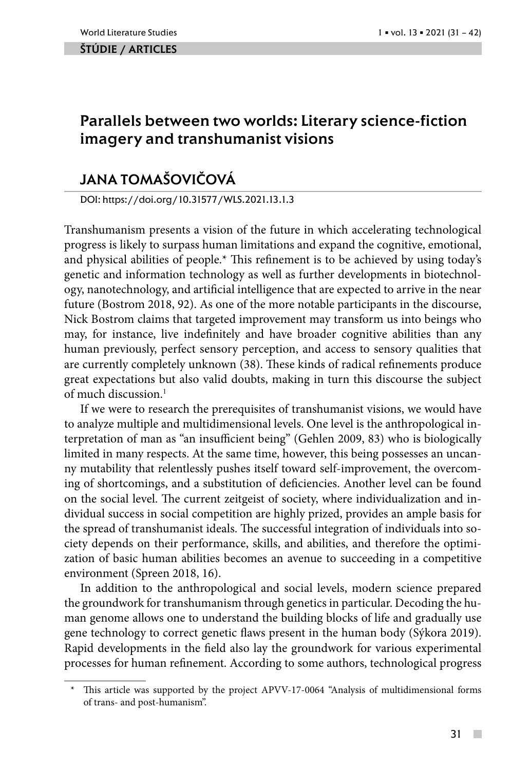**ŠTÚDIE / ARTICLES**

# Parallels between two worlds: Literary science-fiction imagery and transhumanist visions

## JANA TOMAŠOVIČOVÁ

DOI: https://doi.org/10.31577/WLS.2021.13.1.3

Transhumanism presents a vision of the future in which accelerating technological progress is likely to surpass human limitations and expand the cognitive, emotional, and physical abilities of people.* This refinement is to be achieved by using today's genetic and information technology as well as further developments in biotechnology, nanotechnology, and artificial intelligence that are expected to arrive in the near future (Bostrom 2018, 92). As one of the more notable participants in the discourse, Nick Bostrom claims that targeted improvement may transform us into beings who may, for instance, live indefinitely and have broader cognitive abilities than any human previously, perfect sensory perception, and access to sensory qualities that are currently completely unknown (38). These kinds of radical refinements produce great expectations but also valid doubts, making in turn this discourse the subject of much discussion.[1]

If we were to research the prerequisites of transhumanist visions, we would have to analyze multiple and multidimensional levels. One level is the anthropological interpretation of man as "an insufficient being" (Gehlen 2009, 83) who is biologically limited in many respects. At the same time, however, this being possesses an uncanny mutability that relentlessly pushes itself toward self-improvement, the overcoming of shortcomings, and a substitution of deficiencies. Another level can be found on the social level. The current zeitgeist of society, where individualization and individual success in social competition are highly prized, provides an ample basis for the spread of transhumanist ideals. The successful integration of individuals into society depends on their performance, skills, and abilities, and therefore the optimization of basic human abilities becomes an avenue to succeeding in a competitive environment (Spreen 2018, 16).

In addition to the anthropological and social levels, modern science prepared the groundwork for transhumanism through genetics in particular. Decoding the human genome allows one to understand the building blocks of life and gradually use gene technology to correct genetic flaws present in the human body (Sýkora 2019). Rapid developments in the field also lay the groundwork for various experimental processes for human refinement. According to some authors, technological progress

---

\* This article was supported by the project APVV-17-0064 "Analysis of multidimensional forms of trans- and post-humanism".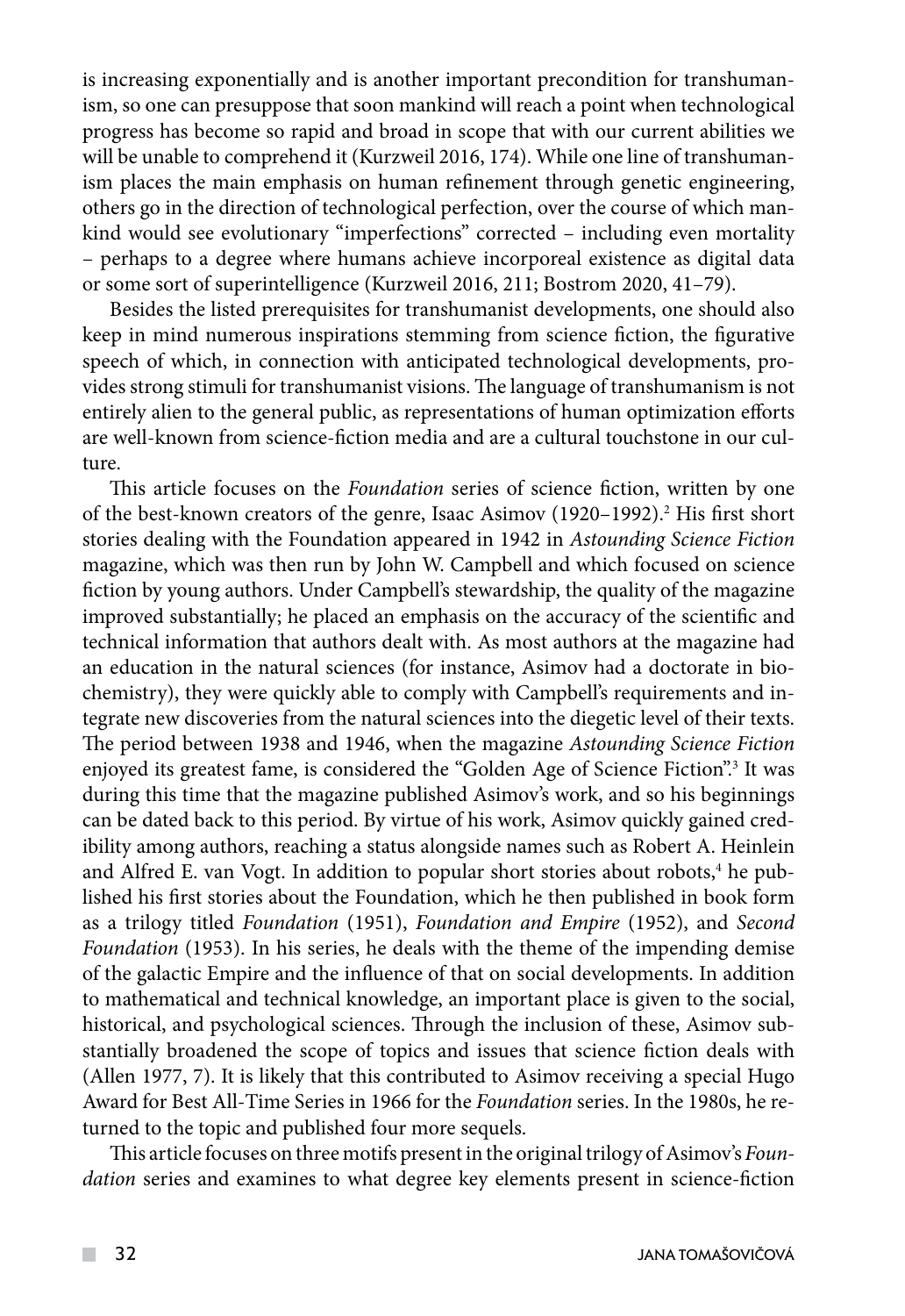is increasing exponentially and is another important precondition for transhumanism, so one can presuppose that soon mankind will reach a point when technological progress has become so rapid and broad in scope that with our current abilities we will be unable to comprehend it (Kurzweil 2016, 174). While one line of transhumanism places the main emphasis on human refinement through genetic engineering, others go in the direction of technological perfection, over the course of which mankind would see evolutionary "imperfections" corrected – including even mortality – perhaps to a degree where humans achieve incorporeal existence as digital data or some sort of superintelligence (Kurzweil 2016, 211; Bostrom 2020, 41–79).

Besides the listed prerequisites for transhumanist developments, one should also keep in mind numerous inspirations stemming from science fiction, the figurative speech of which, in connection with anticipated technological developments, provides strong stimuli for transhumanist visions. The language of transhumanism is not entirely alien to the general public, as representations of human optimization efforts are well-known from science-fiction media and are a cultural touchstone in our culture.

This article focuses on the *Foundation* series of science fiction, written by one of the best-known creators of the genre, Isaac Asimov (1920–1992).[2] His first short stories dealing with the Foundation appeared in 1942 in *Astounding Science Fiction* magazine, which was then run by John W. Campbell and which focused on science fiction by young authors. Under Campbell's stewardship, the quality of the magazine improved substantially; he placed an emphasis on the accuracy of the scientific and technical information that authors dealt with. As most authors at the magazine had an education in the natural sciences (for instance, Asimov had a doctorate in biochemistry), they were quickly able to comply with Campbell's requirements and integrate new discoveries from the natural sciences into the diegetic level of their texts. The period between 1938 and 1946, when the magazine *Astounding Science Fiction* enjoyed its greatest fame, is considered the "Golden Age of Science Fiction".[3] It was during this time that the magazine published Asimov's work, and so his beginnings can be dated back to this period. By virtue of his work, Asimov quickly gained credibility among authors, reaching a status alongside names such as Robert A. Heinlein and Alfred E. van Vogt. In addition to popular short stories about robots,[4] he published his first stories about the Foundation, which he then published in book form as a trilogy titled *Foundation* (1951), *Foundation and Empire* (1952), and *Second Foundation* (1953). In his series, he deals with the theme of the impending demise of the galactic Empire and the influence of that on social developments. In addition to mathematical and technical knowledge, an important place is given to the social, historical, and psychological sciences. Through the inclusion of these, Asimov substantially broadened the scope of topics and issues that science fiction deals with (Allen 1977, 7). It is likely that this contributed to Asimov receiving a special Hugo Award for Best All-Time Series in 1966 for the *Foundation* series. In the 1980s, he returned to the topic and published four more sequels.

This article focuses on three motifs present in the original trilogy of Asimov's *Foundation* series and examines to what degree key elements present in science-fiction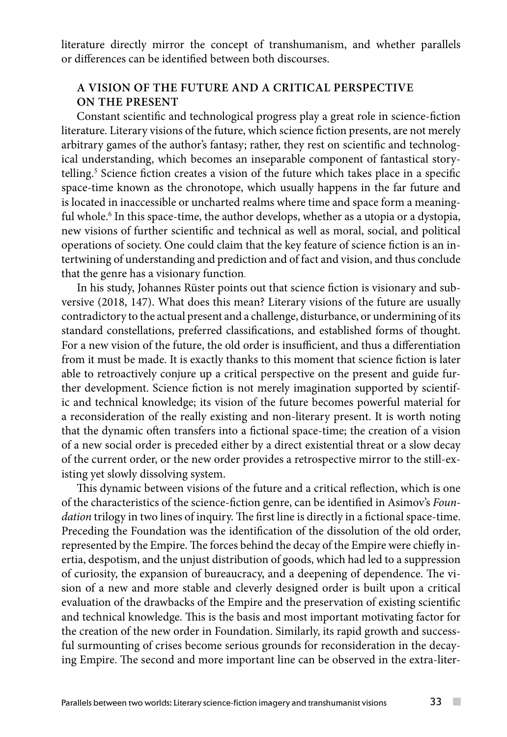literature directly mirror the concept of transhumanism, and whether parallels or differences can be identified between both discourses.

## A VISION OF THE FUTURE AND A CRITICAL PERSPECTIVE ON THE PRESENT

Constant scientific and technological progress play a great role in science-fiction literature. Literary visions of the future, which science fiction presents, are not merely arbitrary games of the author's fantasy; rather, they rest on scientific and technological understanding, which becomes an inseparable component of fantastical storytelling.[5] Science fiction creates a vision of the future which takes place in a specific space-time known as the chronotope, which usually happens in the far future and is located in inaccessible or uncharted realms where time and space form a meaningful whole.[6] In this space-time, the author develops, whether as a utopia or a dystopia, new visions of further scientific and technical as well as moral, social, and political operations of society. One could claim that the key feature of science fiction is an intertwining of understanding and prediction and of fact and vision, and thus conclude that the genre has a visionary function.

In his study, Johannes Rüster points out that science fiction is visionary and subversive (2018, 147). What does this mean? Literary visions of the future are usually contradictory to the actual present and a challenge, disturbance, or undermining of its standard constellations, preferred classifications, and established forms of thought. For a new vision of the future, the old order is insufficient, and thus a differentiation from it must be made. It is exactly thanks to this moment that science fiction is later able to retroactively conjure up a critical perspective on the present and guide further development. Science fiction is not merely imagination supported by scientific and technical knowledge; its vision of the future becomes powerful material for a reconsideration of the really existing and non-literary present. It is worth noting that the dynamic often transfers into a fictional space-time; the creation of a vision of a new social order is preceded either by a direct existential threat or a slow decay of the current order, or the new order provides a retrospective mirror to the still-existing yet slowly dissolving system.

This dynamic between visions of the future and a critical reflection, which is one of the characteristics of the science-fiction genre, can be identified in Asimov's *Foundation* trilogy in two lines of inquiry. The first line is directly in a fictional space-time. Preceding the Foundation was the identification of the dissolution of the old order, represented by the Empire. The forces behind the decay of the Empire were chiefly inertia, despotism, and the unjust distribution of goods, which had led to a suppression of curiosity, the expansion of bureaucracy, and a deepening of dependence. The vision of a new and more stable and cleverly designed order is built upon a critical evaluation of the drawbacks of the Empire and the preservation of existing scientific and technical knowledge. This is the basis and most important motivating factor for the creation of the new order in Foundation. Similarly, its rapid growth and successful surmounting of crises become serious grounds for reconsideration in the decaying Empire. The second and more important line can be observed in the extra-liter-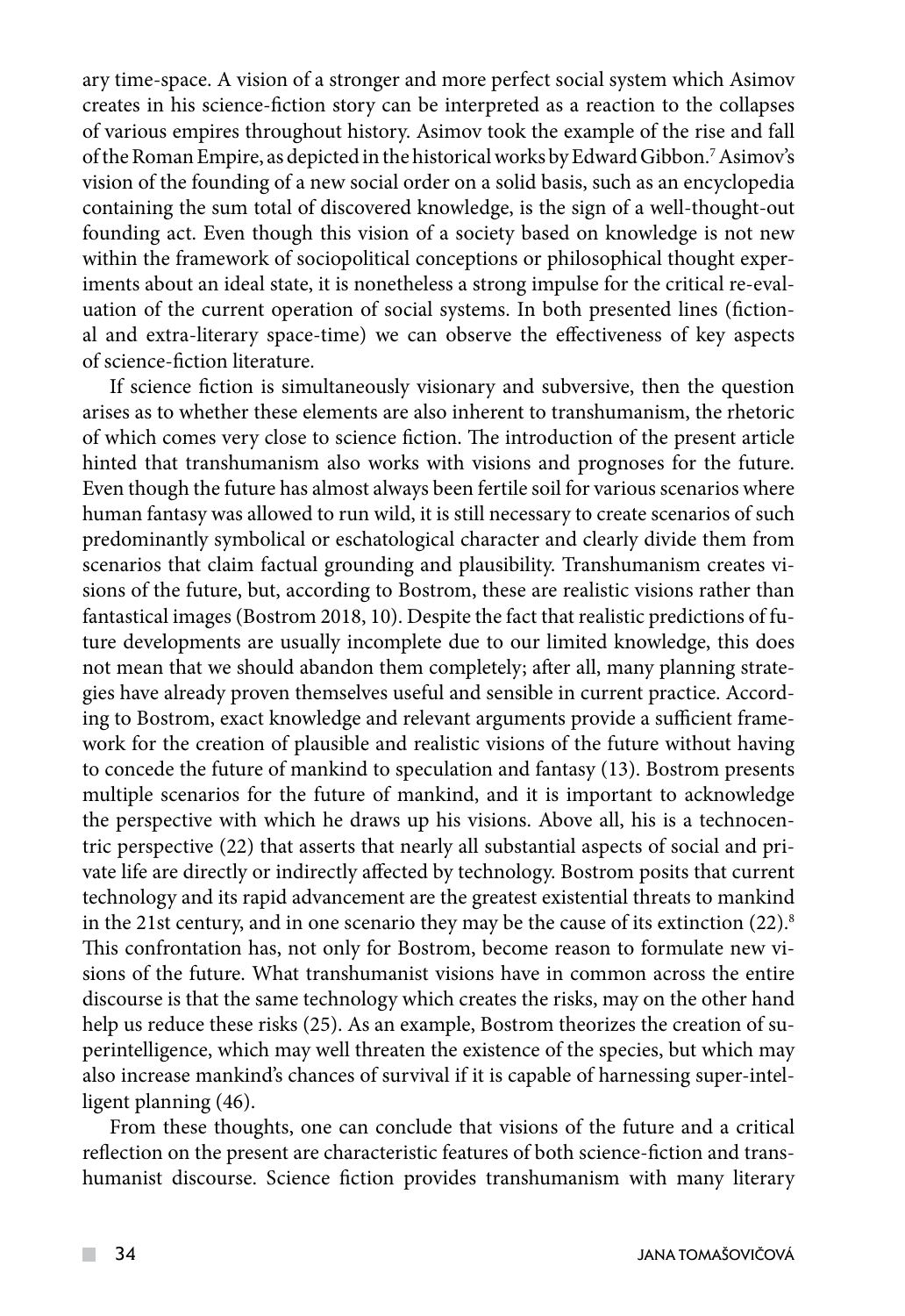ary time-space. A vision of a stronger and more perfect social system which Asimov creates in his science-fiction story can be interpreted as a reaction to the collapses of various empires throughout history. Asimov took the example of the rise and fall of the Roman Empire, as depicted in the historical works by Edward Gibbon.[7] Asimov's vision of the founding of a new social order on a solid basis, such as an encyclopedia containing the sum total of discovered knowledge, is the sign of a well-thought-out founding act. Even though this vision of a society based on knowledge is not new within the framework of sociopolitical conceptions or philosophical thought experiments about an ideal state, it is nonetheless a strong impulse for the critical re-evaluation of the current operation of social systems. In both presented lines (fictional and extra-literary space-time) we can observe the effectiveness of key aspects of science-fiction literature.

If science fiction is simultaneously visionary and subversive, then the question arises as to whether these elements are also inherent to transhumanism, the rhetoric of which comes very close to science fiction. The introduction of the present article hinted that transhumanism also works with visions and prognoses for the future. Even though the future has almost always been fertile soil for various scenarios where human fantasy was allowed to run wild, it is still necessary to create scenarios of such predominantly symbolical or eschatological character and clearly divide them from scenarios that claim factual grounding and plausibility. Transhumanism creates visions of the future, but, according to Bostrom, these are realistic visions rather than fantastical images (Bostrom 2018, 10). Despite the fact that realistic predictions of future developments are usually incomplete due to our limited knowledge, this does not mean that we should abandon them completely; after all, many planning strategies have already proven themselves useful and sensible in current practice. According to Bostrom, exact knowledge and relevant arguments provide a sufficient framework for the creation of plausible and realistic visions of the future without having to concede the future of mankind to speculation and fantasy (13). Bostrom presents multiple scenarios for the future of mankind, and it is important to acknowledge the perspective with which he draws up his visions. Above all, his is a technocentric perspective (22) that asserts that nearly all substantial aspects of social and private life are directly or indirectly affected by technology. Bostrom posits that current technology and its rapid advancement are the greatest existential threats to mankind in the 21st century, and in one scenario they may be the cause of its extinction (22).[8] This confrontation has, not only for Bostrom, become reason to formulate new visions of the future. What transhumanist visions have in common across the entire discourse is that the same technology which creates the risks, may on the other hand help us reduce these risks (25). As an example, Bostrom theorizes the creation of superintelligence, which may well threaten the existence of the species, but which may also increase mankind's chances of survival if it is capable of harnessing super-intelligent planning (46).

From these thoughts, one can conclude that visions of the future and a critical reflection on the present are characteristic features of both science-fiction and transhumanist discourse. Science fiction provides transhumanism with many literary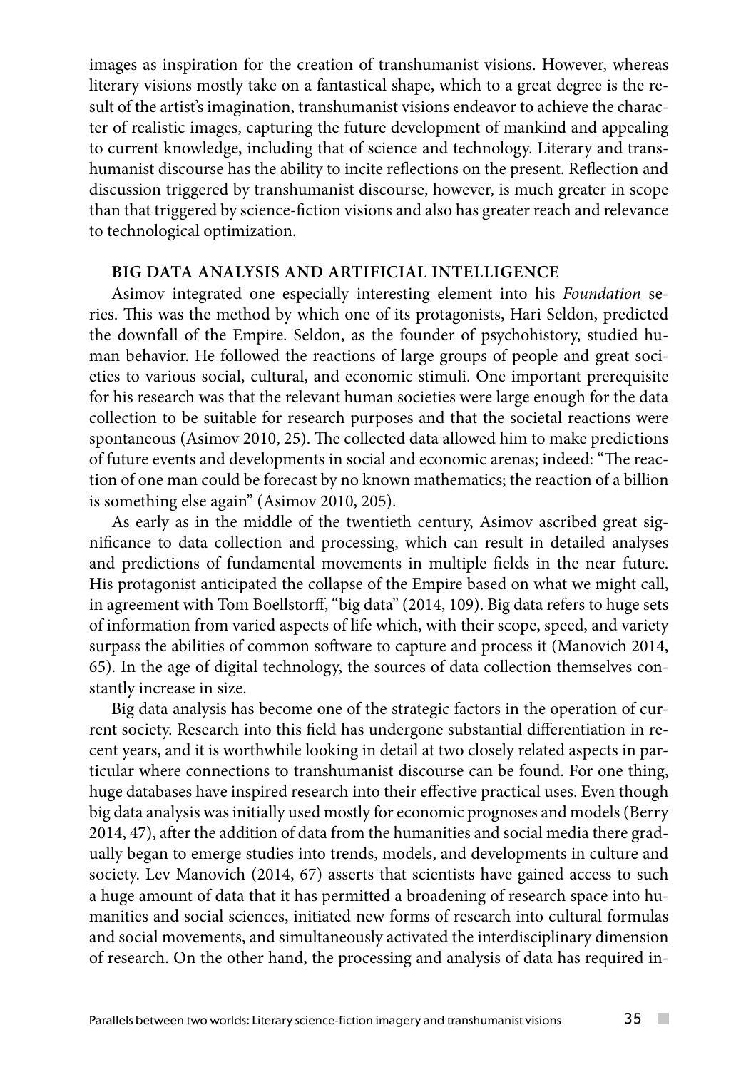images as inspiration for the creation of transhumanist visions. However, whereas literary visions mostly take on a fantastical shape, which to a great degree is the result of the artist's imagination, transhumanist visions endeavor to achieve the character of realistic images, capturing the future development of mankind and appealing to current knowledge, including that of science and technology. Literary and transhumanist discourse has the ability to incite reflections on the present. Reflection and discussion triggered by transhumanist discourse, however, is much greater in scope than that triggered by science-fiction visions and also has greater reach and relevance to technological optimization.

## BIG DATA ANALYSIS AND ARTIFICIAL INTELLIGENCE

Asimov integrated one especially interesting element into his *Foundation* series. This was the method by which one of its protagonists, Hari Seldon, predicted the downfall of the Empire. Seldon, as the founder of psychohistory, studied human behavior. He followed the reactions of large groups of people and great societies to various social, cultural, and economic stimuli. One important prerequisite for his research was that the relevant human societies were large enough for the data collection to be suitable for research purposes and that the societal reactions were spontaneous (Asimov 2010, 25). The collected data allowed him to make predictions of future events and developments in social and economic arenas; indeed: "The reaction of one man could be forecast by no known mathematics; the reaction of a billion is something else again" (Asimov 2010, 205).

As early as in the middle of the twentieth century, Asimov ascribed great significance to data collection and processing, which can result in detailed analyses and predictions of fundamental movements in multiple fields in the near future. His protagonist anticipated the collapse of the Empire based on what we might call, in agreement with Tom Boellstorff, "big data" (2014, 109). Big data refers to huge sets of information from varied aspects of life which, with their scope, speed, and variety surpass the abilities of common software to capture and process it (Manovich 2014, 65). In the age of digital technology, the sources of data collection themselves constantly increase in size.

Big data analysis has become one of the strategic factors in the operation of current society. Research into this field has undergone substantial differentiation in recent years, and it is worthwhile looking in detail at two closely related aspects in particular where connections to transhumanist discourse can be found. For one thing, huge databases have inspired research into their effective practical uses. Even though big data analysis was initially used mostly for economic prognoses and models (Berry 2014, 47), after the addition of data from the humanities and social media there gradually began to emerge studies into trends, models, and developments in culture and society. Lev Manovich (2014, 67) asserts that scientists have gained access to such a huge amount of data that it has permitted a broadening of research space into humanities and social sciences, initiated new forms of research into cultural formulas and social movements, and simultaneously activated the interdisciplinary dimension of research. On the other hand, the processing and analysis of data has required in-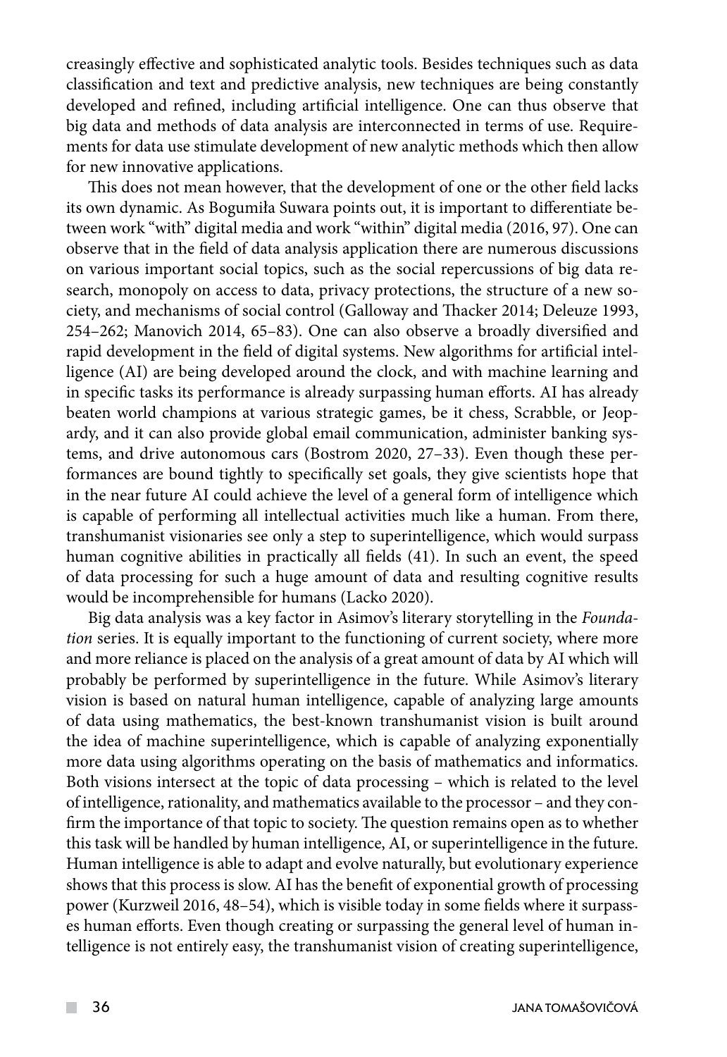creasingly effective and sophisticated analytic tools. Besides techniques such as data classification and text and predictive analysis, new techniques are being constantly developed and refined, including artificial intelligence. One can thus observe that big data and methods of data analysis are interconnected in terms of use. Requirements for data use stimulate development of new analytic methods which then allow for new innovative applications.

This does not mean however, that the development of one or the other field lacks its own dynamic. As Bogumiła Suwara points out, it is important to differentiate between work "with" digital media and work "within" digital media (2016, 97). One can observe that in the field of data analysis application there are numerous discussions on various important social topics, such as the social repercussions of big data research, monopoly on access to data, privacy protections, the structure of a new society, and mechanisms of social control (Galloway and Thacker 2014; Deleuze 1993, 254–262; Manovich 2014, 65–83). One can also observe a broadly diversified and rapid development in the field of digital systems. New algorithms for artificial intelligence (AI) are being developed around the clock, and with machine learning and in specific tasks its performance is already surpassing human efforts. AI has already beaten world champions at various strategic games, be it chess, Scrabble, or Jeopardy, and it can also provide global email communication, administer banking systems, and drive autonomous cars (Bostrom 2020, 27–33). Even though these performances are bound tightly to specifically set goals, they give scientists hope that in the near future AI could achieve the level of a general form of intelligence which is capable of performing all intellectual activities much like a human. From there, transhumanist visionaries see only a step to superintelligence, which would surpass human cognitive abilities in practically all fields (41). In such an event, the speed of data processing for such a huge amount of data and resulting cognitive results would be incomprehensible for humans (Lacko 2020).

Big data analysis was a key factor in Asimov's literary storytelling in the *Foundation* series. It is equally important to the functioning of current society, where more and more reliance is placed on the analysis of a great amount of data by AI which will probably be performed by superintelligence in the future. While Asimov's literary vision is based on natural human intelligence, capable of analyzing large amounts of data using mathematics, the best-known transhumanist vision is built around the idea of machine superintelligence, which is capable of analyzing exponentially more data using algorithms operating on the basis of mathematics and informatics. Both visions intersect at the topic of data processing – which is related to the level of intelligence, rationality, and mathematics available to the processor – and they confirm the importance of that topic to society. The question remains open as to whether this task will be handled by human intelligence, AI, or superintelligence in the future. Human intelligence is able to adapt and evolve naturally, but evolutionary experience shows that this process is slow. AI has the benefit of exponential growth of processing power (Kurzweil 2016, 48–54), which is visible today in some fields where it surpasses human efforts. Even though creating or surpassing the general level of human intelligence is not entirely easy, the transhumanist vision of creating superintelligence,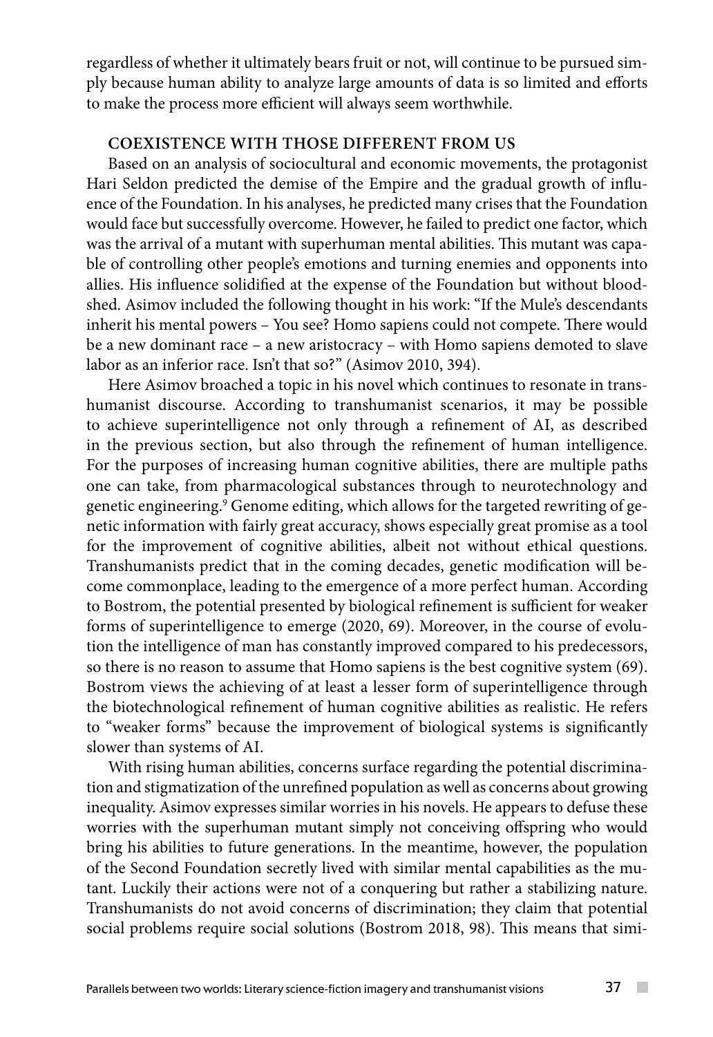regardless of whether it ultimately bears fruit or not, will continue to be pursued simply because human ability to analyze large amounts of data is so limited and efforts to make the process more efficient will always seem worthwhile.

## COEXISTENCE WITH THOSE DIFFERENT FROM US

Based on an analysis of sociocultural and economic movements, the protagonist Hari Seldon predicted the demise of the Empire and the gradual growth of influence of the Foundation. In his analyses, he predicted many crises that the Foundation would face but successfully overcome. However, he failed to predict one factor, which was the arrival of a mutant with superhuman mental abilities. This mutant was capable of controlling other people's emotions and turning enemies and opponents into allies. His influence solidified at the expense of the Foundation but without bloodshed. Asimov included the following thought in his work: "If the Mule's descendants inherit his mental powers – You see? Homo sapiens could not compete. There would be a new dominant race – a new aristocracy – with Homo sapiens demoted to slave labor as an inferior race. Isn't that so?" (Asimov 2010, 394).

Here Asimov broached a topic in his novel which continues to resonate in transhumanist discourse. According to transhumanist scenarios, it may be possible to achieve superintelligence not only through a refinement of AI, as described in the previous section, but also through the refinement of human intelligence. For the purposes of increasing human cognitive abilities, there are multiple paths one can take, from pharmacological substances through to neurotechnology and genetic engineering.[9] Genome editing, which allows for the targeted rewriting of genetic information with fairly great accuracy, shows especially great promise as a tool for the improvement of cognitive abilities, albeit not without ethical questions. Transhumanists predict that in the coming decades, genetic modification will become commonplace, leading to the emergence of a more perfect human. According to Bostrom, the potential presented by biological refinement is sufficient for weaker forms of superintelligence to emerge (2020, 69). Moreover, in the course of evolution the intelligence of man has constantly improved compared to his predecessors, so there is no reason to assume that Homo sapiens is the best cognitive system (69). Bostrom views the achieving of at least a lesser form of superintelligence through the biotechnological refinement of human cognitive abilities as realistic. He refers to "weaker forms" because the improvement of biological systems is significantly slower than systems of AI.

With rising human abilities, concerns surface regarding the potential discrimination and stigmatization of the unrefined population as well as concerns about growing inequality. Asimov expresses similar worries in his novels. He appears to defuse these worries with the superhuman mutant simply not conceiving offspring who would bring his abilities to future generations. In the meantime, however, the population of the Second Foundation secretly lived with similar mental capabilities as the mutant. Luckily their actions were not of a conquering but rather a stabilizing nature. Transhumanists do not avoid concerns of discrimination; they claim that potential social problems require social solutions (Bostrom 2018, 98). This means that simi-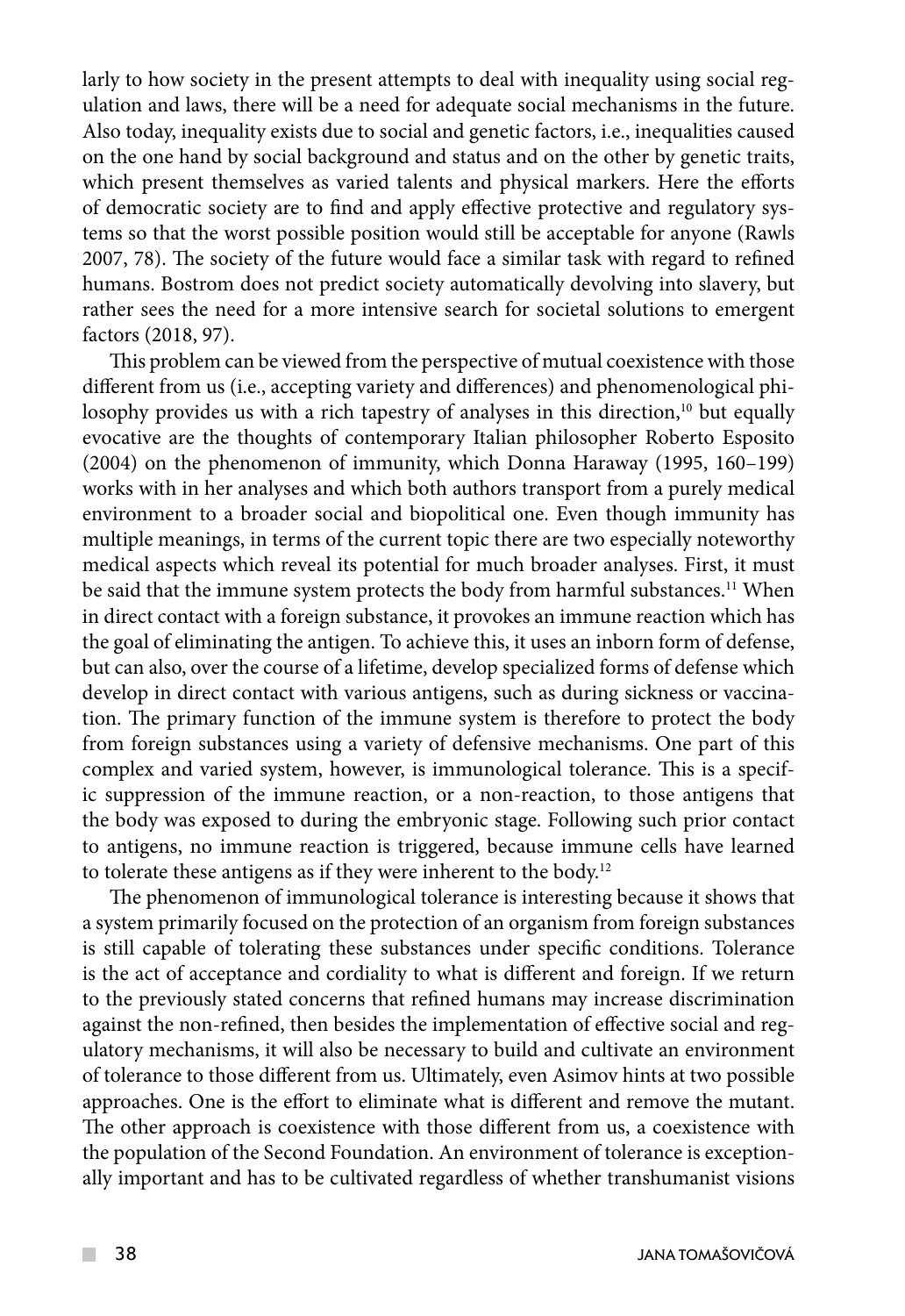larly to how society in the present attempts to deal with inequality using social regulation and laws, there will be a need for adequate social mechanisms in the future. Also today, inequality exists due to social and genetic factors, i.e., inequalities caused on the one hand by social background and status and on the other by genetic traits, which present themselves as varied talents and physical markers. Here the efforts of democratic society are to find and apply effective protective and regulatory systems so that the worst possible position would still be acceptable for anyone (Rawls 2007, 78). The society of the future would face a similar task with regard to refined humans. Bostrom does not predict society automatically devolving into slavery, but rather sees the need for a more intensive search for societal solutions to emergent factors (2018, 97).

This problem can be viewed from the perspective of mutual coexistence with those different from us (i.e., accepting variety and differences) and phenomenological philosophy provides us with a rich tapestry of analyses in this direction,[10] but equally evocative are the thoughts of contemporary Italian philosopher Roberto Esposito (2004) on the phenomenon of immunity, which Donna Haraway (1995, 160–199) works with in her analyses and which both authors transport from a purely medical environment to a broader social and biopolitical one. Even though immunity has multiple meanings, in terms of the current topic there are two especially noteworthy medical aspects which reveal its potential for much broader analyses. First, it must be said that the immune system protects the body from harmful substances.[11] When in direct contact with a foreign substance, it provokes an immune reaction which has the goal of eliminating the antigen. To achieve this, it uses an inborn form of defense, but can also, over the course of a lifetime, develop specialized forms of defense which develop in direct contact with various antigens, such as during sickness or vaccination. The primary function of the immune system is therefore to protect the body from foreign substances using a variety of defensive mechanisms. One part of this complex and varied system, however, is immunological tolerance. This is a specific suppression of the immune reaction, or a non-reaction, to those antigens that the body was exposed to during the embryonic stage. Following such prior contact to antigens, no immune reaction is triggered, because immune cells have learned to tolerate these antigens as if they were inherent to the body.[12]

The phenomenon of immunological tolerance is interesting because it shows that a system primarily focused on the protection of an organism from foreign substances is still capable of tolerating these substances under specific conditions. Tolerance is the act of acceptance and cordiality to what is different and foreign. If we return to the previously stated concerns that refined humans may increase discrimination against the non-refined, then besides the implementation of effective social and regulatory mechanisms, it will also be necessary to build and cultivate an environment of tolerance to those different from us. Ultimately, even Asimov hints at two possible approaches. One is the effort to eliminate what is different and remove the mutant. The other approach is coexistence with those different from us, a coexistence with the population of the Second Foundation. An environment of tolerance is exceptionally important and has to be cultivated regardless of whether transhumanist visions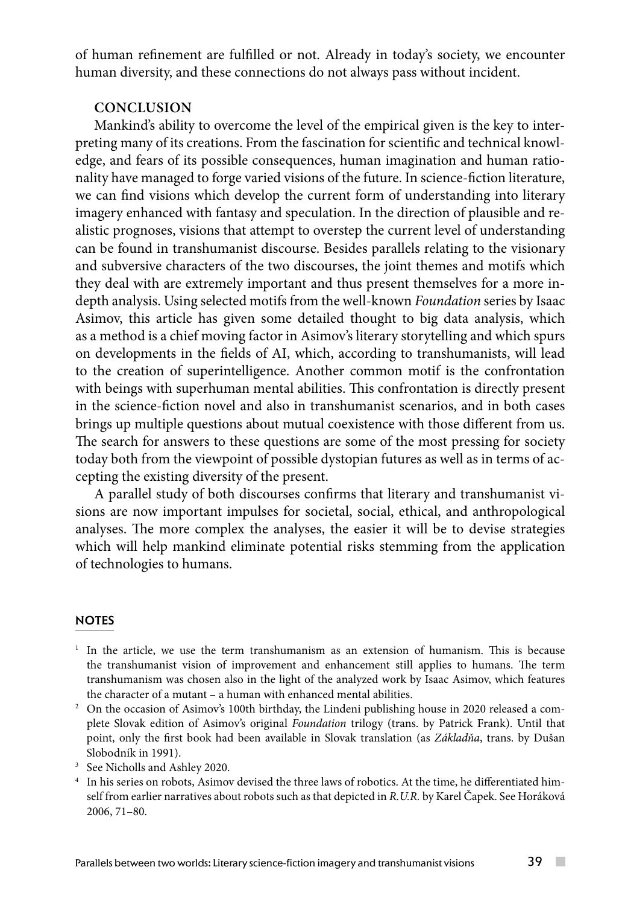of human refinement are fulfilled or not. Already in today's society, we encounter human diversity, and these connections do not always pass without incident.

## CONCLUSION

Mankind's ability to overcome the level of the empirical given is the key to interpreting many of its creations. From the fascination for scientific and technical knowledge, and fears of its possible consequences, human imagination and human rationality have managed to forge varied visions of the future. In science-fiction literature, we can find visions which develop the current form of understanding into literary imagery enhanced with fantasy and speculation. In the direction of plausible and realistic prognoses, visions that attempt to overstep the current level of understanding can be found in transhumanist discourse. Besides parallels relating to the visionary and subversive characters of the two discourses, the joint themes and motifs which they deal with are extremely important and thus present themselves for a more in-depth analysis. Using selected motifs from the well-known *Foundation* series by Isaac Asimov, this article has given some detailed thought to big data analysis, which as a method is a chief moving factor in Asimov's literary storytelling and which spurs on developments in the fields of AI, which, according to transhumanists, will lead to the creation of superintelligence. Another common motif is the confrontation with beings with superhuman mental abilities. This confrontation is directly present in the science-fiction novel and also in transhumanist scenarios, and in both cases brings up multiple questions about mutual coexistence with those different from us. The search for answers to these questions are some of the most pressing for society today both from the viewpoint of possible dystopian futures as well as in terms of accepting the existing diversity of the present.

A parallel study of both discourses confirms that literary and transhumanist visions are now important impulses for societal, social, ethical, and anthropological analyses. The more complex the analyses, the easier it will be to devise strategies which will help mankind eliminate potential risks stemming from the application of technologies to humans.

## NOTES

[1] In the article, we use the term transhumanism as an extension of humanism. This is because the transhumanist vision of improvement and enhancement still applies to humans. The term transhumanism was chosen also in the light of the analyzed work by Isaac Asimov, which features the character of a mutant – a human with enhanced mental abilities.

[2] On the occasion of Asimov's 100th birthday, the Lindeni publishing house in 2020 released a complete Slovak edition of Asimov's original *Foundation* trilogy (trans. by Patrick Frank). Until that point, only the first book had been available in Slovak translation (as *Základňa*, trans. by Dušan Slobodník in 1991).

[3] See Nicholls and Ashley 2020.

[4] In his series on robots, Asimov devised the three laws of robotics. At the time, he differentiated himself from earlier narratives about robots such as that depicted in *R.U.R.* by Karel Čapek. See Horáková 2006, 71–80.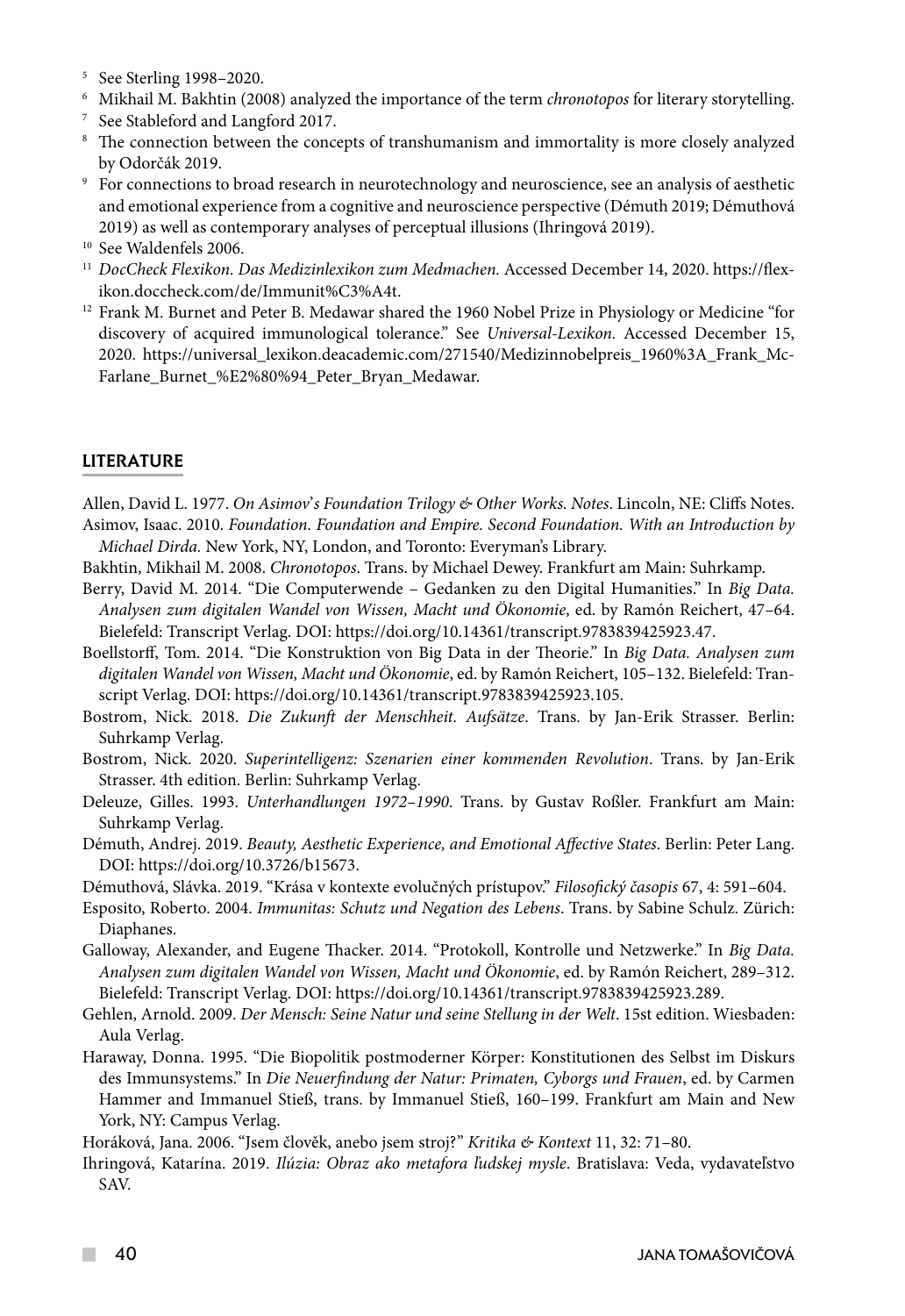[5] See Sterling 1998–2020.

[6] Mikhail M. Bakhtin (2008) analyzed the importance of the term *chronotopos* for literary storytelling.

[7] See Stableford and Langford 2017.

[8] The connection between the concepts of transhumanism and immortality is more closely analyzed by Odorčák 2019.

[9] For connections to broad research in neurotechnology and neuroscience, see an analysis of aesthetic and emotional experience from a cognitive and neuroscience perspective (Démuth 2019; Démuthová 2019) as well as contemporary analyses of perceptual illusions (Ihringová 2019).

[10] See Waldenfels 2006.

[11] *DocCheck Flexikon. Das Medizinlexikon zum Medmachen.* Accessed December 14, 2020. https://flexikon.doccheck.com/de/Immunit%C3%A4t.

[12] Frank M. Burnet and Peter B. Medawar shared the 1960 Nobel Prize in Physiology or Medicine "for discovery of acquired immunological tolerance." See *Universal-Lexikon.* Accessed December 15, 2020. https://universal_lexikon.deacademic.com/271540/Medizinnobelpreis_1960%3A_Frank_McFarlane_Burnet_%E2%80%94_Peter_Bryan_Medawar.

## LITERATURE

Allen, David L. 1977. *On Asimov's Foundation Trilogy & Other Works. Notes*. Lincoln, NE: Cliffs Notes.

Asimov, Isaac. 2010. *Foundation. Foundation and Empire. Second Foundation. With an Introduction by Michael Dirda.* New York, NY, London, and Toronto: Everyman's Library.

Bakhtin, Mikhail M. 2008. *Chronotopos*. Trans. by Michael Dewey. Frankfurt am Main: Suhrkamp.

Berry, David M. 2014. "Die Computerwende – Gedanken zu den Digital Humanities." In *Big Data. Analysen zum digitalen Wandel von Wissen, Macht und Ökonomie*, ed. by Ramón Reichert, 47–64. Bielefeld: Transcript Verlag. DOI: https://doi.org/10.14361/transcript.9783839425923.47.

Boellstorff, Tom. 2014. "Die Konstruktion von Big Data in der Theorie." In *Big Data. Analysen zum digitalen Wandel von Wissen, Macht und Ökonomie*, ed. by Ramón Reichert, 105–132. Bielefeld: Transcript Verlag. DOI: https://doi.org/10.14361/transcript.9783839425923.105.

Bostrom, Nick. 2018. *Die Zukunft der Menschheit. Aufsätze*. Trans. by Jan-Erik Strasser. Berlin: Suhrkamp Verlag.

Bostrom, Nick. 2020. *Superintelligenz: Szenarien einer kommenden Revolution*. Trans. by Jan-Erik Strasser. 4th edition. Berlin: Suhrkamp Verlag.

Deleuze, Gilles. 1993. *Unterhandlungen 1972–1990*. Trans. by Gustav Roßler. Frankfurt am Main: Suhrkamp Verlag.

Démuth, Andrej. 2019. *Beauty, Aesthetic Experience, and Emotional Affective States*. Berlin: Peter Lang. DOI: https://doi.org/10.3726/b15673.

Démuthová, Slávka. 2019. "Krása v kontexte evolučných prístupov." *Filosofický časopis* 67, 4: 591–604.

Esposito, Roberto. 2004. *Immunitas: Schutz und Negation des Lebens*. Trans. by Sabine Schulz. Zürich: Diaphanes.

Galloway, Alexander, and Eugene Thacker. 2014. "Protokoll, Kontrolle und Netzwerke." In *Big Data. Analysen zum digitalen Wandel von Wissen, Macht und Ökonomie*, ed. by Ramón Reichert, 289–312. Bielefeld: Transcript Verlag. DOI: https://doi.org/10.14361/transcript.9783839425923.289.

Gehlen, Arnold. 2009. *Der Mensch: Seine Natur und seine Stellung in der Welt*. 15st edition. Wiesbaden: Aula Verlag.

Haraway, Donna. 1995. "Die Biopolitik postmoderner Körper: Konstitutionen des Selbst im Diskurs des Immunsystems." In *Die Neuerfindung der Natur: Primaten, Cyborgs und Frauen*, ed. by Carmen Hammer and Immanuel Stieß, trans. by Immanuel Stieß, 160–199. Frankfurt am Main and New York, NY: Campus Verlag.

Horáková, Jana. 2006. "Jsem člověk, anebo jsem stroj?" *Kritika & Kontext* 11, 32: 71–80.

Ihringová, Katarína. 2019. *Ilúzia: Obraz ako metafora ľudskej mysle*. Bratislava: Veda, vydavateľstvo SAV.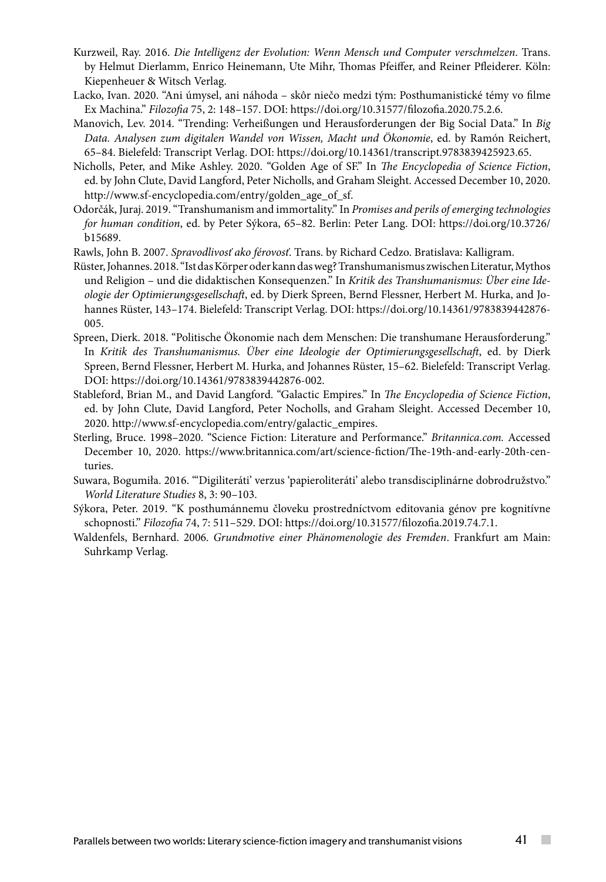Kurzweil, Ray. 2016. *Die Intelligenz der Evolution: Wenn Mensch und Computer verschmelzen*. Trans. by Helmut Dierlamm, Enrico Heinemann, Ute Mihr, Thomas Pfeiffer, and Reiner Pfleiderer. Köln: Kiepenheuer & Witsch Verlag.

Lacko, Ivan. 2020. "Ani úmysel, ani náhoda – skôr niečo medzi tým: Posthumanistické témy vo filme Ex Machina." *Filozofia* 75, 2: 148–157. DOI: https://doi.org/10.31577/filozofia.2020.75.2.6.

Manovich, Lev. 2014. "Trending: Verheißungen und Herausforderungen der Big Social Data." In *Big Data. Analysen zum digitalen Wandel von Wissen, Macht und Ökonomie*, ed. by Ramón Reichert, 65–84. Bielefeld: Transcript Verlag. DOI: https://doi.org/10.14361/transcript.9783839425923.65.

Nicholls, Peter, and Mike Ashley. 2020. "Golden Age of SF." In *The Encyclopedia of Science Fiction*, ed. by John Clute, David Langford, Peter Nicholls, and Graham Sleight. Accessed December 10, 2020. http://www.sf-encyclopedia.com/entry/golden_age_of_sf.

Odorčák, Juraj. 2019. "Transhumanism and immortality." In *Promises and perils of emerging technologies for human condition*, ed. by Peter Sýkora, 65–82. Berlin: Peter Lang. DOI: https://doi.org/10.3726/b15689.

Rawls, John B. 2007. *Spravodlivosť ako férovosť*. Trans. by Richard Cedzo. Bratislava: Kalligram.

Rüster, Johannes. 2018. "Ist das Körper oder kann das weg? Transhumanismus zwischen Literatur, Mythos und Religion – und die didaktischen Konsequenzen." In *Kritik des Transhumanismus: Über eine Ideologie der Optimierungsgesellschaft*, ed. by Dierk Spreen, Bernd Flessner, Herbert M. Hurka, and Johannes Rüster, 143–174. Bielefeld: Transcript Verlag. DOI: https://doi.org/10.14361/9783839442876-005.

Spreen, Dierk. 2018. "Politische Ökonomie nach dem Menschen: Die transhumane Herausforderung." In *Kritik des Transhumanismus. Über eine Ideologie der Optimierungsgesellschaft*, ed. by Dierk Spreen, Bernd Flessner, Herbert M. Hurka, and Johannes Rüster, 15–62. Bielefeld: Transcript Verlag. DOI: https://doi.org/10.14361/9783839442876-002.

Stableford, Brian M., and David Langford. "Galactic Empires." In *The Encyclopedia of Science Fiction*, ed. by John Clute, David Langford, Peter Nocholls, and Graham Sleight. Accessed December 10, 2020. http://www.sf-encyclopedia.com/entry/galactic_empires.

Sterling, Bruce. 1998–2020. "Science Fiction: Literature and Performance." *Britannica.com.* Accessed December 10, 2020. https://www.britannica.com/art/science-fiction/The-19th-and-early-20th-centuries.

Suwara, Bogumiła. 2016. "'Digiliteráti' verzus 'papieroliteráti' alebo transdisciplinárne dobrodružstvo." *World Literature Studies* 8, 3: 90–103.

Sýkora, Peter. 2019. "K posthumánnemu človeku prostredníctvom editovania génov pre kognitívne schopnosti." *Filozofia* 74, 7: 511–529. DOI: https://doi.org/10.31577/filozofia.2019.74.7.1.

Waldenfels, Bernhard. 2006. *Grundmotive einer Phänomenologie des Fremden*. Frankfurt am Main: Suhrkamp Verlag.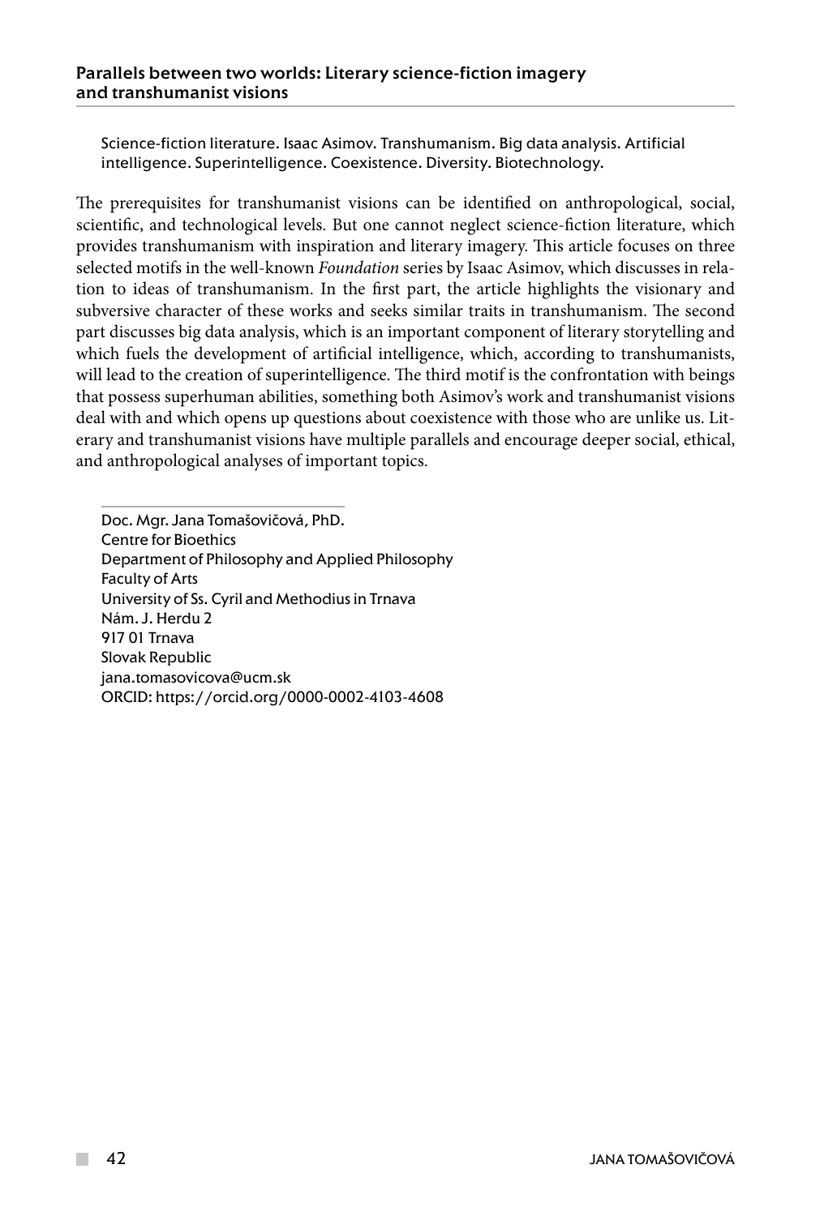**Parallels between two worlds: Literary science-fiction imagery and transhumanist visions**

Science-fiction literature. Isaac Asimov. Transhumanism. Big data analysis. Artificial intelligence. Superintelligence. Coexistence. Diversity. Biotechnology.

The prerequisites for transhumanist visions can be identified on anthropological, social, scientific, and technological levels. But one cannot neglect science-fiction literature, which provides transhumanism with inspiration and literary imagery. This article focuses on three selected motifs in the well-known *Foundation* series by Isaac Asimov, which discusses in relation to ideas of transhumanism. In the first part, the article highlights the visionary and subversive character of these works and seeks similar traits in transhumanism. The second part discusses big data analysis, which is an important component of literary storytelling and which fuels the development of artificial intelligence, which, according to transhumanists, will lead to the creation of superintelligence. The third motif is the confrontation with beings that possess superhuman abilities, something both Asimov's work and transhumanist visions deal with and which opens up questions about coexistence with those who are unlike us. Literary and transhumanist visions have multiple parallels and encourage deeper social, ethical, and anthropological analyses of important topics.

Doc. Mgr. Jana Tomašovičová, PhD.
Centre for Bioethics
Department of Philosophy and Applied Philosophy
Faculty of Arts
University of Ss. Cyril and Methodius in Trnava
Nám. J. Herdu 2
917 01 Trnava
Slovak Republic
jana.tomasovicova@ucm.sk
ORCID: https://orcid.org/0000-0002-4103-4608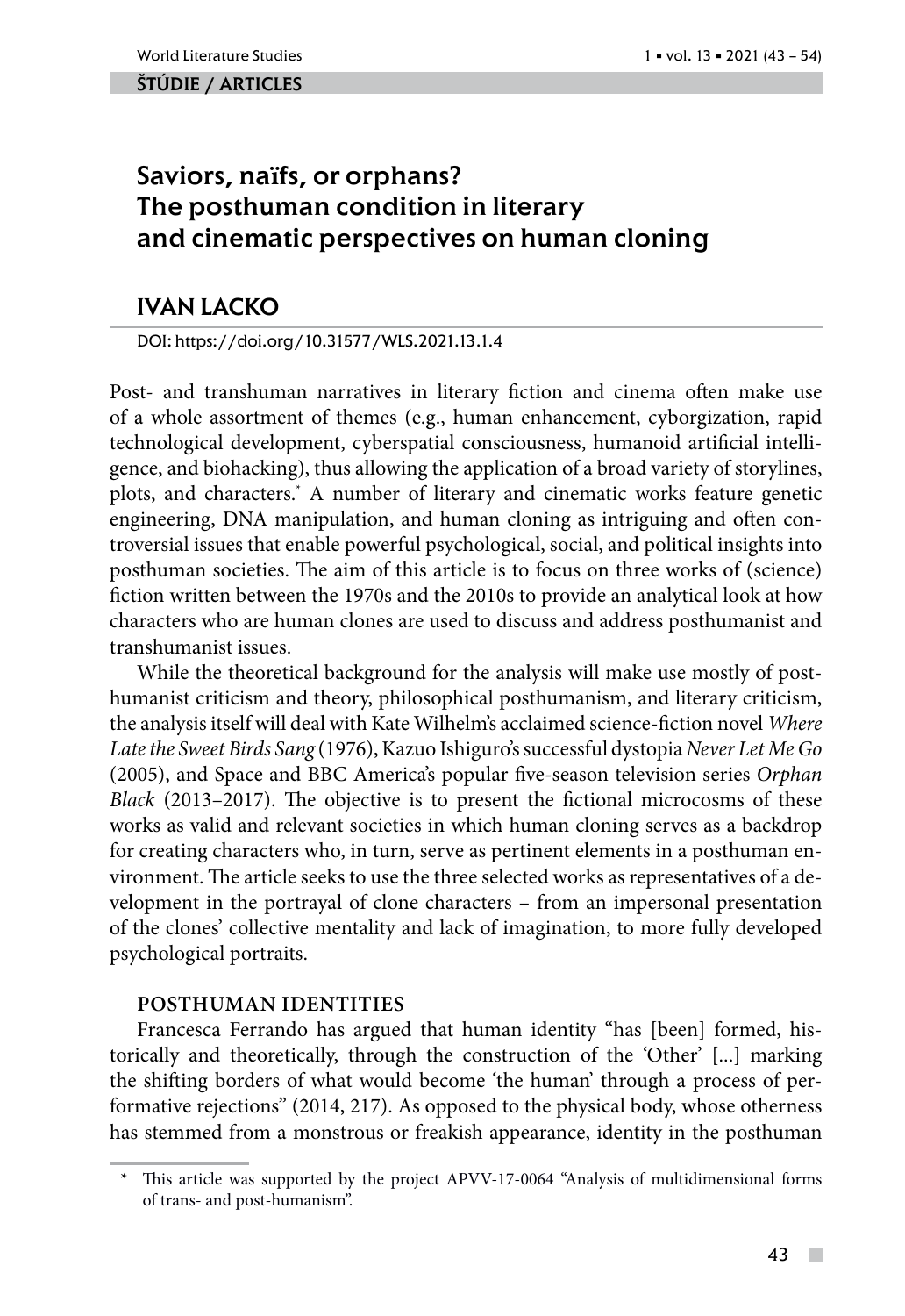**ŠTÚDIE / ARTICLES**

# Saviors, naïfs, or orphans? The posthuman condition in literary and cinematic perspectives on human cloning

## IVAN LACKO

DOI: https://doi.org/10.31577/WLS.2021.13.1.4

Post- and transhuman narratives in literary fiction and cinema often make use of a whole assortment of themes (e.g., human enhancement, cyborgization, rapid technological development, cyberspatial consciousness, humanoid artificial intelligence, and biohacking), thus allowing the application of a broad variety of storylines, plots, and characters.* A number of literary and cinematic works feature genetic engineering, DNA manipulation, and human cloning as intriguing and often controversial issues that enable powerful psychological, social, and political insights into posthuman societies. The aim of this article is to focus on three works of (science) fiction written between the 1970s and the 2010s to provide an analytical look at how characters who are human clones are used to discuss and address posthumanist and transhumanist issues.

While the theoretical background for the analysis will make use mostly of posthumanist criticism and theory, philosophical posthumanism, and literary criticism, the analysis itself will deal with Kate Wilhelm's acclaimed science-fiction novel *Where Late the Sweet Birds Sang* (1976), Kazuo Ishiguro's successful dystopia *Never Let Me Go* (2005), and Space and BBC America's popular five-season television series *Orphan Black* (2013–2017). The objective is to present the fictional microcosms of these works as valid and relevant societies in which human cloning serves as a backdrop for creating characters who, in turn, serve as pertinent elements in a posthuman environment. The article seeks to use the three selected works as representatives of a development in the portrayal of clone characters – from an impersonal presentation of the clones' collective mentality and lack of imagination, to more fully developed psychological portraits.

### POSTHUMAN IDENTITIES

Francesca Ferrando has argued that human identity "has [been] formed, historically and theoretically, through the construction of the 'Other' [...] marking the shifting borders of what would become 'the human' through a process of performative rejections" (2014, 217). As opposed to the physical body, whose otherness has stemmed from a monstrous or freakish appearance, identity in the posthuman

---

* This article was supported by the project APVV-17-0064 "Analysis of multidimensional forms of trans- and post-humanism".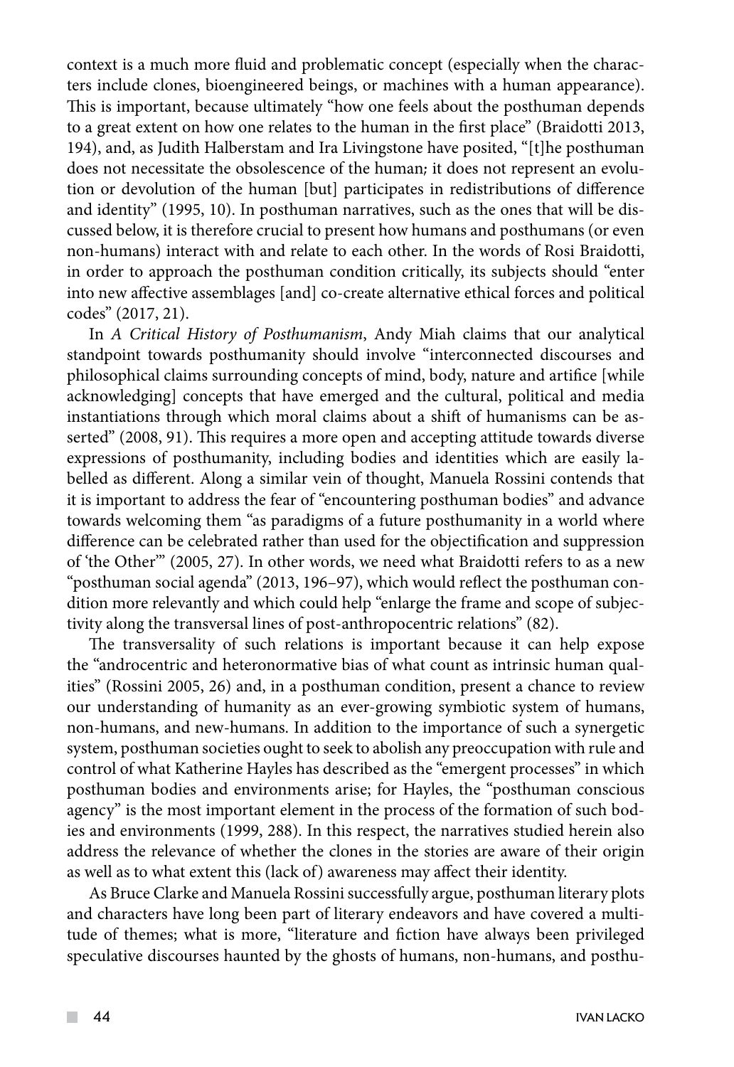context is a much more fluid and problematic concept (especially when the characters include clones, bioengineered beings, or machines with a human appearance). This is important, because ultimately "how one feels about the posthuman depends to a great extent on how one relates to the human in the first place" (Braidotti 2013, 194), and, as Judith Halberstam and Ira Livingstone have posited, "[t]he posthuman does not necessitate the obsolescence of the human; it does not represent an evolution or devolution of the human [but] participates in redistributions of difference and identity" (1995, 10). In posthuman narratives, such as the ones that will be discussed below, it is therefore crucial to present how humans and posthumans (or even non-humans) interact with and relate to each other. In the words of Rosi Braidotti, in order to approach the posthuman condition critically, its subjects should "enter into new affective assemblages [and] co-create alternative ethical forces and political codes" (2017, 21).

In *A Critical History of Posthumanism*, Andy Miah claims that our analytical standpoint towards posthumanity should involve "interconnected discourses and philosophical claims surrounding concepts of mind, body, nature and artifice [while acknowledging] concepts that have emerged and the cultural, political and media instantiations through which moral claims about a shift of humanisms can be asserted" (2008, 91). This requires a more open and accepting attitude towards diverse expressions of posthumanity, including bodies and identities which are easily labelled as different. Along a similar vein of thought, Manuela Rossini contends that it is important to address the fear of "encountering posthuman bodies" and advance towards welcoming them "as paradigms of a future posthumanity in a world where difference can be celebrated rather than used for the objectification and suppression of 'the Other'" (2005, 27). In other words, we need what Braidotti refers to as a new "posthuman social agenda" (2013, 196–97), which would reflect the posthuman condition more relevantly and which could help "enlarge the frame and scope of subjectivity along the transversal lines of post-anthropocentric relations" (82).

The transversality of such relations is important because it can help expose the "androcentric and heteronormative bias of what count as intrinsic human qualities" (Rossini 2005, 26) and, in a posthuman condition, present a chance to review our understanding of humanity as an ever-growing symbiotic system of humans, non-humans, and new-humans. In addition to the importance of such a synergetic system, posthuman societies ought to seek to abolish any preoccupation with rule and control of what Katherine Hayles has described as the "emergent processes" in which posthuman bodies and environments arise; for Hayles, the "posthuman conscious agency" is the most important element in the process of the formation of such bodies and environments (1999, 288). In this respect, the narratives studied herein also address the relevance of whether the clones in the stories are aware of their origin as well as to what extent this (lack of) awareness may affect their identity.

As Bruce Clarke and Manuela Rossini successfully argue, posthuman literary plots and characters have long been part of literary endeavors and have covered a multitude of themes; what is more, "literature and fiction have always been privileged speculative discourses haunted by the ghosts of humans, non-humans, and posthu-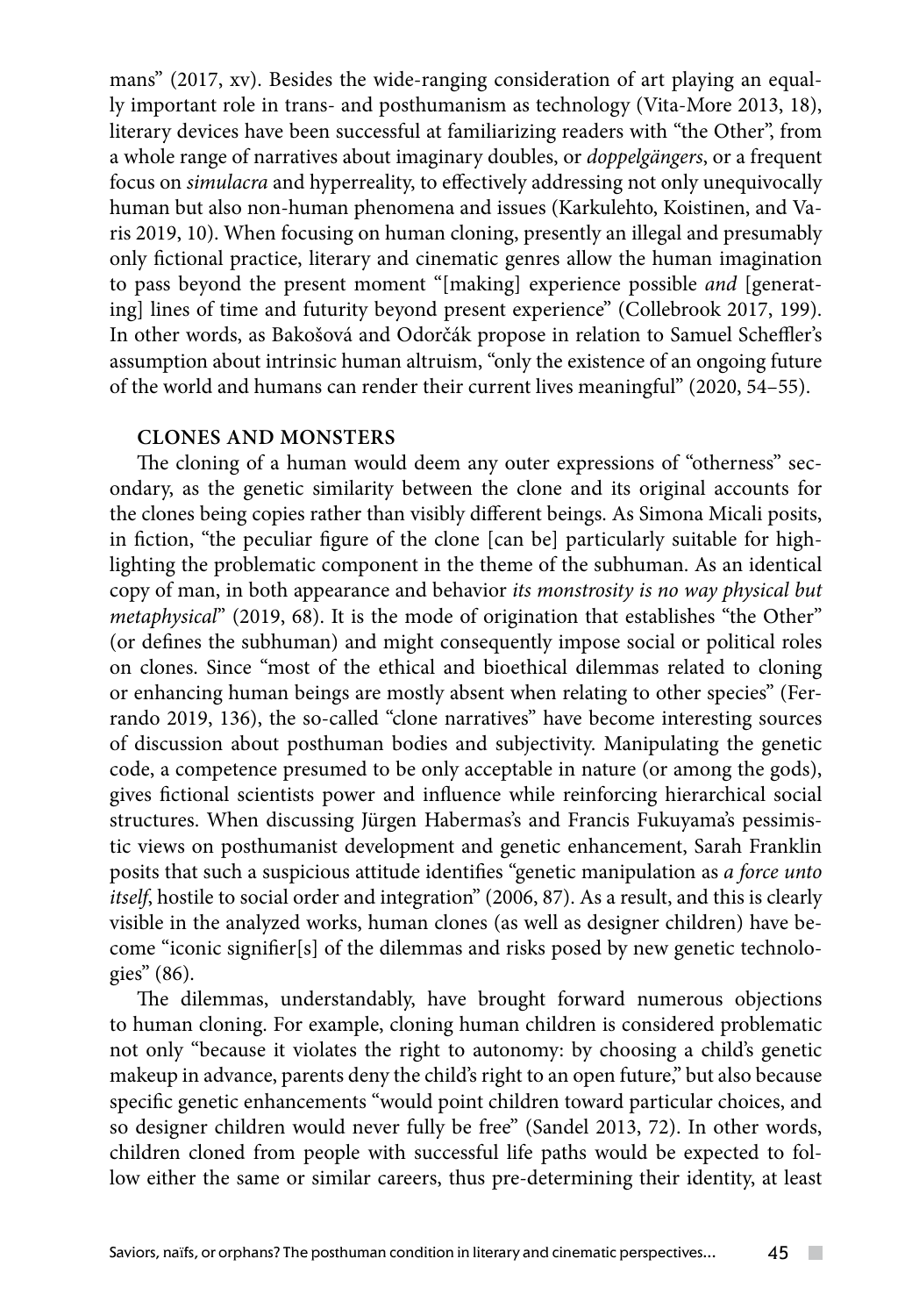mans" (2017, xv). Besides the wide-ranging consideration of art playing an equally important role in trans- and posthumanism as technology (Vita-More 2013, 18), literary devices have been successful at familiarizing readers with "the Other", from a whole range of narratives about imaginary doubles, or *doppelgängers*, or a frequent focus on *simulacra* and hyperreality, to effectively addressing not only unequivocally human but also non-human phenomena and issues (Karkulehto, Koistinen, and Varis 2019, 10). When focusing on human cloning, presently an illegal and presumably only fictional practice, literary and cinematic genres allow the human imagination to pass beyond the present moment "[making] experience possible *and* [generating] lines of time and futurity beyond present experience" (Collebrook 2017, 199). In other words, as Bakošová and Odorčák propose in relation to Samuel Scheffler's assumption about intrinsic human altruism, "only the existence of an ongoing future of the world and humans can render their current lives meaningful" (2020, 54–55).

## CLONES AND MONSTERS

The cloning of a human would deem any outer expressions of "otherness" secondary, as the genetic similarity between the clone and its original accounts for the clones being copies rather than visibly different beings. As Simona Micali posits, in fiction, "the peculiar figure of the clone [can be] particularly suitable for highlighting the problematic component in the theme of the subhuman. As an identical copy of man, in both appearance and behavior *its monstrosity is no way physical but metaphysical*" (2019, 68). It is the mode of origination that establishes "the Other" (or defines the subhuman) and might consequently impose social or political roles on clones. Since "most of the ethical and bioethical dilemmas related to cloning or enhancing human beings are mostly absent when relating to other species" (Ferrando 2019, 136), the so-called "clone narratives" have become interesting sources of discussion about posthuman bodies and subjectivity. Manipulating the genetic code, a competence presumed to be only acceptable in nature (or among the gods), gives fictional scientists power and influence while reinforcing hierarchical social structures. When discussing Jürgen Habermas's and Francis Fukuyama's pessimistic views on posthumanist development and genetic enhancement, Sarah Franklin posits that such a suspicious attitude identifies "genetic manipulation as *a force unto itself*, hostile to social order and integration" (2006, 87). As a result, and this is clearly visible in the analyzed works, human clones (as well as designer children) have become "iconic signifier[s] of the dilemmas and risks posed by new genetic technologies" (86).

The dilemmas, understandably, have brought forward numerous objections to human cloning. For example, cloning human children is considered problematic not only "because it violates the right to autonomy: by choosing a child's genetic makeup in advance, parents deny the child's right to an open future," but also because specific genetic enhancements "would point children toward particular choices, and so designer children would never fully be free" (Sandel 2013, 72). In other words, children cloned from people with successful life paths would be expected to follow either the same or similar careers, thus pre-determining their identity, at least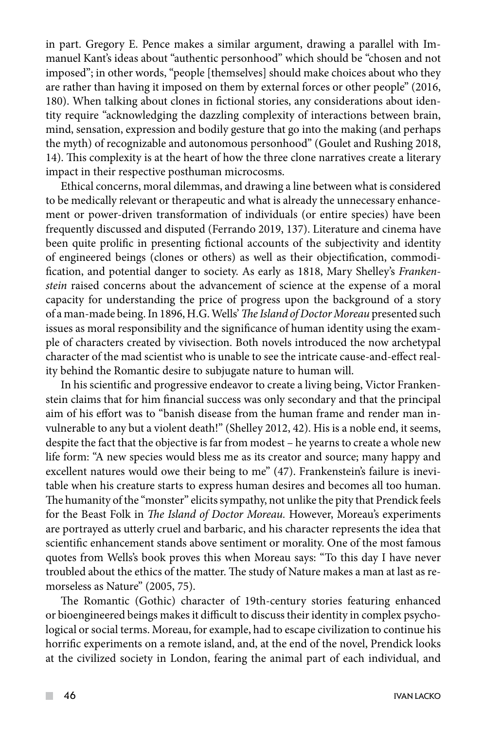in part. Gregory E. Pence makes a similar argument, drawing a parallel with Immanuel Kant's ideas about "authentic personhood" which should be "chosen and not imposed"; in other words, "people [themselves] should make choices about who they are rather than having it imposed on them by external forces or other people" (2016, 180). When talking about clones in fictional stories, any considerations about identity require "acknowledging the dazzling complexity of interactions between brain, mind, sensation, expression and bodily gesture that go into the making (and perhaps the myth) of recognizable and autonomous personhood" (Goulet and Rushing 2018, 14). This complexity is at the heart of how the three clone narratives create a literary impact in their respective posthuman microcosms.

Ethical concerns, moral dilemmas, and drawing a line between what is considered to be medically relevant or therapeutic and what is already the unnecessary enhancement or power-driven transformation of individuals (or entire species) have been frequently discussed and disputed (Ferrando 2019, 137). Literature and cinema have been quite prolific in presenting fictional accounts of the subjectivity and identity of engineered beings (clones or others) as well as their objectification, commodification, and potential danger to society. As early as 1818, Mary Shelley's *Frankenstein* raised concerns about the advancement of science at the expense of a moral capacity for understanding the price of progress upon the background of a story of a man-made being. In 1896, H.G. Wells' *The Island of Doctor Moreau* presented such issues as moral responsibility and the significance of human identity using the example of characters created by vivisection. Both novels introduced the now archetypal character of the mad scientist who is unable to see the intricate cause-and-effect reality behind the Romantic desire to subjugate nature to human will.

In his scientific and progressive endeavor to create a living being, Victor Frankenstein claims that for him financial success was only secondary and that the principal aim of his effort was to "banish disease from the human frame and render man invulnerable to any but a violent death!" (Shelley 2012, 42). His is a noble end, it seems, despite the fact that the objective is far from modest – he yearns to create a whole new life form: "A new species would bless me as its creator and source; many happy and excellent natures would owe their being to me" (47). Frankenstein's failure is inevitable when his creature starts to express human desires and becomes all too human. The humanity of the "monster" elicits sympathy, not unlike the pity that Prendick feels for the Beast Folk in *The Island of Doctor Moreau.* However, Moreau's experiments are portrayed as utterly cruel and barbaric, and his character represents the idea that scientific enhancement stands above sentiment or morality. One of the most famous quotes from Wells's book proves this when Moreau says: "To this day I have never troubled about the ethics of the matter. The study of Nature makes a man at last as remorseless as Nature" (2005, 75).

The Romantic (Gothic) character of 19th-century stories featuring enhanced or bioengineered beings makes it difficult to discuss their identity in complex psychological or social terms. Moreau, for example, had to escape civilization to continue his horrific experiments on a remote island, and, at the end of the novel, Prendick looks at the civilized society in London, fearing the animal part of each individual, and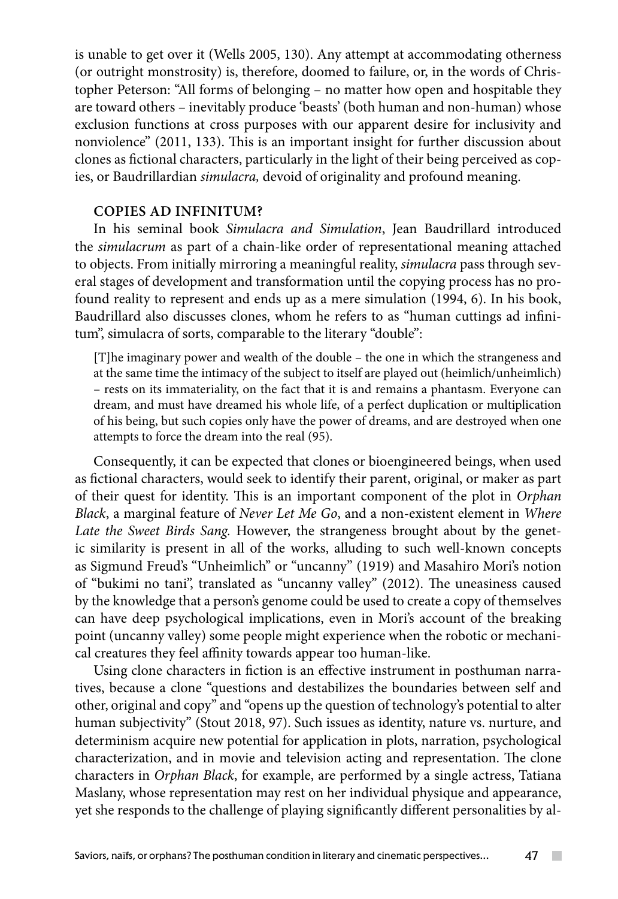is unable to get over it (Wells 2005, 130). Any attempt at accommodating otherness (or outright monstrosity) is, therefore, doomed to failure, or, in the words of Christopher Peterson: "All forms of belonging – no matter how open and hospitable they are toward others – inevitably produce 'beasts' (both human and non-human) whose exclusion functions at cross purposes with our apparent desire for inclusivity and nonviolence" (2011, 133). This is an important insight for further discussion about clones as fictional characters, particularly in the light of their being perceived as copies, or Baudrillardian *simulacra,* devoid of originality and profound meaning.

### COPIES AD INFINITUM?

In his seminal book *Simulacra and Simulation*, Jean Baudrillard introduced the *simulacrum* as part of a chain-like order of representational meaning attached to objects. From initially mirroring a meaningful reality, *simulacra* pass through several stages of development and transformation until the copying process has no profound reality to represent and ends up as a mere simulation (1994, 6). In his book, Baudrillard also discusses clones, whom he refers to as "human cuttings ad infinitum", simulacra of sorts, comparable to the literary "double":

> [T]he imaginary power and wealth of the double – the one in which the strangeness and at the same time the intimacy of the subject to itself are played out (heimlich/unheimlich) – rests on its immateriality, on the fact that it is and remains a phantasm. Everyone can dream, and must have dreamed his whole life, of a perfect duplication or multiplication of his being, but such copies only have the power of dreams, and are destroyed when one attempts to force the dream into the real (95).

Consequently, it can be expected that clones or bioengineered beings, when used as fictional characters, would seek to identify their parent, original, or maker as part of their quest for identity. This is an important component of the plot in *Orphan Black*, a marginal feature of *Never Let Me Go*, and a non-existent element in *Where Late the Sweet Birds Sang.* However, the strangeness brought about by the genetic similarity is present in all of the works, alluding to such well-known concepts as Sigmund Freud's "Unheimlich" or "uncanny" (1919) and Masahiro Mori's notion of "bukimi no tani", translated as "uncanny valley" (2012). The uneasiness caused by the knowledge that a person's genome could be used to create a copy of themselves can have deep psychological implications, even in Mori's account of the breaking point (uncanny valley) some people might experience when the robotic or mechanical creatures they feel affinity towards appear too human-like.

Using clone characters in fiction is an effective instrument in posthuman narratives, because a clone "questions and destabilizes the boundaries between self and other, original and copy" and "opens up the question of technology's potential to alter human subjectivity" (Stout 2018, 97). Such issues as identity, nature vs. nurture, and determinism acquire new potential for application in plots, narration, psychological characterization, and in movie and television acting and representation. The clone characters in *Orphan Black*, for example, are performed by a single actress, Tatiana Maslany, whose representation may rest on her individual physique and appearance, yet she responds to the challenge of playing significantly different personalities by al-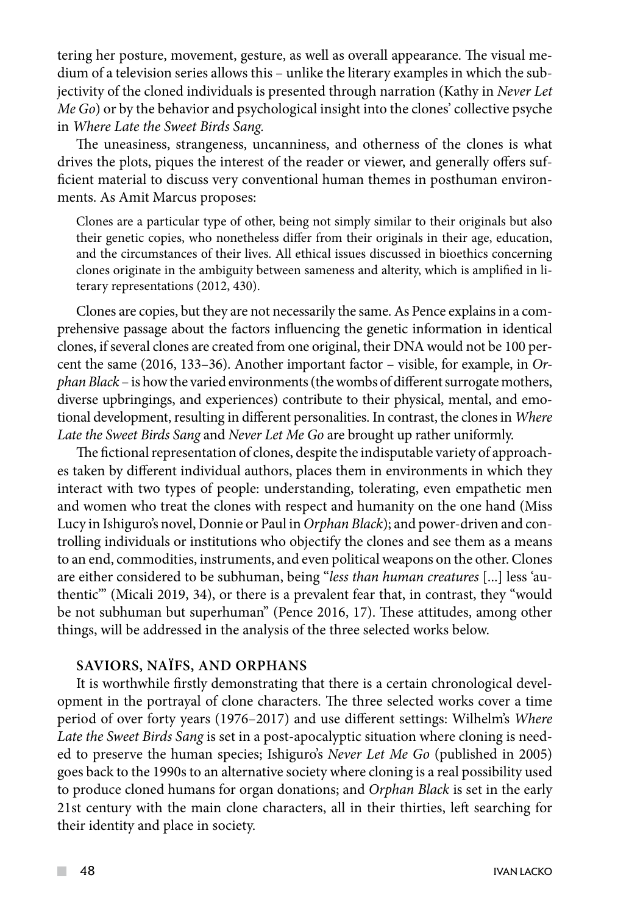tering her posture, movement, gesture, as well as overall appearance. The visual medium of a television series allows this – unlike the literary examples in which the subjectivity of the cloned individuals is presented through narration (Kathy in *Never Let Me Go*) or by the behavior and psychological insight into the clones' collective psyche in *Where Late the Sweet Birds Sang.*

The uneasiness, strangeness, uncanniness, and otherness of the clones is what drives the plots, piques the interest of the reader or viewer, and generally offers sufficient material to discuss very conventional human themes in posthuman environments. As Amit Marcus proposes:

> Clones are a particular type of other, being not simply similar to their originals but also their genetic copies, who nonetheless differ from their originals in their age, education, and the circumstances of their lives. All ethical issues discussed in bioethics concerning clones originate in the ambiguity between sameness and alterity, which is amplified in literary representations (2012, 430).

Clones are copies, but they are not necessarily the same. As Pence explains in a comprehensive passage about the factors influencing the genetic information in identical clones, if several clones are created from one original, their DNA would not be 100 percent the same (2016, 133–36). Another important factor – visible, for example, in *Orphan Black* – is how the varied environments (the wombs of different surrogate mothers, diverse upbringings, and experiences) contribute to their physical, mental, and emotional development, resulting in different personalities. In contrast, the clones in *Where Late the Sweet Birds Sang* and *Never Let Me Go* are brought up rather uniformly.

The fictional representation of clones, despite the indisputable variety of approaches taken by different individual authors, places them in environments in which they interact with two types of people: understanding, tolerating, even empathetic men and women who treat the clones with respect and humanity on the one hand (Miss Lucy in Ishiguro's novel, Donnie or Paul in *Orphan Black*); and power-driven and controlling individuals or institutions who objectify the clones and see them as a means to an end, commodities, instruments, and even political weapons on the other. Clones are either considered to be subhuman, being "*less than human creatures* [...] less 'authentic'" (Micali 2019, 34), or there is a prevalent fear that, in contrast, they "would be not subhuman but superhuman" (Pence 2016, 17). These attitudes, among other things, will be addressed in the analysis of the three selected works below.

## SAVIORS, NAÏFS, AND ORPHANS

It is worthwhile firstly demonstrating that there is a certain chronological development in the portrayal of clone characters. The three selected works cover a time period of over forty years (1976–2017) and use different settings: Wilhelm's *Where Late the Sweet Birds Sang* is set in a post-apocalyptic situation where cloning is needed to preserve the human species; Ishiguro's *Never Let Me Go* (published in 2005) goes back to the 1990s to an alternative society where cloning is a real possibility used to produce cloned humans for organ donations; and *Orphan Black* is set in the early 21st century with the main clone characters, all in their thirties, left searching for their identity and place in society.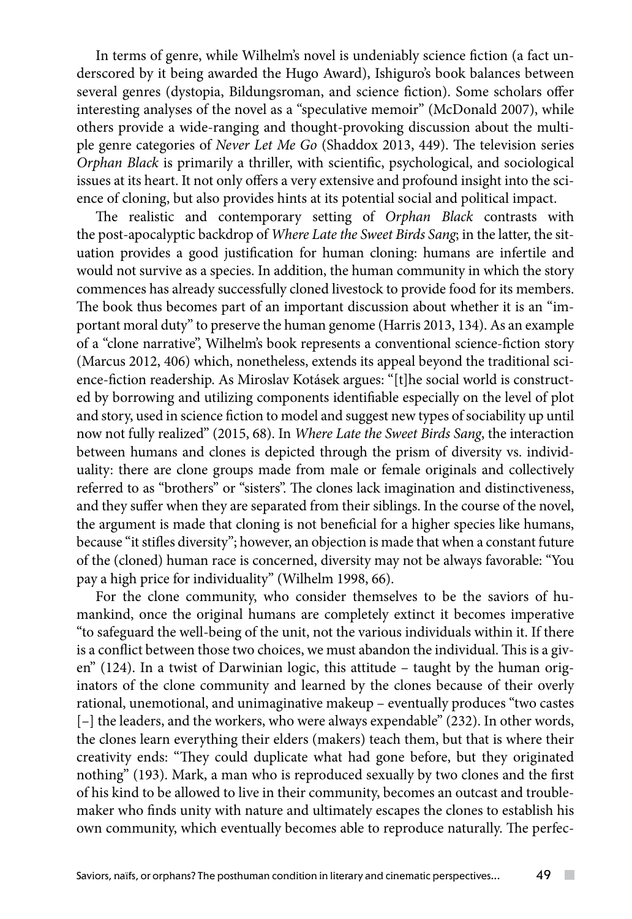In terms of genre, while Wilhelm's novel is undeniably science fiction (a fact underscored by it being awarded the Hugo Award), Ishiguro's book balances between several genres (dystopia, Bildungsroman, and science fiction). Some scholars offer interesting analyses of the novel as a "speculative memoir" (McDonald 2007), while others provide a wide-ranging and thought-provoking discussion about the multiple genre categories of *Never Let Me Go* (Shaddox 2013, 449). The television series *Orphan Black* is primarily a thriller, with scientific, psychological, and sociological issues at its heart. It not only offers a very extensive and profound insight into the science of cloning, but also provides hints at its potential social and political impact.

The realistic and contemporary setting of *Orphan Black* contrasts with the post-apocalyptic backdrop of *Where Late the Sweet Birds Sang*; in the latter, the situation provides a good justification for human cloning: humans are infertile and would not survive as a species. In addition, the human community in which the story commences has already successfully cloned livestock to provide food for its members. The book thus becomes part of an important discussion about whether it is an "important moral duty" to preserve the human genome (Harris 2013, 134). As an example of a "clone narrative", Wilhelm's book represents a conventional science-fiction story (Marcus 2012, 406) which, nonetheless, extends its appeal beyond the traditional science-fiction readership. As Miroslav Kotásek argues: "[t]he social world is constructed by borrowing and utilizing components identifiable especially on the level of plot and story, used in science fiction to model and suggest new types of sociability up until now not fully realized" (2015, 68). In *Where Late the Sweet Birds Sang*, the interaction between humans and clones is depicted through the prism of diversity vs. individuality: there are clone groups made from male or female originals and collectively referred to as "brothers" or "sisters". The clones lack imagination and distinctiveness, and they suffer when they are separated from their siblings. In the course of the novel, the argument is made that cloning is not beneficial for a higher species like humans, because "it stifles diversity"; however, an objection is made that when a constant future of the (cloned) human race is concerned, diversity may not be always favorable: "You pay a high price for individuality" (Wilhelm 1998, 66).

For the clone community, who consider themselves to be the saviors of humankind, once the original humans are completely extinct it becomes imperative "to safeguard the well-being of the unit, not the various individuals within it. If there is a conflict between those two choices, we must abandon the individual. This is a given" (124). In a twist of Darwinian logic, this attitude – taught by the human originators of the clone community and learned by the clones because of their overly rational, unemotional, and unimaginative makeup – eventually produces "two castes [–] the leaders, and the workers, who were always expendable" (232). In other words, the clones learn everything their elders (makers) teach them, but that is where their creativity ends: "They could duplicate what had gone before, but they originated nothing" (193). Mark, a man who is reproduced sexually by two clones and the first of his kind to be allowed to live in their community, becomes an outcast and troublemaker who finds unity with nature and ultimately escapes the clones to establish his own community, which eventually becomes able to reproduce naturally. The perfec-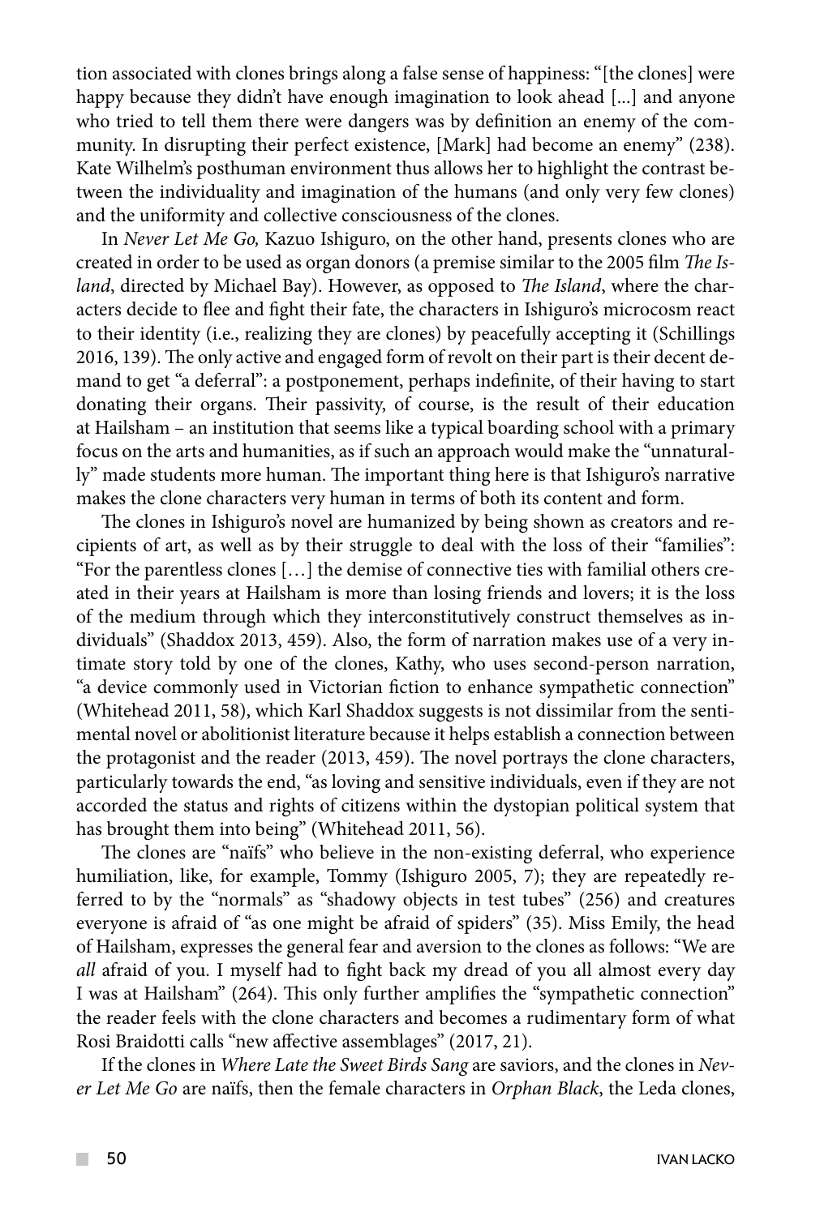tion associated with clones brings along a false sense of happiness: "[the clones] were happy because they didn't have enough imagination to look ahead [...] and anyone who tried to tell them there were dangers was by definition an enemy of the community. In disrupting their perfect existence, [Mark] had become an enemy" (238). Kate Wilhelm's posthuman environment thus allows her to highlight the contrast between the individuality and imagination of the humans (and only very few clones) and the uniformity and collective consciousness of the clones.

In *Never Let Me Go,* Kazuo Ishiguro, on the other hand, presents clones who are created in order to be used as organ donors (a premise similar to the 2005 film *The Island*, directed by Michael Bay). However, as opposed to *The Island*, where the characters decide to flee and fight their fate, the characters in Ishiguro's microcosm react to their identity (i.e., realizing they are clones) by peacefully accepting it (Schillings 2016, 139). The only active and engaged form of revolt on their part is their decent demand to get "a deferral": a postponement, perhaps indefinite, of their having to start donating their organs. Their passivity, of course, is the result of their education at Hailsham – an institution that seems like a typical boarding school with a primary focus on the arts and humanities, as if such an approach would make the "unnaturally" made students more human. The important thing here is that Ishiguro's narrative makes the clone characters very human in terms of both its content and form.

The clones in Ishiguro's novel are humanized by being shown as creators and recipients of art, as well as by their struggle to deal with the loss of their "families": "For the parentless clones […] the demise of connective ties with familial others created in their years at Hailsham is more than losing friends and lovers; it is the loss of the medium through which they interconstitutively construct themselves as individuals" (Shaddox 2013, 459). Also, the form of narration makes use of a very intimate story told by one of the clones, Kathy, who uses second-person narration, "a device commonly used in Victorian fiction to enhance sympathetic connection" (Whitehead 2011, 58), which Karl Shaddox suggests is not dissimilar from the sentimental novel or abolitionist literature because it helps establish a connection between the protagonist and the reader (2013, 459). The novel portrays the clone characters, particularly towards the end, "as loving and sensitive individuals, even if they are not accorded the status and rights of citizens within the dystopian political system that has brought them into being" (Whitehead 2011, 56).

The clones are "naïfs" who believe in the non-existing deferral, who experience humiliation, like, for example, Tommy (Ishiguro 2005, 7); they are repeatedly referred to by the "normals" as "shadowy objects in test tubes" (256) and creatures everyone is afraid of "as one might be afraid of spiders" (35). Miss Emily, the head of Hailsham, expresses the general fear and aversion to the clones as follows: "We are *all* afraid of you. I myself had to fight back my dread of you all almost every day I was at Hailsham" (264). This only further amplifies the "sympathetic connection" the reader feels with the clone characters and becomes a rudimentary form of what Rosi Braidotti calls "new affective assemblages" (2017, 21).

If the clones in *Where Late the Sweet Birds Sang* are saviors, and the clones in *Never Let Me Go* are naïfs, then the female characters in *Orphan Black*, the Leda clones,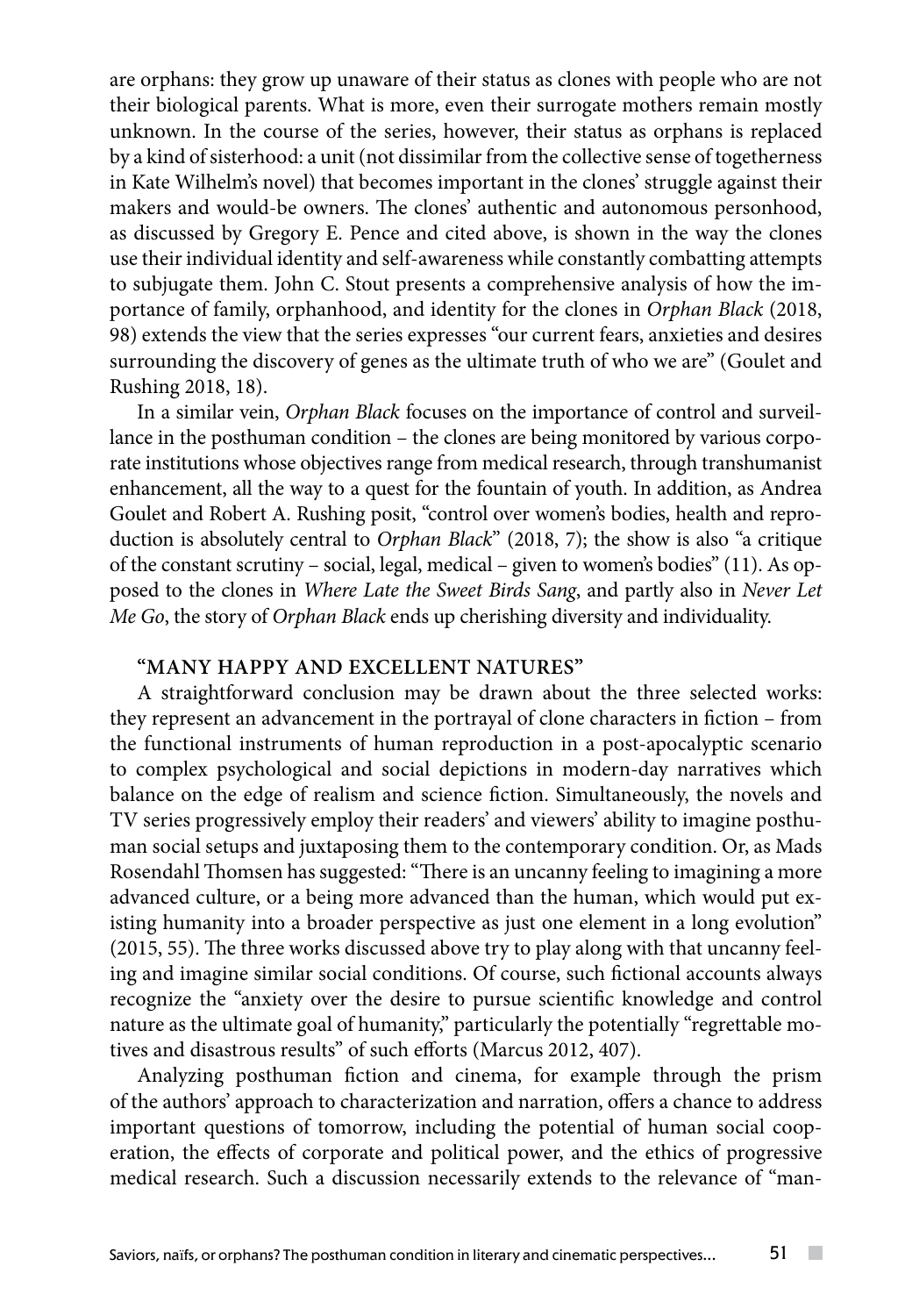are orphans: they grow up unaware of their status as clones with people who are not their biological parents. What is more, even their surrogate mothers remain mostly unknown. In the course of the series, however, their status as orphans is replaced by a kind of sisterhood: a unit (not dissimilar from the collective sense of togetherness in Kate Wilhelm's novel) that becomes important in the clones' struggle against their makers and would-be owners. The clones' authentic and autonomous personhood, as discussed by Gregory E. Pence and cited above, is shown in the way the clones use their individual identity and self-awareness while constantly combatting attempts to subjugate them. John C. Stout presents a comprehensive analysis of how the importance of family, orphanhood, and identity for the clones in *Orphan Black* (2018, 98) extends the view that the series expresses "our current fears, anxieties and desires surrounding the discovery of genes as the ultimate truth of who we are" (Goulet and Rushing 2018, 18).

In a similar vein, *Orphan Black* focuses on the importance of control and surveillance in the posthuman condition – the clones are being monitored by various corporate institutions whose objectives range from medical research, through transhumanist enhancement, all the way to a quest for the fountain of youth. In addition, as Andrea Goulet and Robert A. Rushing posit, "control over women's bodies, health and reproduction is absolutely central to *Orphan Black*" (2018, 7); the show is also "a critique of the constant scrutiny – social, legal, medical – given to women's bodies" (11). As opposed to the clones in *Where Late the Sweet Birds Sang*, and partly also in *Never Let Me Go*, the story of *Orphan Black* ends up cherishing diversity and individuality.

### "MANY HAPPY AND EXCELLENT NATURES"

A straightforward conclusion may be drawn about the three selected works: they represent an advancement in the portrayal of clone characters in fiction – from the functional instruments of human reproduction in a post-apocalyptic scenario to complex psychological and social depictions in modern-day narratives which balance on the edge of realism and science fiction. Simultaneously, the novels and TV series progressively employ their readers' and viewers' ability to imagine posthuman social setups and juxtaposing them to the contemporary condition. Or, as Mads Rosendahl Thomsen has suggested: "There is an uncanny feeling to imagining a more advanced culture, or a being more advanced than the human, which would put existing humanity into a broader perspective as just one element in a long evolution" (2015, 55). The three works discussed above try to play along with that uncanny feeling and imagine similar social conditions. Of course, such fictional accounts always recognize the "anxiety over the desire to pursue scientific knowledge and control nature as the ultimate goal of humanity," particularly the potentially "regrettable motives and disastrous results" of such efforts (Marcus 2012, 407).

Analyzing posthuman fiction and cinema, for example through the prism of the authors' approach to characterization and narration, offers a chance to address important questions of tomorrow, including the potential of human social cooperation, the effects of corporate and political power, and the ethics of progressive medical research. Such a discussion necessarily extends to the relevance of "man-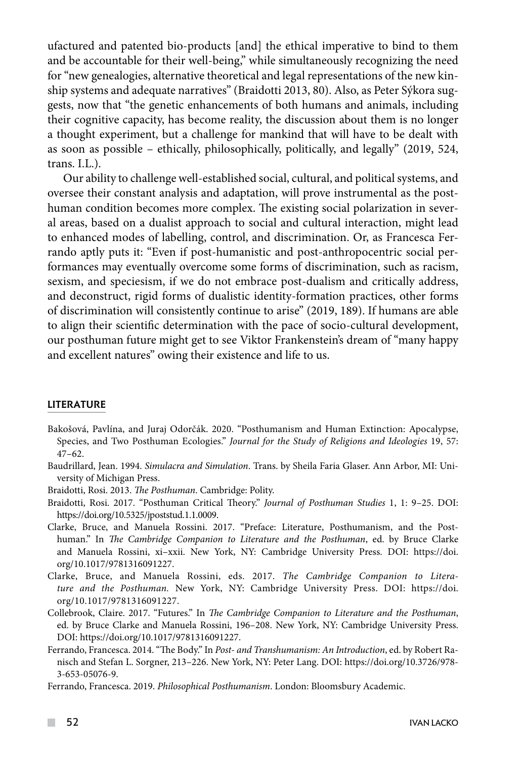ufactured and patented bio-products [and] the ethical imperative to bind to them and be accountable for their well-being," while simultaneously recognizing the need for "new genealogies, alternative theoretical and legal representations of the new kinship systems and adequate narratives" (Braidotti 2013, 80). Also, as Peter Sýkora suggests, now that "the genetic enhancements of both humans and animals, including their cognitive capacity, has become reality, the discussion about them is no longer a thought experiment, but a challenge for mankind that will have to be dealt with as soon as possible – ethically, philosophically, politically, and legally" (2019, 524, trans. I.L.).

Our ability to challenge well-established social, cultural, and political systems, and oversee their constant analysis and adaptation, will prove instrumental as the posthuman condition becomes more complex. The existing social polarization in several areas, based on a dualist approach to social and cultural interaction, might lead to enhanced modes of labelling, control, and discrimination. Or, as Francesca Ferrando aptly puts it: "Even if post-humanistic and post-anthropocentric social performances may eventually overcome some forms of discrimination, such as racism, sexism, and speciesism, if we do not embrace post-dualism and critically address, and deconstruct, rigid forms of dualistic identity-formation practices, other forms of discrimination will consistently continue to arise" (2019, 189). If humans are able to align their scientific determination with the pace of socio-cultural development, our posthuman future might get to see Viktor Frankenstein's dream of "many happy and excellent natures" owing their existence and life to us.

## LITERATURE

Bakošová, Pavlína, and Juraj Odorčák. 2020. "Posthumanism and Human Extinction: Apocalypse, Species, and Two Posthuman Ecologies." *Journal for the Study of Religions and Ideologies* 19, 57: 47–62.

Baudrillard, Jean. 1994. *Simulacra and Simulation*. Trans. by Sheila Faria Glaser. Ann Arbor, MI: University of Michigan Press.

Braidotti, Rosi. 2013. *The Posthuman*. Cambridge: Polity.

Braidotti, Rosi. 2017. "Posthuman Critical Theory." *Journal of Posthuman Studies* 1, 1: 9–25. DOI: https://doi.org/10.5325/jpoststud.1.1.0009.

Clarke, Bruce, and Manuela Rossini. 2017. "Preface: Literature, Posthumanism, and the Posthuman." In *The Cambridge Companion to Literature and the Posthuman*, ed. by Bruce Clarke and Manuela Rossini, xi–xxii. New York, NY: Cambridge University Press. DOI: https://doi.org/10.1017/9781316091227.

Clarke, Bruce, and Manuela Rossini, eds. 2017. *The Cambridge Companion to Literature and the Posthuman*. New York, NY: Cambridge University Press. DOI: https://doi.org/10.1017/9781316091227.

Collebrook, Claire. 2017. "Futures." In *The Cambridge Companion to Literature and the Posthuman*, ed. by Bruce Clarke and Manuela Rossini, 196–208. New York, NY: Cambridge University Press. DOI: https://doi.org/10.1017/9781316091227.

Ferrando, Francesca. 2014. "The Body." In *Post- and Transhumanism: An Introduction*, ed. by Robert Ranisch and Stefan L. Sorgner, 213–226. New York, NY: Peter Lang. DOI: https://doi.org/10.3726/978-3-653-05076-9.

Ferrando, Francesca. 2019. *Philosophical Posthumanism*. London: Bloomsbury Academic.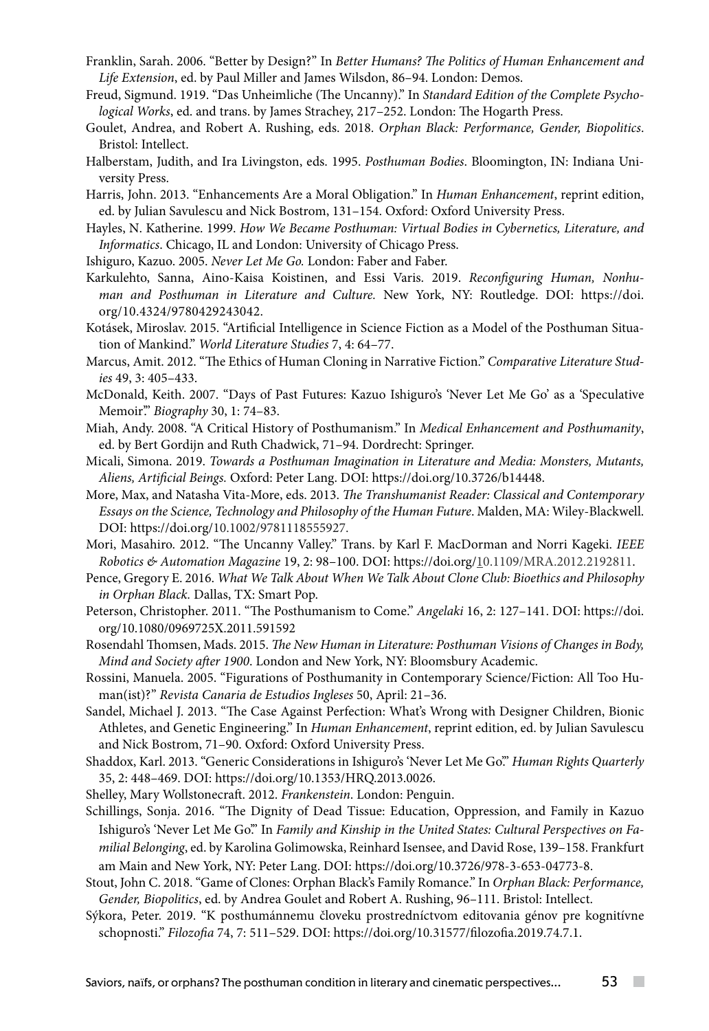Franklin, Sarah. 2006. "Better by Design?" In *Better Humans? The Politics of Human Enhancement and Life Extension*, ed. by Paul Miller and James Wilsdon, 86–94. London: Demos.

Freud, Sigmund. 1919. "Das Unheimliche (The Uncanny)." In *Standard Edition of the Complete Psychological Works*, ed. and trans. by James Strachey, 217–252. London: The Hogarth Press.

Goulet, Andrea, and Robert A. Rushing, eds. 2018. *Orphan Black: Performance, Gender, Biopolitics*. Bristol: Intellect.

Halberstam, Judith, and Ira Livingston, eds. 1995. *Posthuman Bodies*. Bloomington, IN: Indiana University Press.

Harris, John. 2013. "Enhancements Are a Moral Obligation." In *Human Enhancement*, reprint edition, ed. by Julian Savulescu and Nick Bostrom, 131–154. Oxford: Oxford University Press.

Hayles, N. Katherine. 1999. *How We Became Posthuman: Virtual Bodies in Cybernetics, Literature, and Informatics*. Chicago, IL and London: University of Chicago Press.

Ishiguro, Kazuo. 2005. *Never Let Me Go.* London: Faber and Faber.

Karkulehto, Sanna, Aino-Kaisa Koistinen, and Essi Varis. 2019. *Reconfiguring Human, Nonhuman and Posthuman in Literature and Culture.* New York, NY: Routledge. DOI: https://doi.org/10.4324/9780429243042.

Kotásek, Miroslav. 2015. "Artificial Intelligence in Science Fiction as a Model of the Posthuman Situation of Mankind." *World Literature Studies* 7, 4: 64–77.

Marcus, Amit. 2012. "The Ethics of Human Cloning in Narrative Fiction." *Comparative Literature Studies* 49, 3: 405–433.

McDonald, Keith. 2007. "Days of Past Futures: Kazuo Ishiguro's 'Never Let Me Go' as a 'Speculative Memoir'." *Biography* 30, 1: 74–83.

Miah, Andy. 2008. "A Critical History of Posthumanism." In *Medical Enhancement and Posthumanity*, ed. by Bert Gordijn and Ruth Chadwick, 71–94. Dordrecht: Springer.

Micali, Simona. 2019. *Towards a Posthuman Imagination in Literature and Media: Monsters, Mutants, Aliens, Artificial Beings.* Oxford: Peter Lang. DOI: https://doi.org/10.3726/b14448.

More, Max, and Natasha Vita-More, eds. 2013. *The Transhumanist Reader: Classical and Contemporary Essays on the Science, Technology and Philosophy of the Human Future*. Malden, MA: Wiley-Blackwell. DOI: https://doi.org/10.1002/9781118555927.

Mori, Masahiro. 2012. "The Uncanny Valley." Trans. by Karl F. MacDorman and Norri Kageki. *IEEE Robotics & Automation Magazine* 19, 2: 98–100. DOI: https://doi.org/10.1109/MRA.2012.2192811.

Pence, Gregory E. 2016. *What We Talk About When We Talk About Clone Club: Bioethics and Philosophy in Orphan Black*. Dallas, TX: Smart Pop.

Peterson, Christopher. 2011. "The Posthumanism to Come." *Angelaki* 16, 2: 127–141. DOI: https://doi.org/10.1080/0969725X.2011.591592

Rosendahl Thomsen, Mads. 2015. *The New Human in Literature: Posthuman Visions of Changes in Body, Mind and Society after 1900*. London and New York, NY: Bloomsbury Academic.

Rossini, Manuela. 2005. "Figurations of Posthumanity in Contemporary Science/Fiction: All Too Human(ist)?" *Revista Canaria de Estudios Ingleses* 50, April: 21–36.

Sandel, Michael J. 2013. "The Case Against Perfection: What's Wrong with Designer Children, Bionic Athletes, and Genetic Engineering." In *Human Enhancement*, reprint edition, ed. by Julian Savulescu and Nick Bostrom, 71–90. Oxford: Oxford University Press.

Shaddox, Karl. 2013. "Generic Considerations in Ishiguro's 'Never Let Me Go'." *Human Rights Quarterly* 35, 2: 448–469. DOI: https://doi.org/10.1353/HRQ.2013.0026.

Shelley, Mary Wollstonecraft. 2012. *Frankenstein*. London: Penguin.

Schillings, Sonja. 2016. "The Dignity of Dead Tissue: Education, Oppression, and Family in Kazuo Ishiguro's 'Never Let Me Go'." In *Family and Kinship in the United States: Cultural Perspectives on Familial Belonging*, ed. by Karolina Golimowska, Reinhard Isensee, and David Rose, 139–158. Frankfurt am Main and New York, NY: Peter Lang. DOI: https://doi.org/10.3726/978-3-653-04773-8.

Stout, John C. 2018. "Game of Clones: Orphan Black's Family Romance." In *Orphan Black: Performance, Gender, Biopolitics*, ed. by Andrea Goulet and Robert A. Rushing, 96–111. Bristol: Intellect.

Sýkora, Peter. 2019. "K posthumánnemu človeku prostredníctvom editovania génov pre kognitívne schopnosti." *Filozofia* 74, 7: 511–529. DOI: https://doi.org/10.31577/filozofia.2019.74.7.1.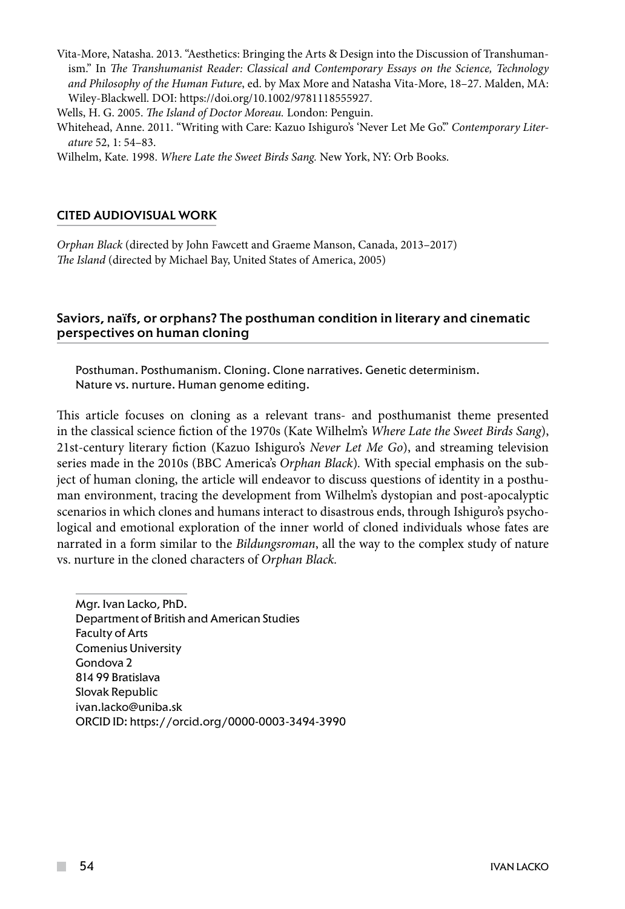Vita-More, Natasha. 2013. "Aesthetics: Bringing the Arts & Design into the Discussion of Transhumanism." In *The Transhumanist Reader: Classical and Contemporary Essays on the Science, Technology and Philosophy of the Human Future*, ed. by Max More and Natasha Vita-More, 18–27. Malden, MA: Wiley-Blackwell. DOI: https://doi.org/10.1002/9781118555927.

Wells, H. G. 2005. *The Island of Doctor Moreau.* London: Penguin.

Whitehead, Anne. 2011. "Writing with Care: Kazuo Ishiguro's 'Never Let Me Go.'" *Contemporary Literature* 52, 1: 54–83.

Wilhelm, Kate. 1998. *Where Late the Sweet Birds Sang.* New York, NY: Orb Books.

## CITED AUDIOVISUAL WORK

*Orphan Black* (directed by John Fawcett and Graeme Manson, Canada, 2013–2017)
*The Island* (directed by Michael Bay, United States of America, 2005)

## Saviors, naïfs, or orphans? The posthuman condition in literary and cinematic perspectives on human cloning

Posthuman. Posthumanism. Cloning. Clone narratives. Genetic determinism. Nature vs. nurture. Human genome editing.

This article focuses on cloning as a relevant trans- and posthumanist theme presented in the classical science fiction of the 1970s (Kate Wilhelm's *Where Late the Sweet Birds Sang*), 21st-century literary fiction (Kazuo Ishiguro's *Never Let Me Go*), and streaming television series made in the 2010s (BBC America's *Orphan Black*). With special emphasis on the subject of human cloning, the article will endeavor to discuss questions of identity in a posthuman environment, tracing the development from Wilhelm's dystopian and post-apocalyptic scenarios in which clones and humans interact to disastrous ends, through Ishiguro's psychological and emotional exploration of the inner world of cloned individuals whose fates are narrated in a form similar to the *Bildungsroman*, all the way to the complex study of nature vs. nurture in the cloned characters of *Orphan Black.*

Mgr. Ivan Lacko, PhD.
Department of British and American Studies
Faculty of Arts
Comenius University
Gondova 2
814 99 Bratislava
Slovak Republic
ivan.lacko@uniba.sk
ORCID ID: https://orcid.org/0000-0003-3494-3990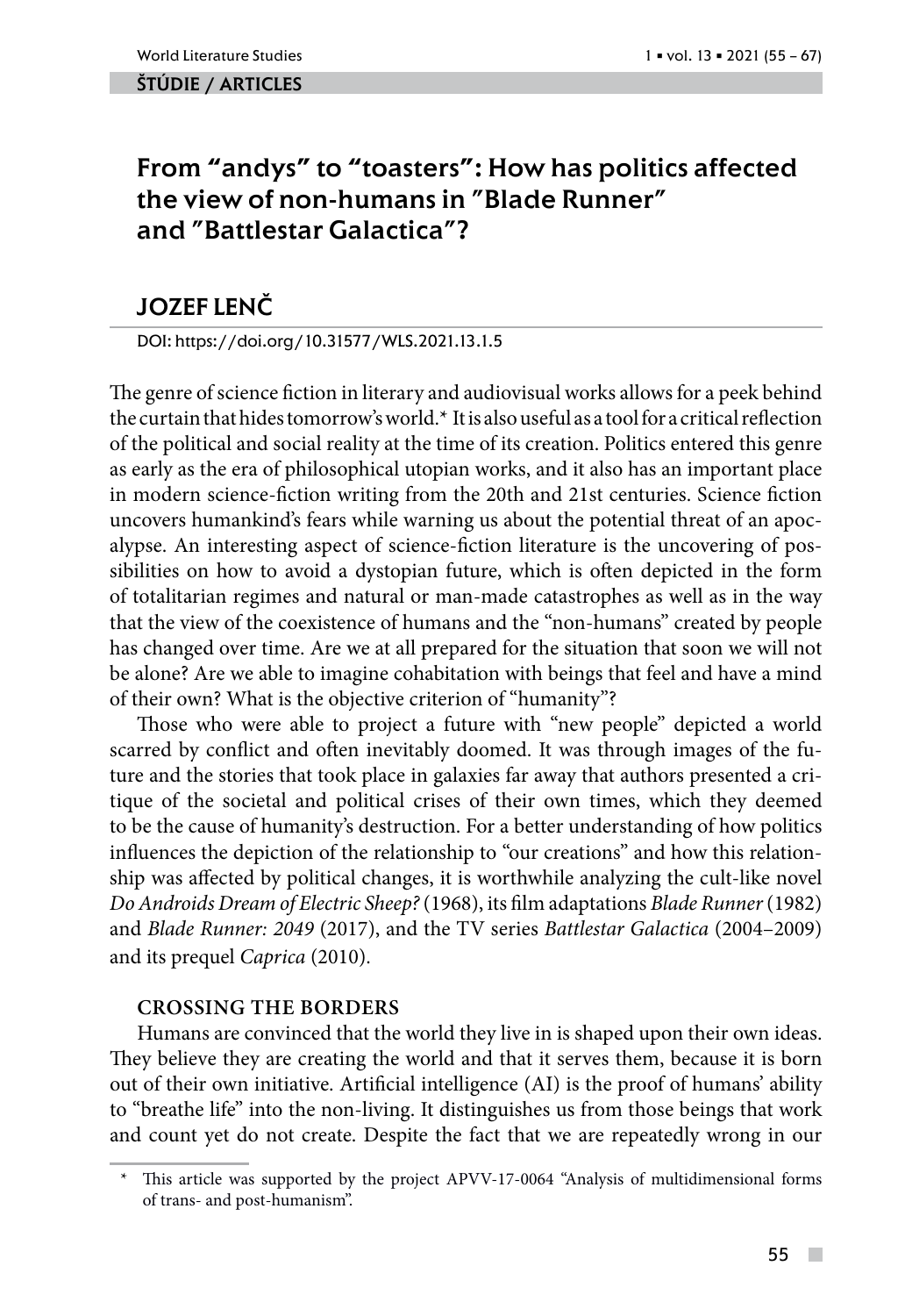ŠTÚDIE / ARTICLES

# From "andys" to "toasters": How has politics affected the view of non-humans in "Blade Runner" and "Battlestar Galactica"?

## JOZEF LENČ

DOI: https://doi.org/10.31577/WLS.2021.13.1.5

The genre of science fiction in literary and audiovisual works allows for a peek behind the curtain that hides tomorrow's world.* It is also useful as a tool for a critical reflection of the political and social reality at the time of its creation. Politics entered this genre as early as the era of philosophical utopian works, and it also has an important place in modern science-fiction writing from the 20th and 21st centuries. Science fiction uncovers humankind's fears while warning us about the potential threat of an apocalypse. An interesting aspect of science-fiction literature is the uncovering of possibilities on how to avoid a dystopian future, which is often depicted in the form of totalitarian regimes and natural or man-made catastrophes as well as in the way that the view of the coexistence of humans and the "non-humans" created by people has changed over time. Are we at all prepared for the situation that soon we will not be alone? Are we able to imagine cohabitation with beings that feel and have a mind of their own? What is the objective criterion of "humanity"?

Those who were able to project a future with "new people" depicted a world scarred by conflict and often inevitably doomed. It was through images of the future and the stories that took place in galaxies far away that authors presented a critique of the societal and political crises of their own times, which they deemed to be the cause of humanity's destruction. For a better understanding of how politics influences the depiction of the relationship to "our creations" and how this relationship was affected by political changes, it is worthwhile analyzing the cult-like novel *Do Androids Dream of Electric Sheep?* (1968), its film adaptations *Blade Runner* (1982) and *Blade Runner: 2049* (2017), and the TV series *Battlestar Galactica* (2004–2009) and its prequel *Caprica* (2010).

### CROSSING THE BORDERS

Humans are convinced that the world they live in is shaped upon their own ideas. They believe they are creating the world and that it serves them, because it is born out of their own initiative. Artificial intelligence (AI) is the proof of humans' ability to "breathe life" into the non-living. It distinguishes us from those beings that work and count yet do not create. Despite the fact that we are repeatedly wrong in our

---

\* This article was supported by the project APVV-17-0064 "Analysis of multidimensional forms of trans- and post-humanism".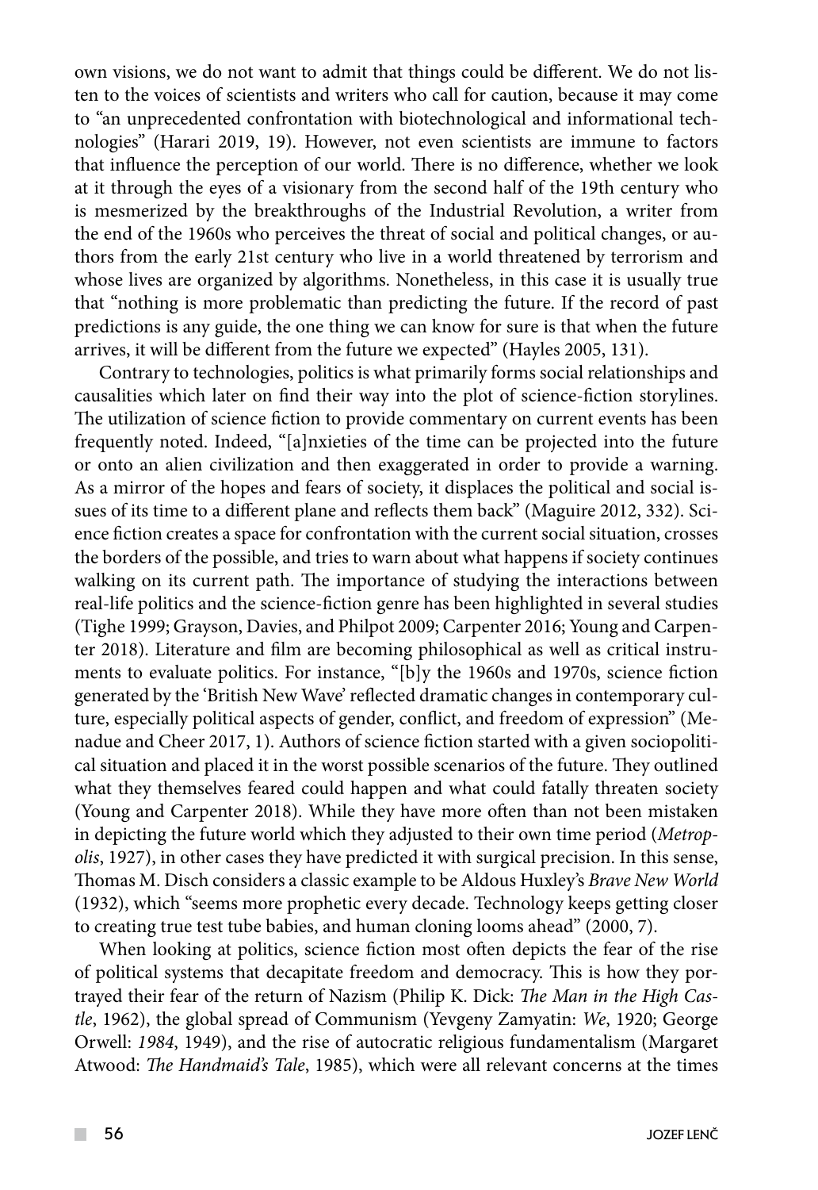own visions, we do not want to admit that things could be different. We do not listen to the voices of scientists and writers who call for caution, because it may come to "an unprecedented confrontation with biotechnological and informational technologies" (Harari 2019, 19). However, not even scientists are immune to factors that influence the perception of our world. There is no difference, whether we look at it through the eyes of a visionary from the second half of the 19th century who is mesmerized by the breakthroughs of the Industrial Revolution, a writer from the end of the 1960s who perceives the threat of social and political changes, or authors from the early 21st century who live in a world threatened by terrorism and whose lives are organized by algorithms. Nonetheless, in this case it is usually true that "nothing is more problematic than predicting the future. If the record of past predictions is any guide, the one thing we can know for sure is that when the future arrives, it will be different from the future we expected" (Hayles 2005, 131).

Contrary to technologies, politics is what primarily forms social relationships and causalities which later on find their way into the plot of science-fiction storylines. The utilization of science fiction to provide commentary on current events has been frequently noted. Indeed, "[a]nxieties of the time can be projected into the future or onto an alien civilization and then exaggerated in order to provide a warning. As a mirror of the hopes and fears of society, it displaces the political and social issues of its time to a different plane and reflects them back" (Maguire 2012, 332). Science fiction creates a space for confrontation with the current social situation, crosses the borders of the possible, and tries to warn about what happens if society continues walking on its current path. The importance of studying the interactions between real-life politics and the science-fiction genre has been highlighted in several studies (Tighe 1999; Grayson, Davies, and Philpot 2009; Carpenter 2016; Young and Carpenter 2018). Literature and film are becoming philosophical as well as critical instruments to evaluate politics. For instance, "[b]y the 1960s and 1970s, science fiction generated by the 'British New Wave' reflected dramatic changes in contemporary culture, especially political aspects of gender, conflict, and freedom of expression" (Menadue and Cheer 2017, 1). Authors of science fiction started with a given sociopolitical situation and placed it in the worst possible scenarios of the future. They outlined what they themselves feared could happen and what could fatally threaten society (Young and Carpenter 2018). While they have more often than not been mistaken in depicting the future world which they adjusted to their own time period (*Metropolis*, 1927), in other cases they have predicted it with surgical precision. In this sense, Thomas M. Disch considers a classic example to be Aldous Huxley's *Brave New World* (1932), which "seems more prophetic every decade. Technology keeps getting closer to creating true test tube babies, and human cloning looms ahead" (2000, 7).

When looking at politics, science fiction most often depicts the fear of the rise of political systems that decapitate freedom and democracy. This is how they portrayed their fear of the return of Nazism (Philip K. Dick: *The Man in the High Castle*, 1962), the global spread of Communism (Yevgeny Zamyatin: *We*, 1920; George Orwell: *1984*, 1949), and the rise of autocratic religious fundamentalism (Margaret Atwood: *The Handmaid's Tale*, 1985), which were all relevant concerns at the times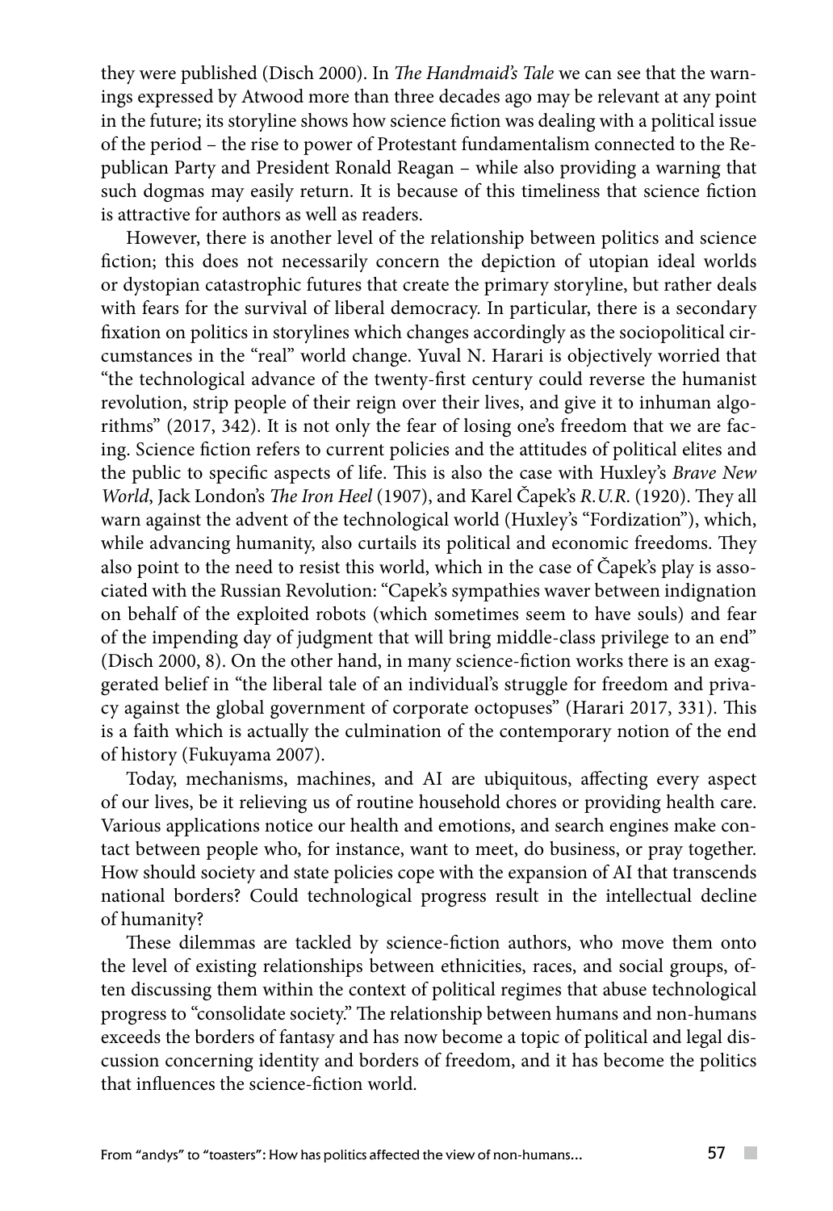they were published (Disch 2000). In *The Handmaid's Tale* we can see that the warnings expressed by Atwood more than three decades ago may be relevant at any point in the future; its storyline shows how science fiction was dealing with a political issue of the period – the rise to power of Protestant fundamentalism connected to the Republican Party and President Ronald Reagan – while also providing a warning that such dogmas may easily return. It is because of this timeliness that science fiction is attractive for authors as well as readers.

However, there is another level of the relationship between politics and science fiction; this does not necessarily concern the depiction of utopian ideal worlds or dystopian catastrophic futures that create the primary storyline, but rather deals with fears for the survival of liberal democracy. In particular, there is a secondary fixation on politics in storylines which changes accordingly as the sociopolitical circumstances in the "real" world change. Yuval N. Harari is objectively worried that "the technological advance of the twenty-first century could reverse the humanist revolution, strip people of their reign over their lives, and give it to inhuman algorithms" (2017, 342). It is not only the fear of losing one's freedom that we are facing. Science fiction refers to current policies and the attitudes of political elites and the public to specific aspects of life. This is also the case with Huxley's *Brave New World*, Jack London's *The Iron Heel* (1907), and Karel Čapek's *R.U.R.* (1920). They all warn against the advent of the technological world (Huxley's "Fordization"), which, while advancing humanity, also curtails its political and economic freedoms. They also point to the need to resist this world, which in the case of Čapek's play is associated with the Russian Revolution: "Capek's sympathies waver between indignation on behalf of the exploited robots (which sometimes seem to have souls) and fear of the impending day of judgment that will bring middle-class privilege to an end" (Disch 2000, 8). On the other hand, in many science-fiction works there is an exaggerated belief in "the liberal tale of an individual's struggle for freedom and privacy against the global government of corporate octopuses" (Harari 2017, 331). This is a faith which is actually the culmination of the contemporary notion of the end of history (Fukuyama 2007).

Today, mechanisms, machines, and AI are ubiquitous, affecting every aspect of our lives, be it relieving us of routine household chores or providing health care. Various applications notice our health and emotions, and search engines make contact between people who, for instance, want to meet, do business, or pray together. How should society and state policies cope with the expansion of AI that transcends national borders? Could technological progress result in the intellectual decline of humanity?

These dilemmas are tackled by science-fiction authors, who move them onto the level of existing relationships between ethnicities, races, and social groups, often discussing them within the context of political regimes that abuse technological progress to "consolidate society." The relationship between humans and non-humans exceeds the borders of fantasy and has now become a topic of political and legal discussion concerning identity and borders of freedom, and it has become the politics that influences the science-fiction world.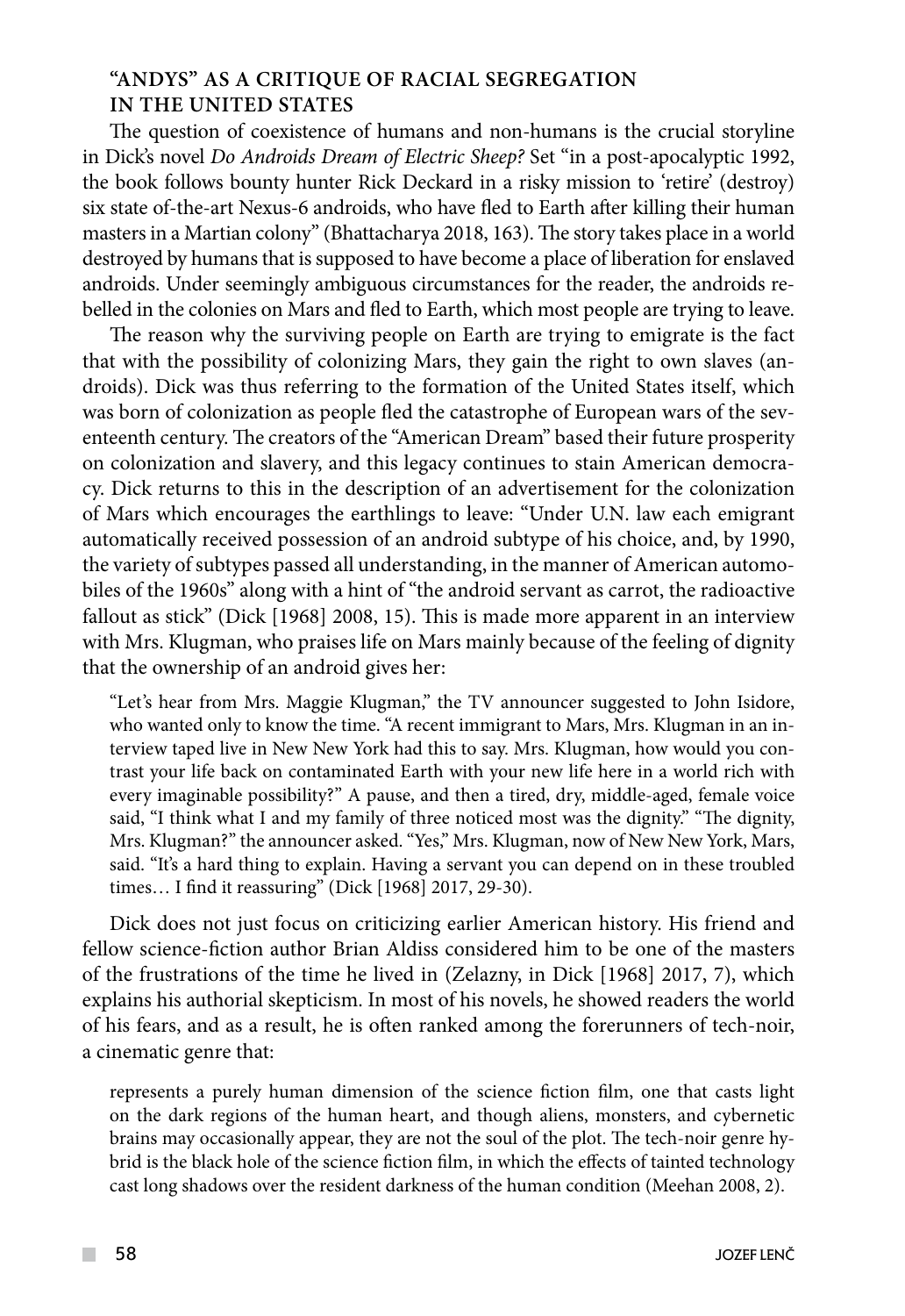### "ANDYS" AS A CRITIQUE OF RACIAL SEGREGATION IN THE UNITED STATES

The question of coexistence of humans and non-humans is the crucial storyline in Dick's novel *Do Androids Dream of Electric Sheep?* Set "in a post-apocalyptic 1992, the book follows bounty hunter Rick Deckard in a risky mission to 'retire' (destroy) six state of-the-art Nexus-6 androids, who have fled to Earth after killing their human masters in a Martian colony" (Bhattacharya 2018, 163). The story takes place in a world destroyed by humans that is supposed to have become a place of liberation for enslaved androids. Under seemingly ambiguous circumstances for the reader, the androids rebelled in the colonies on Mars and fled to Earth, which most people are trying to leave.

The reason why the surviving people on Earth are trying to emigrate is the fact that with the possibility of colonizing Mars, they gain the right to own slaves (androids). Dick was thus referring to the formation of the United States itself, which was born of colonization as people fled the catastrophe of European wars of the seventeenth century. The creators of the "American Dream" based their future prosperity on colonization and slavery, and this legacy continues to stain American democracy. Dick returns to this in the description of an advertisement for the colonization of Mars which encourages the earthlings to leave: "Under U.N. law each emigrant automatically received possession of an android subtype of his choice, and, by 1990, the variety of subtypes passed all understanding, in the manner of American automobiles of the 1960s" along with a hint of "the android servant as carrot, the radioactive fallout as stick" (Dick [1968] 2008, 15). This is made more apparent in an interview with Mrs. Klugman, who praises life on Mars mainly because of the feeling of dignity that the ownership of an android gives her:

> "Let's hear from Mrs. Maggie Klugman," the TV announcer suggested to John Isidore, who wanted only to know the time. "A recent immigrant to Mars, Mrs. Klugman in an interview taped live in New New York had this to say. Mrs. Klugman, how would you contrast your life back on contaminated Earth with your new life here in a world rich with every imaginable possibility?" A pause, and then a tired, dry, middle-aged, female voice said, "I think what I and my family of three noticed most was the dignity." "The dignity, Mrs. Klugman?" the announcer asked. "Yes," Mrs. Klugman, now of New New York, Mars, said. "It's a hard thing to explain. Having a servant you can depend on in these troubled times… I find it reassuring" (Dick [1968] 2017, 29-30).

Dick does not just focus on criticizing earlier American history. His friend and fellow science-fiction author Brian Aldiss considered him to be one of the masters of the frustrations of the time he lived in (Zelazny, in Dick [1968] 2017, 7), which explains his authorial skepticism. In most of his novels, he showed readers the world of his fears, and as a result, he is often ranked among the forerunners of tech-noir, a cinematic genre that:

> represents a purely human dimension of the science fiction film, one that casts light on the dark regions of the human heart, and though aliens, monsters, and cybernetic brains may occasionally appear, they are not the soul of the plot. The tech-noir genre hybrid is the black hole of the science fiction film, in which the effects of tainted technology cast long shadows over the resident darkness of the human condition (Meehan 2008, 2).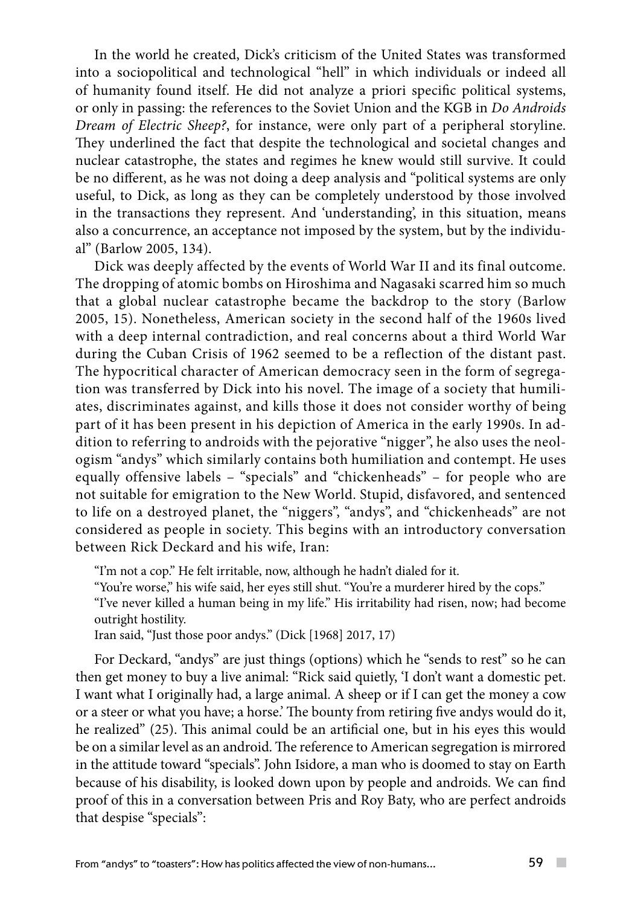In the world he created, Dick's criticism of the United States was transformed into a sociopolitical and technological "hell" in which individuals or indeed all of humanity found itself. He did not analyze a priori specific political systems, or only in passing: the references to the Soviet Union and the KGB in *Do Androids Dream of Electric Sheep?*, for instance, were only part of a peripheral storyline. They underlined the fact that despite the technological and societal changes and nuclear catastrophe, the states and regimes he knew would still survive. It could be no different, as he was not doing a deep analysis and "political systems are only useful, to Dick, as long as they can be completely understood by those involved in the transactions they represent. And 'understanding', in this situation, means also a concurrence, an acceptance not imposed by the system, but by the individual" (Barlow 2005, 134).

Dick was deeply affected by the events of World War II and its final outcome. The dropping of atomic bombs on Hiroshima and Nagasaki scarred him so much that a global nuclear catastrophe became the backdrop to the story (Barlow 2005, 15). Nonetheless, American society in the second half of the 1960s lived with a deep internal contradiction, and real concerns about a third World War during the Cuban Crisis of 1962 seemed to be a reflection of the distant past. The hypocritical character of American democracy seen in the form of segregation was transferred by Dick into his novel. The image of a society that humiliates, discriminates against, and kills those it does not consider worthy of being part of it has been present in his depiction of America in the early 1990s. In addition to referring to androids with the pejorative "nigger", he also uses the neologism "andys" which similarly contains both humiliation and contempt. He uses equally offensive labels – "specials" and "chickenheads" – for people who are not suitable for emigration to the New World. Stupid, disfavored, and sentenced to life on a destroyed planet, the "niggers", "andys", and "chickenheads" are not considered as people in society. This begins with an introductory conversation between Rick Deckard and his wife, Iran:

> "I'm not a cop." He felt irritable, now, although he hadn't dialed for it.
> "You're worse," his wife said, her eyes still shut. "You're a murderer hired by the cops."
> "I've never killed a human being in my life." His irritability had risen, now; had become outright hostility.
> Iran said, "Just those poor andys." (Dick [1968] 2017, 17)

For Deckard, "andys" are just things (options) which he "sends to rest" so he can then get money to buy a live animal: "Rick said quietly, 'I don't want a domestic pet. I want what I originally had, a large animal. A sheep or if I can get the money a cow or a steer or what you have; a horse.' The bounty from retiring five andys would do it, he realized" (25). This animal could be an artificial one, but in his eyes this would be on a similar level as an android. The reference to American segregation is mirrored in the attitude toward "specials". John Isidore, a man who is doomed to stay on Earth because of his disability, is looked down upon by people and androids. We can find proof of this in a conversation between Pris and Roy Baty, who are perfect androids that despise "specials":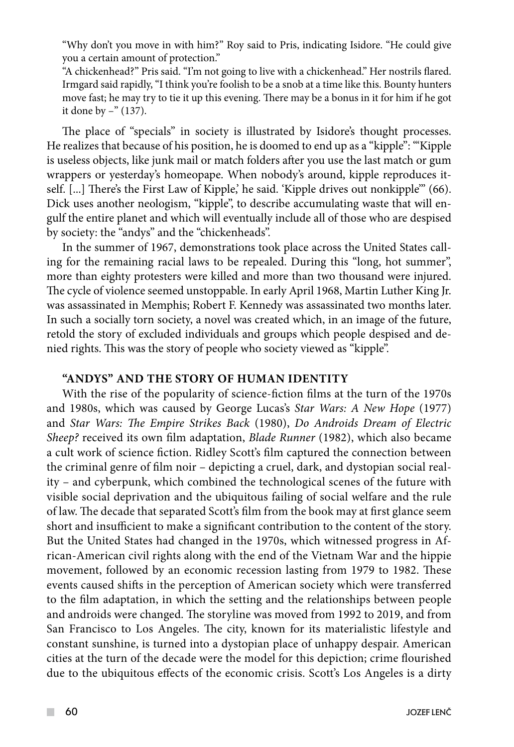"Why don't you move in with him?" Roy said to Pris, indicating Isidore. "He could give you a certain amount of protection."

"A chickenhead?" Pris said. "I'm not going to live with a chickenhead." Her nostrils flared. Irmgard said rapidly, "I think you're foolish to be a snob at a time like this. Bounty hunters move fast; he may try to tie it up this evening. There may be a bonus in it for him if he got it done by –" (137).

The place of "specials" in society is illustrated by Isidore's thought processes. He realizes that because of his position, he is doomed to end up as a "kipple": "'Kipple is useless objects, like junk mail or match folders after you use the last match or gum wrappers or yesterday's homeopape. When nobody's around, kipple reproduces itself. [...] There's the First Law of Kipple,' he said. 'Kipple drives out nonkipple'" (66). Dick uses another neologism, "kipple", to describe accumulating waste that will engulf the entire planet and which will eventually include all of those who are despised by society: the "andys" and the "chickenheads".

In the summer of 1967, demonstrations took place across the United States calling for the remaining racial laws to be repealed. During this "long, hot summer", more than eighty protesters were killed and more than two thousand were injured. The cycle of violence seemed unstoppable. In early April 1968, Martin Luther King Jr. was assassinated in Memphis; Robert F. Kennedy was assassinated two months later. In such a socially torn society, a novel was created which, in an image of the future, retold the story of excluded individuals and groups which people despised and denied rights. This was the story of people who society viewed as "kipple".

## "ANDYS" AND THE STORY OF HUMAN IDENTITY

With the rise of the popularity of science-fiction films at the turn of the 1970s and 1980s, which was caused by George Lucas's *Star Wars: A New Hope* (1977) and *Star Wars: The Empire Strikes Back* (1980), *Do Androids Dream of Electric Sheep?* received its own film adaptation, *Blade Runner* (1982), which also became a cult work of science fiction. Ridley Scott's film captured the connection between the criminal genre of film noir – depicting a cruel, dark, and dystopian social reality – and cyberpunk, which combined the technological scenes of the future with visible social deprivation and the ubiquitous failing of social welfare and the rule of law. The decade that separated Scott's film from the book may at first glance seem short and insufficient to make a significant contribution to the content of the story. But the United States had changed in the 1970s, which witnessed progress in African-American civil rights along with the end of the Vietnam War and the hippie movement, followed by an economic recession lasting from 1979 to 1982. These events caused shifts in the perception of American society which were transferred to the film adaptation, in which the setting and the relationships between people and androids were changed. The storyline was moved from 1992 to 2019, and from San Francisco to Los Angeles. The city, known for its materialistic lifestyle and constant sunshine, is turned into a dystopian place of unhappy despair. American cities at the turn of the decade were the model for this depiction; crime flourished due to the ubiquitous effects of the economic crisis. Scott's Los Angeles is a dirty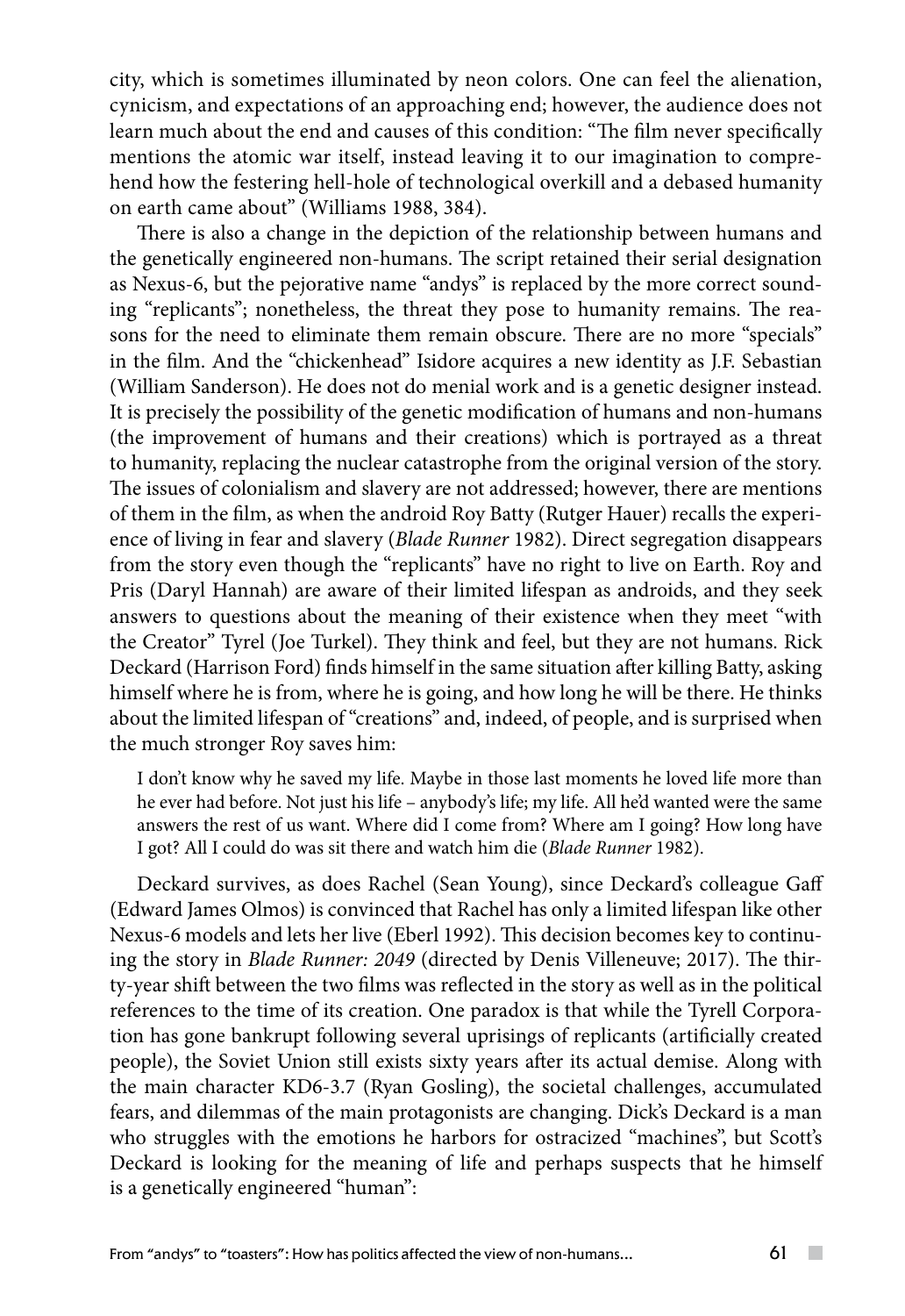city, which is sometimes illuminated by neon colors. One can feel the alienation, cynicism, and expectations of an approaching end; however, the audience does not learn much about the end and causes of this condition: "The film never specifically mentions the atomic war itself, instead leaving it to our imagination to comprehend how the festering hell-hole of technological overkill and a debased humanity on earth came about" (Williams 1988, 384).

There is also a change in the depiction of the relationship between humans and the genetically engineered non-humans. The script retained their serial designation as Nexus-6, but the pejorative name "andys" is replaced by the more correct sounding "replicants"; nonetheless, the threat they pose to humanity remains. The reasons for the need to eliminate them remain obscure. There are no more "specials" in the film. And the "chickenhead" Isidore acquires a new identity as J.F. Sebastian (William Sanderson). He does not do menial work and is a genetic designer instead. It is precisely the possibility of the genetic modification of humans and non-humans (the improvement of humans and their creations) which is portrayed as a threat to humanity, replacing the nuclear catastrophe from the original version of the story. The issues of colonialism and slavery are not addressed; however, there are mentions of them in the film, as when the android Roy Batty (Rutger Hauer) recalls the experience of living in fear and slavery (*Blade Runner* 1982). Direct segregation disappears from the story even though the "replicants" have no right to live on Earth. Roy and Pris (Daryl Hannah) are aware of their limited lifespan as androids, and they seek answers to questions about the meaning of their existence when they meet "with the Creator" Tyrel (Joe Turkel). They think and feel, but they are not humans. Rick Deckard (Harrison Ford) finds himself in the same situation after killing Batty, asking himself where he is from, where he is going, and how long he will be there. He thinks about the limited lifespan of "creations" and, indeed, of people, and is surprised when the much stronger Roy saves him:

> I don't know why he saved my life. Maybe in those last moments he loved life more than he ever had before. Not just his life – anybody's life; my life. All he'd wanted were the same answers the rest of us want. Where did I come from? Where am I going? How long have I got? All I could do was sit there and watch him die (*Blade Runner* 1982).

Deckard survives, as does Rachel (Sean Young), since Deckard's colleague Gaff (Edward James Olmos) is convinced that Rachel has only a limited lifespan like other Nexus-6 models and lets her live (Eberl 1992). This decision becomes key to continuing the story in *Blade Runner: 2049* (directed by Denis Villeneuve; 2017). The thirty-year shift between the two films was reflected in the story as well as in the political references to the time of its creation. One paradox is that while the Tyrell Corporation has gone bankrupt following several uprisings of replicants (artificially created people), the Soviet Union still exists sixty years after its actual demise. Along with the main character KD6-3.7 (Ryan Gosling), the societal challenges, accumulated fears, and dilemmas of the main protagonists are changing. Dick's Deckard is a man who struggles with the emotions he harbors for ostracized "machines", but Scott's Deckard is looking for the meaning of life and perhaps suspects that he himself is a genetically engineered "human":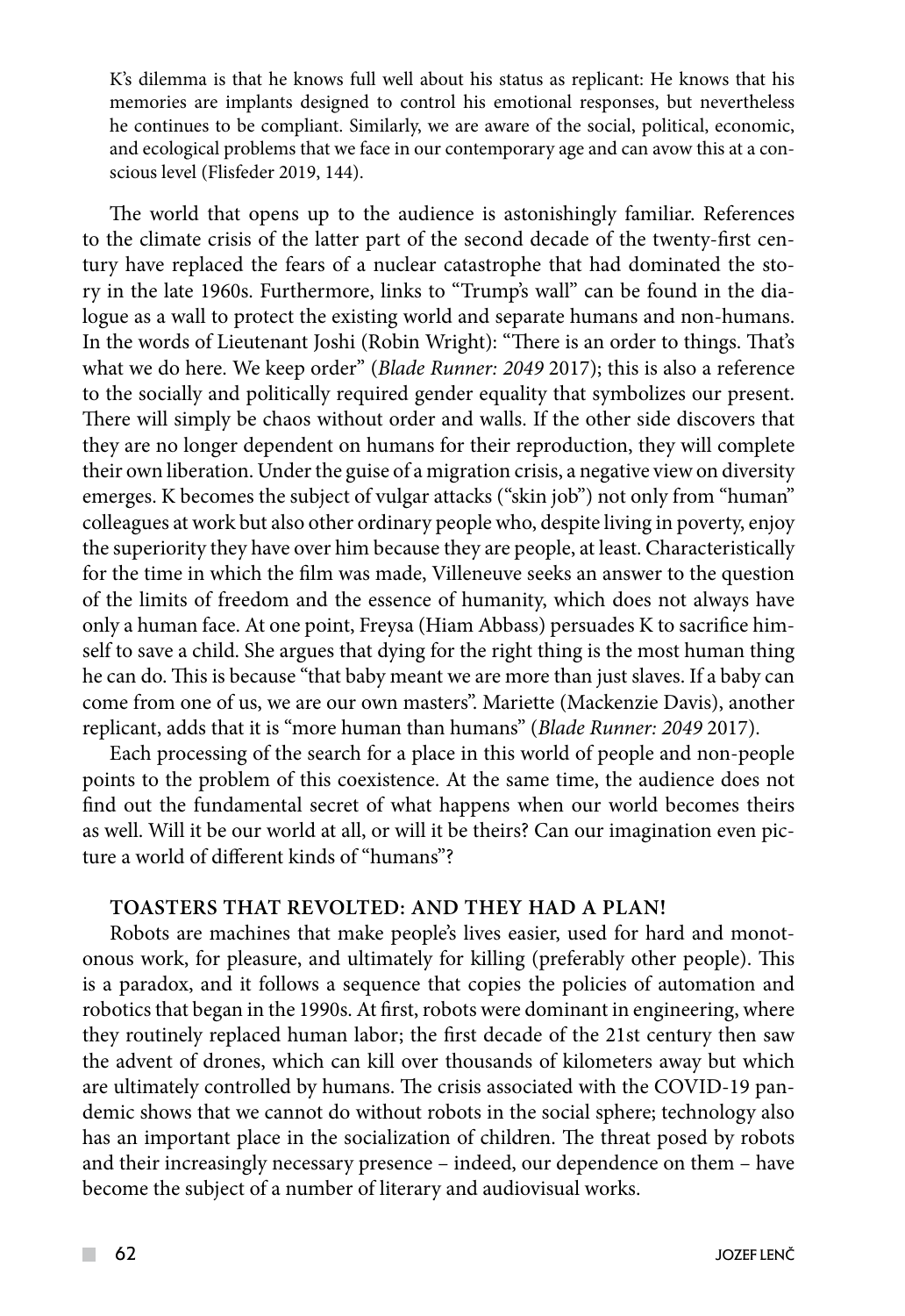> K's dilemma is that he knows full well about his status as replicant: He knows that his memories are implants designed to control his emotional responses, but nevertheless he continues to be compliant. Similarly, we are aware of the social, political, economic, and ecological problems that we face in our contemporary age and can avow this at a conscious level (Flisfeder 2019, 144).

The world that opens up to the audience is astonishingly familiar. References to the climate crisis of the latter part of the second decade of the twenty-first century have replaced the fears of a nuclear catastrophe that had dominated the story in the late 1960s. Furthermore, links to "Trump's wall" can be found in the dialogue as a wall to protect the existing world and separate humans and non-humans. In the words of Lieutenant Joshi (Robin Wright): "There is an order to things. That's what we do here. We keep order" (*Blade Runner: 2049* 2017); this is also a reference to the socially and politically required gender equality that symbolizes our present. There will simply be chaos without order and walls. If the other side discovers that they are no longer dependent on humans for their reproduction, they will complete their own liberation. Under the guise of a migration crisis, a negative view on diversity emerges. K becomes the subject of vulgar attacks ("skin job") not only from "human" colleagues at work but also other ordinary people who, despite living in poverty, enjoy the superiority they have over him because they are people, at least. Characteristically for the time in which the film was made, Villeneuve seeks an answer to the question of the limits of freedom and the essence of humanity, which does not always have only a human face. At one point, Freysa (Hiam Abbass) persuades K to sacrifice himself to save a child. She argues that dying for the right thing is the most human thing he can do. This is because "that baby meant we are more than just slaves. If a baby can come from one of us, we are our own masters". Mariette (Mackenzie Davis), another replicant, adds that it is "more human than humans" (*Blade Runner: 2049* 2017).

Each processing of the search for a place in this world of people and non-people points to the problem of this coexistence. At the same time, the audience does not find out the fundamental secret of what happens when our world becomes theirs as well. Will it be our world at all, or will it be theirs? Can our imagination even picture a world of different kinds of "humans"?

## TOASTERS THAT REVOLTED: AND THEY HAD A PLAN!

Robots are machines that make people's lives easier, used for hard and monotonous work, for pleasure, and ultimately for killing (preferably other people). This is a paradox, and it follows a sequence that copies the policies of automation and robotics that began in the 1990s. At first, robots were dominant in engineering, where they routinely replaced human labor; the first decade of the 21st century then saw the advent of drones, which can kill over thousands of kilometers away but which are ultimately controlled by humans. The crisis associated with the COVID-19 pandemic shows that we cannot do without robots in the social sphere; technology also has an important place in the socialization of children. The threat posed by robots and their increasingly necessary presence – indeed, our dependence on them – have become the subject of a number of literary and audiovisual works.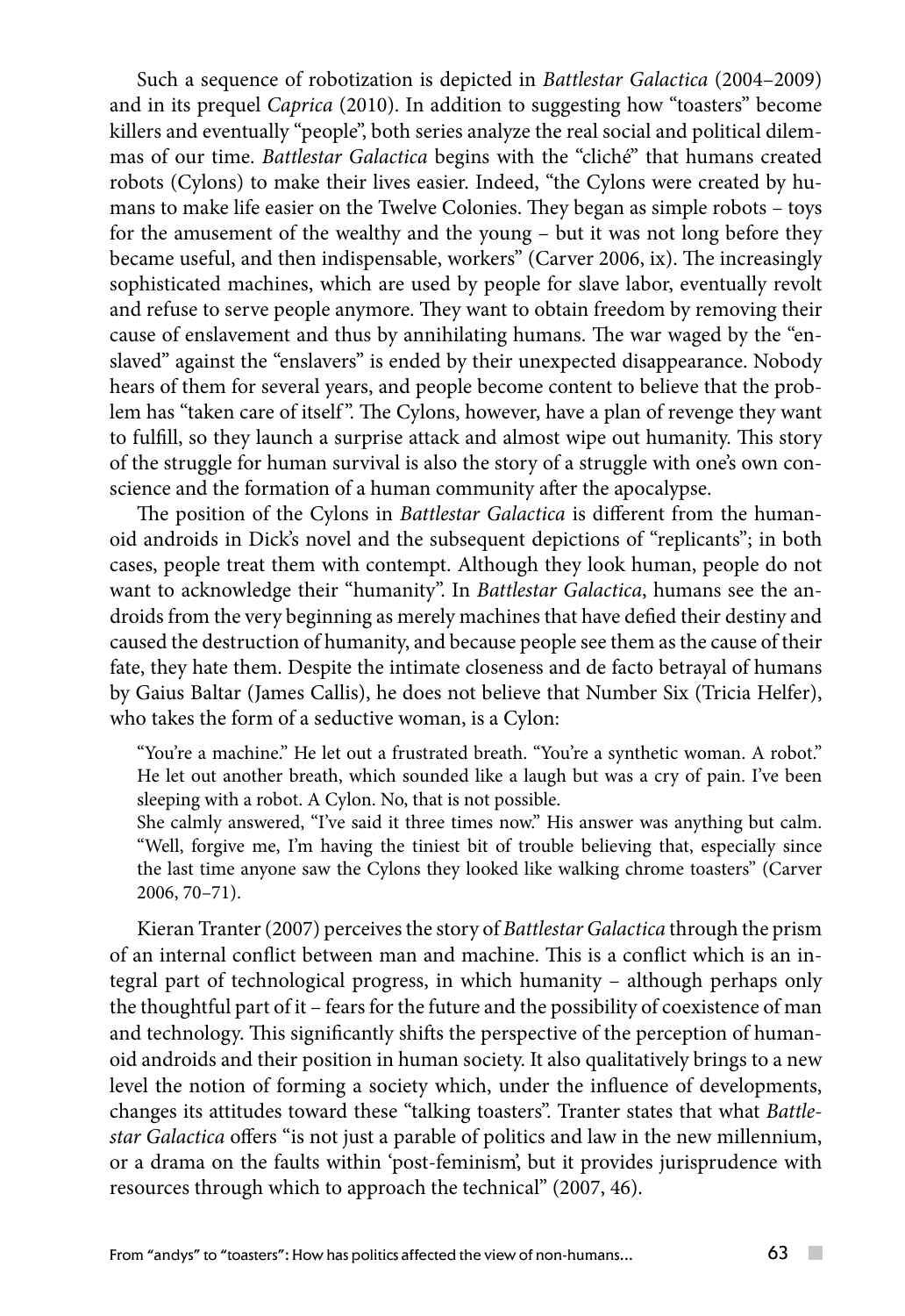Such a sequence of robotization is depicted in *Battlestar Galactica* (2004–2009) and in its prequel *Caprica* (2010). In addition to suggesting how "toasters" become killers and eventually "people", both series analyze the real social and political dilemmas of our time. *Battlestar Galactica* begins with the "cliché" that humans created robots (Cylons) to make their lives easier. Indeed, "the Cylons were created by humans to make life easier on the Twelve Colonies. They began as simple robots – toys for the amusement of the wealthy and the young – but it was not long before they became useful, and then indispensable, workers" (Carver 2006, ix). The increasingly sophisticated machines, which are used by people for slave labor, eventually revolt and refuse to serve people anymore. They want to obtain freedom by removing their cause of enslavement and thus by annihilating humans. The war waged by the "enslaved" against the "enslavers" is ended by their unexpected disappearance. Nobody hears of them for several years, and people become content to believe that the problem has "taken care of itself". The Cylons, however, have a plan of revenge they want to fulfill, so they launch a surprise attack and almost wipe out humanity. This story of the struggle for human survival is also the story of a struggle with one's own conscience and the formation of a human community after the apocalypse.

The position of the Cylons in *Battlestar Galactica* is different from the humanoid androids in Dick's novel and the subsequent depictions of "replicants"; in both cases, people treat them with contempt. Although they look human, people do not want to acknowledge their "humanity". In *Battlestar Galactica*, humans see the androids from the very beginning as merely machines that have defied their destiny and caused the destruction of humanity, and because people see them as the cause of their fate, they hate them. Despite the intimate closeness and de facto betrayal of humans by Gaius Baltar (James Callis), he does not believe that Number Six (Tricia Helfer), who takes the form of a seductive woman, is a Cylon:

> "You're a machine." He let out a frustrated breath. "You're a synthetic woman. A robot." He let out another breath, which sounded like a laugh but was a cry of pain. I've been sleeping with a robot. A Cylon. No, that is not possible.
>
> She calmly answered, "I've said it three times now." His answer was anything but calm. "Well, forgive me, I'm having the tiniest bit of trouble believing that, especially since the last time anyone saw the Cylons they looked like walking chrome toasters" (Carver 2006, 70–71).

Kieran Tranter (2007) perceives the story of *Battlestar Galactica* through the prism of an internal conflict between man and machine. This is a conflict which is an integral part of technological progress, in which humanity – although perhaps only the thoughtful part of it – fears for the future and the possibility of coexistence of man and technology. This significantly shifts the perspective of the perception of humanoid androids and their position in human society. It also qualitatively brings to a new level the notion of forming a society which, under the influence of developments, changes its attitudes toward these "talking toasters". Tranter states that what *Battlestar Galactica* offers "is not just a parable of politics and law in the new millennium, or a drama on the faults within 'post-feminism', but it provides jurisprudence with resources through which to approach the technical" (2007, 46).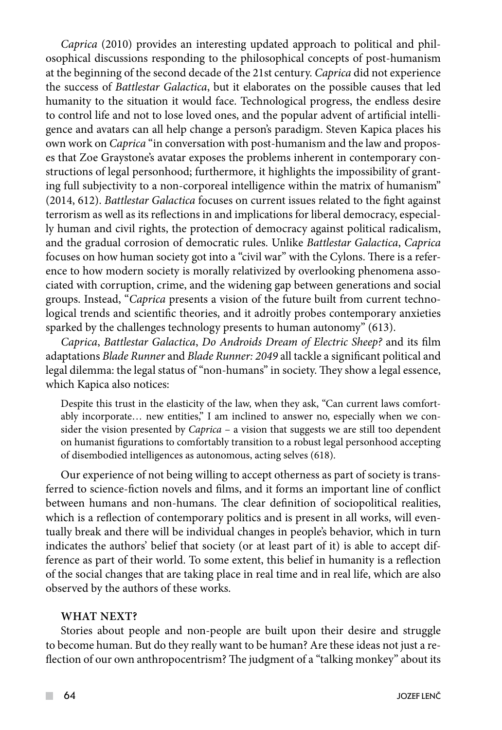*Caprica* (2010) provides an interesting updated approach to political and philosophical discussions responding to the philosophical concepts of post-humanism at the beginning of the second decade of the 21st century. *Caprica* did not experience the success of *Battlestar Galactica*, but it elaborates on the possible causes that led humanity to the situation it would face. Technological progress, the endless desire to control life and not to lose loved ones, and the popular advent of artificial intelligence and avatars can all help change a person's paradigm. Steven Kapica places his own work on *Caprica* "in conversation with post-humanism and the law and proposes that Zoe Graystone's avatar exposes the problems inherent in contemporary constructions of legal personhood; furthermore, it highlights the impossibility of granting full subjectivity to a non-corporeal intelligence within the matrix of humanism" (2014, 612). *Battlestar Galactica* focuses on current issues related to the fight against terrorism as well as its reflections in and implications for liberal democracy, especially human and civil rights, the protection of democracy against political radicalism, and the gradual corrosion of democratic rules. Unlike *Battlestar Galactica*, *Caprica* focuses on how human society got into a "civil war" with the Cylons. There is a reference to how modern society is morally relativized by overlooking phenomena associated with corruption, crime, and the widening gap between generations and social groups. Instead, "*Caprica* presents a vision of the future built from current technological trends and scientific theories, and it adroitly probes contemporary anxieties sparked by the challenges technology presents to human autonomy" (613).

*Caprica*, *Battlestar Galactica*, *Do Androids Dream of Electric Sheep?* and its film adaptations *Blade Runner* and *Blade Runner: 2049* all tackle a significant political and legal dilemma: the legal status of "non-humans" in society. They show a legal essence, which Kapica also notices:

> Despite this trust in the elasticity of the law, when they ask, "Can current laws comfortably incorporate… new entities," I am inclined to answer no, especially when we consider the vision presented by *Caprica* – a vision that suggests we are still too dependent on humanist figurations to comfortably transition to a robust legal personhood accepting of disembodied intelligences as autonomous, acting selves (618).

Our experience of not being willing to accept otherness as part of society is transferred to science-fiction novels and films, and it forms an important line of conflict between humans and non-humans. The clear definition of sociopolitical realities, which is a reflection of contemporary politics and is present in all works, will eventually break and there will be individual changes in people's behavior, which in turn indicates the authors' belief that society (or at least part of it) is able to accept difference as part of their world. To some extent, this belief in humanity is a reflection of the social changes that are taking place in real time and in real life, which are also observed by the authors of these works.

## WHAT NEXT?

Stories about people and non-people are built upon their desire and struggle to become human. But do they really want to be human? Are these ideas not just a reflection of our own anthropocentrism? The judgment of a "talking monkey" about its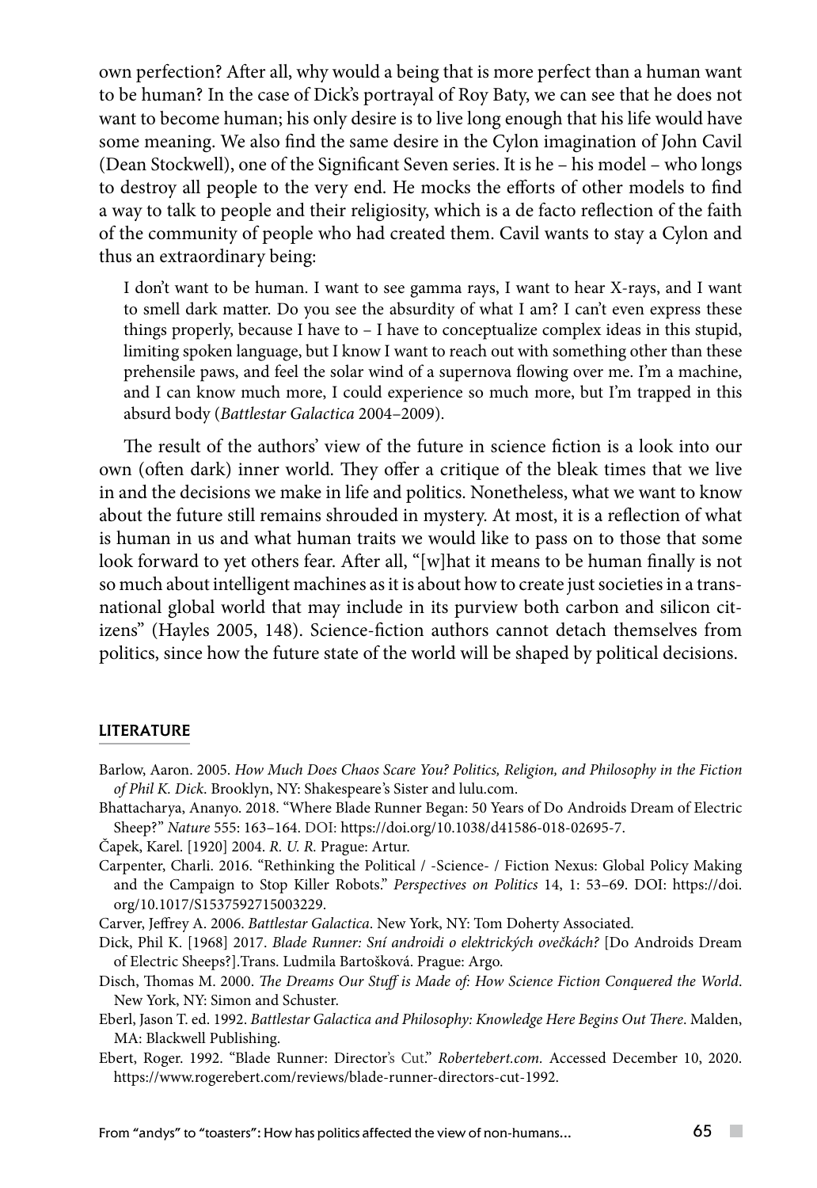own perfection? After all, why would a being that is more perfect than a human want to be human? In the case of Dick's portrayal of Roy Baty, we can see that he does not want to become human; his only desire is to live long enough that his life would have some meaning. We also find the same desire in the Cylon imagination of John Cavil (Dean Stockwell), one of the Significant Seven series. It is he – his model – who longs to destroy all people to the very end. He mocks the efforts of other models to find a way to talk to people and their religiosity, which is a de facto reflection of the faith of the community of people who had created them. Cavil wants to stay a Cylon and thus an extraordinary being:

> I don't want to be human. I want to see gamma rays, I want to hear X-rays, and I want to smell dark matter. Do you see the absurdity of what I am? I can't even express these things properly, because I have to – I have to conceptualize complex ideas in this stupid, limiting spoken language, but I know I want to reach out with something other than these prehensile paws, and feel the solar wind of a supernova flowing over me. I'm a machine, and I can know much more, I could experience so much more, but I'm trapped in this absurd body (*Battlestar Galactica* 2004–2009).

The result of the authors' view of the future in science fiction is a look into our own (often dark) inner world. They offer a critique of the bleak times that we live in and the decisions we make in life and politics. Nonetheless, what we want to know about the future still remains shrouded in mystery. At most, it is a reflection of what is human in us and what human traits we would like to pass on to those that some look forward to yet others fear. After all, "[w]hat it means to be human finally is not so much about intelligent machines as it is about how to create just societies in a transnational global world that may include in its purview both carbon and silicon citizens" (Hayles 2005, 148). Science-fiction authors cannot detach themselves from politics, since how the future state of the world will be shaped by political decisions.

## LITERATURE

Barlow, Aaron. 2005. *How Much Does Chaos Scare You? Politics, Religion, and Philosophy in the Fiction of Phil K. Dick*. Brooklyn, NY: Shakespeare's Sister and lulu.com.

Bhattacharya, Ananyo. 2018. "Where Blade Runner Began: 50 Years of Do Androids Dream of Electric Sheep?" *Nature* 555: 163–164. DOI: https://doi.org/10.1038/d41586-018-02695-7.

Čapek, Karel. [1920] 2004. *R. U. R.* Prague: Artur.

Carpenter, Charli. 2016. "Rethinking the Political / -Science- / Fiction Nexus: Global Policy Making and the Campaign to Stop Killer Robots." *Perspectives on Politics* 14, 1: 53–69. DOI: https://doi.org/10.1017/S1537592715003229.

Carver, Jeffrey A. 2006. *Battlestar Galactica*. New York, NY: Tom Doherty Associated.

Dick, Phil K. [1968] 2017. *Blade Runner: Sní androidi o elektrických ovečkách?* [Do Androids Dream of Electric Sheeps?].Trans. Ludmila Bartošková. Prague: Argo.

Disch, Thomas M. 2000. *The Dreams Our Stuff is Made of: How Science Fiction Conquered the World*. New York, NY: Simon and Schuster.

Eberl, Jason T. ed. 1992. *Battlestar Galactica and Philosophy: Knowledge Here Begins Out There*. Malden, MA: Blackwell Publishing.

Ebert, Roger. 1992. "Blade Runner: Director's Cut." *Robertebert.com*. Accessed December 10, 2020. https://www.rogerebert.com/reviews/blade-runner-directors-cut-1992.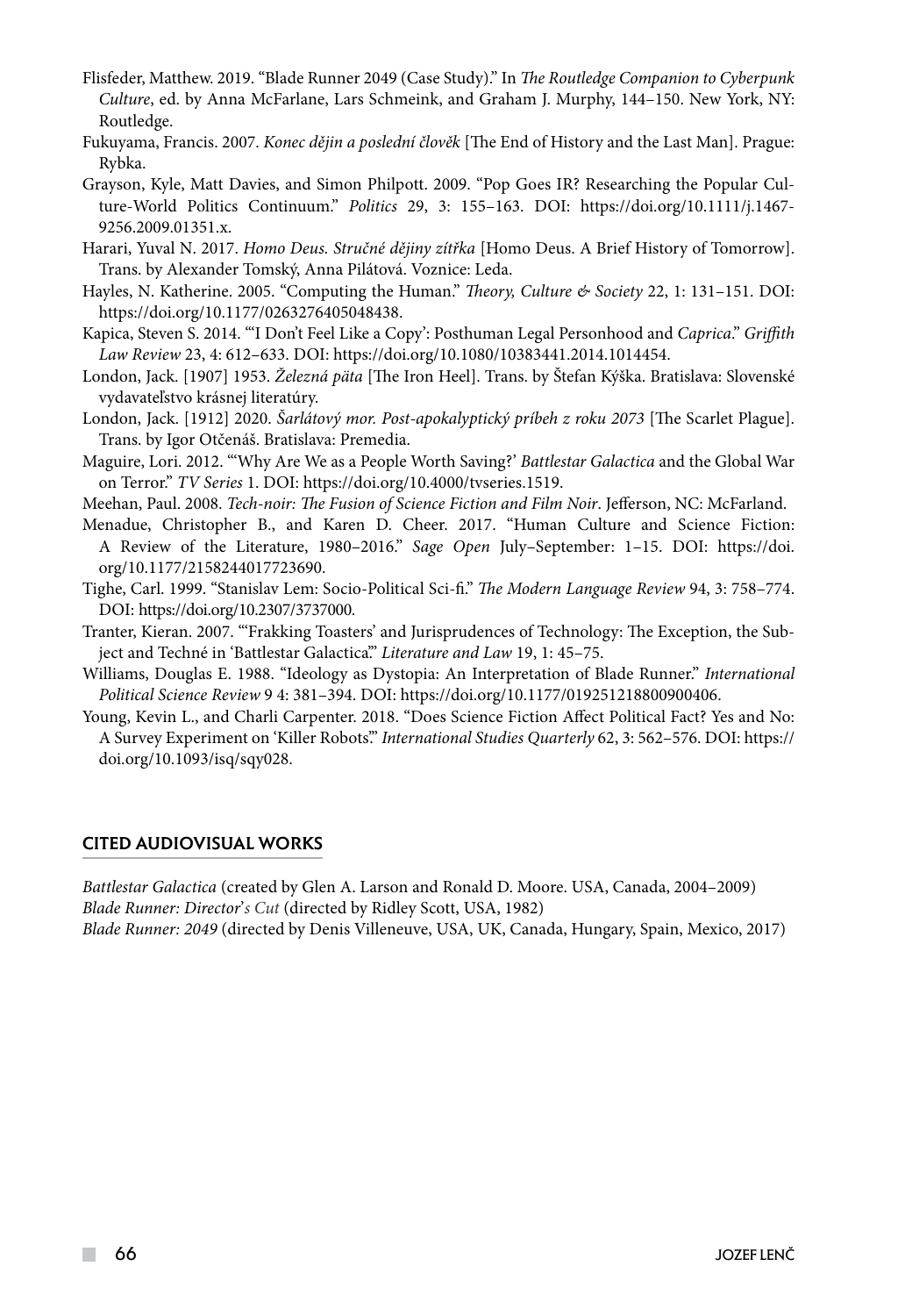Flisfeder, Matthew. 2019. "Blade Runner 2049 (Case Study)." In *The Routledge Companion to Cyberpunk Culture*, ed. by Anna McFarlane, Lars Schmeink, and Graham J. Murphy, 144–150. New York, NY: Routledge.

Fukuyama, Francis. 2007. *Konec dějin a poslední člověk* [The End of History and the Last Man]. Prague: Rybka.

Grayson, Kyle, Matt Davies, and Simon Philpott. 2009. "Pop Goes IR? Researching the Popular Culture-World Politics Continuum." *Politics* 29, 3: 155–163. DOI: https://doi.org/10.1111/j.1467-9256.2009.01351.x.

Harari, Yuval N. 2017. *Homo Deus. Stručné dějiny zítřka* [Homo Deus. A Brief History of Tomorrow]. Trans. by Alexander Tomský, Anna Pilátová. Voznice: Leda.

Hayles, N. Katherine. 2005. "Computing the Human." *Theory, Culture & Society* 22, 1: 131–151. DOI: https://doi.org/10.1177/0263276405048438.

Kapica, Steven S. 2014. "'I Don't Feel Like a Copy': Posthuman Legal Personhood and *Caprica*." *Griffith Law Review* 23, 4: 612–633. DOI: https://doi.org/10.1080/10383441.2014.1014454.

London, Jack. [1907] 1953. *Železná päta* [The Iron Heel]. Trans. by Štefan Kýška. Bratislava: Slovenské vydavateľstvo krásnej literatúry.

London, Jack. [1912] 2020. *Šarlátový mor. Post-apokalyptický príbeh z roku 2073* [The Scarlet Plague]. Trans. by Igor Otčenáš. Bratislava: Premedia.

Maguire, Lori. 2012. "'Why Are We as a People Worth Saving?' *Battlestar Galactica* and the Global War on Terror." *TV Series* 1. DOI: https://doi.org/10.4000/tvseries.1519.

Meehan, Paul. 2008. *Tech-noir: The Fusion of Science Fiction and Film Noir*. Jefferson, NC: McFarland.

Menadue, Christopher B., and Karen D. Cheer. 2017. "Human Culture and Science Fiction: A Review of the Literature, 1980–2016." *Sage Open* July–September: 1–15. DOI: https://doi.org/10.1177/2158244017723690.

Tighe, Carl. 1999. "Stanislav Lem: Socio-Political Sci-fi." *The Modern Language Review* 94, 3: 758–774. DOI: https://doi.org/10.2307/3737000.

Tranter, Kieran. 2007. "'Frakking Toasters' and Jurisprudences of Technology: The Exception, the Subject and Techné in 'Battlestar Galactica'." *Literature and Law* 19, 1: 45–75.

Williams, Douglas E. 1988. "Ideology as Dystopia: An Interpretation of Blade Runner." *International Political Science Review* 9 4: 381–394. DOI: https://doi.org/10.1177/019251218800900406.

Young, Kevin L., and Charli Carpenter. 2018. "Does Science Fiction Affect Political Fact? Yes and No: A Survey Experiment on 'Killer Robots'." *International Studies Quarterly* 62, 3: 562–576. DOI: https://doi.org/10.1093/isq/sqy028.

## CITED AUDIOVISUAL WORKS

*Battlestar Galactica* (created by Glen A. Larson and Ronald D. Moore. USA, Canada, 2004–2009)
*Blade Runner: Director's Cut* (directed by Ridley Scott, USA, 1982)
*Blade Runner: 2049* (directed by Denis Villeneuve, USA, UK, Canada, Hungary, Spain, Mexico, 2017)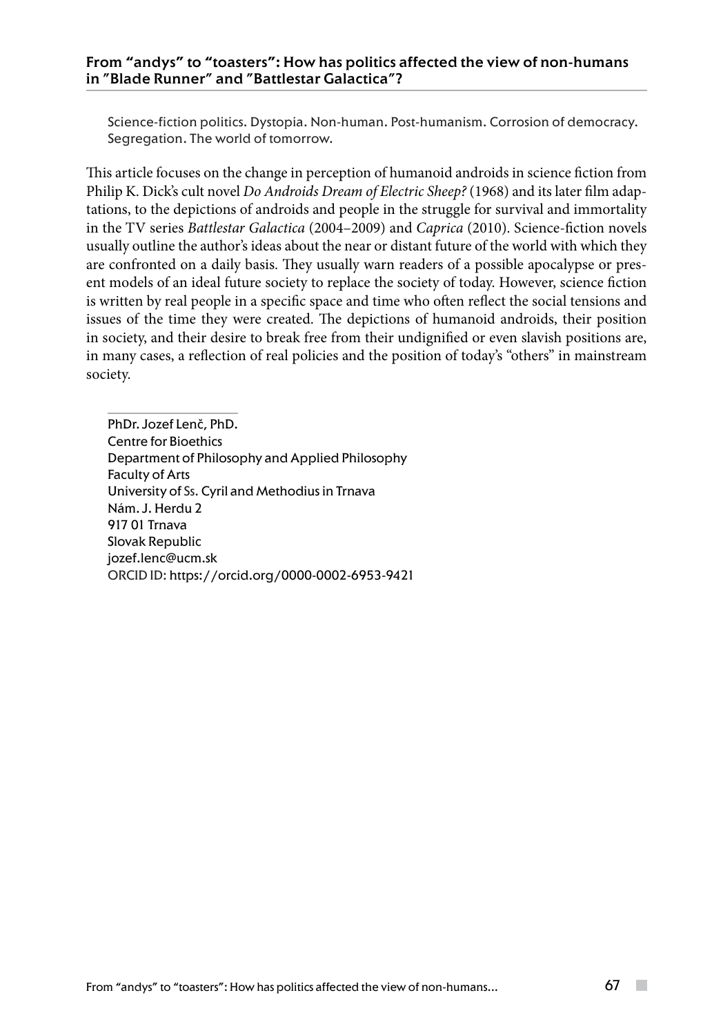## From "andys" to "toasters": How has politics affected the view of non-humans in "Blade Runner" and "Battlestar Galactica"?

Science-fiction politics. Dystopia. Non-human. Post-humanism. Corrosion of democracy. Segregation. The world of tomorrow.

This article focuses on the change in perception of humanoid androids in science fiction from Philip K. Dick's cult novel *Do Androids Dream of Electric Sheep?* (1968) and its later film adaptations, to the depictions of androids and people in the struggle for survival and immortality in the TV series *Battlestar Galactica* (2004–2009) and *Caprica* (2010). Science-fiction novels usually outline the author's ideas about the near or distant future of the world with which they are confronted on a daily basis. They usually warn readers of a possible apocalypse or present models of an ideal future society to replace the society of today. However, science fiction is written by real people in a specific space and time who often reflect the social tensions and issues of the time they were created. The depictions of humanoid androids, their position in society, and their desire to break free from their undignified or even slavish positions are, in many cases, a reflection of real policies and the position of today's "others" in mainstream society.

---

PhDr. Jozef Lenč, PhD.
Centre for Bioethics
Department of Philosophy and Applied Philosophy
Faculty of Arts
University of Ss. Cyril and Methodius in Trnava
Nám. J. Herdu 2
917 01 Trnava
Slovak Republic
jozef.lenc@ucm.sk
ORCID ID: https://orcid.org/0000-0002-6953-9421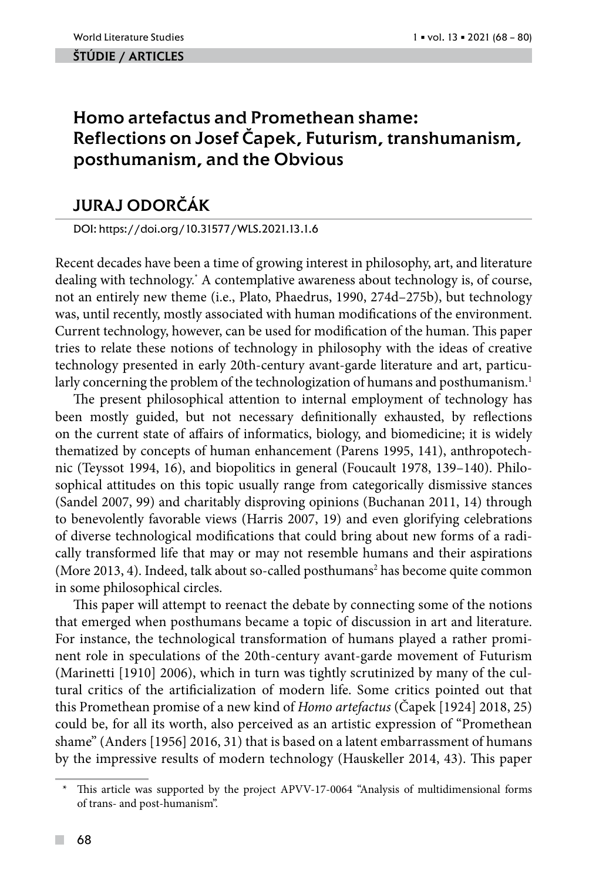ŠTÚDIE / ARTICLES

# Homo artefactus and Promethean shame: Reflections on Josef Čapek, Futurism, transhumanism, posthumanism, and the Obvious

## JURAJ ODORČÁK

DOI: https://doi.org/10.31577/WLS.2021.13.1.6

Recent decades have been a time of growing interest in philosophy, art, and literature dealing with technology.[*] A contemplative awareness about technology is, of course, not an entirely new theme (i.e., Plato, Phaedrus, 1990, 274d–275b), but technology was, until recently, mostly associated with human modifications of the environment. Current technology, however, can be used for modification of the human. This paper tries to relate these notions of technology in philosophy with the ideas of creative technology presented in early 20th-century avant-garde literature and art, particularly concerning the problem of the technologization of humans and posthumanism.[1]

The present philosophical attention to internal employment of technology has been mostly guided, but not necessary definitionally exhausted, by reflections on the current state of affairs of informatics, biology, and biomedicine; it is widely thematized by concepts of human enhancement (Parens 1995, 141), anthropotechnic (Teyssot 1994, 16), and biopolitics in general (Foucault 1978, 139–140). Philosophical attitudes on this topic usually range from categorically dismissive stances (Sandel 2007, 99) and charitably disproving opinions (Buchanan 2011, 14) through to benevolently favorable views (Harris 2007, 19) and even glorifying celebrations of diverse technological modifications that could bring about new forms of a radically transformed life that may or may not resemble humans and their aspirations (More 2013, 4). Indeed, talk about so-called posthumans[2] has become quite common in some philosophical circles.

This paper will attempt to reenact the debate by connecting some of the notions that emerged when posthumans became a topic of discussion in art and literature. For instance, the technological transformation of humans played a rather prominent role in speculations of the 20th-century avant-garde movement of Futurism (Marinetti [1910] 2006), which in turn was tightly scrutinized by many of the cultural critics of the artificialization of modern life. Some critics pointed out that this Promethean promise of a new kind of *Homo artefactus* (Čapek [1924] 2018, 25) could be, for all its worth, also perceived as an artistic expression of "Promethean shame" (Anders [1956] 2016, 31) that is based on a latent embarrassment of humans by the impressive results of modern technology (Hauskeller 2014, 43). This paper

---

[*] This article was supported by the project APVV-17-0064 "Analysis of multidimensional forms of trans- and post-humanism".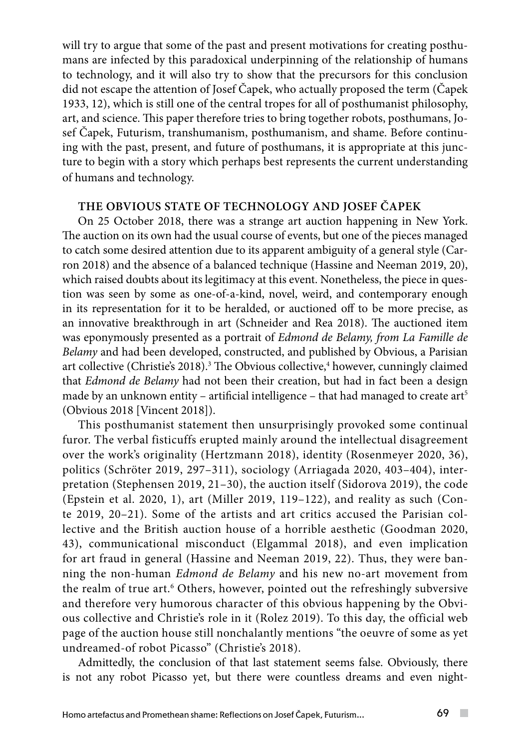will try to argue that some of the past and present motivations for creating posthumans are infected by this paradoxical underpinning of the relationship of humans to technology, and it will also try to show that the precursors for this conclusion did not escape the attention of Josef Čapek, who actually proposed the term (Čapek 1933, 12), which is still one of the central tropes for all of posthumanist philosophy, art, and science. This paper therefore tries to bring together robots, posthumans, Josef Čapek, Futurism, transhumanism, posthumanism, and shame. Before continuing with the past, present, and future of posthumans, it is appropriate at this juncture to begin with a story which perhaps best represents the current understanding of humans and technology.

## THE OBVIOUS STATE OF TECHNOLOGY AND JOSEF ČAPEK

On 25 October 2018, there was a strange art auction happening in New York. The auction on its own had the usual course of events, but one of the pieces managed to catch some desired attention due to its apparent ambiguity of a general style (Carron 2018) and the absence of a balanced technique (Hassine and Neeman 2019, 20), which raised doubts about its legitimacy at this event. Nonetheless, the piece in question was seen by some as one-of-a-kind, novel, weird, and contemporary enough in its representation for it to be heralded, or auctioned off to be more precise, as an innovative breakthrough in art (Schneider and Rea 2018). The auctioned item was eponymously presented as a portrait of *Edmond de Belamy, from La Famille de Belamy* and had been developed, constructed, and published by Obvious, a Parisian art collective (Christie's 2018).[3] The Obvious collective,[4] however, cunningly claimed that *Edmond de Belamy* had not been their creation, but had in fact been a design made by an unknown entity – artificial intelligence – that had managed to create art[5] (Obvious 2018 [Vincent 2018]).

This posthumanist statement then unsurprisingly provoked some continual furor. The verbal fisticuffs erupted mainly around the intellectual disagreement over the work's originality (Hertzmann 2018), identity (Rosenmeyer 2020, 36), politics (Schröter 2019, 297–311), sociology (Arriagada 2020, 403–404), interpretation (Stephensen 2019, 21–30), the auction itself (Sidorova 2019), the code (Epstein et al. 2020, 1), art (Miller 2019, 119–122), and reality as such (Conte 2019, 20–21). Some of the artists and art critics accused the Parisian collective and the British auction house of a horrible aesthetic (Goodman 2020, 43), communicational misconduct (Elgammal 2018), and even implication for art fraud in general (Hassine and Neeman 2019, 22). Thus, they were banning the non-human *Edmond de Belamy* and his new no-art movement from the realm of true art.[6] Others, however, pointed out the refreshingly subversive and therefore very humorous character of this obvious happening by the Obvious collective and Christie's role in it (Rolez 2019). To this day, the official web page of the auction house still nonchalantly mentions "the oeuvre of some as yet undreamed-of robot Picasso" (Christie's 2018).

Admittedly, the conclusion of that last statement seems false. Obviously, there is not any robot Picasso yet, but there were countless dreams and even night-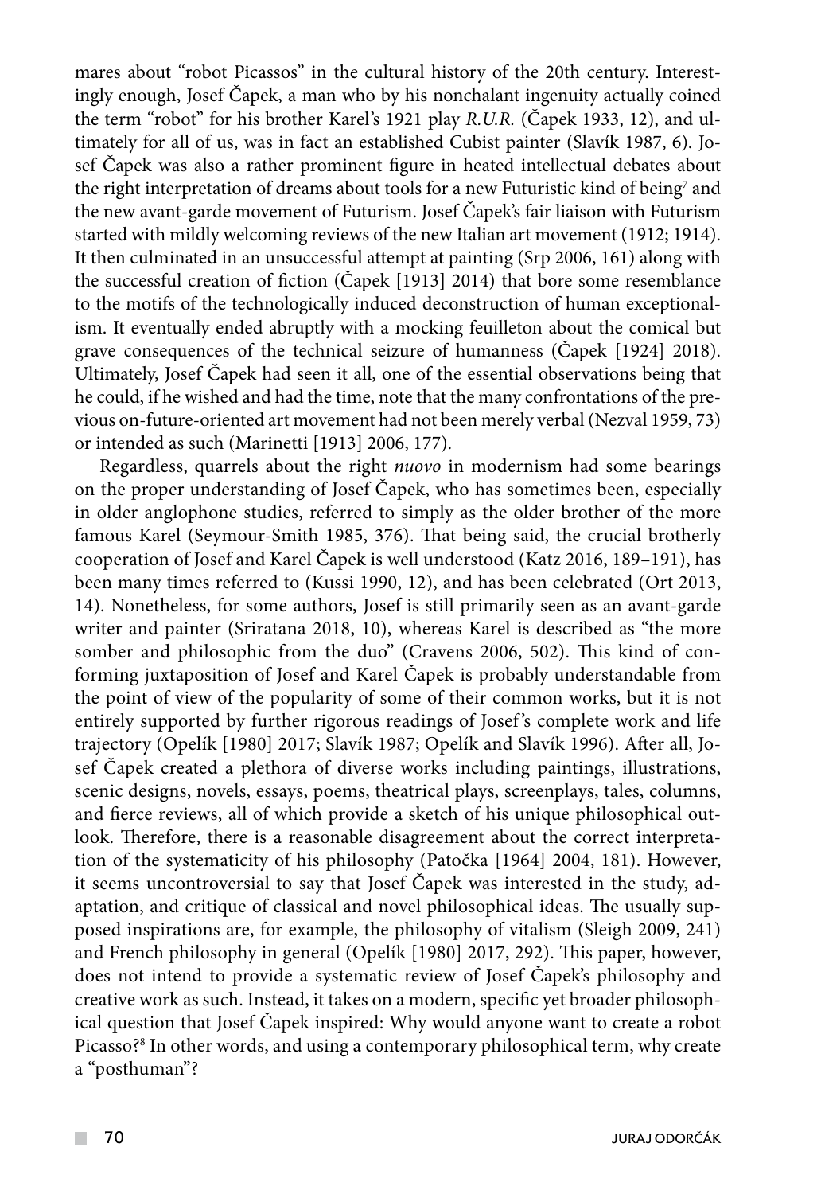mares about "robot Picassos" in the cultural history of the 20th century. Interestingly enough, Josef Čapek, a man who by his nonchalant ingenuity actually coined the term "robot" for his brother Karel's 1921 play *R.U.R.* (Čapek 1933, 12), and ultimately for all of us, was in fact an established Cubist painter (Slavík 1987, 6). Josef Čapek was also a rather prominent figure in heated intellectual debates about the right interpretation of dreams about tools for a new Futuristic kind of being[7] and the new avant-garde movement of Futurism. Josef Čapek's fair liaison with Futurism started with mildly welcoming reviews of the new Italian art movement (1912; 1914). It then culminated in an unsuccessful attempt at painting (Srp 2006, 161) along with the successful creation of fiction (Čapek [1913] 2014) that bore some resemblance to the motifs of the technologically induced deconstruction of human exceptionalism. It eventually ended abruptly with a mocking feuilleton about the comical but grave consequences of the technical seizure of humanness (Čapek [1924] 2018). Ultimately, Josef Čapek had seen it all, one of the essential observations being that he could, if he wished and had the time, note that the many confrontations of the previous on-future-oriented art movement had not been merely verbal (Nezval 1959, 73) or intended as such (Marinetti [1913] 2006, 177).

Regardless, quarrels about the right *nuovo* in modernism had some bearings on the proper understanding of Josef Čapek, who has sometimes been, especially in older anglophone studies, referred to simply as the older brother of the more famous Karel (Seymour-Smith 1985, 376). That being said, the crucial brotherly cooperation of Josef and Karel Čapek is well understood (Katz 2016, 189–191), has been many times referred to (Kussi 1990, 12), and has been celebrated (Ort 2013, 14). Nonetheless, for some authors, Josef is still primarily seen as an avant-garde writer and painter (Sriratana 2018, 10), whereas Karel is described as "the more somber and philosophic from the duo" (Cravens 2006, 502). This kind of conforming juxtaposition of Josef and Karel Čapek is probably understandable from the point of view of the popularity of some of their common works, but it is not entirely supported by further rigorous readings of Josef's complete work and life trajectory (Opelík [1980] 2017; Slavík 1987; Opelík and Slavík 1996). After all, Josef Čapek created a plethora of diverse works including paintings, illustrations, scenic designs, novels, essays, poems, theatrical plays, screenplays, tales, columns, and fierce reviews, all of which provide a sketch of his unique philosophical outlook. Therefore, there is a reasonable disagreement about the correct interpretation of the systematicity of his philosophy (Patočka [1964] 2004, 181). However, it seems uncontroversial to say that Josef Čapek was interested in the study, adaptation, and critique of classical and novel philosophical ideas. The usually supposed inspirations are, for example, the philosophy of vitalism (Sleigh 2009, 241) and French philosophy in general (Opelík [1980] 2017, 292). This paper, however, does not intend to provide a systematic review of Josef Čapek's philosophy and creative work as such. Instead, it takes on a modern, specific yet broader philosophical question that Josef Čapek inspired: Why would anyone want to create a robot Picasso?[8] In other words, and using a contemporary philosophical term, why create a "posthuman"?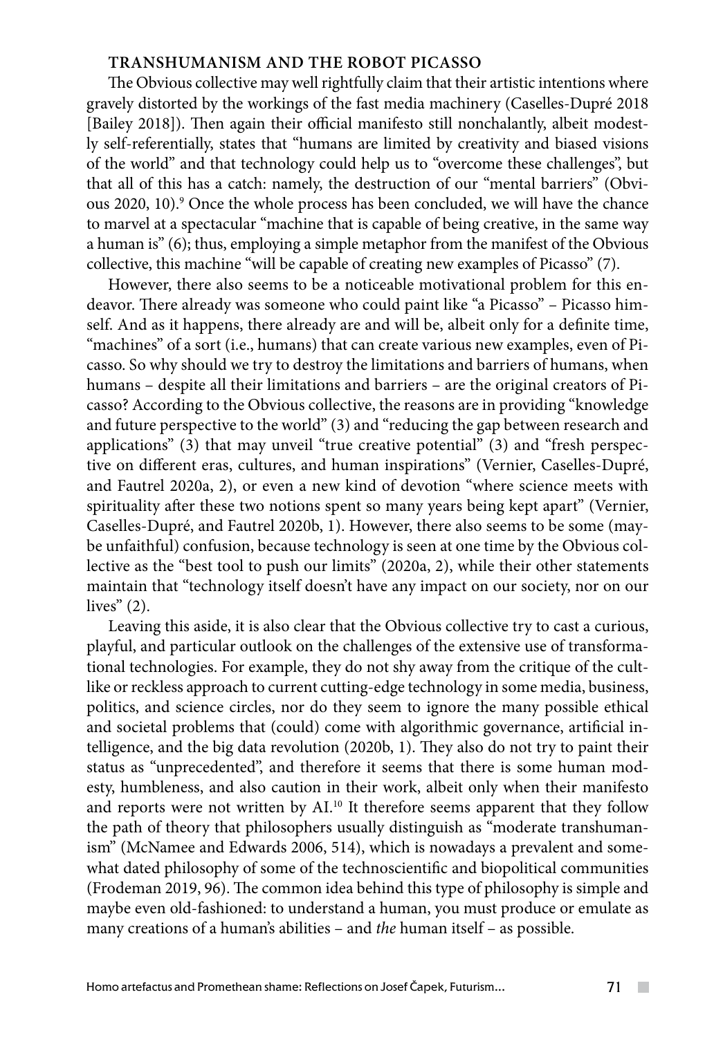## TRANSHUMANISM AND THE ROBOT PICASSO

The Obvious collective may well rightfully claim that their artistic intentions where gravely distorted by the workings of the fast media machinery (Caselles-Dupré 2018 [Bailey 2018]). Then again their official manifesto still nonchalantly, albeit modestly self-referentially, states that "humans are limited by creativity and biased visions of the world" and that technology could help us to "overcome these challenges", but that all of this has a catch: namely, the destruction of our "mental barriers" (Obvious 2020, 10).[9] Once the whole process has been concluded, we will have the chance to marvel at a spectacular "machine that is capable of being creative, in the same way a human is" (6); thus, employing a simple metaphor from the manifest of the Obvious collective, this machine "will be capable of creating new examples of Picasso" (7).

However, there also seems to be a noticeable motivational problem for this endeavor. There already was someone who could paint like "a Picasso" – Picasso himself. And as it happens, there already are and will be, albeit only for a definite time, "machines" of a sort (i.e., humans) that can create various new examples, even of Picasso. So why should we try to destroy the limitations and barriers of humans, when humans – despite all their limitations and barriers – are the original creators of Picasso? According to the Obvious collective, the reasons are in providing "knowledge and future perspective to the world" (3) and "reducing the gap between research and applications" (3) that may unveil "true creative potential" (3) and "fresh perspective on different eras, cultures, and human inspirations" (Vernier, Caselles-Dupré, and Fautrel 2020a, 2), or even a new kind of devotion "where science meets with spirituality after these two notions spent so many years being kept apart" (Vernier, Caselles-Dupré, and Fautrel 2020b, 1). However, there also seems to be some (maybe unfaithful) confusion, because technology is seen at one time by the Obvious collective as the "best tool to push our limits" (2020a, 2), while their other statements maintain that "technology itself doesn't have any impact on our society, nor on our lives" (2).

Leaving this aside, it is also clear that the Obvious collective try to cast a curious, playful, and particular outlook on the challenges of the extensive use of transformational technologies. For example, they do not shy away from the critique of the cult-like or reckless approach to current cutting-edge technology in some media, business, politics, and science circles, nor do they seem to ignore the many possible ethical and societal problems that (could) come with algorithmic governance, artificial intelligence, and the big data revolution (2020b, 1). They also do not try to paint their status as "unprecedented", and therefore it seems that there is some human modesty, humbleness, and also caution in their work, albeit only when their manifesto and reports were not written by AI.[10] It therefore seems apparent that they follow the path of theory that philosophers usually distinguish as "moderate transhumanism" (McNamee and Edwards 2006, 514), which is nowadays a prevalent and somewhat dated philosophy of some of the technoscientific and biopolitical communities (Frodeman 2019, 96). The common idea behind this type of philosophy is simple and maybe even old-fashioned: to understand a human, you must produce or emulate as many creations of a human's abilities – and *the* human itself – as possible.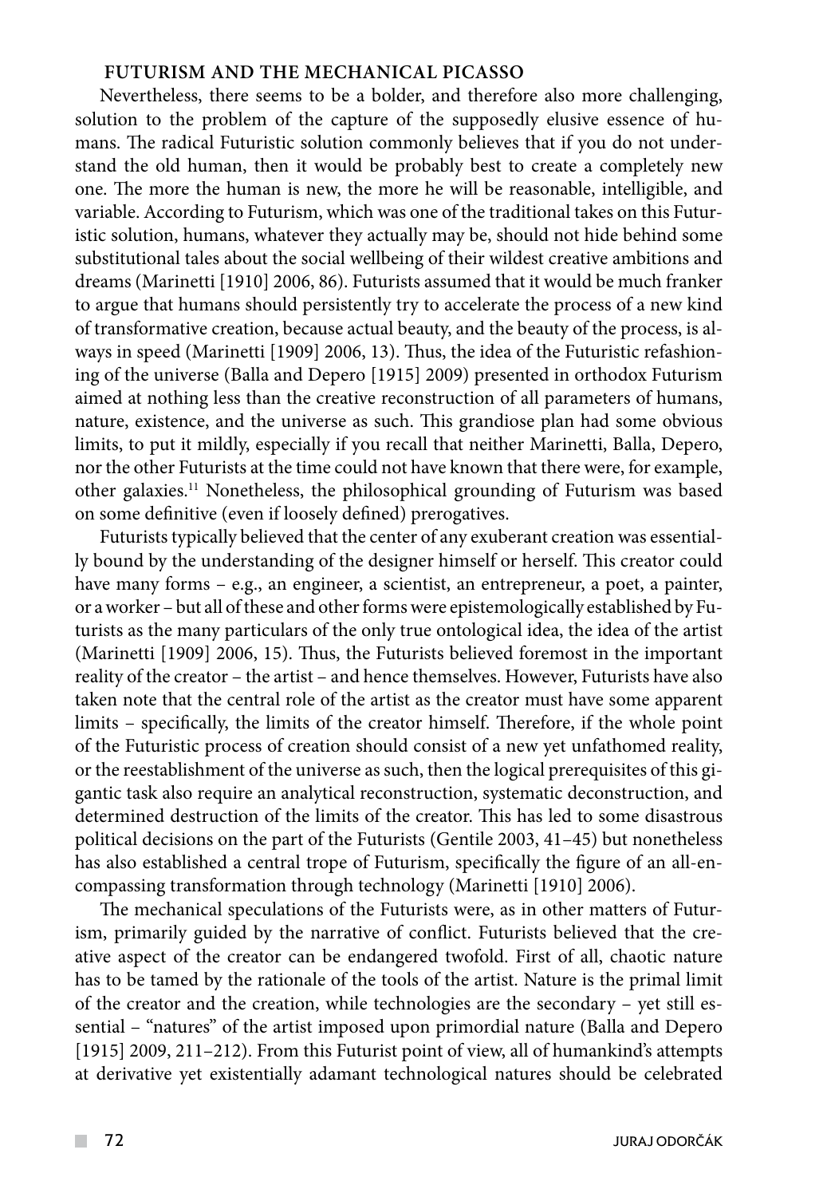## FUTURISM AND THE MECHANICAL PICASSO

Nevertheless, there seems to be a bolder, and therefore also more challenging, solution to the problem of the capture of the supposedly elusive essence of humans. The radical Futuristic solution commonly believes that if you do not understand the old human, then it would be probably best to create a completely new one. The more the human is new, the more he will be reasonable, intelligible, and variable. According to Futurism, which was one of the traditional takes on this Futuristic solution, humans, whatever they actually may be, should not hide behind some substitutional tales about the social wellbeing of their wildest creative ambitions and dreams (Marinetti [1910] 2006, 86). Futurists assumed that it would be much franker to argue that humans should persistently try to accelerate the process of a new kind of transformative creation, because actual beauty, and the beauty of the process, is always in speed (Marinetti [1909] 2006, 13). Thus, the idea of the Futuristic refashioning of the universe (Balla and Depero [1915] 2009) presented in orthodox Futurism aimed at nothing less than the creative reconstruction of all parameters of humans, nature, existence, and the universe as such. This grandiose plan had some obvious limits, to put it mildly, especially if you recall that neither Marinetti, Balla, Depero, nor the other Futurists at the time could not have known that there were, for example, other galaxies.[11] Nonetheless, the philosophical grounding of Futurism was based on some definitive (even if loosely defined) prerogatives.

Futurists typically believed that the center of any exuberant creation was essentially bound by the understanding of the designer himself or herself. This creator could have many forms – e.g., an engineer, a scientist, an entrepreneur, a poet, a painter, or a worker – but all of these and other forms were epistemologically established by Futurists as the many particulars of the only true ontological idea, the idea of the artist (Marinetti [1909] 2006, 15). Thus, the Futurists believed foremost in the important reality of the creator – the artist – and hence themselves. However, Futurists have also taken note that the central role of the artist as the creator must have some apparent limits – specifically, the limits of the creator himself. Therefore, if the whole point of the Futuristic process of creation should consist of a new yet unfathomed reality, or the reestablishment of the universe as such, then the logical prerequisites of this gigantic task also require an analytical reconstruction, systematic deconstruction, and determined destruction of the limits of the creator. This has led to some disastrous political decisions on the part of the Futurists (Gentile 2003, 41–45) but nonetheless has also established a central trope of Futurism, specifically the figure of an all-encompassing transformation through technology (Marinetti [1910] 2006).

The mechanical speculations of the Futurists were, as in other matters of Futurism, primarily guided by the narrative of conflict. Futurists believed that the creative aspect of the creator can be endangered twofold. First of all, chaotic nature has to be tamed by the rationale of the tools of the artist. Nature is the primal limit of the creator and the creation, while technologies are the secondary – yet still essential – "natures" of the artist imposed upon primordial nature (Balla and Depero [1915] 2009, 211–212). From this Futurist point of view, all of humankind's attempts at derivative yet existentially adamant technological natures should be celebrated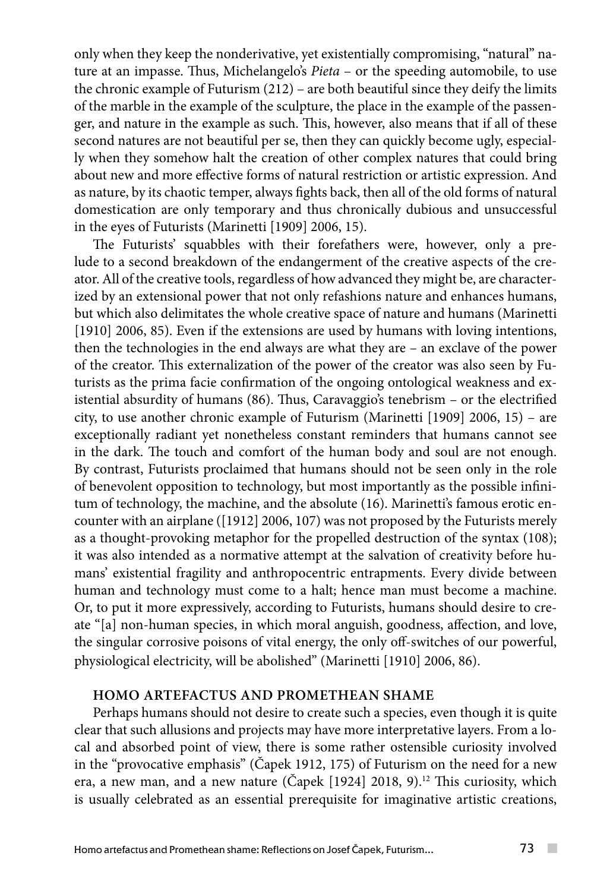only when they keep the nonderivative, yet existentially compromising, "natural" nature at an impasse. Thus, Michelangelo's *Pieta* – or the speeding automobile, to use the chronic example of Futurism (212) – are both beautiful since they deify the limits of the marble in the example of the sculpture, the place in the example of the passenger, and nature in the example as such. This, however, also means that if all of these second natures are not beautiful per se, then they can quickly become ugly, especially when they somehow halt the creation of other complex natures that could bring about new and more effective forms of natural restriction or artistic expression. And as nature, by its chaotic temper, always fights back, then all of the old forms of natural domestication are only temporary and thus chronically dubious and unsuccessful in the eyes of Futurists (Marinetti [1909] 2006, 15).

The Futurists' squabbles with their forefathers were, however, only a prelude to a second breakdown of the endangerment of the creative aspects of the creator. All of the creative tools, regardless of how advanced they might be, are characterized by an extensional power that not only refashions nature and enhances humans, but which also delimitates the whole creative space of nature and humans (Marinetti [1910] 2006, 85). Even if the extensions are used by humans with loving intentions, then the technologies in the end always are what they are – an exclave of the power of the creator. This externalization of the power of the creator was also seen by Futurists as the prima facie confirmation of the ongoing ontological weakness and existential absurdity of humans (86). Thus, Caravaggio's tenebrism – or the electrified city, to use another chronic example of Futurism (Marinetti [1909] 2006, 15) – are exceptionally radiant yet nonetheless constant reminders that humans cannot see in the dark. The touch and comfort of the human body and soul are not enough. By contrast, Futurists proclaimed that humans should not be seen only in the role of benevolent opposition to technology, but most importantly as the possible infinitum of technology, the machine, and the absolute (16). Marinetti's famous erotic encounter with an airplane ([1912] 2006, 107) was not proposed by the Futurists merely as a thought-provoking metaphor for the propelled destruction of the syntax (108); it was also intended as a normative attempt at the salvation of creativity before humans' existential fragility and anthropocentric entrapments. Every divide between human and technology must come to a halt; hence man must become a machine. Or, to put it more expressively, according to Futurists, humans should desire to create "[a] non-human species, in which moral anguish, goodness, affection, and love, the singular corrosive poisons of vital energy, the only off-switches of our powerful, physiological electricity, will be abolished" (Marinetti [1910] 2006, 86).

## HOMO ARTEFACTUS AND PROMETHEAN SHAME

Perhaps humans should not desire to create such a species, even though it is quite clear that such allusions and projects may have more interpretative layers. From a local and absorbed point of view, there is some rather ostensible curiosity involved in the "provocative emphasis" (Čapek 1912, 175) of Futurism on the need for a new era, a new man, and a new nature (Čapek [1924] 2018, 9).[12] This curiosity, which is usually celebrated as an essential prerequisite for imaginative artistic creations,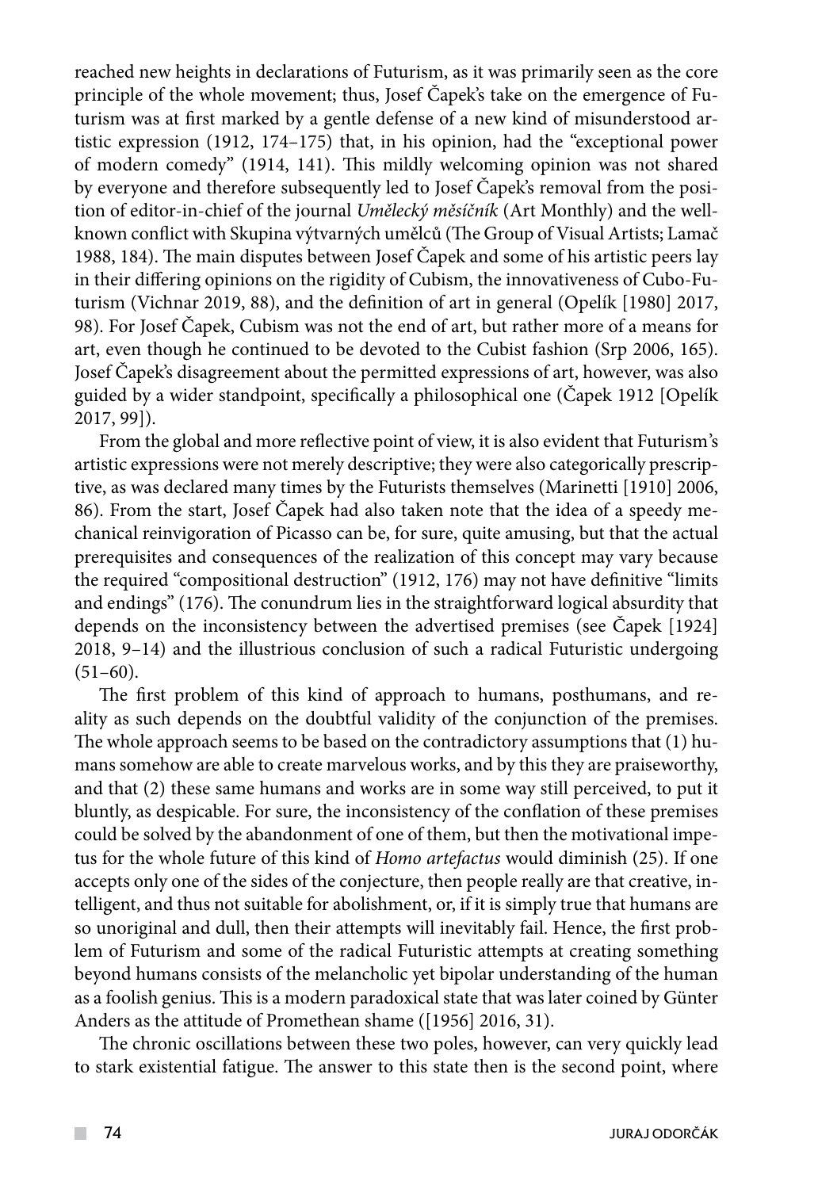reached new heights in declarations of Futurism, as it was primarily seen as the core principle of the whole movement; thus, Josef Čapek's take on the emergence of Futurism was at first marked by a gentle defense of a new kind of misunderstood artistic expression (1912, 174–175) that, in his opinion, had the "exceptional power of modern comedy" (1914, 141). This mildly welcoming opinion was not shared by everyone and therefore subsequently led to Josef Čapek's removal from the position of editor-in-chief of the journal *Umělecký měsíčník* (Art Monthly) and the well-known conflict with Skupina výtvarných umělců (The Group of Visual Artists; Lamač 1988, 184). The main disputes between Josef Čapek and some of his artistic peers lay in their differing opinions on the rigidity of Cubism, the innovativeness of Cubo-Futurism (Vichnar 2019, 88), and the definition of art in general (Opelík [1980] 2017, 98). For Josef Čapek, Cubism was not the end of art, but rather more of a means for art, even though he continued to be devoted to the Cubist fashion (Srp 2006, 165). Josef Čapek's disagreement about the permitted expressions of art, however, was also guided by a wider standpoint, specifically a philosophical one (Čapek 1912 [Opelík 2017, 99]).

From the global and more reflective point of view, it is also evident that Futurism's artistic expressions were not merely descriptive; they were also categorically prescriptive, as was declared many times by the Futurists themselves (Marinetti [1910] 2006, 86). From the start, Josef Čapek had also taken note that the idea of a speedy mechanical reinvigoration of Picasso can be, for sure, quite amusing, but that the actual prerequisites and consequences of the realization of this concept may vary because the required "compositional destruction" (1912, 176) may not have definitive "limits and endings" (176). The conundrum lies in the straightforward logical absurdity that depends on the inconsistency between the advertised premises (see Čapek [1924] 2018, 9–14) and the illustrious conclusion of such a radical Futuristic undergoing (51–60).

The first problem of this kind of approach to humans, posthumans, and reality as such depends on the doubtful validity of the conjunction of the premises. The whole approach seems to be based on the contradictory assumptions that (1) humans somehow are able to create marvelous works, and by this they are praiseworthy, and that (2) these same humans and works are in some way still perceived, to put it bluntly, as despicable. For sure, the inconsistency of the conflation of these premises could be solved by the abandonment of one of them, but then the motivational impetus for the whole future of this kind of *Homo artefactus* would diminish (25). If one accepts only one of the sides of the conjecture, then people really are that creative, intelligent, and thus not suitable for abolishment, or, if it is simply true that humans are so unoriginal and dull, then their attempts will inevitably fail. Hence, the first problem of Futurism and some of the radical Futuristic attempts at creating something beyond humans consists of the melancholic yet bipolar understanding of the human as a foolish genius. This is a modern paradoxical state that was later coined by Günter Anders as the attitude of Promethean shame ([1956] 2016, 31).

The chronic oscillations between these two poles, however, can very quickly lead to stark existential fatigue. The answer to this state then is the second point, where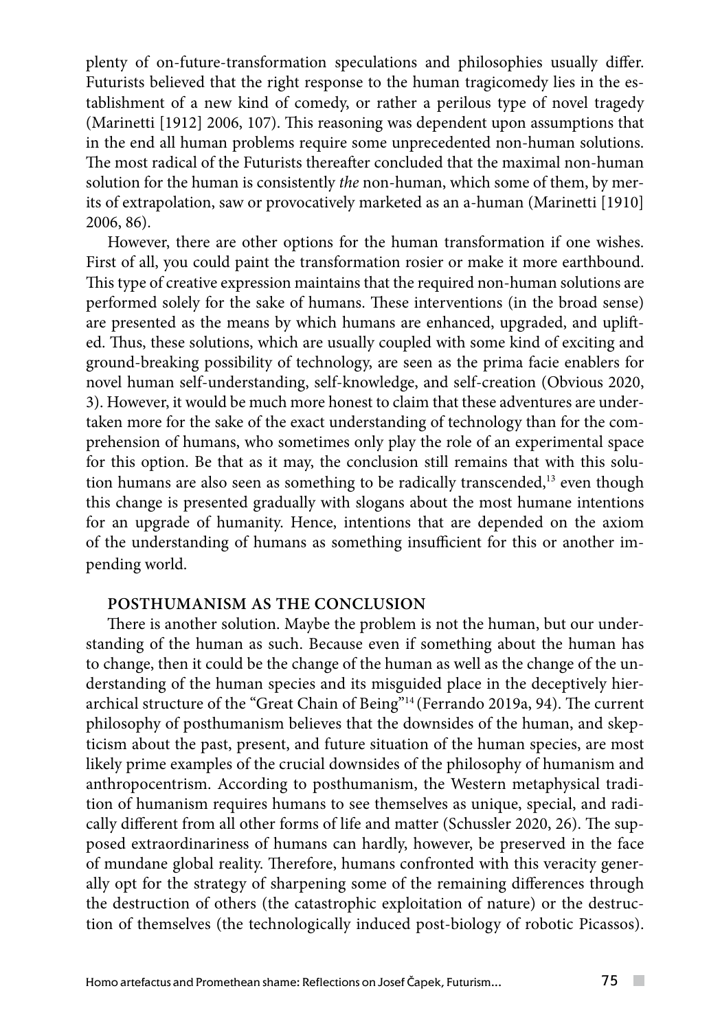plenty of on-future-transformation speculations and philosophies usually differ. Futurists believed that the right response to the human tragicomedy lies in the establishment of a new kind of comedy, or rather a perilous type of novel tragedy (Marinetti [1912] 2006, 107). This reasoning was dependent upon assumptions that in the end all human problems require some unprecedented non-human solutions. The most radical of the Futurists thereafter concluded that the maximal non-human solution for the human is consistently *the* non-human, which some of them, by merits of extrapolation, saw or provocatively marketed as an a-human (Marinetti [1910] 2006, 86).

However, there are other options for the human transformation if one wishes. First of all, you could paint the transformation rosier or make it more earthbound. This type of creative expression maintains that the required non-human solutions are performed solely for the sake of humans. These interventions (in the broad sense) are presented as the means by which humans are enhanced, upgraded, and uplifted. Thus, these solutions, which are usually coupled with some kind of exciting and ground-breaking possibility of technology, are seen as the prima facie enablers for novel human self-understanding, self-knowledge, and self-creation (Obvious 2020, 3). However, it would be much more honest to claim that these adventures are undertaken more for the sake of the exact understanding of technology than for the comprehension of humans, who sometimes only play the role of an experimental space for this option. Be that as it may, the conclusion still remains that with this solution humans are also seen as something to be radically transcended,[13] even though this change is presented gradually with slogans about the most humane intentions for an upgrade of humanity. Hence, intentions that are depended on the axiom of the understanding of humans as something insufficient for this or another impending world.

## POSTHUMANISM AS THE CONCLUSION

There is another solution. Maybe the problem is not the human, but our understanding of the human as such. Because even if something about the human has to change, then it could be the change of the human as well as the change of the understanding of the human species and its misguided place in the deceptively hierarchical structure of the "Great Chain of Being"[14] (Ferrando 2019a, 94). The current philosophy of posthumanism believes that the downsides of the human, and skepticism about the past, present, and future situation of the human species, are most likely prime examples of the crucial downsides of the philosophy of humanism and anthropocentrism. According to posthumanism, the Western metaphysical tradition of humanism requires humans to see themselves as unique, special, and radically different from all other forms of life and matter (Schussler 2020, 26). The supposed extraordinariness of humans can hardly, however, be preserved in the face of mundane global reality. Therefore, humans confronted with this veracity generally opt for the strategy of sharpening some of the remaining differences through the destruction of others (the catastrophic exploitation of nature) or the destruction of themselves (the technologically induced post-biology of robotic Picassos).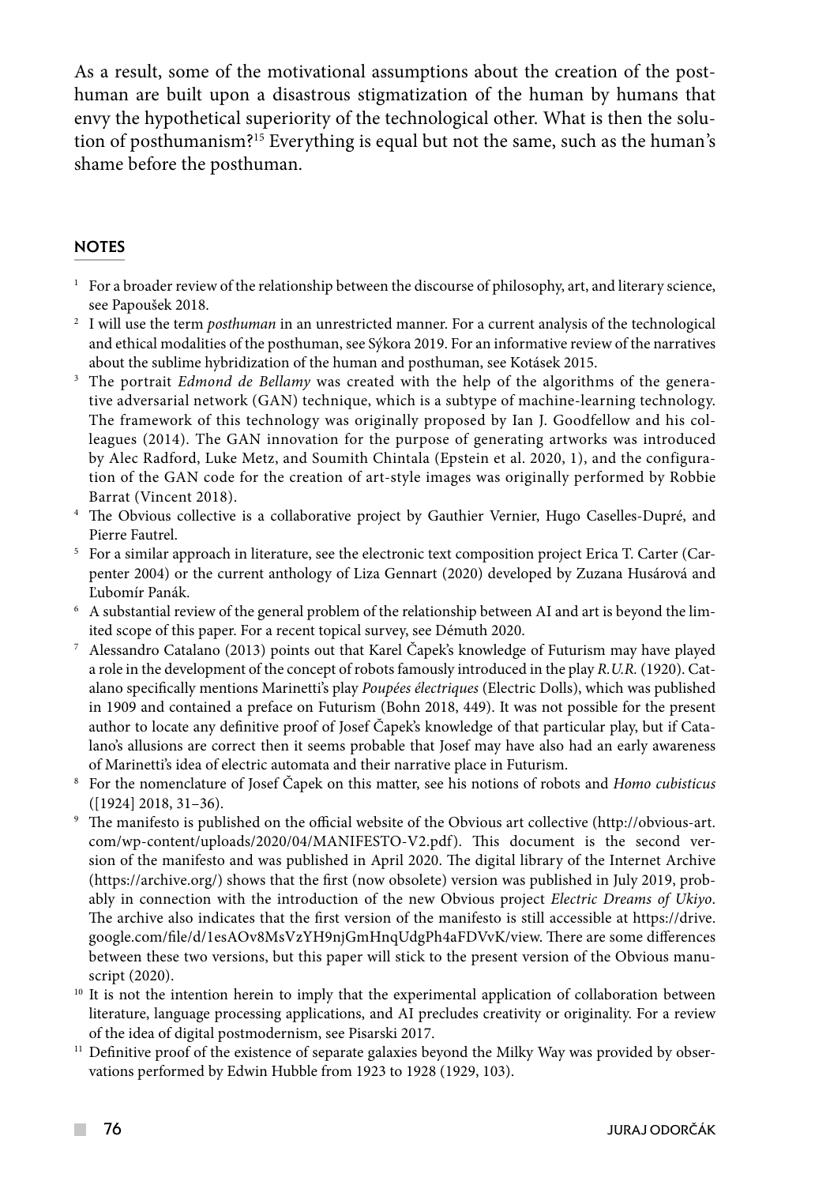As a result, some of the motivational assumptions about the creation of the posthuman are built upon a disastrous stigmatization of the human by humans that envy the hypothetical superiority of the technological other. What is then the solution of posthumanism?[15] Everything is equal but not the same, such as the human's shame before the posthuman.

## NOTES

1. For a broader review of the relationship between the discourse of philosophy, art, and literary science, see Papoušek 2018.
2. I will use the term *posthuman* in an unrestricted manner. For a current analysis of the technological and ethical modalities of the posthuman, see Sýkora 2019. For an informative review of the narratives about the sublime hybridization of the human and posthuman, see Kotásek 2015.
3. The portrait *Edmond de Bellamy* was created with the help of the algorithms of the generative adversarial network (GAN) technique, which is a subtype of machine-learning technology. The framework of this technology was originally proposed by Ian J. Goodfellow and his colleagues (2014). The GAN innovation for the purpose of generating artworks was introduced by Alec Radford, Luke Metz, and Soumith Chintala (Epstein et al. 2020, 1), and the configuration of the GAN code for the creation of art-style images was originally performed by Robbie Barrat (Vincent 2018).
4. The Obvious collective is a collaborative project by Gauthier Vernier, Hugo Caselles-Dupré, and Pierre Fautrel.
5. For a similar approach in literature, see the electronic text composition project Erica T. Carter (Carpenter 2004) or the current anthology of Liza Gennart (2020) developed by Zuzana Husárová and Ľubomír Panák.
6. A substantial review of the general problem of the relationship between AI and art is beyond the limited scope of this paper. For a recent topical survey, see Démuth 2020.
7. Alessandro Catalano (2013) points out that Karel Čapek's knowledge of Futurism may have played a role in the development of the concept of robots famously introduced in the play *R.U.R.* (1920). Catalano specifically mentions Marinetti's play *Poupées électriques* (Electric Dolls), which was published in 1909 and contained a preface on Futurism (Bohn 2018, 449). It was not possible for the present author to locate any definitive proof of Josef Čapek's knowledge of that particular play, but if Catalano's allusions are correct then it seems probable that Josef may have also had an early awareness of Marinetti's idea of electric automata and their narrative place in Futurism.
8. For the nomenclature of Josef Čapek on this matter, see his notions of robots and *Homo cubisticus* ([1924] 2018, 31–36).
9. The manifesto is published on the official website of the Obvious art collective (http://obvious-art.com/wp-content/uploads/2020/04/MANIFESTO-V2.pdf). This document is the second version of the manifesto and was published in April 2020. The digital library of the Internet Archive (https://archive.org/) shows that the first (now obsolete) version was published in July 2019, probably in connection with the introduction of the new Obvious project *Electric Dreams of Ukiyo*. The archive also indicates that the first version of the manifesto is still accessible at https://drive.google.com/file/d/1esAOv8MsVzYH9njGmHnqUdgPh4aFDVvK/view. There are some differences between these two versions, but this paper will stick to the present version of the Obvious manuscript (2020).
10. It is not the intention herein to imply that the experimental application of collaboration between literature, language processing applications, and AI precludes creativity or originality. For a review of the idea of digital postmodernism, see Pisarski 2017.
11. Definitive proof of the existence of separate galaxies beyond the Milky Way was provided by observations performed by Edwin Hubble from 1923 to 1928 (1929, 103).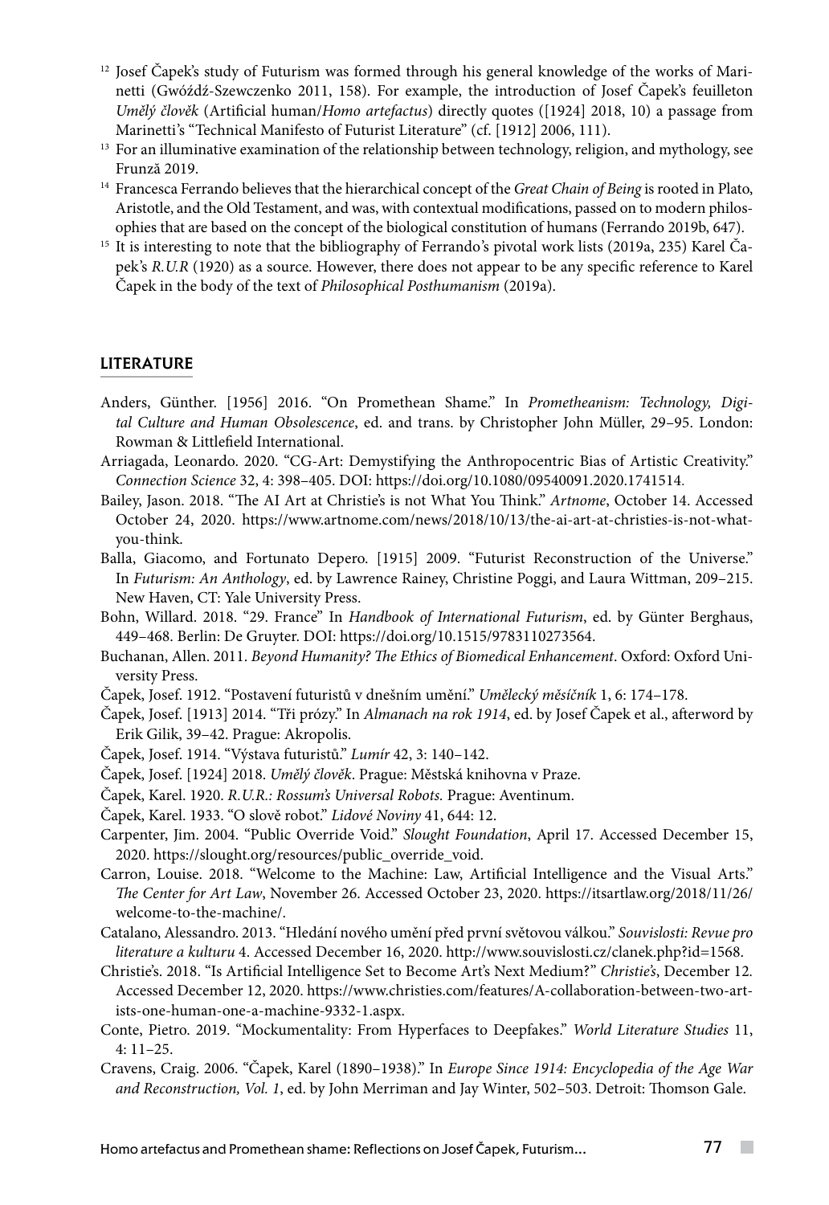[12] Josef Čapek's study of Futurism was formed through his general knowledge of the works of Marinetti (Gwóźdź-Szewczenko 2011, 158). For example, the introduction of Josef Čapek's feuilleton *Umělý člověk* (Artificial human/*Homo artefactus*) directly quotes ([1924] 2018, 10) a passage from Marinetti's "Technical Manifesto of Futurist Literature" (cf. [1912] 2006, 111).

[13] For an illuminative examination of the relationship between technology, religion, and mythology, see Frunză 2019.

[14] Francesca Ferrando believes that the hierarchical concept of the *Great Chain of Being* is rooted in Plato, Aristotle, and the Old Testament, and was, with contextual modifications, passed on to modern philosophies that are based on the concept of the biological constitution of humans (Ferrando 2019b, 647).

[15] It is interesting to note that the bibliography of Ferrando's pivotal work lists (2019a, 235) Karel Čapek's *R.U.R* (1920) as a source. However, there does not appear to be any specific reference to Karel Čapek in the body of the text of *Philosophical Posthumanism* (2019a).

## LITERATURE

Anders, Günther. [1956] 2016. "On Promethean Shame." In *Prometheanism: Technology, Digital Culture and Human Obsolescence*, ed. and trans. by Christopher John Müller, 29–95. London: Rowman & Littlefield International.

Arriagada, Leonardo. 2020. "CG-Art: Demystifying the Anthropocentric Bias of Artistic Creativity." *Connection Science* 32, 4: 398–405. DOI: https://doi.org/10.1080/09540091.2020.1741514.

Bailey, Jason. 2018. "The AI Art at Christie's is not What You Think." *Artnome*, October 14. Accessed October 24, 2020. https://www.artnome.com/news/2018/10/13/the-ai-art-at-christies-is-not-what-you-think.

Balla, Giacomo, and Fortunato Depero. [1915] 2009. "Futurist Reconstruction of the Universe." In *Futurism: An Anthology*, ed. by Lawrence Rainey, Christine Poggi, and Laura Wittman, 209–215. New Haven, CT: Yale University Press.

Bohn, Willard. 2018. "29. France" In *Handbook of International Futurism*, ed. by Günter Berghaus, 449–468. Berlin: De Gruyter. DOI: https://doi.org/10.1515/9783110273564.

Buchanan, Allen. 2011. *Beyond Humanity? The Ethics of Biomedical Enhancement*. Oxford: Oxford University Press.

Čapek, Josef. 1912. "Postavení futuristů v dnešním umění." *Umělecký měsíčník* 1, 6: 174–178.

Čapek, Josef. [1913] 2014. "Tři prózy." In *Almanach na rok 1914*, ed. by Josef Čapek et al., afterword by Erik Gilik, 39–42. Prague: Akropolis.

Čapek, Josef. 1914. "Výstava futuristů." *Lumír* 42, 3: 140–142.

Čapek, Josef. [1924] 2018. *Umělý člověk*. Prague: Městská knihovna v Praze.

Čapek, Karel. 1920. *R.U.R.: Rossum's Universal Robots.* Prague: Aventinum.

Čapek, Karel. 1933. "O slově robot." *Lidové Noviny* 41, 644: 12.

Carpenter, Jim. 2004. "Public Override Void." *Slought Foundation*, April 17. Accessed December 15, 2020. https://slought.org/resources/public_override_void.

Carron, Louise. 2018. "Welcome to the Machine: Law, Artificial Intelligence and the Visual Arts." *The Center for Art Law*, November 26. Accessed October 23, 2020. https://itsartlaw.org/2018/11/26/welcome-to-the-machine/.

Catalano, Alessandro. 2013. "Hledání nového umění před první světovou válkou." *Souvislosti: Revue pro literature a kulturu* 4. Accessed December 16, 2020. http://www.souvislosti.cz/clanek.php?id=1568.

Christie's. 2018. "Is Artificial Intelligence Set to Become Art's Next Medium?" *Christie's*, December 12. Accessed December 12, 2020. https://www.christies.com/features/A-collaboration-between-two-artists-one-human-one-a-machine-9332-1.aspx.

Conte, Pietro. 2019. "Mockumentality: From Hyperfaces to Deepfakes." *World Literature Studies* 11, 4: 11–25.

Cravens, Craig. 2006. "Čapek, Karel (1890–1938)." In *Europe Since 1914: Encyclopedia of the Age War and Reconstruction, Vol. 1*, ed. by John Merriman and Jay Winter, 502–503. Detroit: Thomson Gale.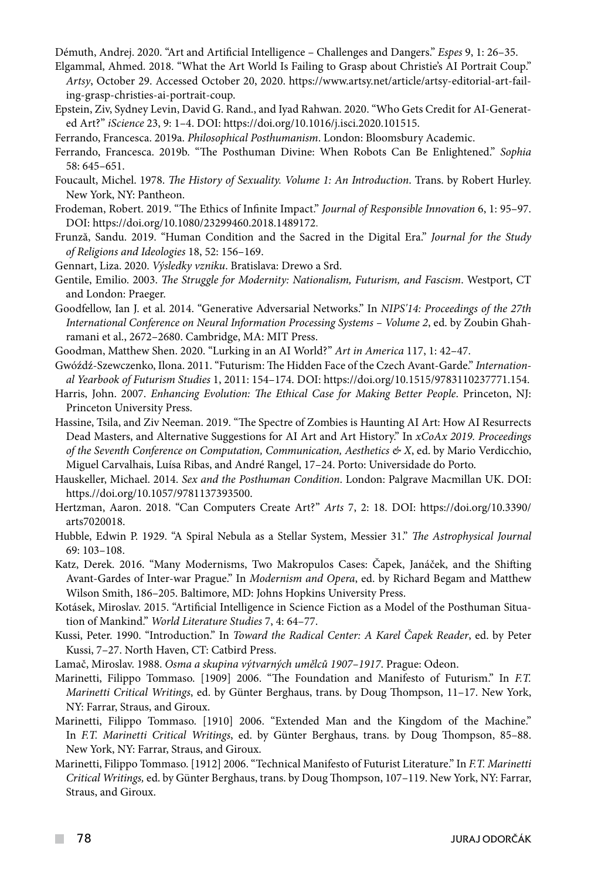Démuth, Andrej. 2020. "Art and Artificial Intelligence – Challenges and Dangers." *Espes* 9, 1: 26–35.

Elgammal, Ahmed. 2018. "What the Art World Is Failing to Grasp about Christie's AI Portrait Coup." *Artsy*, October 29. Accessed October 20, 2020. https://www.artsy.net/article/artsy-editorial-art-failing-grasp-christies-ai-portrait-coup.

Epstein, Ziv, Sydney Levin, David G. Rand., and Iyad Rahwan. 2020. "Who Gets Credit for AI-Generated Art?" *iScience* 23, 9: 1–4. DOI: https://doi.org/10.1016/j.isci.2020.101515.

Ferrando, Francesca. 2019a. *Philosophical Posthumanism*. London: Bloomsbury Academic.

Ferrando, Francesca. 2019b. "The Posthuman Divine: When Robots Can Be Enlightened." *Sophia* 58: 645–651.

Foucault, Michel. 1978. *The History of Sexuality. Volume 1: An Introduction*. Trans. by Robert Hurley. New York, NY: Pantheon.

Frodeman, Robert. 2019. "The Ethics of Infinite Impact." *Journal of Responsible Innovation* 6, 1: 95–97. DOI: https://doi.org/10.1080/23299460.2018.1489172.

Frunză, Sandu. 2019. "Human Condition and the Sacred in the Digital Era." *Journal for the Study of Religions and Ideologies* 18, 52: 156–169.

Gennart, Liza. 2020. *Výsledky vzniku*. Bratislava: Drewo a Srd.

Gentile, Emilio. 2003. *The Struggle for Modernity: Nationalism, Futurism, and Fascism*. Westport, CT and London: Praeger.

Goodfellow, Ian J. et al. 2014. "Generative Adversarial Networks." In *NIPS'14: Proceedings of the 27th International Conference on Neural Information Processing Systems – Volume 2*, ed. by Zoubin Ghahramani et al., 2672–2680. Cambridge, MA: MIT Press.

Goodman, Matthew Shen. 2020. "Lurking in an AI World?" *Art in America* 117, 1: 42–47.

Gwóźdź-Szewczenko, Ilona. 2011. "Futurism: The Hidden Face of the Czech Avant-Garde." *International Yearbook of Futurism Studies* 1, 2011: 154–174. DOI: https://doi.org/10.1515/9783110237771.154.

Harris, John. 2007. *Enhancing Evolution: The Ethical Case for Making Better People*. Princeton, NJ: Princeton University Press.

Hassine, Tsila, and Ziv Neeman. 2019. "The Spectre of Zombies is Haunting AI Art: How AI Resurrects Dead Masters, and Alternative Suggestions for AI Art and Art History." In *xCoAx 2019. Proceedings of the Seventh Conference on Computation, Communication, Aesthetics & X*, ed. by Mario Verdicchio, Miguel Carvalhais, Luísa Ribas, and André Rangel, 17–24. Porto: Universidade do Porto.

Hauskeller, Michael. 2014. *Sex and the Posthuman Condition*. London: Palgrave Macmillan UK. DOI: https://doi.org/10.1057/9781137393500.

Hertzman, Aaron. 2018. "Can Computers Create Art?" *Arts* 7, 2: 18. DOI: https://doi.org/10.3390/arts7020018.

Hubble, Edwin P. 1929. "A Spiral Nebula as a Stellar System, Messier 31." *The Astrophysical Journal* 69: 103–108.

Katz, Derek. 2016. "Many Modernisms, Two Makropulos Cases: Čapek, Janáček, and the Shifting Avant-Gardes of Inter-war Prague." In *Modernism and Opera*, ed. by Richard Begam and Matthew Wilson Smith, 186–205. Baltimore, MD: Johns Hopkins University Press.

Kotásek, Miroslav. 2015. "Artificial Intelligence in Science Fiction as a Model of the Posthuman Situation of Mankind." *World Literature Studies* 7, 4: 64–77.

Kussi, Peter. 1990. "Introduction." In *Toward the Radical Center: A Karel Čapek Reader*, ed. by Peter Kussi, 7–27. North Haven, CT: Catbird Press.

Lamač, Miroslav. 1988. *Osma a skupina výtvarných umělců 1907–1917*. Prague: Odeon.

Marinetti, Filippo Tommaso. [1909] 2006. "The Foundation and Manifesto of Futurism." In *F.T. Marinetti Critical Writings*, ed. by Günter Berghaus, trans. by Doug Thompson, 11–17. New York, NY: Farrar, Straus, and Giroux.

Marinetti, Filippo Tommaso. [1910] 2006. "Extended Man and the Kingdom of the Machine." In *F.T. Marinetti Critical Writings*, ed. by Günter Berghaus, trans. by Doug Thompson, 85–88. New York, NY: Farrar, Straus, and Giroux.

Marinetti, Filippo Tommaso. [1912] 2006. "Technical Manifesto of Futurist Literature." In *F.T. Marinetti Critical Writings,* ed. by Günter Berghaus, trans. by Doug Thompson, 107–119. New York, NY: Farrar, Straus, and Giroux.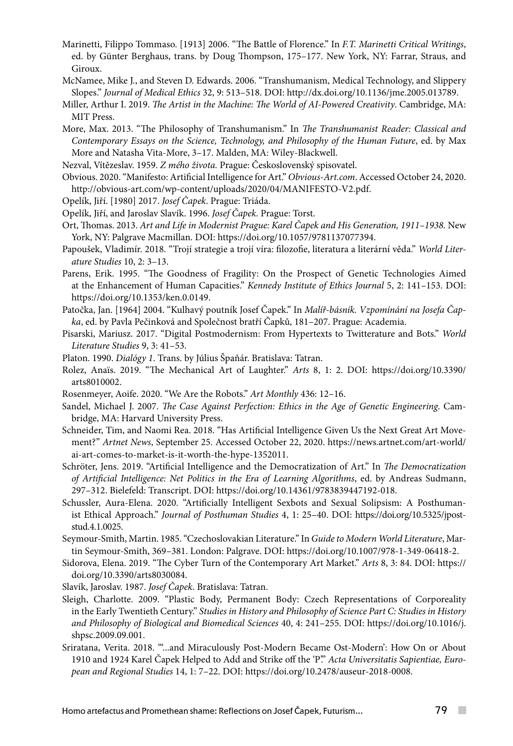Marinetti, Filippo Tommaso. [1913] 2006. "The Battle of Florence." In *F.T. Marinetti Critical Writings*, ed. by Günter Berghaus, trans. by Doug Thompson, 175–177. New York, NY: Farrar, Straus, and Giroux.

McNamee, Mike J., and Steven D. Edwards. 2006. "Transhumanism, Medical Technology, and Slippery Slopes." *Journal of Medical Ethics* 32, 9: 513–518. DOI: http://dx.doi.org/10.1136/jme.2005.013789.

Miller, Arthur I. 2019. *The Artist in the Machine: The World of AI-Powered Creativity*. Cambridge, MA: MIT Press.

More, Max. 2013. "The Philosophy of Transhumanism." In *The Transhumanist Reader: Classical and Contemporary Essays on the Science, Technology, and Philosophy of the Human Future*, ed. by Max More and Natasha Vita-More, 3–17. Malden, MA: Wiley-Blackwell.

Nezval, Vítězeslav. 1959. *Z mého života.* Prague: Československý spisovatel.

Obvious. 2020. "Manifesto: Artificial Intelligence for Art." *Obvious-Art.com*. Accessed October 24, 2020. http://obvious-art.com/wp-content/uploads/2020/04/MANIFESTO-V2.pdf.

Opelík, Jiří. [1980] 2017. *Josef Čapek*. Prague: Triáda.

Opelík, Jiří, and Jaroslav Slavík. 1996. *Josef Čapek.* Prague: Torst.

Ort, Thomas. 2013. *Art and Life in Modernist Prague: Karel Čapek and His Generation, 1911–1938.* New York, NY: Palgrave Macmillan. DOI: https://doi.org/10.1057/9781137077394.

Papoušek, Vladimír. 2018. "Trojí strategie a trojí víra: filozofie, literatura a literární věda." *World Literature Studies* 10, 2: 3–13.

Parens, Erik. 1995. "The Goodness of Fragility: On the Prospect of Genetic Technologies Aimed at the Enhancement of Human Capacities." *Kennedy Institute of Ethics Journal* 5, 2: 141–153. DOI: https://doi.org/10.1353/ken.0.0149.

Patočka, Jan. [1964] 2004. "Kulhavý poutník Josef Čapek." In *Malíř-básník. Vzpomínání na Josefa Čapka*, ed. by Pavla Pečinková and Společnost bratří Čapků, 181–207. Prague: Academia.

Pisarski, Mariusz. 2017. "Digital Postmodernism: From Hypertexts to Twitterature and Bots." *World Literature Studies* 9, 3: 41–53.

Platon. 1990. *Dialógy 1.* Trans. by Július Špaňár. Bratislava: Tatran.

Rolez, Anaïs. 2019. "The Mechanical Art of Laughter." *Arts* 8, 1: 2. DOI: https://doi.org/10.3390/arts8010002.

Rosenmeyer, Aoife. 2020. "We Are the Robots." *Art Monthly* 436: 12–16.

Sandel, Michael J. 2007. *The Case Against Perfection: Ethics in the Age of Genetic Engineering*. Cambridge, MA: Harvard University Press.

Schneider, Tim, and Naomi Rea. 2018. "Has Artificial Intelligence Given Us the Next Great Art Movement?" *Artnet News*, September 25. Accessed October 22, 2020. https://news.artnet.com/art-world/ai-art-comes-to-market-is-it-worth-the-hype-1352011.

Schröter, Jens. 2019. "Artificial Intelligence and the Democratization of Art." In *The Democratization of Artificial Intelligence: Net Politics in the Era of Learning Algorithms*, ed. by Andreas Sudmann, 297–312. Bielefeld: Transcript. DOI: https://doi.org/10.14361/9783839447192-018.

Schussler, Aura-Elena. 2020. "Artificially Intelligent Sexbots and Sexual Solipsism: A Posthumanist Ethical Approach." *Journal of Posthuman Studies* 4, 1: 25–40. DOI: https://doi.org/10.5325/jpoststud.4.1.0025.

Seymour-Smith, Martin. 1985. "Czechoslovakian Literature." In *Guide to Modern World Literature*, Martin Seymour-Smith, 369–381. London: Palgrave. DOI: https://doi.org/10.1007/978-1-349-06418-2.

Sidorova, Elena. 2019. "The Cyber Turn of the Contemporary Art Market." *Arts* 8, 3: 84. DOI: https://doi.org/10.3390/arts8030084.

Slavík, Jaroslav. 1987. *Josef Čapek*. Bratislava: Tatran.

Sleigh, Charlotte. 2009. "Plastic Body, Permanent Body: Czech Representations of Corporeality in the Early Twentieth Century." *Studies in History and Philosophy of Science Part C: Studies in History and Philosophy of Biological and Biomedical Sciences* 40, 4: 241–255. DOI: https://doi.org/10.1016/j.shpsc.2009.09.001.

Sriratana, Verita. 2018. "'...and Miraculously Post-Modern Became Ost-Modern': How On or About 1910 and 1924 Karel Čapek Helped to Add and Strike off the 'P'." *Acta Universitatis Sapientiae, European and Regional Studies* 14, 1: 7–22. DOI: https://doi.org/10.2478/auseur-2018-0008.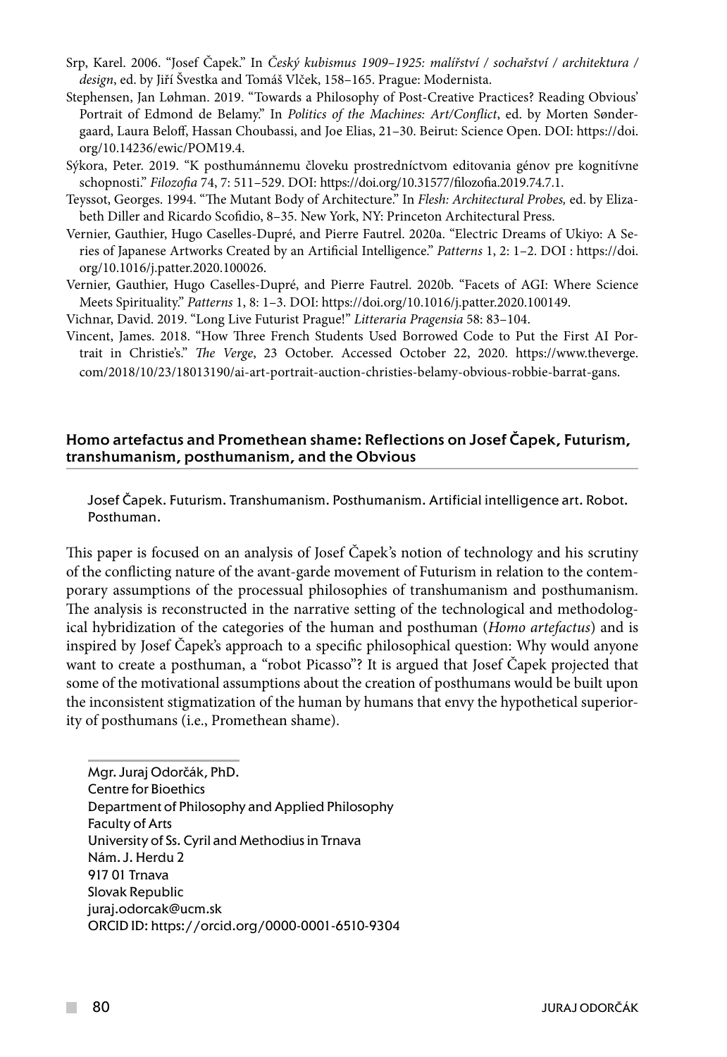Srp, Karel. 2006. "Josef Čapek." In *Český kubismus 1909–1925: malířství / sochařství / architektura / design*, ed. by Jiří Švestka and Tomáš Vlček, 158–165. Prague: Modernista.

Stephensen, Jan Løhman. 2019. "Towards a Philosophy of Post-Creative Practices? Reading Obvious' Portrait of Edmond de Belamy." In *Politics of the Machines: Art/Conflict*, ed. by Morten Søndergaard, Laura Beloff, Hassan Choubassi, and Joe Elias, 21–30. Beirut: Science Open. DOI: https://doi.org/10.14236/ewic/POM19.4.

Sýkora, Peter. 2019. "K posthumánnemu človeku prostredníctvom editovania génov pre kognitívne schopnosti." *Filozofia* 74, 7: 511–529. DOI: https://doi.org/10.31577/filozofia.2019.74.7.1.

Teyssot, Georges. 1994. "The Mutant Body of Architecture." In *Flesh: Architectural Probes,* ed. by Elizabeth Diller and Ricardo Scofidio, 8–35. New York, NY: Princeton Architectural Press.

Vernier, Gauthier, Hugo Caselles-Dupré, and Pierre Fautrel. 2020a. "Electric Dreams of Ukiyo: A Series of Japanese Artworks Created by an Artificial Intelligence." *Patterns* 1, 2: 1–2. DOI : https://doi.org/10.1016/j.patter.2020.100026.

Vernier, Gauthier, Hugo Caselles-Dupré, and Pierre Fautrel. 2020b. "Facets of AGI: Where Science Meets Spirituality." *Patterns* 1, 8: 1–3. DOI: https://doi.org/10.1016/j.patter.2020.100149.

Vichnar, David. 2019. "Long Live Futurist Prague!" *Litteraria Pragensia* 58: 83–104.

Vincent, James. 2018. "How Three French Students Used Borrowed Code to Put the First AI Portrait in Christie's." *The Verge*, 23 October. Accessed October 22, 2020. https://www.theverge.com/2018/10/23/18013190/ai-art-portrait-auction-christies-belamy-obvious-robbie-barrat-gans.

## Homo artefactus and Promethean shame: Reflections on Josef Čapek, Futurism, transhumanism, posthumanism, and the Obvious

Josef Čapek. Futurism. Transhumanism. Posthumanism. Artificial intelligence art. Robot. Posthuman.

This paper is focused on an analysis of Josef Čapek's notion of technology and his scrutiny of the conflicting nature of the avant-garde movement of Futurism in relation to the contemporary assumptions of the processual philosophies of transhumanism and posthumanism. The analysis is reconstructed in the narrative setting of the technological and methodological hybridization of the categories of the human and posthuman (*Homo artefactus*) and is inspired by Josef Čapek's approach to a specific philosophical question: Why would anyone want to create a posthuman, a "robot Picasso"? It is argued that Josef Čapek projected that some of the motivational assumptions about the creation of posthumans would be built upon the inconsistent stigmatization of the human by humans that envy the hypothetical superiority of posthumans (i.e., Promethean shame).

Mgr. Juraj Odorčák, PhD.
Centre for Bioethics
Department of Philosophy and Applied Philosophy
Faculty of Arts
University of Ss. Cyril and Methodius in Trnava
Nám. J. Herdu 2
917 01 Trnava
Slovak Republic
juraj.odorcak@ucm.sk
ORCID ID: https://orcid.org/0000-0001-6510-9304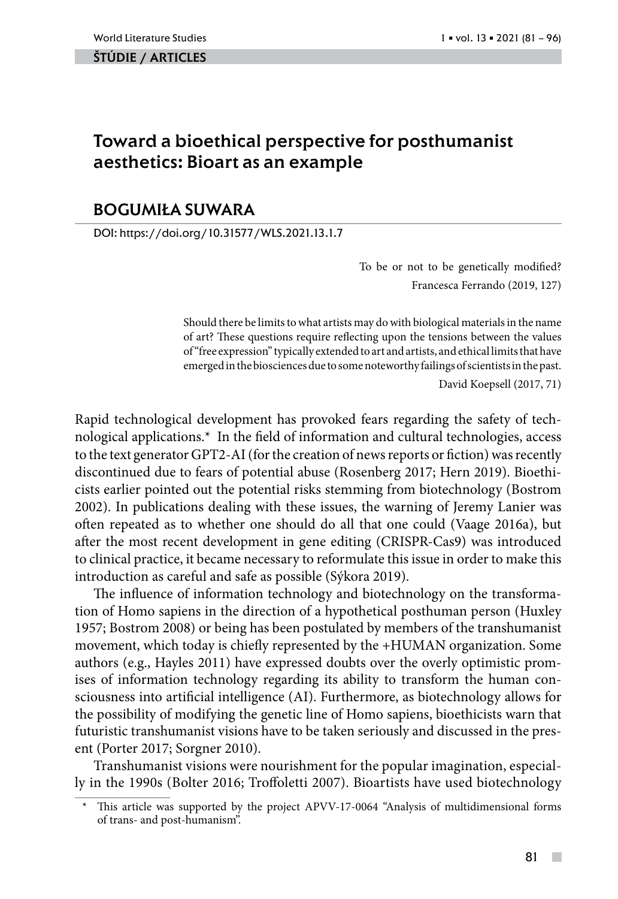**ŠTÚDIE / ARTICLES**

# Toward a bioethical perspective for posthumanist aesthetics: Bioart as an example

## BOGUMIŁA SUWARA

DOI: https://doi.org/10.31577/WLS.2021.13.1.7

> To be or not to be genetically modified?
>
> Francesca Ferrando (2019, 127)

> Should there be limits to what artists may do with biological materials in the name of art? These questions require reflecting upon the tensions between the values of "free expression" typically extended to art and artists, and ethical limits that have emerged in the biosciences due to some noteworthy failings of scientists in the past.
>
> David Koepsell (2017, 71)

Rapid technological development has provoked fears regarding the safety of technological applications.* In the field of information and cultural technologies, access to the text generator GPT2-AI (for the creation of news reports or fiction) was recently discontinued due to fears of potential abuse (Rosenberg 2017; Hern 2019). Bioethicists earlier pointed out the potential risks stemming from biotechnology (Bostrom 2002). In publications dealing with these issues, the warning of Jeremy Lanier was often repeated as to whether one should do all that one could (Vaage 2016a), but after the most recent development in gene editing (CRISPR-Cas9) was introduced to clinical practice, it became necessary to reformulate this issue in order to make this introduction as careful and safe as possible (Sýkora 2019).

The influence of information technology and biotechnology on the transformation of Homo sapiens in the direction of a hypothetical posthuman person (Huxley 1957; Bostrom 2008) or being has been postulated by members of the transhumanist movement, which today is chiefly represented by the +HUMAN organization. Some authors (e.g., Hayles 2011) have expressed doubts over the overly optimistic promises of information technology regarding its ability to transform the human consciousness into artificial intelligence (AI). Furthermore, as biotechnology allows for the possibility of modifying the genetic line of Homo sapiens, bioethicists warn that futuristic transhumanist visions have to be taken seriously and discussed in the present (Porter 2017; Sorgner 2010).

Transhumanist visions were nourishment for the popular imagination, especially in the 1990s (Bolter 2016; Troffoletti 2007). Bioartists have used biotechnology

---

\* This article was supported by the project APVV-17-0064 "Analysis of multidimensional forms of trans- and post-humanism".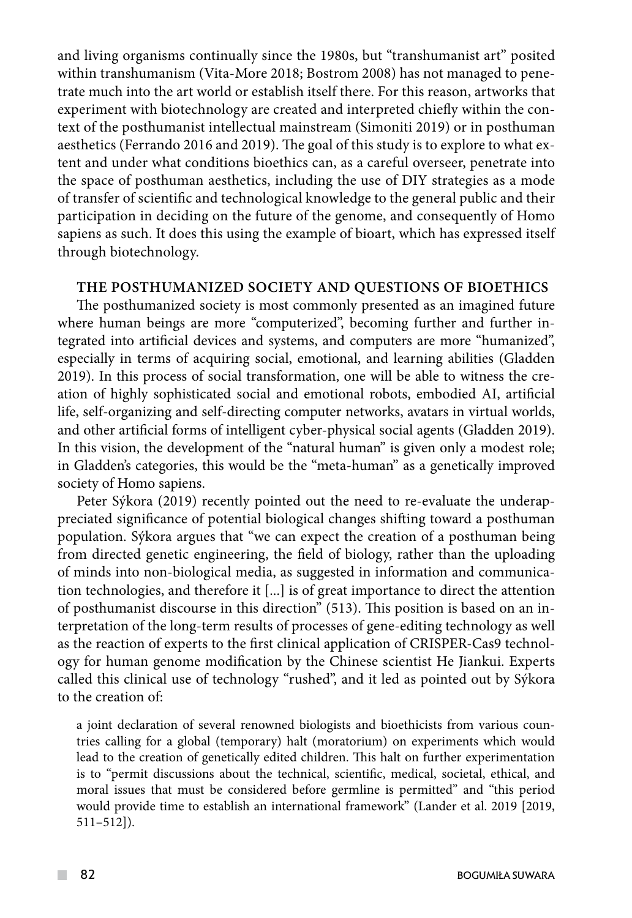and living organisms continually since the 1980s, but "transhumanist art" posited within transhumanism (Vita-More 2018; Bostrom 2008) has not managed to penetrate much into the art world or establish itself there. For this reason, artworks that experiment with biotechnology are created and interpreted chiefly within the context of the posthumanist intellectual mainstream (Simoniti 2019) or in posthuman aesthetics (Ferrando 2016 and 2019). The goal of this study is to explore to what extent and under what conditions bioethics can, as a careful overseer, penetrate into the space of posthuman aesthetics, including the use of DIY strategies as a mode of transfer of scientific and technological knowledge to the general public and their participation in deciding on the future of the genome, and consequently of Homo sapiens as such. It does this using the example of bioart, which has expressed itself through biotechnology.

## THE POSTHUMANIZED SOCIETY AND QUESTIONS OF BIOETHICS

The posthumanized society is most commonly presented as an imagined future where human beings are more "computerized", becoming further and further integrated into artificial devices and systems, and computers are more "humanized", especially in terms of acquiring social, emotional, and learning abilities (Gladden 2019). In this process of social transformation, one will be able to witness the creation of highly sophisticated social and emotional robots, embodied AI, artificial life, self-organizing and self-directing computer networks, avatars in virtual worlds, and other artificial forms of intelligent cyber-physical social agents (Gladden 2019). In this vision, the development of the "natural human" is given only a modest role; in Gladden's categories, this would be the "meta-human" as a genetically improved society of Homo sapiens.

Peter Sýkora (2019) recently pointed out the need to re-evaluate the underappreciated significance of potential biological changes shifting toward a posthuman population. Sýkora argues that "we can expect the creation of a posthuman being from directed genetic engineering, the field of biology, rather than the uploading of minds into non-biological media, as suggested in information and communication technologies, and therefore it [...] is of great importance to direct the attention of posthumanist discourse in this direction" (513). This position is based on an interpretation of the long-term results of processes of gene-editing technology as well as the reaction of experts to the first clinical application of CRISPER-Cas9 technology for human genome modification by the Chinese scientist He Jiankui. Experts called this clinical use of technology "rushed", and it led as pointed out by Sýkora to the creation of:

> a joint declaration of several renowned biologists and bioethicists from various countries calling for a global (temporary) halt (moratorium) on experiments which would lead to the creation of genetically edited children. This halt on further experimentation is to "permit discussions about the technical, scientific, medical, societal, ethical, and moral issues that must be considered before germline is permitted" and "this period would provide time to establish an international framework" (Lander et al. 2019 [2019, 511–512]).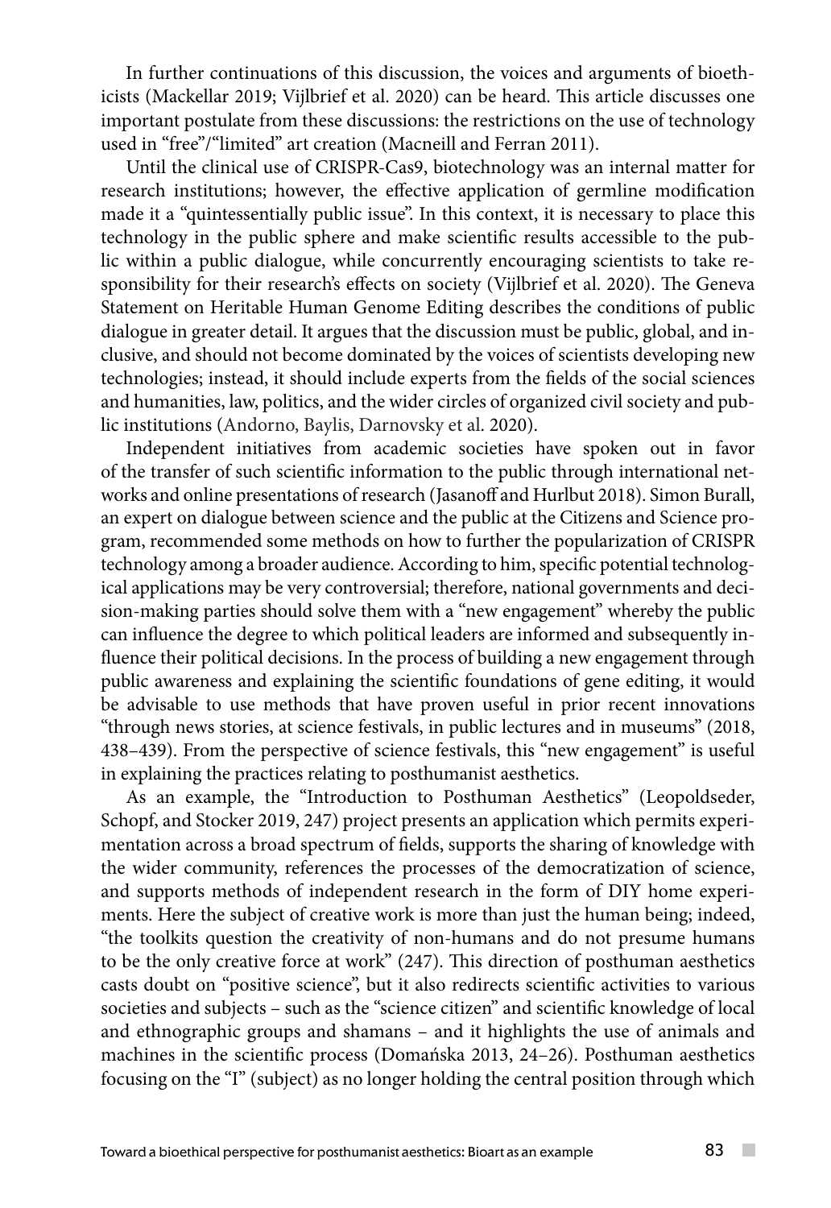In further continuations of this discussion, the voices and arguments of bioethicists (Mackellar 2019; Vijlbrief et al. 2020) can be heard. This article discusses one important postulate from these discussions: the restrictions on the use of technology used in "free"/"limited" art creation (Macneill and Ferran 2011).

Until the clinical use of CRISPR-Cas9, biotechnology was an internal matter for research institutions; however, the effective application of germline modification made it a "quintessentially public issue". In this context, it is necessary to place this technology in the public sphere and make scientific results accessible to the public within a public dialogue, while concurrently encouraging scientists to take responsibility for their research's effects on society (Vijlbrief et al. 2020). The Geneva Statement on Heritable Human Genome Editing describes the conditions of public dialogue in greater detail. It argues that the discussion must be public, global, and inclusive, and should not become dominated by the voices of scientists developing new technologies; instead, it should include experts from the fields of the social sciences and humanities, law, politics, and the wider circles of organized civil society and public institutions (Andorno, Baylis, Darnovsky et al. 2020).

Independent initiatives from academic societies have spoken out in favor of the transfer of such scientific information to the public through international networks and online presentations of research (Jasanoff and Hurlbut 2018). Simon Burall, an expert on dialogue between science and the public at the Citizens and Science program, recommended some methods on how to further the popularization of CRISPR technology among a broader audience. According to him, specific potential technological applications may be very controversial; therefore, national governments and decision-making parties should solve them with a "new engagement" whereby the public can influence the degree to which political leaders are informed and subsequently influence their political decisions. In the process of building a new engagement through public awareness and explaining the scientific foundations of gene editing, it would be advisable to use methods that have proven useful in prior recent innovations "through news stories, at science festivals, in public lectures and in museums" (2018, 438–439). From the perspective of science festivals, this "new engagement" is useful in explaining the practices relating to posthumanist aesthetics.

As an example, the "Introduction to Posthuman Aesthetics" (Leopoldseder, Schopf, and Stocker 2019, 247) project presents an application which permits experimentation across a broad spectrum of fields, supports the sharing of knowledge with the wider community, references the processes of the democratization of science, and supports methods of independent research in the form of DIY home experiments. Here the subject of creative work is more than just the human being; indeed, "the toolkits question the creativity of non-humans and do not presume humans to be the only creative force at work" (247). This direction of posthuman aesthetics casts doubt on "positive science", but it also redirects scientific activities to various societies and subjects – such as the "science citizen" and scientific knowledge of local and ethnographic groups and shamans – and it highlights the use of animals and machines in the scientific process (Domańska 2013, 24–26). Posthuman aesthetics focusing on the "I" (subject) as no longer holding the central position through which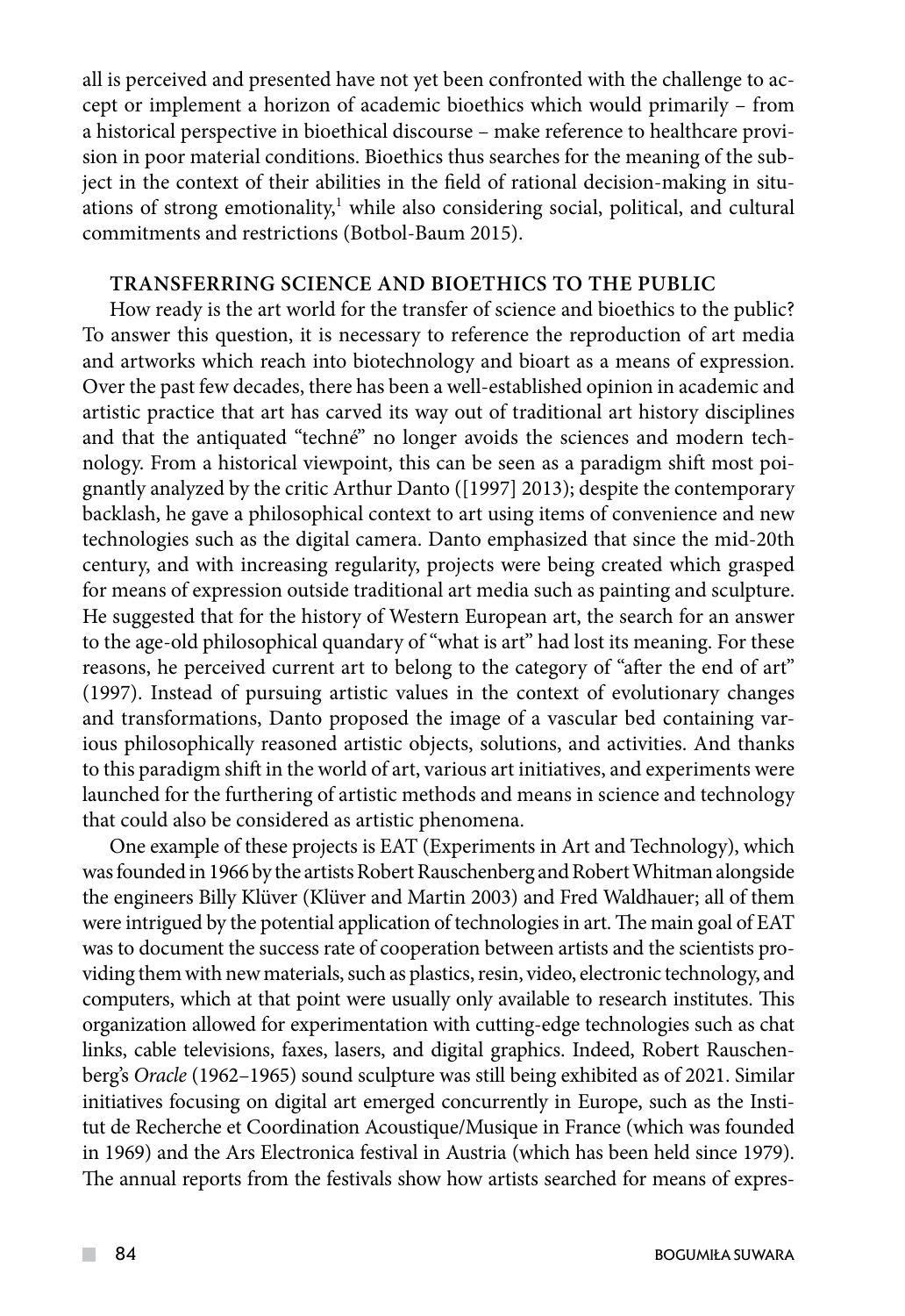all is perceived and presented have not yet been confronted with the challenge to accept or implement a horizon of academic bioethics which would primarily – from a historical perspective in bioethical discourse – make reference to healthcare provision in poor material conditions. Bioethics thus searches for the meaning of the subject in the context of their abilities in the field of rational decision-making in situations of strong emotionality,[1] while also considering social, political, and cultural commitments and restrictions (Botbol-Baum 2015).

## TRANSFERRING SCIENCE AND BIOETHICS TO THE PUBLIC

How ready is the art world for the transfer of science and bioethics to the public? To answer this question, it is necessary to reference the reproduction of art media and artworks which reach into biotechnology and bioart as a means of expression. Over the past few decades, there has been a well-established opinion in academic and artistic practice that art has carved its way out of traditional art history disciplines and that the antiquated "techné" no longer avoids the sciences and modern technology. From a historical viewpoint, this can be seen as a paradigm shift most poignantly analyzed by the critic Arthur Danto ([1997] 2013); despite the contemporary backlash, he gave a philosophical context to art using items of convenience and new technologies such as the digital camera. Danto emphasized that since the mid-20th century, and with increasing regularity, projects were being created which grasped for means of expression outside traditional art media such as painting and sculpture. He suggested that for the history of Western European art, the search for an answer to the age-old philosophical quandary of "what is art" had lost its meaning. For these reasons, he perceived current art to belong to the category of "after the end of art" (1997). Instead of pursuing artistic values in the context of evolutionary changes and transformations, Danto proposed the image of a vascular bed containing various philosophically reasoned artistic objects, solutions, and activities. And thanks to this paradigm shift in the world of art, various art initiatives, and experiments were launched for the furthering of artistic methods and means in science and technology that could also be considered as artistic phenomena.

One example of these projects is EAT (Experiments in Art and Technology), which was founded in 1966 by the artists Robert Rauschenberg and Robert Whitman alongside the engineers Billy Klüver (Klüver and Martin 2003) and Fred Waldhauer; all of them were intrigued by the potential application of technologies in art. The main goal of EAT was to document the success rate of cooperation between artists and the scientists providing them with new materials, such as plastics, resin, video, electronic technology, and computers, which at that point were usually only available to research institutes. This organization allowed for experimentation with cutting-edge technologies such as chat links, cable televisions, faxes, lasers, and digital graphics. Indeed, Robert Rauschenberg's *Oracle* (1962–1965) sound sculpture was still being exhibited as of 2021. Similar initiatives focusing on digital art emerged concurrently in Europe, such as the Institut de Recherche et Coordination Acoustique/Musique in France (which was founded in 1969) and the Ars Electronica festival in Austria (which has been held since 1979). The annual reports from the festivals show how artists searched for means of expres-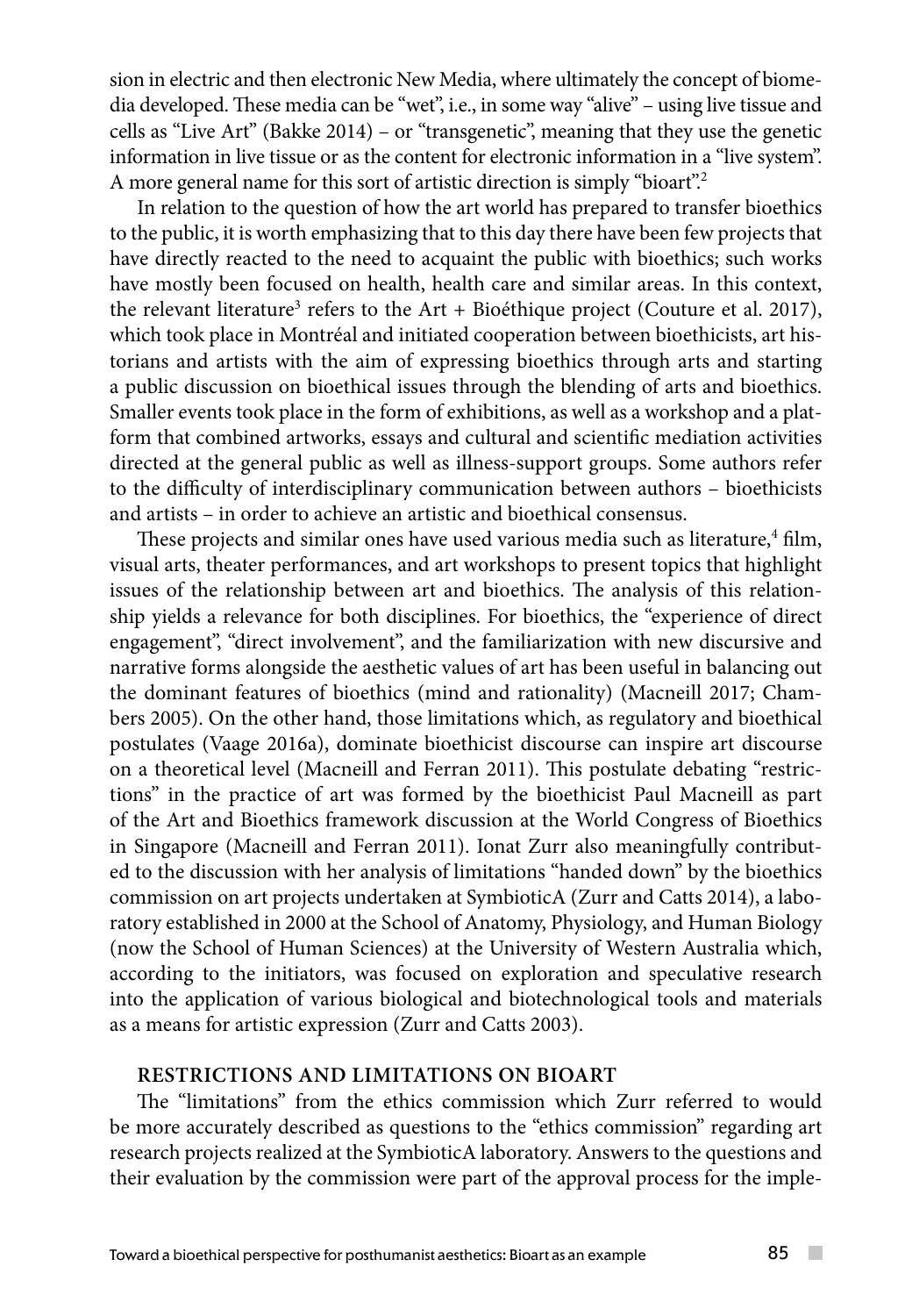sion in electric and then electronic New Media, where ultimately the concept of biomedia developed. These media can be "wet", i.e., in some way "alive" – using live tissue and cells as "Live Art" (Bakke 2014) – or "transgenetic", meaning that they use the genetic information in live tissue or as the content for electronic information in a "live system". A more general name for this sort of artistic direction is simply "bioart".[2]

In relation to the question of how the art world has prepared to transfer bioethics to the public, it is worth emphasizing that to this day there have been few projects that have directly reacted to the need to acquaint the public with bioethics; such works have mostly been focused on health, health care and similar areas. In this context, the relevant literature[3] refers to the Art + Bioéthique project (Couture et al. 2017), which took place in Montréal and initiated cooperation between bioethicists, art historians and artists with the aim of expressing bioethics through arts and starting a public discussion on bioethical issues through the blending of arts and bioethics. Smaller events took place in the form of exhibitions, as well as a workshop and a platform that combined artworks, essays and cultural and scientific mediation activities directed at the general public as well as illness-support groups. Some authors refer to the difficulty of interdisciplinary communication between authors – bioethicists and artists – in order to achieve an artistic and bioethical consensus.

These projects and similar ones have used various media such as literature,[4] film, visual arts, theater performances, and art workshops to present topics that highlight issues of the relationship between art and bioethics. The analysis of this relationship yields a relevance for both disciplines. For bioethics, the "experience of direct engagement", "direct involvement", and the familiarization with new discursive and narrative forms alongside the aesthetic values of art has been useful in balancing out the dominant features of bioethics (mind and rationality) (Macneill 2017; Chambers 2005). On the other hand, those limitations which, as regulatory and bioethical postulates (Vaage 2016a), dominate bioethicist discourse can inspire art discourse on a theoretical level (Macneill and Ferran 2011). This postulate debating "restrictions" in the practice of art was formed by the bioethicist Paul Macneill as part of the Art and Bioethics framework discussion at the World Congress of Bioethics in Singapore (Macneill and Ferran 2011). Ionat Zurr also meaningfully contributed to the discussion with her analysis of limitations "handed down" by the bioethics commission on art projects undertaken at SymbioticA (Zurr and Catts 2014), a laboratory established in 2000 at the School of Anatomy, Physiology, and Human Biology (now the School of Human Sciences) at the University of Western Australia which, according to the initiators, was focused on exploration and speculative research into the application of various biological and biotechnological tools and materials as a means for artistic expression (Zurr and Catts 2003).

## RESTRICTIONS AND LIMITATIONS ON BIOART

The "limitations" from the ethics commission which Zurr referred to would be more accurately described as questions to the "ethics commission" regarding art research projects realized at the SymbioticA laboratory. Answers to the questions and their evaluation by the commission were part of the approval process for the imple-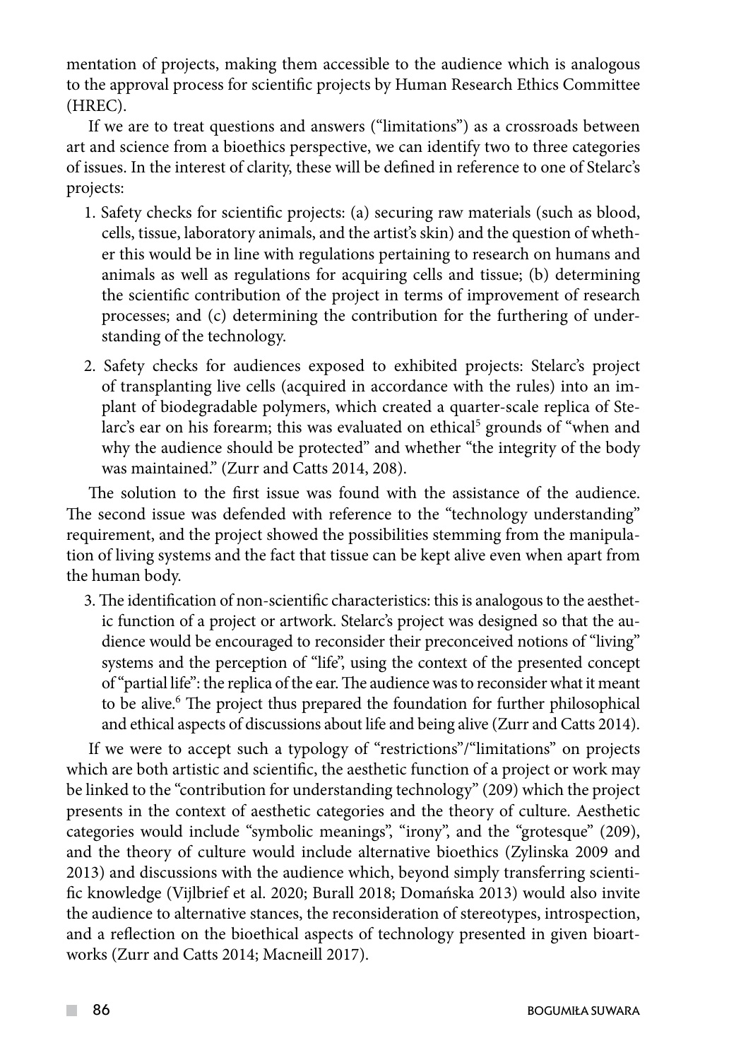mentation of projects, making them accessible to the audience which is analogous to the approval process for scientific projects by Human Research Ethics Committee (HREC).

If we are to treat questions and answers ("limitations") as a crossroads between art and science from a bioethics perspective, we can identify two to three categories of issues. In the interest of clarity, these will be defined in reference to one of Stelarc's projects:

1. Safety checks for scientific projects: (a) securing raw materials (such as blood, cells, tissue, laboratory animals, and the artist's skin) and the question of whether this would be in line with regulations pertaining to research on humans and animals as well as regulations for acquiring cells and tissue; (b) determining the scientific contribution of the project in terms of improvement of research processes; and (c) determining the contribution for the furthering of understanding of the technology.

2. Safety checks for audiences exposed to exhibited projects: Stelarc's project of transplanting live cells (acquired in accordance with the rules) into an implant of biodegradable polymers, which created a quarter-scale replica of Stelarc's ear on his forearm; this was evaluated on ethical[5] grounds of "when and why the audience should be protected" and whether "the integrity of the body was maintained." (Zurr and Catts 2014, 208).

The solution to the first issue was found with the assistance of the audience. The second issue was defended with reference to the "technology understanding" requirement, and the project showed the possibilities stemming from the manipulation of living systems and the fact that tissue can be kept alive even when apart from the human body.

3. The identification of non-scientific characteristics: this is analogous to the aesthetic function of a project or artwork. Stelarc's project was designed so that the audience would be encouraged to reconsider their preconceived notions of "living" systems and the perception of "life", using the context of the presented concept of "partial life": the replica of the ear. The audience was to reconsider what it meant to be alive.[6] The project thus prepared the foundation for further philosophical and ethical aspects of discussions about life and being alive (Zurr and Catts 2014).

If we were to accept such a typology of "restrictions"/"limitations" on projects which are both artistic and scientific, the aesthetic function of a project or work may be linked to the "contribution for understanding technology" (209) which the project presents in the context of aesthetic categories and the theory of culture. Aesthetic categories would include "symbolic meanings", "irony", and the "grotesque" (209), and the theory of culture would include alternative bioethics (Zylinska 2009 and 2013) and discussions with the audience which, beyond simply transferring scientific knowledge (Vijlbrief et al. 2020; Burall 2018; Domańska 2013) would also invite the audience to alternative stances, the reconsideration of stereotypes, introspection, and a reflection on the bioethical aspects of technology presented in given bioartworks (Zurr and Catts 2014; Macneill 2017).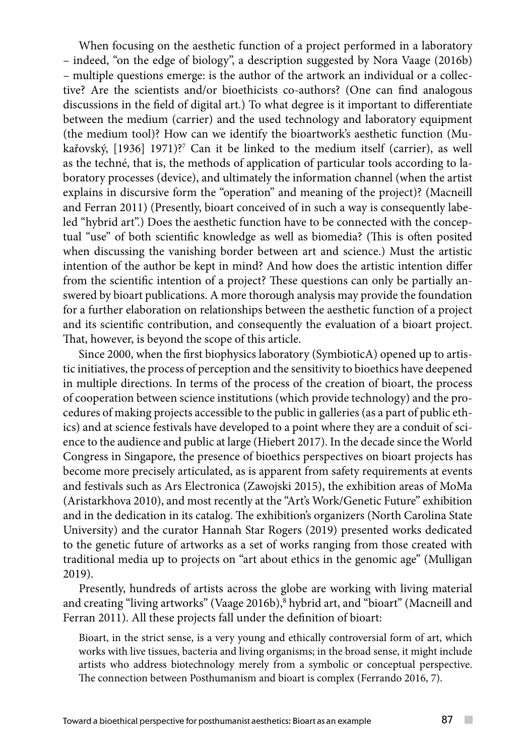When focusing on the aesthetic function of a project performed in a laboratory – indeed, "on the edge of biology", a description suggested by Nora Vaage (2016b) – multiple questions emerge: is the author of the artwork an individual or a collective? Are the scientists and/or bioethicists co-authors? (One can find analogous discussions in the field of digital art.) To what degree is it important to differentiate between the medium (carrier) and the used technology and laboratory equipment (the medium tool)? How can we identify the bioartwork's aesthetic function (Mukařovský, [1936] 1971)?[7] Can it be linked to the medium itself (carrier), as well as the techné, that is, the methods of application of particular tools according to laboratory processes (device), and ultimately the information channel (when the artist explains in discursive form the "operation" and meaning of the project)? (Macneill and Ferran 2011) (Presently, bioart conceived of in such a way is consequently labeled "hybrid art".) Does the aesthetic function have to be connected with the conceptual "use" of both scientific knowledge as well as biomedia? (This is often posited when discussing the vanishing border between art and science.) Must the artistic intention of the author be kept in mind? And how does the artistic intention differ from the scientific intention of a project? These questions can only be partially answered by bioart publications. A more thorough analysis may provide the foundation for a further elaboration on relationships between the aesthetic function of a project and its scientific contribution, and consequently the evaluation of a bioart project. That, however, is beyond the scope of this article.

Since 2000, when the first biophysics laboratory (SymbioticA) opened up to artistic initiatives, the process of perception and the sensitivity to bioethics have deepened in multiple directions. In terms of the process of the creation of bioart, the process of cooperation between science institutions (which provide technology) and the procedures of making projects accessible to the public in galleries (as a part of public ethics) and at science festivals have developed to a point where they are a conduit of science to the audience and public at large (Hiebert 2017). In the decade since the World Congress in Singapore, the presence of bioethics perspectives on bioart projects has become more precisely articulated, as is apparent from safety requirements at events and festivals such as Ars Electronica (Zawojski 2015), the exhibition areas of MoMa (Aristarkhova 2010), and most recently at the "Art's Work/Genetic Future" exhibition and in the dedication in its catalog. The exhibition's organizers (North Carolina State University) and the curator Hannah Star Rogers (2019) presented works dedicated to the genetic future of artworks as a set of works ranging from those created with traditional media up to projects on "art about ethics in the genomic age" (Mulligan 2019).

Presently, hundreds of artists across the globe are working with living material and creating "living artworks" (Vaage 2016b),[8] hybrid art, and "bioart" (Macneill and Ferran 2011). All these projects fall under the definition of bioart:

> Bioart, in the strict sense, is a very young and ethically controversial form of art, which works with live tissues, bacteria and living organisms; in the broad sense, it might include artists who address biotechnology merely from a symbolic or conceptual perspective. The connection between Posthumanism and bioart is complex (Ferrando 2016, 7).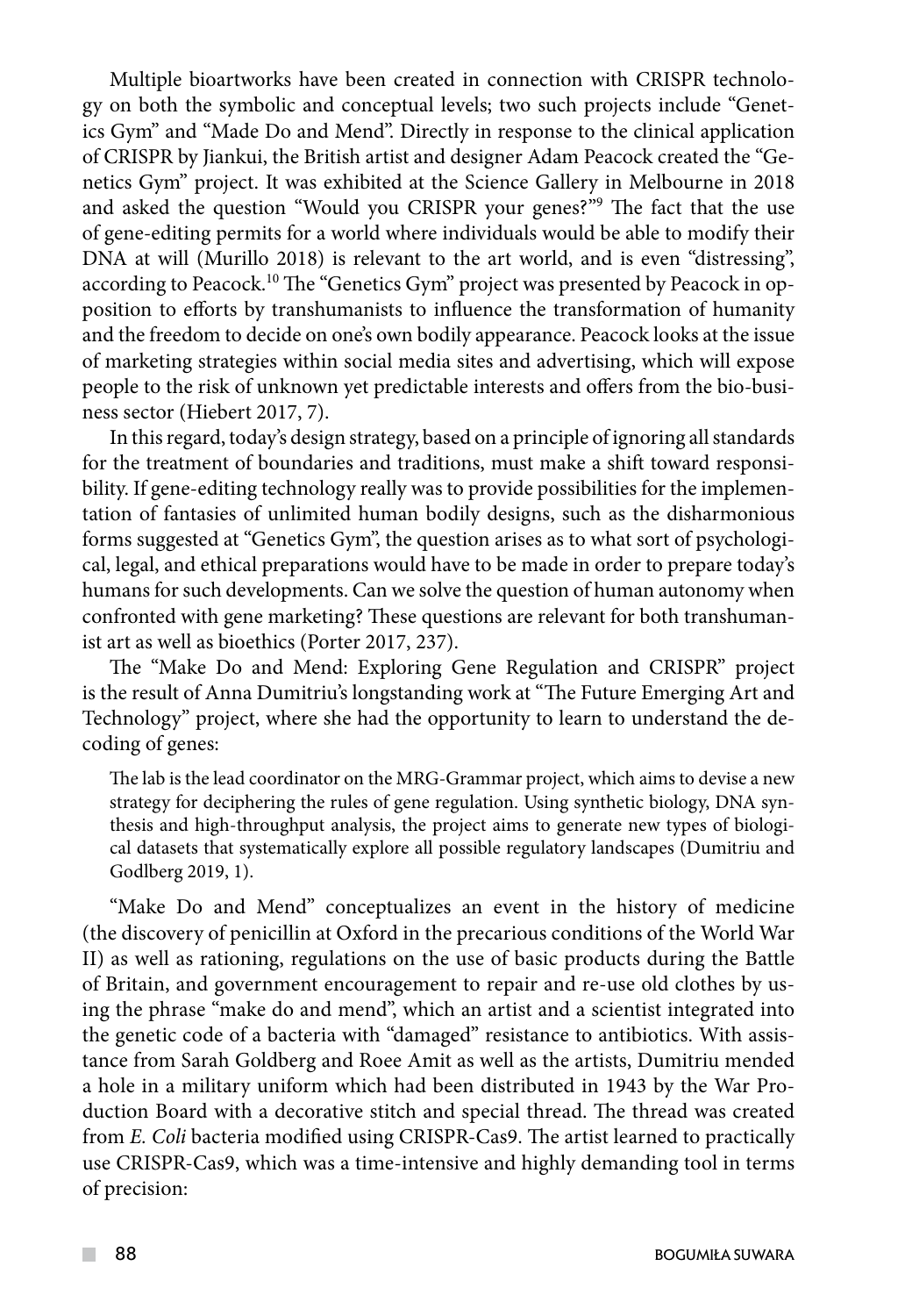Multiple bioartworks have been created in connection with CRISPR technology on both the symbolic and conceptual levels; two such projects include "Genetics Gym" and "Made Do and Mend". Directly in response to the clinical application of CRISPR by Jiankui, the British artist and designer Adam Peacock created the "Genetics Gym" project. It was exhibited at the Science Gallery in Melbourne in 2018 and asked the question "Would you CRISPR your genes?"[9] The fact that the use of gene-editing permits for a world where individuals would be able to modify their DNA at will (Murillo 2018) is relevant to the art world, and is even "distressing", according to Peacock.[10] The "Genetics Gym" project was presented by Peacock in opposition to efforts by transhumanists to influence the transformation of humanity and the freedom to decide on one's own bodily appearance. Peacock looks at the issue of marketing strategies within social media sites and advertising, which will expose people to the risk of unknown yet predictable interests and offers from the bio-business sector (Hiebert 2017, 7).

In this regard, today's design strategy, based on a principle of ignoring all standards for the treatment of boundaries and traditions, must make a shift toward responsibility. If gene-editing technology really was to provide possibilities for the implementation of fantasies of unlimited human bodily designs, such as the disharmonious forms suggested at "Genetics Gym", the question arises as to what sort of psychological, legal, and ethical preparations would have to be made in order to prepare today's humans for such developments. Can we solve the question of human autonomy when confronted with gene marketing? These questions are relevant for both transhumanist art as well as bioethics (Porter 2017, 237).

The "Make Do and Mend: Exploring Gene Regulation and CRISPR" project is the result of Anna Dumitriu's longstanding work at "The Future Emerging Art and Technology" project, where she had the opportunity to learn to understand the decoding of genes:

> The lab is the lead coordinator on the MRG-Grammar project, which aims to devise a new strategy for deciphering the rules of gene regulation. Using synthetic biology, DNA synthesis and high-throughput analysis, the project aims to generate new types of biological datasets that systematically explore all possible regulatory landscapes (Dumitriu and Godlberg 2019, 1).

"Make Do and Mend" conceptualizes an event in the history of medicine (the discovery of penicillin at Oxford in the precarious conditions of the World War II) as well as rationing, regulations on the use of basic products during the Battle of Britain, and government encouragement to repair and re-use old clothes by using the phrase "make do and mend", which an artist and a scientist integrated into the genetic code of a bacteria with "damaged" resistance to antibiotics. With assistance from Sarah Goldberg and Roee Amit as well as the artists, Dumitriu mended a hole in a military uniform which had been distributed in 1943 by the War Production Board with a decorative stitch and special thread. The thread was created from *E. Coli* bacteria modified using CRISPR-Cas9. The artist learned to practically use CRISPR-Cas9, which was a time-intensive and highly demanding tool in terms of precision: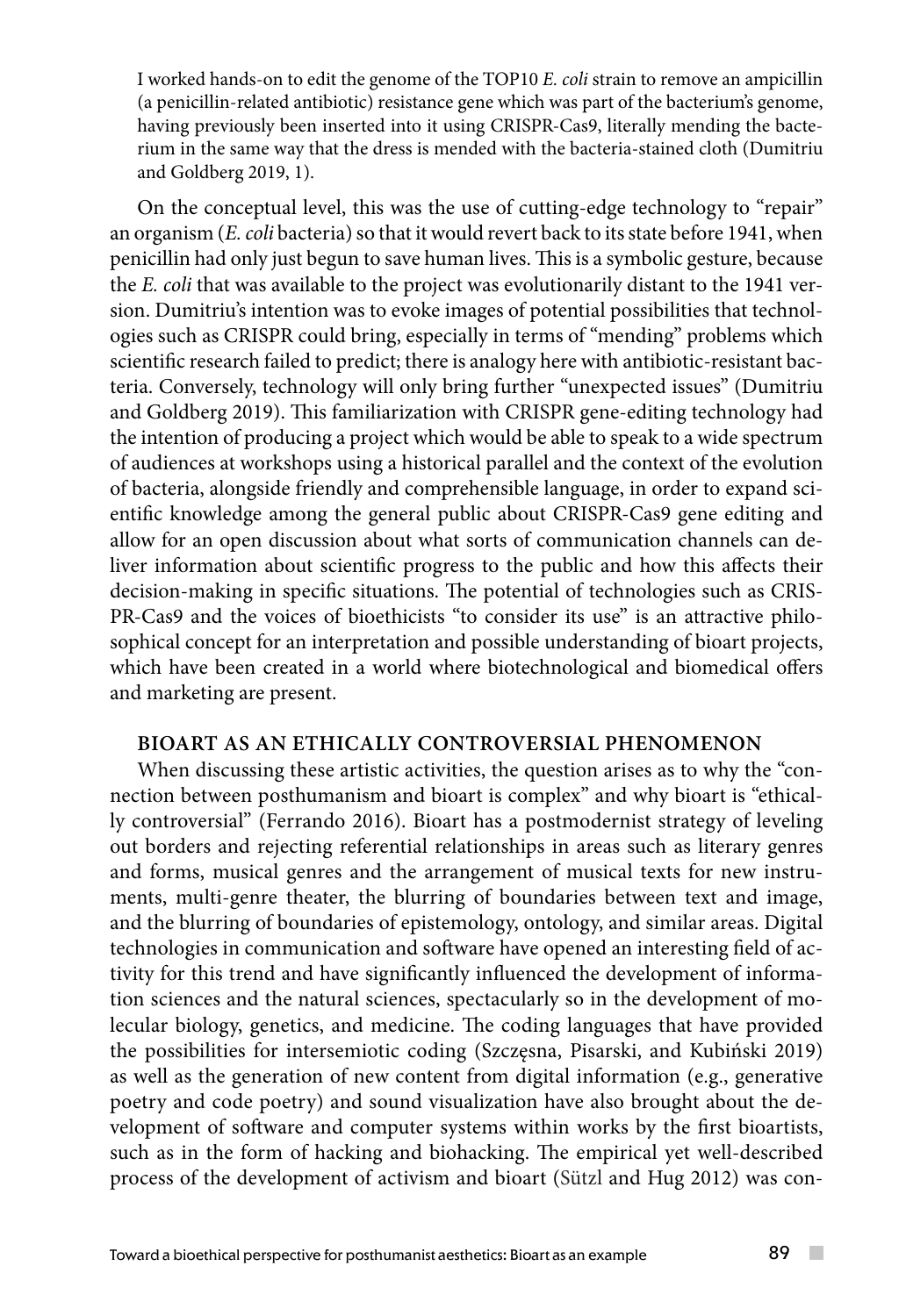I worked hands-on to edit the genome of the TOP10 *E. coli* strain to remove an ampicillin (a penicillin-related antibiotic) resistance gene which was part of the bacterium's genome, having previously been inserted into it using CRISPR-Cas9, literally mending the bacterium in the same way that the dress is mended with the bacteria-stained cloth (Dumitriu and Goldberg 2019, 1).

On the conceptual level, this was the use of cutting-edge technology to "repair" an organism (*E. coli* bacteria) so that it would revert back to its state before 1941, when penicillin had only just begun to save human lives. This is a symbolic gesture, because the *E. coli* that was available to the project was evolutionarily distant to the 1941 version. Dumitriu's intention was to evoke images of potential possibilities that technologies such as CRISPR could bring, especially in terms of "mending" problems which scientific research failed to predict; there is analogy here with antibiotic-resistant bacteria. Conversely, technology will only bring further "unexpected issues" (Dumitriu and Goldberg 2019). This familiarization with CRISPR gene-editing technology had the intention of producing a project which would be able to speak to a wide spectrum of audiences at workshops using a historical parallel and the context of the evolution of bacteria, alongside friendly and comprehensible language, in order to expand scientific knowledge among the general public about CRISPR-Cas9 gene editing and allow for an open discussion about what sorts of communication channels can deliver information about scientific progress to the public and how this affects their decision-making in specific situations. The potential of technologies such as CRISPR-Cas9 and the voices of bioethicists "to consider its use" is an attractive philosophical concept for an interpretation and possible understanding of bioart projects, which have been created in a world where biotechnological and biomedical offers and marketing are present.

## BIOART AS AN ETHICALLY CONTROVERSIAL PHENOMENON

When discussing these artistic activities, the question arises as to why the "connection between posthumanism and bioart is complex" and why bioart is "ethically controversial" (Ferrando 2016). Bioart has a postmodernist strategy of leveling out borders and rejecting referential relationships in areas such as literary genres and forms, musical genres and the arrangement of musical texts for new instruments, multi-genre theater, the blurring of boundaries between text and image, and the blurring of boundaries of epistemology, ontology, and similar areas. Digital technologies in communication and software have opened an interesting field of activity for this trend and have significantly influenced the development of information sciences and the natural sciences, spectacularly so in the development of molecular biology, genetics, and medicine. The coding languages that have provided the possibilities for intersemiotic coding (Szczęsna, Pisarski, and Kubiński 2019) as well as the generation of new content from digital information (e.g., generative poetry and code poetry) and sound visualization have also brought about the development of software and computer systems within works by the first bioartists, such as in the form of hacking and biohacking. The empirical yet well-described process of the development of activism and bioart (Sützl and Hug 2012) was con-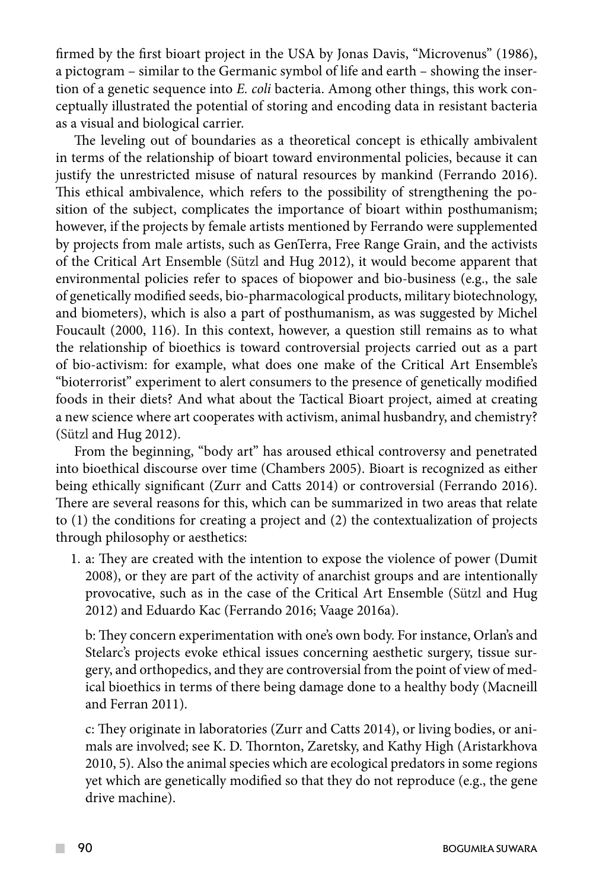firmed by the first bioart project in the USA by Jonas Davis, "Microvenus" (1986), a pictogram – similar to the Germanic symbol of life and earth – showing the insertion of a genetic sequence into *E. coli* bacteria. Among other things, this work conceptually illustrated the potential of storing and encoding data in resistant bacteria as a visual and biological carrier.

The leveling out of boundaries as a theoretical concept is ethically ambivalent in terms of the relationship of bioart toward environmental policies, because it can justify the unrestricted misuse of natural resources by mankind (Ferrando 2016). This ethical ambivalence, which refers to the possibility of strengthening the position of the subject, complicates the importance of bioart within posthumanism; however, if the projects by female artists mentioned by Ferrando were supplemented by projects from male artists, such as GenTerra, Free Range Grain, and the activists of the Critical Art Ensemble (Sützl and Hug 2012), it would become apparent that environmental policies refer to spaces of biopower and bio-business (e.g., the sale of genetically modified seeds, bio-pharmacological products, military biotechnology, and biometers), which is also a part of posthumanism, as was suggested by Michel Foucault (2000, 116). In this context, however, a question still remains as to what the relationship of bioethics is toward controversial projects carried out as a part of bio-activism: for example, what does one make of the Critical Art Ensemble's "bioterrorist" experiment to alert consumers to the presence of genetically modified foods in their diets? And what about the Tactical Bioart project, aimed at creating a new science where art cooperates with activism, animal husbandry, and chemistry? (Sützl and Hug 2012).

From the beginning, "body art" has aroused ethical controversy and penetrated into bioethical discourse over time (Chambers 2005). Bioart is recognized as either being ethically significant (Zurr and Catts 2014) or controversial (Ferrando 2016). There are several reasons for this, which can be summarized in two areas that relate to (1) the conditions for creating a project and (2) the contextualization of projects through philosophy or aesthetics:

1. a: They are created with the intention to expose the violence of power (Dumit 2008), or they are part of the activity of anarchist groups and are intentionally provocative, such as in the case of the Critical Art Ensemble (Sützl and Hug 2012) and Eduardo Kac (Ferrando 2016; Vaage 2016a).

   b: They concern experimentation with one's own body. For instance, Orlan's and Stelarc's projects evoke ethical issues concerning aesthetic surgery, tissue surgery, and orthopedics, and they are controversial from the point of view of medical bioethics in terms of there being damage done to a healthy body (Macneill and Ferran 2011).

   c: They originate in laboratories (Zurr and Catts 2014), or living bodies, or animals are involved; see K. D. Thornton, Zaretsky, and Kathy High (Aristarkhova 2010, 5). Also the animal species which are ecological predators in some regions yet which are genetically modified so that they do not reproduce (e.g., the gene drive machine).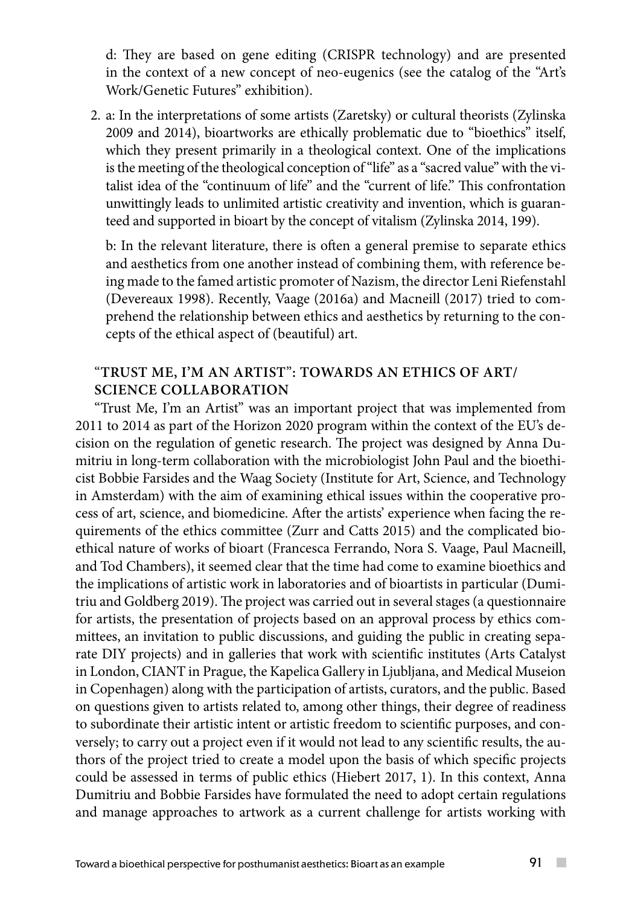d: They are based on gene editing (CRISPR technology) and are presented in the context of a new concept of neo-eugenics (see the catalog of the "Art's Work/Genetic Futures" exhibition).

2. a: In the interpretations of some artists (Zaretsky) or cultural theorists (Zylinska 2009 and 2014), bioartworks are ethically problematic due to "bioethics" itself, which they present primarily in a theological context. One of the implications is the meeting of the theological conception of "life" as a "sacred value" with the vitalist idea of the "continuum of life" and the "current of life." This confrontation unwittingly leads to unlimited artistic creativity and invention, which is guaranteed and supported in bioart by the concept of vitalism (Zylinska 2014, 199).

   b: In the relevant literature, there is often a general premise to separate ethics and aesthetics from one another instead of combining them, with reference being made to the famed artistic promoter of Nazism, the director Leni Riefenstahl (Devereaux 1998). Recently, Vaage (2016a) and Macneill (2017) tried to comprehend the relationship between ethics and aesthetics by returning to the concepts of the ethical aspect of (beautiful) art.

### "TRUST ME, I'M AN ARTIST": TOWARDS AN ETHICS OF ART/SCIENCE COLLABORATION

"Trust Me, I'm an Artist" was an important project that was implemented from 2011 to 2014 as part of the Horizon 2020 program within the context of the EU's decision on the regulation of genetic research. The project was designed by Anna Dumitriu in long-term collaboration with the microbiologist John Paul and the bioethicist Bobbie Farsides and the Waag Society (Institute for Art, Science, and Technology in Amsterdam) with the aim of examining ethical issues within the cooperative process of art, science, and biomedicine. After the artists' experience when facing the requirements of the ethics committee (Zurr and Catts 2015) and the complicated bioethical nature of works of bioart (Francesca Ferrando, Nora S. Vaage, Paul Macneill, and Tod Chambers), it seemed clear that the time had come to examine bioethics and the implications of artistic work in laboratories and of bioartists in particular (Dumitriu and Goldberg 2019). The project was carried out in several stages (a questionnaire for artists, the presentation of projects based on an approval process by ethics committees, an invitation to public discussions, and guiding the public in creating separate DIY projects) and in galleries that work with scientific institutes (Arts Catalyst in London, CIANT in Prague, the Kapelica Gallery in Ljubljana, and Medical Museion in Copenhagen) along with the participation of artists, curators, and the public. Based on questions given to artists related to, among other things, their degree of readiness to subordinate their artistic intent or artistic freedom to scientific purposes, and conversely; to carry out a project even if it would not lead to any scientific results, the authors of the project tried to create a model upon the basis of which specific projects could be assessed in terms of public ethics (Hiebert 2017, 1). In this context, Anna Dumitriu and Bobbie Farsides have formulated the need to adopt certain regulations and manage approaches to artwork as a current challenge for artists working with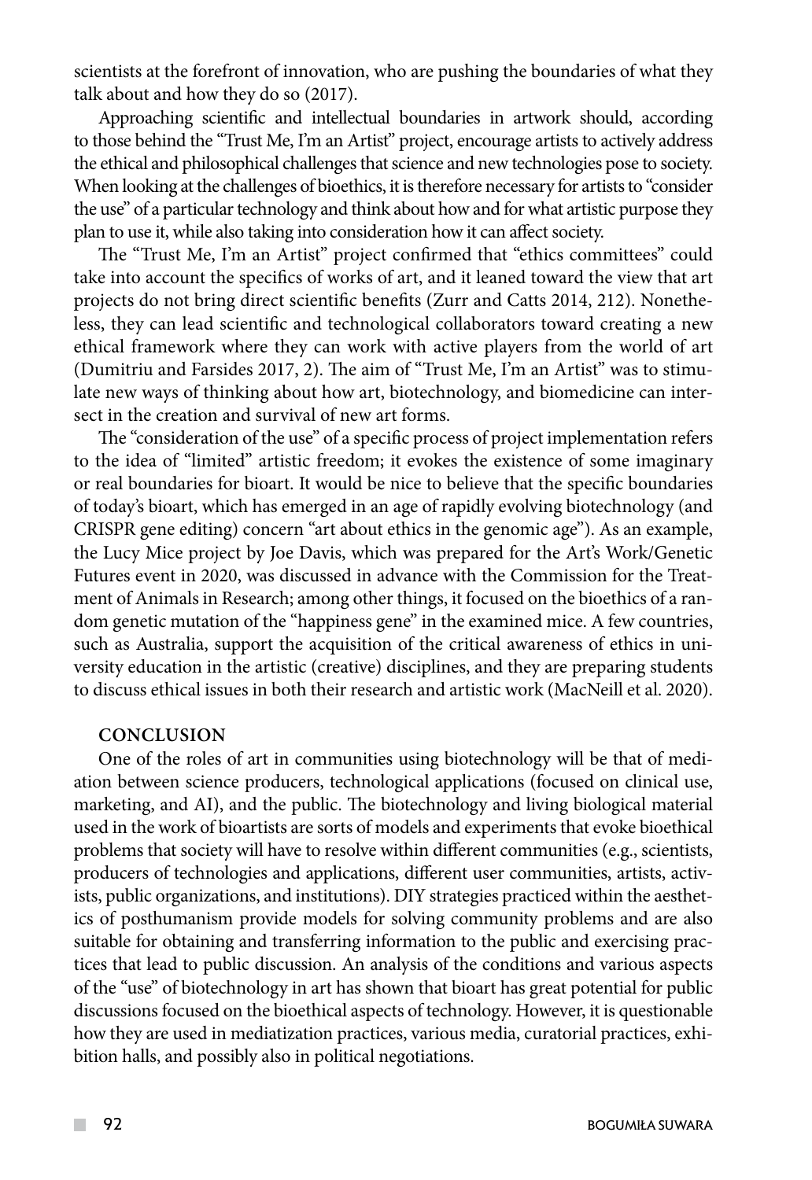scientists at the forefront of innovation, who are pushing the boundaries of what they talk about and how they do so (2017).

Approaching scientific and intellectual boundaries in artwork should, according to those behind the "Trust Me, I'm an Artist" project, encourage artists to actively address the ethical and philosophical challenges that science and new technologies pose to society. When looking at the challenges of bioethics, it is therefore necessary for artists to "consider the use" of a particular technology and think about how and for what artistic purpose they plan to use it, while also taking into consideration how it can affect society.

The "Trust Me, I'm an Artist" project confirmed that "ethics committees" could take into account the specifics of works of art, and it leaned toward the view that art projects do not bring direct scientific benefits (Zurr and Catts 2014, 212). Nonetheless, they can lead scientific and technological collaborators toward creating a new ethical framework where they can work with active players from the world of art (Dumitriu and Farsides 2017, 2). The aim of "Trust Me, I'm an Artist" was to stimulate new ways of thinking about how art, biotechnology, and biomedicine can intersect in the creation and survival of new art forms.

The "consideration of the use" of a specific process of project implementation refers to the idea of "limited" artistic freedom; it evokes the existence of some imaginary or real boundaries for bioart. It would be nice to believe that the specific boundaries of today's bioart, which has emerged in an age of rapidly evolving biotechnology (and CRISPR gene editing) concern "art about ethics in the genomic age"). As an example, the Lucy Mice project by Joe Davis, which was prepared for the Art's Work/Genetic Futures event in 2020, was discussed in advance with the Commission for the Treatment of Animals in Research; among other things, it focused on the bioethics of a random genetic mutation of the "happiness gene" in the examined mice. A few countries, such as Australia, support the acquisition of the critical awareness of ethics in university education in the artistic (creative) disciplines, and they are preparing students to discuss ethical issues in both their research and artistic work (MacNeill et al. 2020).

## CONCLUSION

One of the roles of art in communities using biotechnology will be that of mediation between science producers, technological applications (focused on clinical use, marketing, and AI), and the public. The biotechnology and living biological material used in the work of bioartists are sorts of models and experiments that evoke bioethical problems that society will have to resolve within different communities (e.g., scientists, producers of technologies and applications, different user communities, artists, activists, public organizations, and institutions). DIY strategies practiced within the aesthetics of posthumanism provide models for solving community problems and are also suitable for obtaining and transferring information to the public and exercising practices that lead to public discussion. An analysis of the conditions and various aspects of the "use" of biotechnology in art has shown that bioart has great potential for public discussions focused on the bioethical aspects of technology. However, it is questionable how they are used in mediatization practices, various media, curatorial practices, exhibition halls, and possibly also in political negotiations.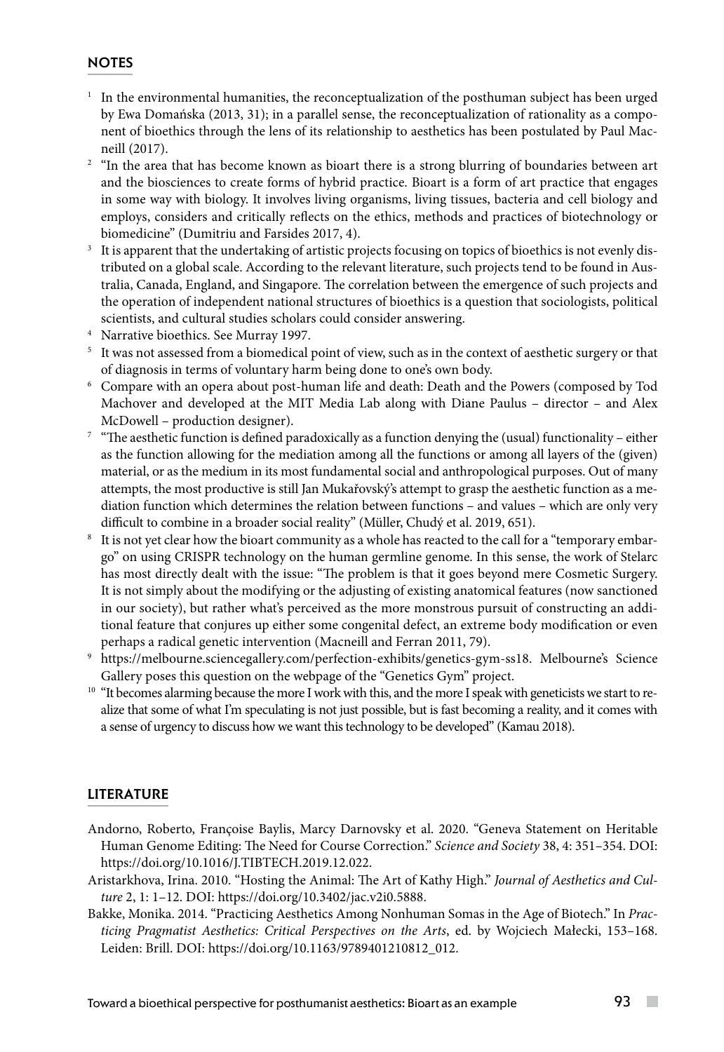## NOTES

1. In the environmental humanities, the reconceptualization of the posthuman subject has been urged by Ewa Domańska (2013, 31); in a parallel sense, the reconceptualization of rationality as a component of bioethics through the lens of its relationship to aesthetics has been postulated by Paul Macneill (2017).
2. "In the area that has become known as bioart there is a strong blurring of boundaries between art and the biosciences to create forms of hybrid practice. Bioart is a form of art practice that engages in some way with biology. It involves living organisms, living tissues, bacteria and cell biology and employs, considers and critically reflects on the ethics, methods and practices of biotechnology or biomedicine" (Dumitriu and Farsides 2017, 4).
3. It is apparent that the undertaking of artistic projects focusing on topics of bioethics is not evenly distributed on a global scale. According to the relevant literature, such projects tend to be found in Australia, Canada, England, and Singapore. The correlation between the emergence of such projects and the operation of independent national structures of bioethics is a question that sociologists, political scientists, and cultural studies scholars could consider answering.
4. Narrative bioethics. See Murray 1997.
5. It was not assessed from a biomedical point of view, such as in the context of aesthetic surgery or that of diagnosis in terms of voluntary harm being done to one's own body.
6. Compare with an opera about post-human life and death: Death and the Powers (composed by Tod Machover and developed at the MIT Media Lab along with Diane Paulus – director – and Alex McDowell – production designer).
7. "The aesthetic function is defined paradoxically as a function denying the (usual) functionality – either as the function allowing for the mediation among all the functions or among all layers of the (given) material, or as the medium in its most fundamental social and anthropological purposes. Out of many attempts, the most productive is still Jan Mukařovský's attempt to grasp the aesthetic function as a mediation function which determines the relation between functions – and values – which are only very difficult to combine in a broader social reality" (Müller, Chudý et al. 2019, 651).
8. It is not yet clear how the bioart community as a whole has reacted to the call for a "temporary embargo" on using CRISPR technology on the human germline genome. In this sense, the work of Stelarc has most directly dealt with the issue: "The problem is that it goes beyond mere Cosmetic Surgery. It is not simply about the modifying or the adjusting of existing anatomical features (now sanctioned in our society), but rather what's perceived as the more monstrous pursuit of constructing an additional feature that conjures up either some congenital defect, an extreme body modification or even perhaps a radical genetic intervention (Macneill and Ferran 2011, 79).
9. https://melbourne.sciencegallery.com/perfection-exhibits/genetics-gym-ss18. Melbourne's Science Gallery poses this question on the webpage of the "Genetics Gym" project.
10. "It becomes alarming because the more I work with this, and the more I speak with geneticists we start to realize that some of what I'm speculating is not just possible, but is fast becoming a reality, and it comes with a sense of urgency to discuss how we want this technology to be developed" (Kamau 2018).

## LITERATURE

Andorno, Roberto, Françoise Baylis, Marcy Darnovsky et al. 2020. "Geneva Statement on Heritable Human Genome Editing: The Need for Course Correction." *Science and Society* 38, 4: 351–354. DOI: https://doi.org/10.1016/J.TIBTECH.2019.12.022.

Aristarkhova, Irina. 2010. "Hosting the Animal: The Art of Kathy High." *Journal of Aesthetics and Culture* 2, 1: 1–12. DOI: https://doi.org/10.3402/jac.v2i0.5888.

Bakke, Monika. 2014. "Practicing Aesthetics Among Nonhuman Somas in the Age of Biotech." In *Practicing Pragmatist Aesthetics: Critical Perspectives on the Arts*, ed. by Wojciech Małecki, 153–168. Leiden: Brill. DOI: https://doi.org/10.1163/9789401210812_012.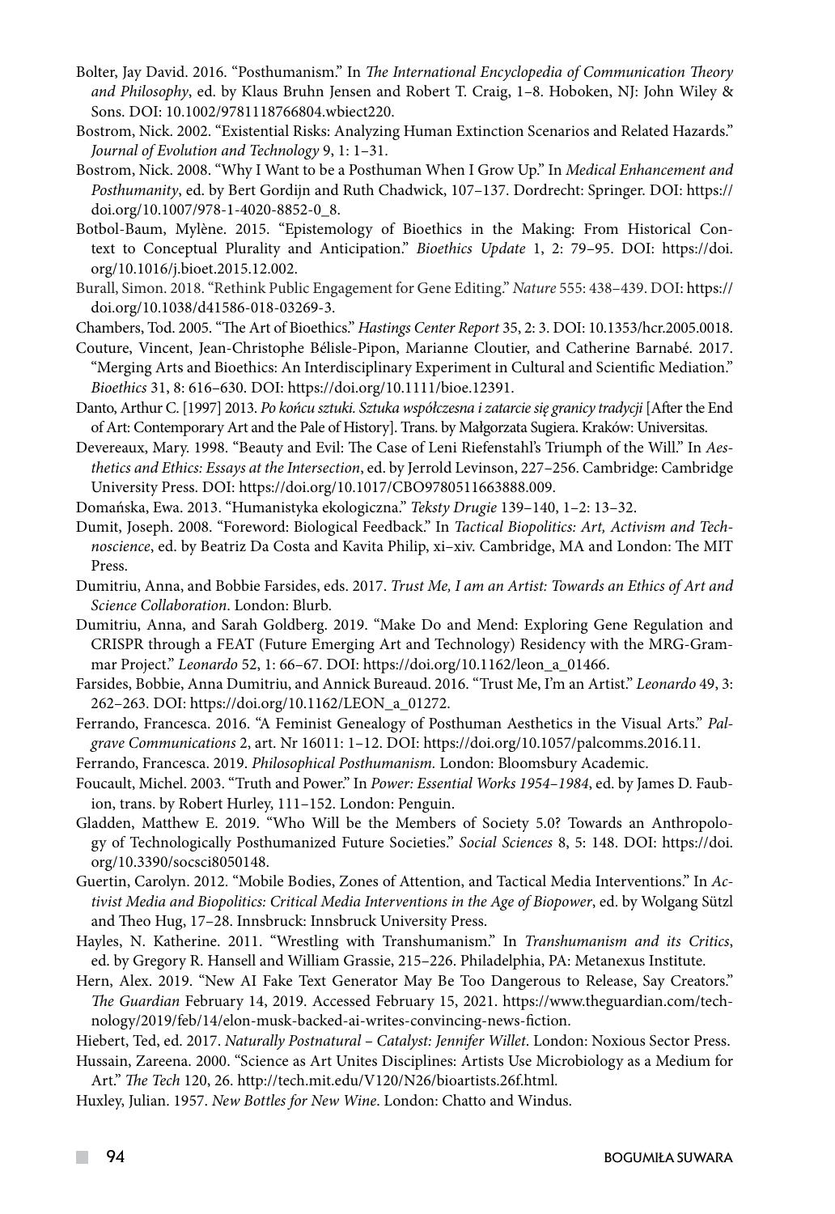Bolter, Jay David. 2016. "Posthumanism." In *The International Encyclopedia of Communication Theory and Philosophy*, ed. by Klaus Bruhn Jensen and Robert T. Craig, 1–8. Hoboken, NJ: John Wiley & Sons. DOI: 10.1002/9781118766804.wbiect220.

Bostrom, Nick. 2002. "Existential Risks: Analyzing Human Extinction Scenarios and Related Hazards." *Journal of Evolution and Technology* 9, 1: 1–31.

Bostrom, Nick. 2008. "Why I Want to be a Posthuman When I Grow Up." In *Medical Enhancement and Posthumanity*, ed. by Bert Gordijn and Ruth Chadwick, 107–137. Dordrecht: Springer. DOI: https://doi.org/10.1007/978-1-4020-8852-0_8.

Botbol-Baum, Mylène. 2015. "Epistemology of Bioethics in the Making: From Historical Context to Conceptual Plurality and Anticipation." *Bioethics Update* 1, 2: 79–95. DOI: https://doi.org/10.1016/j.bioet.2015.12.002.

Burall, Simon. 2018. "Rethink Public Engagement for Gene Editing." *Nature* 555: 438–439. DOI: https://doi.org/10.1038/d41586-018-03269-3.

Chambers, Tod. 2005. "The Art of Bioethics." *Hastings Center Report* 35, 2: 3. DOI: 10.1353/hcr.2005.0018.

Couture, Vincent, Jean-Christophe Bélisle-Pipon, Marianne Cloutier, and Catherine Barnabé. 2017. "Merging Arts and Bioethics: An Interdisciplinary Experiment in Cultural and Scientific Mediation." *Bioethics* 31, 8: 616–630. DOI: https://doi.org/10.1111/bioe.12391.

Danto, Arthur C. [1997] 2013. *Po końcu sztuki. Sztuka współczesna i zatarcie się granicy tradycji* [After the End of Art: Contemporary Art and the Pale of History]. Trans. by Małgorzata Sugiera. Kraków: Universitas.

Devereaux, Mary. 1998. "Beauty and Evil: The Case of Leni Riefenstahl's Triumph of the Will." In *Aesthetics and Ethics: Essays at the Intersection*, ed. by Jerrold Levinson, 227–256. Cambridge: Cambridge University Press. DOI: https://doi.org/10.1017/CBO9780511663888.009.

Domańska, Ewa. 2013. "Humanistyka ekologiczna." *Teksty Drugie* 139–140, 1–2: 13–32.

Dumit, Joseph. 2008. "Foreword: Biological Feedback." In *Tactical Biopolitics: Art, Activism and Technoscience*, ed. by Beatriz Da Costa and Kavita Philip, xi–xiv. Cambridge, MA and London: The MIT Press.

Dumitriu, Anna, and Bobbie Farsides, eds. 2017. *Trust Me, I am an Artist: Towards an Ethics of Art and Science Collaboration*. London: Blurb.

Dumitriu, Anna, and Sarah Goldberg. 2019. "Make Do and Mend: Exploring Gene Regulation and CRISPR through a FEAT (Future Emerging Art and Technology) Residency with the MRG-Grammar Project." *Leonardo* 52, 1: 66–67. DOI: https://doi.org/10.1162/leon_a_01466.

Farsides, Bobbie, Anna Dumitriu, and Annick Bureaud. 2016. "Trust Me, I'm an Artist." *Leonardo* 49, 3: 262–263. DOI: https://doi.org/10.1162/LEON_a_01272.

Ferrando, Francesca. 2016. "A Feminist Genealogy of Posthuman Aesthetics in the Visual Arts." *Palgrave Communications* 2, art. Nr 16011: 1–12. DOI: https://doi.org/10.1057/palcomms.2016.11.

Ferrando, Francesca. 2019. *Philosophical Posthumanism.* London: Bloomsbury Academic.

Foucault, Michel. 2003. "Truth and Power." In *Power: Essential Works 1954–1984*, ed. by James D. Faubion, trans. by Robert Hurley, 111–152. London: Penguin.

Gladden, Matthew E. 2019. "Who Will be the Members of Society 5.0? Towards an Anthropology of Technologically Posthumanized Future Societies." *Social Sciences* 8, 5: 148. DOI: https://doi.org/10.3390/socsci8050148.

Guertin, Carolyn. 2012. "Mobile Bodies, Zones of Attention, and Tactical Media Interventions." In *Activist Media and Biopolitics: Critical Media Interventions in the Age of Biopower*, ed. by Wolgang Sützl and Theo Hug, 17–28. Innsbruck: Innsbruck University Press.

Hayles, N. Katherine. 2011. "Wrestling with Transhumanism." In *Transhumanism and its Critics*, ed. by Gregory R. Hansell and William Grassie, 215–226. Philadelphia, PA: Metanexus Institute.

Hern, Alex. 2019. "New AI Fake Text Generator May Be Too Dangerous to Release, Say Creators." *The Guardian* February 14, 2019. Accessed February 15, 2021. https://www.theguardian.com/technology/2019/feb/14/elon-musk-backed-ai-writes-convincing-news-fiction.

Hiebert, Ted, ed. 2017. *Naturally Postnatural – Catalyst: Jennifer Willet*. London: Noxious Sector Press.

Hussain, Zareena. 2000. "Science as Art Unites Disciplines: Artists Use Microbiology as a Medium for Art." *The Tech* 120, 26. http://tech.mit.edu/V120/N26/bioartists.26f.html.

Huxley, Julian. 1957. *New Bottles for New Wine*. London: Chatto and Windus.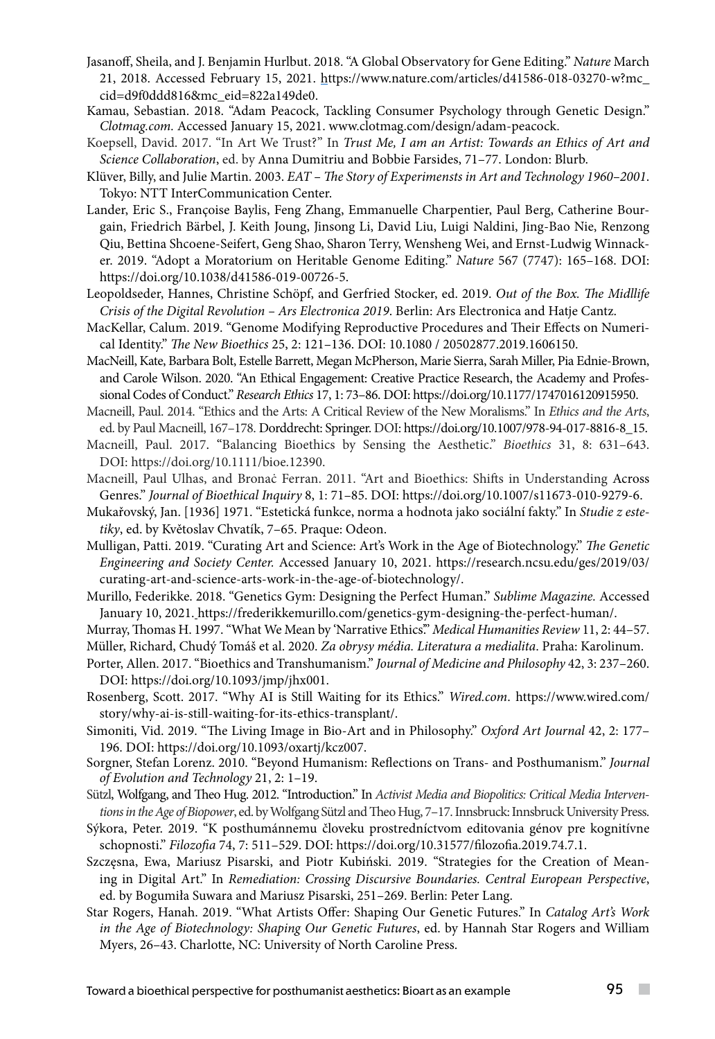Jasanoff, Sheila, and J. Benjamin Hurlbut. 2018. "A Global Observatory for Gene Editing." *Nature* March 21, 2018. Accessed February 15, 2021. https://www.nature.com/articles/d41586-018-03270-w?mc_cid=d9f0ddd816&mc_eid=822a149de0.

Kamau, Sebastian. 2018. "Adam Peacock, Tackling Consumer Psychology through Genetic Design." *Clotmag.com.* Accessed January 15, 2021. www.clotmag.com/design/adam-peacock.

Koepsell, David. 2017. "In Art We Trust?" In *Trust Me, I am an Artist: Towards an Ethics of Art and Science Collaboration*, ed. by Anna Dumitriu and Bobbie Farsides, 71–77. London: Blurb.

Klüver, Billy, and Julie Martin. 2003. *EAT – The Story of Experimensts in Art and Technology 1960–2001*. Tokyo: NTT InterCommunication Center.

Lander, Eric S., Françoise Baylis, Feng Zhang, Emmanuelle Charpentier, Paul Berg, Catherine Bourgain, Friedrich Bärbel, J. Keith Joung, Jinsong Li, David Liu, Luigi Naldini, Jing-Bao Nie, Renzong Qiu, Bettina Shcoene-Seifert, Geng Shao, Sharon Terry, Wensheng Wei, and Ernst-Ludwig Winnacker. 2019. "Adopt a Moratorium on Heritable Genome Editing." *Nature* 567 (7747): 165–168. DOI: https://doi.org/10.1038/d41586-019-00726-5.

Leopoldseder, Hannes, Christine Schöpf, and Gerfried Stocker, ed. 2019. *Out of the Box. The Midllife Crisis of the Digital Revolution – Ars Electronica 2019*. Berlin: Ars Electronica and Hatje Cantz.

MacKellar, Calum. 2019. "Genome Modifying Reproductive Procedures and Their Effects on Numerical Identity." *The New Bioethics* 25, 2: 121–136. DOI: 10.1080 / 20502877.2019.1606150.

MacNeill, Kate, Barbara Bolt, Estelle Barrett, Megan McPherson, Marie Sierra, Sarah Miller, Pia Ednie-Brown, and Carole Wilson. 2020. "An Ethical Engagement: Creative Practice Research, the Academy and Professional Codes of Conduct." *Research Ethics* 17, 1: 73–86. DOI: https://doi.org/10.1177/1747016120915950.

Macneill, Paul. 2014. "Ethics and the Arts: A Critical Review of the New Moralisms." In *Ethics and the Arts*, ed. by Paul Macneill, 167–178. Dorddrecht: Springer. DOI: https://doi.org/10.1007/978-94-017-8816-8_15.

Macneill, Paul. 2017. "Balancing Bioethics by Sensing the Aesthetic." *Bioethics* 31, 8: 631–643. DOI: https://doi.org/10.1111/bioe.12390.

Macneill, Paul Ulhas, and Bronač Ferran. 2011. "Art and Bioethics: Shifts in Understanding Across Genres." *Journal of Bioethical Inquiry* 8, 1: 71–85. DOI: https://doi.org/10.1007/s11673-010-9279-6.

Mukařovský, Jan. [1936] 1971. "Estetická funkce, norma a hodnota jako sociální fakty." In *Studie z estetiky*, ed. by Květoslav Chvatík, 7–65. Praque: Odeon.

Mulligan, Patti. 2019. "Curating Art and Science: Art's Work in the Age of Biotechnology." *The Genetic Engineering and Society Center.* Accessed January 10, 2021. https://research.ncsu.edu/ges/2019/03/curating-art-and-science-arts-work-in-the-age-of-biotechnology/.

Murillo, Federikke. 2018. "Genetics Gym: Designing the Perfect Human." *Sublime Magazine.* Accessed January 10, 2021. https://frederikkemurillo.com/genetics-gym-designing-the-perfect-human/.

Murray, Thomas H. 1997. "What We Mean by 'Narrative Ethics'." *Medical Humanities Review* 11, 2: 44–57.

Müller, Richard, Chudý Tomáš et al. 2020. *Za obrysy média. Literatura a medialita*. Praha: Karolinum.

Porter, Allen. 2017. "Bioethics and Transhumanism." *Journal of Medicine and Philosophy* 42, 3: 237–260. DOI: https://doi.org/10.1093/jmp/jhx001.

Rosenberg, Scott. 2017. "Why AI is Still Waiting for its Ethics." *Wired.com*. https://www.wired.com/story/why-ai-is-still-waiting-for-its-ethics-transplant/.

Simoniti, Vid. 2019. "The Living Image in Bio-Art and in Philosophy." *Oxford Art Journal* 42, 2: 177–196. DOI: https://doi.org/10.1093/oxartj/kcz007.

Sorgner, Stefan Lorenz. 2010. "Beyond Humanism: Reflections on Trans- and Posthumanism." *Journal of Evolution and Technology* 21, 2: 1–19.

Sützl, Wolfgang, and Theo Hug. 2012. "Introduction." In *Activist Media and Biopolitics: Critical Media Interventions in the Age of Biopower*, ed. by Wolfgang Sützl and Theo Hug, 7–17. Innsbruck: Innsbruck University Press.

Sýkora, Peter. 2019. "K posthumánnemu človeku prostredníctvom editovania génov pre kognitívne schopnosti." *Filozofia* 74, 7: 511–529. DOI: https://doi.org/10.31577/filozofia.2019.74.7.1.

Szczęsna, Ewa, Mariusz Pisarski, and Piotr Kubiński. 2019. "Strategies for the Creation of Meaning in Digital Art." In *Remediation: Crossing Discursive Boundaries. Central European Perspective*, ed. by Bogumiła Suwara and Mariusz Pisarski, 251–269. Berlin: Peter Lang.

Star Rogers, Hanah. 2019. "What Artists Offer: Shaping Our Genetic Futures." In *Catalog Art's Work in the Age of Biotechnology: Shaping Our Genetic Futures*, ed. by Hannah Star Rogers and William Myers, 26–43. Charlotte, NC: University of North Caroline Press.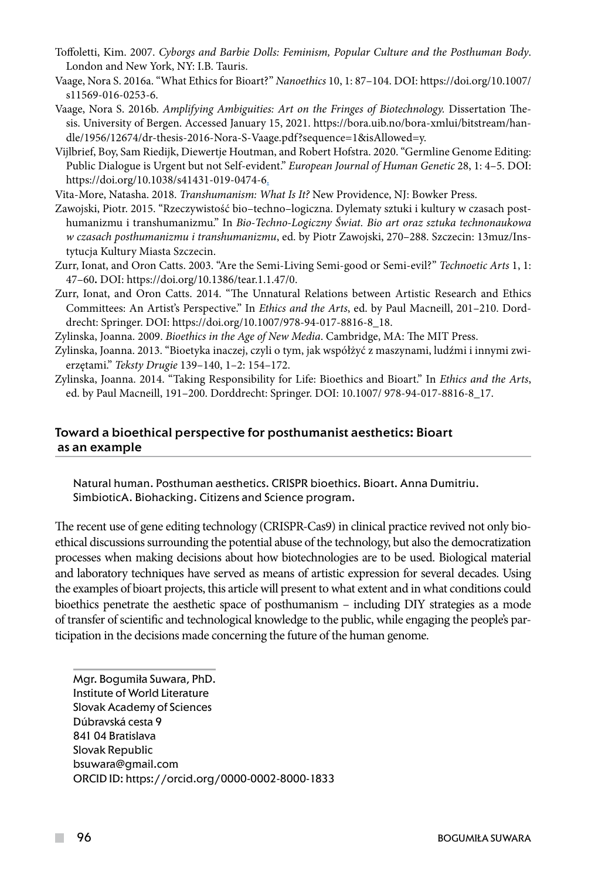Toffoletti, Kim. 2007. *Cyborgs and Barbie Dolls: Feminism, Popular Culture and the Posthuman Body*. London and New York, NY: I.B. Tauris.

Vaage, Nora S. 2016a. "What Ethics for Bioart?" *Nanoethics* 10, 1: 87–104. DOI: https://doi.org/10.1007/s11569-016-0253-6.

Vaage, Nora S. 2016b. *Amplifying Ambiguities: Art on the Fringes of Biotechnology.* Dissertation Thesis. University of Bergen. Accessed January 15, 2021. https://bora.uib.no/bora-xmlui/bitstream/handle/1956/12674/dr-thesis-2016-Nora-S-Vaage.pdf?sequence=1&isAllowed=y.

Vijlbrief, Boy, Sam Riedijk, Diewertje Houtman, and Robert Hofstra. 2020. "Germline Genome Editing: Public Dialogue is Urgent but not Self-evident." *European Journal of Human Genetic* 28, 1: 4–5. DOI: https://doi.org/10.1038/s41431-019-0474-6.

Vita-More, Natasha. 2018. *Transhumanism: What Is It?* New Providence, NJ: Bowker Press.

Zawojski, Piotr. 2015. "Rzeczywistość bio–techno–logiczna. Dylematy sztuki i kultury w czasach posthumanizmu i transhumanizmu." In *Bio-Techno-Logiczny Świat. Bio art oraz sztuka technonaukowa w czasach posthumanizmu i transhumanizmu*, ed. by Piotr Zawojski, 270–288. Szczecin: 13muz/Instytucja Kultury Miasta Szczecin.

Zurr, Ionat, and Oron Catts. 2003. "Are the Semi-Living Semi-good or Semi-evil?" *Technoetic Arts* 1, 1: 47–60. DOI: https://doi.org/10.1386/tear.1.1.47/0.

Zurr, Ionat, and Oron Catts. 2014. "The Unnatural Relations between Artistic Research and Ethics Committees: An Artist's Perspective." In *Ethics and the Arts*, ed. by Paul Macneill, 201–210. Dorddrecht: Springer. DOI: https://doi.org/10.1007/978-94-017-8816-8_18.

Zylinska, Joanna. 2009. *Bioethics in the Age of New Media*. Cambridge, MA: The MIT Press.

Zylinska, Joanna. 2013. "Bioetyka inaczej, czyli o tym, jak współżyć z maszynami, ludźmi i innymi zwierzętami." *Teksty Drugie* 139–140, 1–2: 154–172.

Zylinska, Joanna. 2014. "Taking Responsibility for Life: Bioethics and Bioart." In *Ethics and the Arts*, ed. by Paul Macneill, 191–200. Dorddrecht: Springer. DOI: 10.1007/ 978-94-017-8816-8_17.

## Toward a bioethical perspective for posthumanist aesthetics: Bioart as an example

Natural human. Posthuman aesthetics. CRISPR bioethics. Bioart. Anna Dumitriu. SimbioticA. Biohacking. Citizens and Science program.

The recent use of gene editing technology (CRISPR-Cas9) in clinical practice revived not only bioethical discussions surrounding the potential abuse of the technology, but also the democratization processes when making decisions about how biotechnologies are to be used. Biological material and laboratory techniques have served as means of artistic expression for several decades. Using the examples of bioart projects, this article will present to what extent and in what conditions could bioethics penetrate the aesthetic space of posthumanism – including DIY strategies as a mode of transfer of scientific and technological knowledge to the public, while engaging the people's participation in the decisions made concerning the future of the human genome.

Mgr. Bogumiła Suwara, PhD.
Institute of World Literature
Slovak Academy of Sciences
Dúbravská cesta 9
841 04 Bratislava
Slovak Republic
bsuwara@gmail.com
ORCID ID: https://orcid.org/0000-0002-8000-1833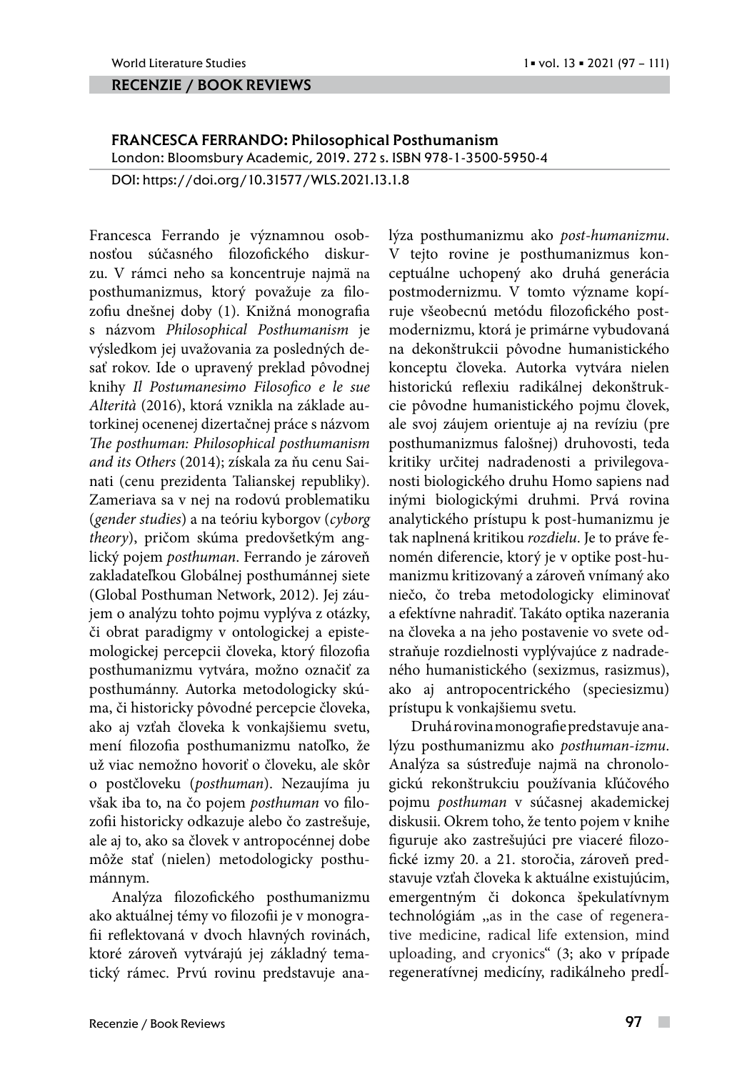## RECENZIE / BOOK REVIEWS

**FRANCESCA FERRANDO: Philosophical Posthumanism**
London: Bloomsbury Academic, 2019. 272 s. ISBN 978-1-3500-5950-4

DOI: https://doi.org/10.31577/WLS.2021.13.1.8

Francesca Ferrando je významnou osobnosťou súčasného filozofického diskurzu. V rámci neho sa koncentruje najmä na posthumanizmus, ktorý považuje za filozofiu dnešnej doby (1). Knižná monografia s názvom *Philosophical Posthumanism* je výsledkom jej uvažovania za posledných desať rokov. Ide o upravený preklad pôvodnej knihy *Il Postumanesimo Filosofico e le sue Alterità* (2016), ktorá vznikla na základe autorkinej ocenenej dizertačnej práce s názvom *The posthuman: Philosophical posthumanism and its Others* (2014); získala za ňu cenu Sainati (cenu prezidenta Talianskej republiky). Zameriava sa v nej na rodovú problematiku (*gender studies*) a na teóriu kyborgov (*cyborg theory*), pričom skúma predovšetkým anglický pojem *posthuman*. Ferrando je zároveň zakladateľkou Globálnej posthumánnej siete (Global Posthuman Network, 2012). Jej záujem o analýzu tohto pojmu vyplýva z otázky, či obrat paradigmy v ontologickej a epistemologickej percepcii človeka, ktorý filozofia posthumanizmu vytvára, možno označiť za posthumánny. Autorka metodologicky skúma, či historicky pôvodné percepcie človeka, ako aj vzťah človeka k vonkajšiemu svetu, mení filozofia posthumanizmu natoľko, že už viac nemožno hovoriť o človeku, ale skôr o postčloveku (*posthuman*). Nezaujíma ju však iba to, na čo pojem *posthuman* vo filozofii historicky odkazuje alebo čo zastrešuje, ale aj to, ako sa človek v antropocénnej dobe môže stať (nielen) metodologicky posthumánnym.

Analýza filozofického posthumanizmu ako aktuálnej témy vo filozofii je v monografii reflektovaná v dvoch hlavných rovinách, ktoré zároveň vytvárajú jej základný tematický rámec. Prvú rovinu predstavuje analýza posthumanizmu ako *post-humanizmu*. V tejto rovine je posthumanizmus konceptuálne uchopený ako druhá generácia postmodernizmu. V tomto význame kopíruje všeobecnú metódu filozofického postmodernizmu, ktorá je primárne vybudovaná na dekonštrukcii pôvodne humanistického konceptu človeka. Autorka vytvára nielen historickú reflexiu radikálnej dekonštrukcie pôvodne humanistického pojmu človek, ale svoj záujem orientuje aj na revíziu (pre posthumanizmus falošnej) druhovosti, teda kritiky určitej nadradenosti a privilegovanosti biologického druhu Homo sapiens nad inými biologickými druhmi. Prvá rovina analytického prístupu k post-humanizmu je tak naplnená kritikou *rozdielu*. Je to práve fenomén diferencie, ktorý je v optike post-humanizmu kritizovaný a zároveň vnímaný ako niečo, čo treba metodologicky eliminovať a efektívne nahradiť. Takáto optika nazerania na človeka a na jeho postavenie vo svete odstraňuje rozdielnosti vyplývajúce z nadradeného humanistického (sexizmus, rasizmus), ako aj antropocentrického (speciesizmu) prístupu k vonkajšiemu svetu.

Druhá rovina monografie predstavuje analýzu posthumanizmu ako *posthuman-izmu*. Analýza sa sústreďuje najmä na chronologickú rekonštrukciu používania kľúčového pojmu *posthuman* v súčasnej akademickej diskusii. Okrem toho, že tento pojem v knihe figuruje ako zastrešujúci pre viaceré filozofické izmy 20. a 21. storočia, zároveň predstavuje vzťah človeka k aktuálne existujúcim, emergentným či dokonca špekulatívnym technológiám „as in the case of regenerative medicine, radical life extension, mind uploading, and cryonics“ (3; ako v prípade regeneratívnej medicíny, radikálneho predĺ-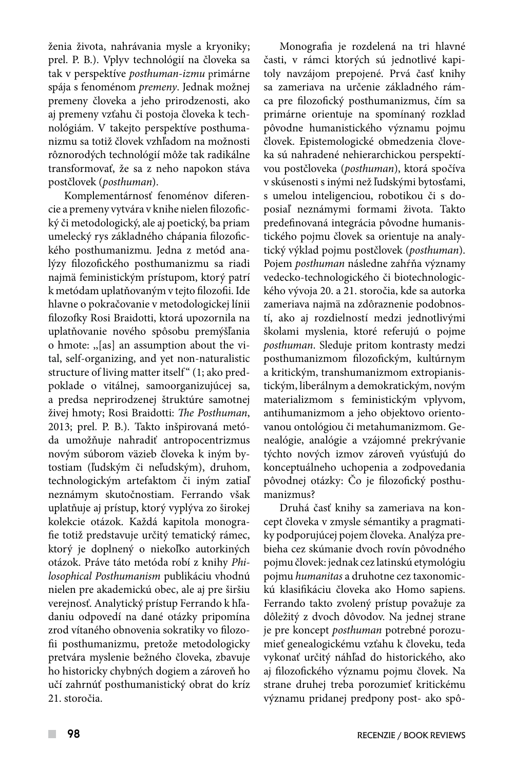ženia života, nahrávania mysle a kryoniky; prel. P. B.). Vplyv technológií na človeka sa tak v perspektíve *posthuman-izmu* primárne spája s fenoménom *premeny*. Jednak možnej premeny človeka a jeho prirodzenosti, ako aj premeny vzťahu či postoja človeka k technológiám. V takejto perspektíve posthumanizmu sa totiž človek vzhľadom na možnosti rôznorodých technológií môže tak radikálne transformovať, že sa z neho napokon stáva postčlovek (*posthuman*).

Komplementárnosť fenoménov diferencie a premeny vytvára v knihe nielen filozofický či metodologický, ale aj poetický, ba priam umelecký rys základného chápania filozofického posthumanizmu. Jedna z metód analýzy filozofického posthumanizmu sa riadi najmä feministickým prístupom, ktorý patrí k metódam uplatňovaným v tejto filozofii. Ide hlavne o pokračovanie v metodologickej línii filozofky Rosi Braidotti, ktorá upozornila na uplatňovanie nového spôsobu premýšľania o hmote: „[as] an assumption about the vital, self-organizing, and yet non-naturalistic structure of living matter itself" (1; ako predpoklade o vitálnej, samoorganizujúcej sa, a predsa neprirodzenej štruktúre samotnej živej hmoty; Rosi Braidotti: *The Posthuman*, 2013; prel. P. B.). Takto inšpirovaná metóda umožňuje nahradiť antropocentrizmus novým súborom väzieb človeka k iným bytostiam (ľudským či neľudským), druhom, technologickým artefaktom či iným zatiaľ neznámym skutočnostiam. Ferrando však uplatňuje aj prístup, ktorý vyplýva zo širokej kolekcie otázok. Každá kapitola monografie totiž predstavuje určitý tematický rámec, ktorý je doplnený o niekoľko autorkiných otázok. Práve táto metóda robí z knihy *Philosophical Posthumanism* publikáciu vhodnú nielen pre akademickú obec, ale aj pre širšiu verejnosť. Analytický prístup Ferrando k hľadaniu odpovedí na dané otázky pripomína zrod vítaného obnovenia sokratiky vo filozofii posthumanizmu, pretože metodologicky pretvára myslenie bežného človeka, zbavuje ho historicky chybných dogiem a zároveň ho učí zahrnúť posthumanistický obrat do kríz 21. storočia.

Monografia je rozdelená na tri hlavné časti, v rámci ktorých sú jednotlivé kapitoly navzájom prepojené. Prvá časť knihy sa zameriava na určenie základného rámca pre filozofický posthumanizmus, čím sa primárne orientuje na spomínaný rozklad pôvodne humanistického významu pojmu človek. Epistemologické obmedzenia človeka sú nahradené nehierarchickou perspektívou postčloveka (*posthuman*), ktorá spočíva v skúsenosti s inými než ľudskými bytosťami, s umelou inteligenciou, robotikou či s doposiaľ neznámymi formami života. Takto predefinovaná integrácia pôvodne humanistického pojmu človek sa orientuje na analytický výklad pojmu postčlovek (*posthuman*). Pojem *posthuman* následne zahŕňa významy vedecko-technologického či biotechnologického vývoja 20. a 21. storočia, kde sa autorka zameriava najmä na zdôraznenie podobností, ako aj rozdielností medzi jednotlivými školami myslenia, ktoré referujú o pojme *posthuman*. Sleduje pritom kontrasty medzi posthumanizmom filozofickým, kultúrnym a kritickým, transhumanizmom extropianistickým, liberálnym a demokratickým, novým materializmom s feministickým vplyvom, antihumanizmom a jeho objektovo orientovanou ontológiou či metahumanizmom. Genealógie, analógie a vzájomné prekrývanie týchto nových izmov zároveň vyúsťujú do konceptuálneho uchopenia a zodpovedania pôvodnej otázky: Čo je filozofický posthumanizmus?

Druhá časť knihy sa zameriava na koncept človeka v zmysle sémantiky a pragmatiky podporujúcej pojem človeka. Analýza prebieha cez skúmanie dvoch rovín pôvodného pojmu človek: jednak cez latinskú etymológiu pojmu *humanitas* a druhotne cez taxonomickú klasifikáciu človeka ako Homo sapiens. Ferrando takto zvolený prístup považuje za dôležitý z dvoch dôvodov. Na jednej strane je pre koncept *posthuman* potrebné porozumieť genealogickému vzťahu k človeku, teda vykonať určitý náhľad do historického, ako aj filozofického významu pojmu človek. Na strane druhej treba porozumieť kritickému významu pridanej predpony post- ako spô-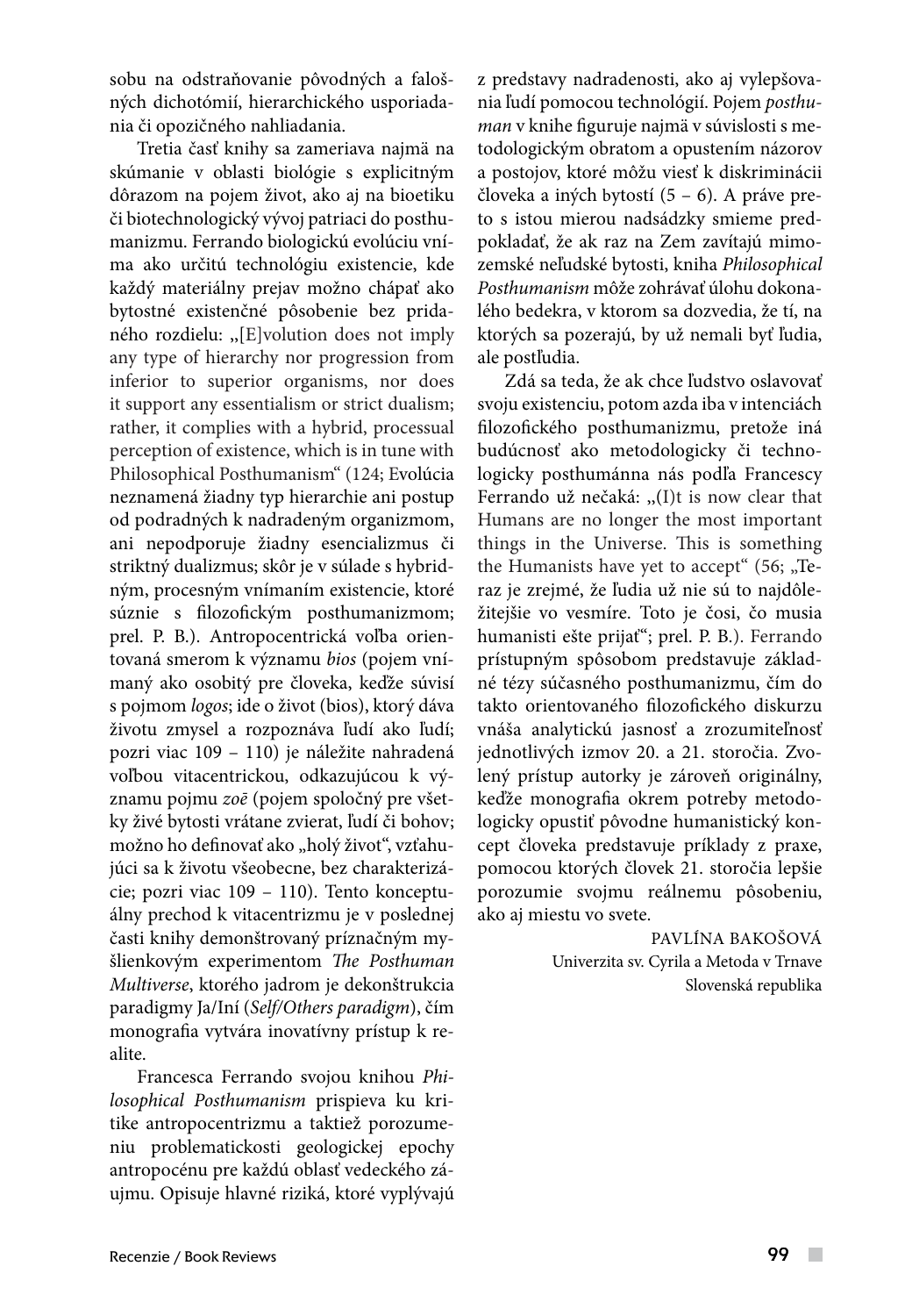sobu na odstraňovanie pôvodných a falošných dichotómií, hierarchického usporiadania či opozičného nahliadania.

Tretia časť knihy sa zameriava najmä na skúmanie v oblasti biológie s explicitným dôrazom na pojem život, ako aj na bioetiku či biotechnologický vývoj patriaci do posthumanizmu. Ferrando biologickú evolúciu vníma ako určitú technológiu existencie, kde každý materiálny prejav možno chápať ako bytostné existenčné pôsobenie bez pridaného rozdielu: „[E]volution does not imply any type of hierarchy nor progression from inferior to superior organisms, nor does it support any essentialism or strict dualism; rather, it complies with a hybrid, processual perception of existence, which is in tune with Philosophical Posthumanism" (124; Evolúcia neznamená žiadny typ hierarchie ani postup od podradných k nadradeným organizmom, ani nepodporuje žiadny esencializmus či striktný dualizmus; skôr je v súlade s hybridným, procesným vnímaním existencie, ktoré súznie s filozofickým posthumanizmom; prel. P. B.). Antropocentrická voľba orientovaná smerom k významu *bios* (pojem vnímaný ako osobitý pre človeka, keďže súvisí s pojmom *logos*; ide o život (bios), ktorý dáva životu zmysel a rozpoznáva ľudí ako ľudí; pozri viac 109 – 110) je náležite nahradená voľbou vitacentrickou, odkazujúcou k významu pojmu *zoē* (pojem spoločný pre všetky živé bytosti vrátane zvierat, ľudí či bohov; možno ho definovať ako „holý život", vzťahujúci sa k životu všeobecne, bez charakterizácie; pozri viac 109 – 110). Tento konceptuálny prechod k vitacentrizmu je v poslednej časti knihy demonštrovaný príznačným myšlienkovým experimentom *The Posthuman Multiverse*, ktorého jadrom je dekonštrukcia paradigmy Ja/Iní (*Self/Others paradigm*), čím monografia vytvára inovatívny prístup k realite.

Francesca Ferrando svojou knihou *Philosophical Posthumanism* prispieva ku kritike antropocentrizmu a taktiež porozumeniu problematickosti geologickej epochy antropocénu pre každú oblasť vedeckého záujmu. Opisuje hlavné riziká, ktoré vyplývajú z predstavy nadradenosti, ako aj vylepšovania ľudí pomocou technológií. Pojem *posthuman* v knihe figuruje najmä v súvislosti s metodologickým obratom a opustením názorov a postojov, ktoré môžu viesť k diskriminácii človeka a iných bytostí (5 – 6). A práve preto s istou mierou nadsádzky smieme predpokladať, že ak raz na Zem zavítajú mimozemské neľudské bytosti, kniha *Philosophical Posthumanism* môže zohrávať úlohu dokonalého bedekra, v ktorom sa dozvedia, že tí, na ktorých sa pozerajú, by už nemali byť ľudia, ale postľudia.

Zdá sa teda, že ak chce ľudstvo oslavovať svoju existenciu, potom azda iba v intenciách filozofického posthumanizmu, pretože iná budúcnosť ako metodologicky či technologicky posthumánna nás podľa Francescy Ferrando už nečaká: „(I)t is now clear that Humans are no longer the most important things in the Universe. This is something the Humanists have yet to accept" (56; „Teraz je zrejmé, že ľudia už nie sú to najdôležitejšie vo vesmíre. Toto je čosi, čo musia humanisti ešte prijať"; prel. P. B.). Ferrando prístupným spôsobom predstavuje základné tézy súčasného posthumanizmu, čím do takto orientovaného filozofického diskurzu vnáša analytickú jasnosť a zrozumiteľnosť jednotlivých izmov 20. a 21. storočia. Zvolený prístup autorky je zároveň originálny, keďže monografia okrem potreby metodologicky opustiť pôvodne humanistický koncept človeka predstavuje príklady z praxe, pomocou ktorých človek 21. storočia lepšie porozumie svojmu reálnemu pôsobeniu, ako aj miestu vo svete.

PAVLÍNA BAKOŠOVÁ
Univerzita sv. Cyrila a Metoda v Trnave
Slovenská republika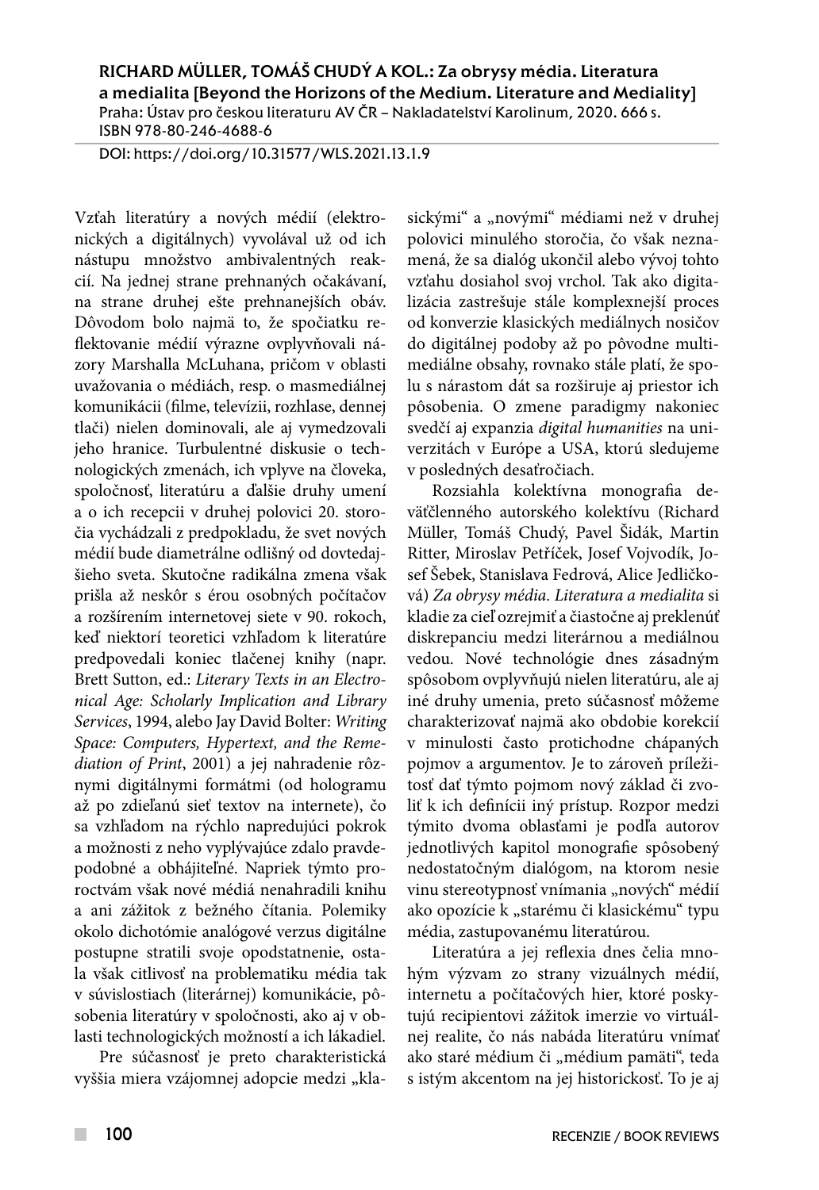**RICHARD MÜLLER, TOMÁŠ CHUDÝ A KOL.: Za obrysy média. Literatura a medialita [Beyond the Horizons of the Medium. Literature and Mediality]**
Praha: Ústav pro českou literaturu AV ČR – Nakladatelství Karolinum, 2020. 666 s.
ISBN 978-80-246-4688-6

DOI: https://doi.org/10.31577/WLS.2021.13.1.9

Vzťah literatúry a nových médií (elektronických a digitálnych) vyvolával už od ich nástupu množstvo ambivalentných reakcií. Na jednej strane prehnaných očakávaní, na strane druhej ešte prehnanejších obáv. Dôvodom bolo najmä to, že spočiatku reflektovanie médií výrazne ovplyvňovali názory Marshalla McLuhana, pričom v oblasti uvažovania o médiách, resp. o masmediálnej komunikácii (filme, televízii, rozhlase, dennej tlači) nielen dominovali, ale aj vymedzovali jeho hranice. Turbulentné diskusie o technologických zmenách, ich vplyve na človeka, spoločnosť, literatúru a ďalšie druhy umení a o ich recepcii v druhej polovici 20. storočia vychádzali z predpokladu, že svet nových médií bude diametrálne odlišný od dovtedajšieho sveta. Skutočne radikálna zmena však prišla až neskôr s érou osobných počítačov a rozšírením internetovej siete v 90. rokoch, keď niektorí teoretici vzhľadom k literatúre predpovedali koniec tlačenej knihy (napr. Brett Sutton, ed.: *Literary Texts in an Electronical Age: Scholarly Implication and Library Services*, 1994, alebo Jay David Bolter: *Writing Space: Computers, Hypertext, and the Remediation of Print*, 2001) a jej nahradenie rôznymi digitálnymi formátmi (od hologramu až po zdieľanú sieť textov na internete), čo sa vzhľadom na rýchlo napredujúci pokrok a možnosti z neho vyplývajúce zdalo pravdepodobné a obhájiteľné. Napriek týmto proroctvám však nové médiá nenahradili knihu a ani zážitok z bežného čítania. Polemiky okolo dichotómie analógové verzus digitálne postupne stratili svoje opodstatnenie, ostala však citlivosť na problematiku média tak v súvislostiach (literárnej) komunikácie, pôsobenia literatúry v spoločnosti, ako aj v oblasti technologických možností a ich lákadiel.

Pre súčasnosť je preto charakteristická vyššia miera vzájomnej adopcie medzi „klasickými" a „novými" médiami než v druhej polovici minulého storočia, čo však neznamená, že sa dialóg ukončil alebo vývoj tohto vzťahu dosiahol svoj vrchol. Tak ako digitalizácia zastrešuje stále komplexnejší proces od konverzie klasických mediálnych nosičov do digitálnej podoby až po pôvodne multimediálne obsahy, rovnako stále platí, že spolu s nárastom dát sa rozširuje aj priestor ich pôsobenia. O zmene paradigmy nakoniec svedčí aj expanzia *digital humanities* na univerzitách v Európe a USA, ktorú sledujeme v posledných desaťročiach.

Rozsiahla kolektívna monografia deväťčlenného autorského kolektívu (Richard Müller, Tomáš Chudý, Pavel Šidák, Martin Ritter, Miroslav Petříček, Josef Vojvodík, Josef Šebek, Stanislava Fedrová, Alice Jedličková) *Za obrysy média. Literatura a medialita* si kladie za cieľ ozrejmiť a čiastočne aj preklenúť diskrepanciu medzi literárnou a mediálnou vedou. Nové technológie dnes zásadným spôsobom ovplyvňujú nielen literatúru, ale aj iné druhy umenia, preto súčasnosť môžeme charakterizovať najmä ako obdobie korekcií v minulosti často protichodne chápaných pojmov a argumentov. Je to zároveň príležitosť dať týmto pojmom nový základ či zvoliť k ich definícii iný prístup. Rozpor medzi týmito dvoma oblasťami je podľa autorov jednotlivých kapitol monografie spôsobený nedostatočným dialógom, na ktorom nesie vinu stereotypnosť vnímania „nových" médií ako opozície k „starému či klasickému" typu média, zastupovanému literatúrou.

Literatúra a jej reflexia dnes čelia mnohým výzvam zo strany vizuálnych médií, internetu a počítačových hier, ktoré poskytujú recipientovi zážitok imerzie vo virtuálnej realite, čo nás nabáda literatúru vnímať ako staré médium či „médium pamäti", teda s istým akcentom na jej historickosť. To je aj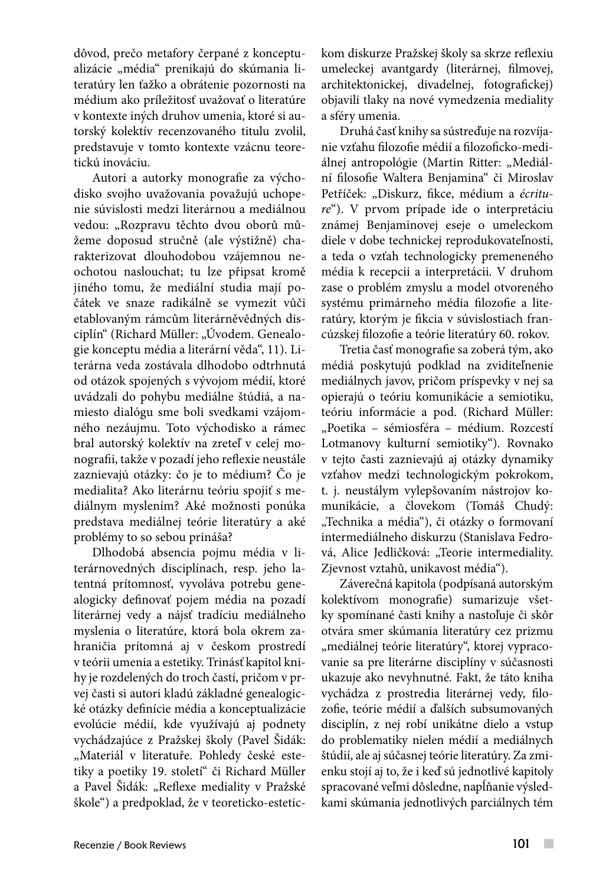dôvod, prečo metafory čerpané z konceptualizácie „média" prenikajú do skúmania literatúry len ťažko a obrátenie pozornosti na médium ako príležitosť uvažovať o literatúre v kontexte iných druhov umenia, ktoré si autorský kolektív recenzovaného titulu zvolil, predstavuje v tomto kontexte vzácnu teoretickú inováciu.

Autori a autorky monografie za východisko svojho uvažovania považujú uchopenie súvislosti medzi literárnou a mediálnou vedou: „Rozpravu těchto dvou oborů můžeme doposud stručně (ale výstižně) charakterizovat dlouhodobou vzájemnou neochotou naslouchat; tu lze připsat kromě jiného tomu, že mediální studia mají počátek ve snaze radikálně se vymezit vůči etablovaným rámcům literárněvědných disciplín" (Richard Müller: „Úvodem. Genealogie konceptu média a literární věda", 11). Literárna veda zostávala dlhodobo odtrhnutá od otázok spojených s vývojom médií, ktoré uvádzali do pohybu mediálne štúdiá, a namiesto dialógu sme boli svedkami vzájomného nezáujmu. Toto východisko a rámec bral autorský kolektív na zreteľ v celej monografii, takže v pozadí jeho reflexie neustále zaznievajú otázky: čo je to médium? Čo je medialita? Ako literárnu teóriu spojiť s mediálnym myslením? Aké možnosti ponúka predstava mediálnej teórie literatúry a aké problémy to so sebou prináša?

Dlhodobá absencia pojmu média v literárnovedných disciplínach, resp. jeho latentná prítomnosť, vyvoláva potrebu genealogicky definovať pojem média na pozadí literárnej vedy a nájsť tradíciu mediálneho myslenia o literatúre, ktorá bola okrem zahraničia prítomná aj v českom prostredí v teórii umenia a estetiky. Trinásť kapitol knihy je rozdelených do troch častí, pričom v prvej časti si autori kladú základné genealogické otázky definície média a konceptualizácie evolúcie médií, kde využívajú aj podnety vychádzajúce z Pražskej školy (Pavel Šidák: „Materiál v literatuře. Pohledy české estetiky a poetiky 19. století" či Richard Müller a Pavel Šidák: „Reflexe mediality v Pražské škole") a predpoklad, že v teoreticko-estetickom diskurze Pražskej školy sa skrze reflexiu umeleckej avantgardy (literárnej, filmovej, architektonickej, divadelnej, fotografickej) objavili tlaky na nové vymedzenia mediality a sféry umenia.

Druhá časť knihy sa sústreďuje na rozvíjanie vzťahu filozofie médií a filozoficko-mediálnej antropológie (Martin Ritter: „Mediální filosofie Waltera Benjamina" či Miroslav Petříček: „Diskurz, fikce, médium a *écriture*"). V prvom prípade ide o interpretáciu známej Benjaminovej eseje o umeleckom diele v dobe technickej reprodukovateľnosti, a teda o vzťah technologicky premeneného média k recepcii a interpretácii. V druhom zase o problém zmyslu a model otvoreného systému primárneho média filozofie a literatúry, ktorým je fikcia v súvislostiach francúzskej filozofie a teórie literatúry 60. rokov.

Tretia časť monografie sa zoberá tým, ako médiá poskytujú podklad na zviditeľnenie mediálnych javov, pričom príspevky v nej sa opierajú o teóriu komunikácie a semiotiku, teóriu informácie a pod. (Richard Müller: „Poetika – sémiosféra – médium. Rozcestí Lotmanovy kulturní semiotiky"). Rovnako v tejto časti zaznievajú aj otázky dynamiky vzťahov medzi technologickým pokrokom, t. j. neustálym vylepšovaním nástrojov komunikácie, a človekom (Tomáš Chudý: „Technika a média"), či otázky o formovaní intermediálneho diskurzu (Stanislava Fedrová, Alice Jedličková: „Teorie intermediality. Zjevnost vztahů, unikavost média").

Záverečná kapitola (podpísaná autorským kolektívom monografie) sumarizuje všetky spomínané časti knihy a nastoľuje či skôr otvára smer skúmania literatúry cez prizmu „mediálnej teórie literatúry", ktorej vypracovanie sa pre literárne disciplíny v súčasnosti ukazuje ako nevyhnutné. Fakt, že táto kniha vychádza z prostredia literárnej vedy, filozofie, teórie médií a ďalších subsumovaných disciplín, z nej robí unikátne dielo a vstup do problematiky nielen médií a mediálnych štúdií, ale aj súčasnej teórie literatúry. Za zmienku stojí aj to, že i keď sú jednotlivé kapitoly spracované veľmi dôsledne, napĺňanie výsledkami skúmania jednotlivých parciálnych tém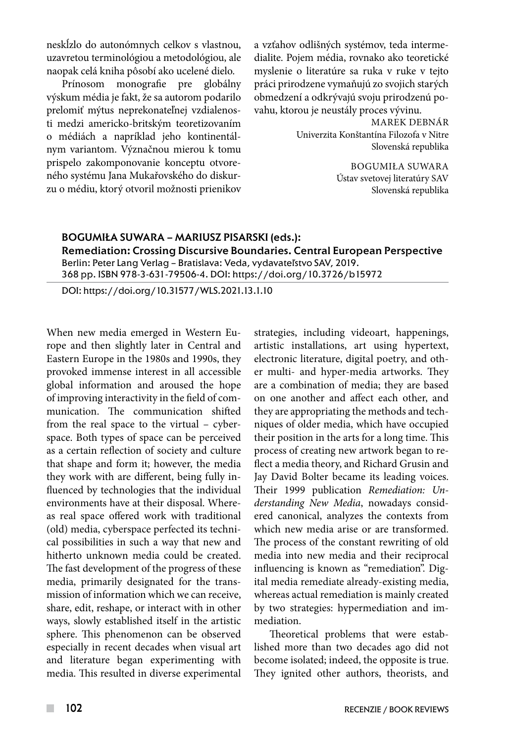neskĺzlo do autonómnych celkov s vlastnou, uzavretou terminológiou a metodológiou, ale naopak celá kniha pôsobí ako ucelené dielo.

Prínosom monografie pre globálny výskum média je fakt, že sa autorom podarilo prelomiť mýtus neprekonateľnej vzdialenosti medzi americko-britským teoretizovaním o médiách a napríklad jeho kontinentálnym variantom. Význačnou mierou k tomu prispelo zakomponovanie konceptu otvoreného systému Jana Mukařovského do diskurzu o médiu, ktorý otvoril možnosti prienikov a vzťahov odlišných systémov, teda intermedialite. Pojem média, rovnako ako teoretické myslenie o literatúre sa ruka v ruke v tejto práci prirodzene vymaňujú zo svojich starých obmedzení a odkrývajú svoju prirodzenú povahu, ktorou je neustály proces vývinu.

MAREK DEBNÁR
Univerzita Konštantína Filozofa v Nitre
Slovenská republika

BOGUMIŁA SUWARA
Ústav svetovej literatúry SAV
Slovenská republika

**BOGUMIŁA SUWARA – MARIUSZ PISARSKI (eds.):**
**Remediation: Crossing Discursive Boundaries. Central European Perspective**
Berlin: Peter Lang Verlag – Bratislava: Veda, vydavateľstvo SAV, 2019.
368 pp. ISBN 978-3-631-79506-4. DOI: https://doi.org/10.3726/b15972

DOI: https://doi.org/10.31577/WLS.2021.13.1.10

When new media emerged in Western Europe and then slightly later in Central and Eastern Europe in the 1980s and 1990s, they provoked immense interest in all accessible global information and aroused the hope of improving interactivity in the field of communication. The communication shifted from the real space to the virtual – cyberspace. Both types of space can be perceived as a certain reflection of society and culture that shape and form it; however, the media they work with are different, being fully influenced by technologies that the individual environments have at their disposal. Whereas real space offered work with traditional (old) media, cyberspace perfected its technical possibilities in such a way that new and hitherto unknown media could be created. The fast development of the progress of these media, primarily designated for the transmission of information which we can receive, share, edit, reshape, or interact with in other ways, slowly established itself in the artistic sphere. This phenomenon can be observed especially in recent decades when visual art and literature began experimenting with media. This resulted in diverse experimental strategies, including videoart, happenings, artistic installations, art using hypertext, electronic literature, digital poetry, and other multi- and hyper-media artworks. They are a combination of media; they are based on one another and affect each other, and they are appropriating the methods and techniques of older media, which have occupied their position in the arts for a long time. This process of creating new artwork began to reflect a media theory, and Richard Grusin and Jay David Bolter became its leading voices. Their 1999 publication *Remediation: Understanding New Media*, nowadays considered canonical, analyzes the contexts from which new media arise or are transformed. The process of the constant rewriting of old media into new media and their reciprocal influencing is known as "remediation". Digital media remediate already-existing media, whereas actual remediation is mainly created by two strategies: hypermediation and immediation.

Theoretical problems that were established more than two decades ago did not become isolated; indeed, the opposite is true. They ignited other authors, theorists, and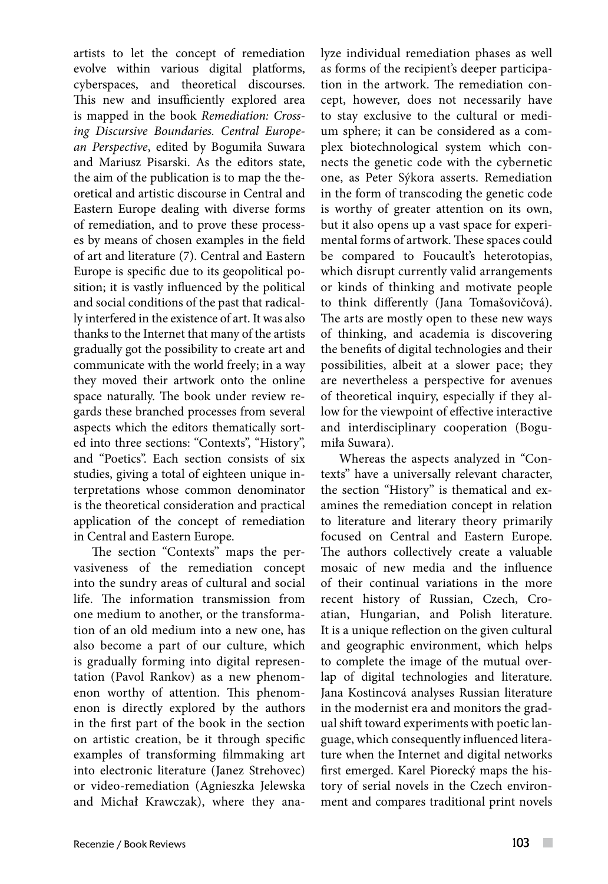artists to let the concept of remediation evolve within various digital platforms, cyberspaces, and theoretical discourses. This new and insufficiently explored area is mapped in the book *Remediation: Crossing Discursive Boundaries. Central European Perspective*, edited by Bogumiła Suwara and Mariusz Pisarski. As the editors state, the aim of the publication is to map the theoretical and artistic discourse in Central and Eastern Europe dealing with diverse forms of remediation, and to prove these processes by means of chosen examples in the field of art and literature (7). Central and Eastern Europe is specific due to its geopolitical position; it is vastly influenced by the political and social conditions of the past that radically interfered in the existence of art. It was also thanks to the Internet that many of the artists gradually got the possibility to create art and communicate with the world freely; in a way they moved their artwork onto the online space naturally. The book under review regards these branched processes from several aspects which the editors thematically sorted into three sections: "Contexts", "History", and "Poetics". Each section consists of six studies, giving a total of eighteen unique interpretations whose common denominator is the theoretical consideration and practical application of the concept of remediation in Central and Eastern Europe.

The section "Contexts" maps the pervasiveness of the remediation concept into the sundry areas of cultural and social life. The information transmission from one medium to another, or the transformation of an old medium into a new one, has also become a part of our culture, which is gradually forming into digital representation (Pavol Rankov) as a new phenomenon worthy of attention. This phenomenon is directly explored by the authors in the first part of the book in the section on artistic creation, be it through specific examples of transforming filmmaking art into electronic literature (Janez Strehovec) or video-remediation (Agnieszka Jelewska and Michał Krawczak), where they analyze individual remediation phases as well as forms of the recipient's deeper participation in the artwork. The remediation concept, however, does not necessarily have to stay exclusive to the cultural or medium sphere; it can be considered as a complex biotechnological system which connects the genetic code with the cybernetic one, as Peter Sýkora asserts. Remediation in the form of transcoding the genetic code is worthy of greater attention on its own, but it also opens up a vast space for experimental forms of artwork. These spaces could be compared to Foucault's heterotopias, which disrupt currently valid arrangements or kinds of thinking and motivate people to think differently (Jana Tomašovičová). The arts are mostly open to these new ways of thinking, and academia is discovering the benefits of digital technologies and their possibilities, albeit at a slower pace; they are nevertheless a perspective for avenues of theoretical inquiry, especially if they allow for the viewpoint of effective interactive and interdisciplinary cooperation (Bogumiła Suwara).

Whereas the aspects analyzed in "Contexts" have a universally relevant character, the section "History" is thematical and examines the remediation concept in relation to literature and literary theory primarily focused on Central and Eastern Europe. The authors collectively create a valuable mosaic of new media and the influence of their continual variations in the more recent history of Russian, Czech, Croatian, Hungarian, and Polish literature. It is a unique reflection on the given cultural and geographic environment, which helps to complete the image of the mutual overlap of digital technologies and literature. Jana Kostincová analyses Russian literature in the modernist era and monitors the gradual shift toward experiments with poetic language, which consequently influenced literature when the Internet and digital networks first emerged. Karel Piorecký maps the history of serial novels in the Czech environment and compares traditional print novels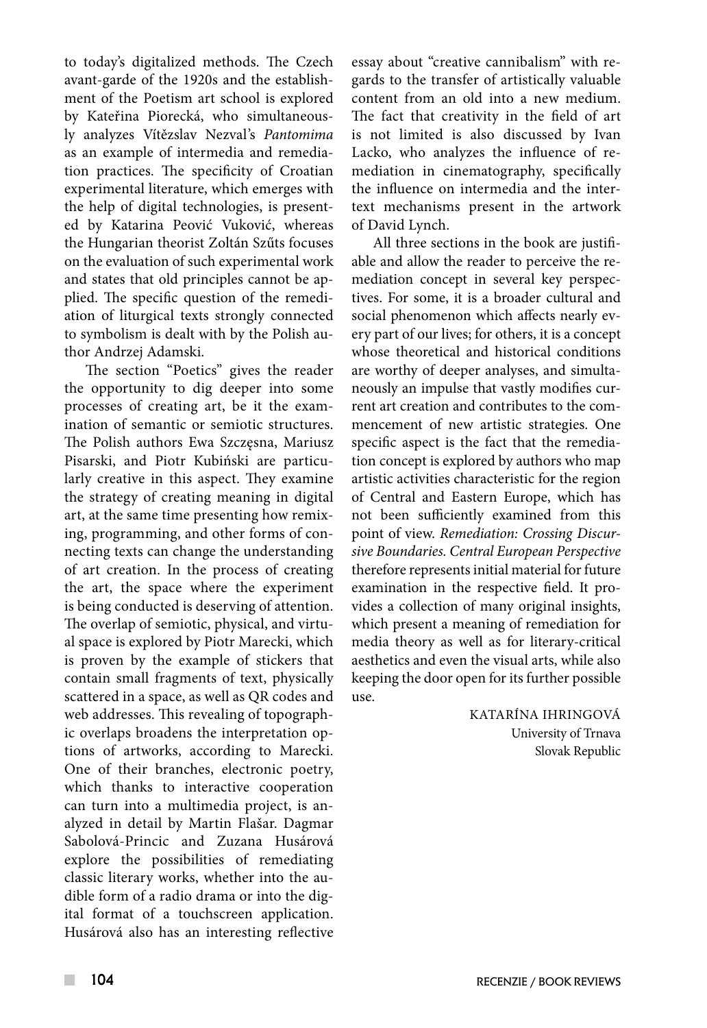to today's digitalized methods. The Czech avant-garde of the 1920s and the establishment of the Poetism art school is explored by Kateřina Piorecká, who simultaneously analyzes Vítězslav Nezval's *Pantomima* as an example of intermedia and remediation practices. The specificity of Croatian experimental literature, which emerges with the help of digital technologies, is presented by Katarina Peović Vuković, whereas the Hungarian theorist Zoltán Szűts focuses on the evaluation of such experimental work and states that old principles cannot be applied. The specific question of the remediation of liturgical texts strongly connected to symbolism is dealt with by the Polish author Andrzej Adamski.

The section "Poetics" gives the reader the opportunity to dig deeper into some processes of creating art, be it the examination of semantic or semiotic structures. The Polish authors Ewa Szczęsna, Mariusz Pisarski, and Piotr Kubiński are particularly creative in this aspect. They examine the strategy of creating meaning in digital art, at the same time presenting how remixing, programming, and other forms of connecting texts can change the understanding of art creation. In the process of creating the art, the space where the experiment is being conducted is deserving of attention. The overlap of semiotic, physical, and virtual space is explored by Piotr Marecki, which is proven by the example of stickers that contain small fragments of text, physically scattered in a space, as well as QR codes and web addresses. This revealing of topographic overlaps broadens the interpretation options of artworks, according to Marecki. One of their branches, electronic poetry, which thanks to interactive cooperation can turn into a multimedia project, is analyzed in detail by Martin Flašar. Dagmar Sabolová-Princic and Zuzana Husárová explore the possibilities of remediating classic literary works, whether into the audible form of a radio drama or into the digital format of a touchscreen application. Husárová also has an interesting reflective essay about "creative cannibalism" with regards to the transfer of artistically valuable content from an old into a new medium. The fact that creativity in the field of art is not limited is also discussed by Ivan Lacko, who analyzes the influence of remediation in cinematography, specifically the influence on intermedia and the intertext mechanisms present in the artwork of David Lynch.

All three sections in the book are justifiable and allow the reader to perceive the remediation concept in several key perspectives. For some, it is a broader cultural and social phenomenon which affects nearly every part of our lives; for others, it is a concept whose theoretical and historical conditions are worthy of deeper analyses, and simultaneously an impulse that vastly modifies current art creation and contributes to the commencement of new artistic strategies. One specific aspect is the fact that the remediation concept is explored by authors who map artistic activities characteristic for the region of Central and Eastern Europe, which has not been sufficiently examined from this point of view. *Remediation: Crossing Discursive Boundaries. Central European Perspective* therefore represents initial material for future examination in the respective field. It provides a collection of many original insights, which present a meaning of remediation for media theory as well as for literary-critical aesthetics and even the visual arts, while also keeping the door open for its further possible use.

KATARÍNA IHRINGOVÁ
University of Trnava
Slovak Republic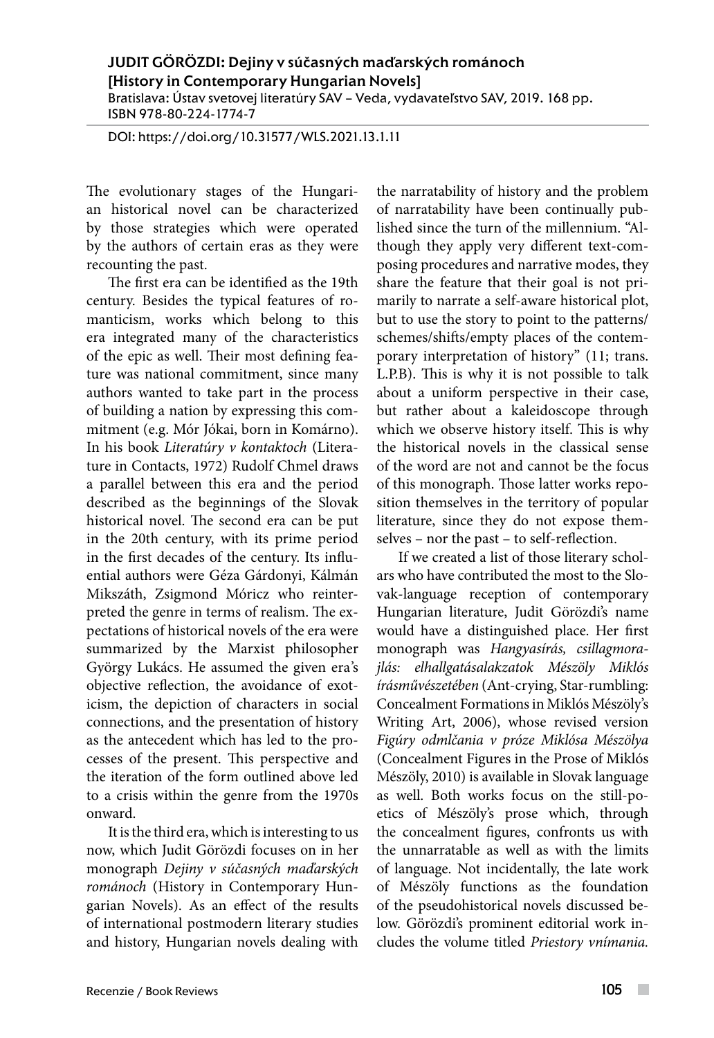**JUDIT GÖRÖZDI: Dejiny v súčasných maďarských románoch [History in Contemporary Hungarian Novels]**
Bratislava: Ústav svetovej literatúry SAV – Veda, vydavateľstvo SAV, 2019. 168 pp.
ISBN 978-80-224-1774-7

DOI: https://doi.org/10.31577/WLS.2021.13.1.11

The evolutionary stages of the Hungarian historical novel can be characterized by those strategies which were operated by the authors of certain eras as they were recounting the past.

The first era can be identified as the 19th century. Besides the typical features of romanticism, works which belong to this era integrated many of the characteristics of the epic as well. Their most defining feature was national commitment, since many authors wanted to take part in the process of building a nation by expressing this commitment (e.g. Mór Jókai, born in Komárno). In his book *Literatúry v kontaktoch* (Literature in Contacts, 1972) Rudolf Chmel draws a parallel between this era and the period described as the beginnings of the Slovak historical novel. The second era can be put in the 20th century, with its prime period in the first decades of the century. Its influential authors were Géza Gárdonyi, Kálmán Mikszáth, Zsigmond Móricz who reinterpreted the genre in terms of realism. The expectations of historical novels of the era were summarized by the Marxist philosopher György Lukács. He assumed the given era's objective reflection, the avoidance of exoticism, the depiction of characters in social connections, and the presentation of history as the antecedent which has led to the processes of the present. This perspective and the iteration of the form outlined above led to a crisis within the genre from the 1970s onward.

It is the third era, which is interesting to us now, which Judit Görözdi focuses on in her monograph *Dejiny v súčasných maďarských románoch* (History in Contemporary Hungarian Novels). As an effect of the results of international postmodern literary studies and history, Hungarian novels dealing with the narratability of history and the problem of narratability have been continually published since the turn of the millennium. "Although they apply very different text-composing procedures and narrative modes, they share the feature that their goal is not primarily to narrate a self-aware historical plot, but to use the story to point to the patterns/schemes/shifts/empty places of the contemporary interpretation of history" (11; trans. L.P.B). This is why it is not possible to talk about a uniform perspective in their case, but rather about a kaleidoscope through which we observe history itself. This is why the historical novels in the classical sense of the word are not and cannot be the focus of this monograph. Those latter works reposition themselves in the territory of popular literature, since they do not expose themselves – nor the past – to self-reflection.

If we created a list of those literary scholars who have contributed the most to the Slovak-language reception of contemporary Hungarian literature, Judit Görözdi's name would have a distinguished place. Her first monograph was *Hangyasírás, csillagmorajlás: elhallgatásalakzatok Mészöly Miklós írásművészetében* (Ant-crying, Star-rumbling: Concealment Formations in Miklós Mészöly's Writing Art, 2006), whose revised version *Figúry odmlčania v próze Miklósa Mészölya* (Concealment Figures in the Prose of Miklós Mészöly, 2010) is available in Slovak language as well. Both works focus on the still-poetics of Mészöly's prose which, through the concealment figures, confronts us with the unnarratable as well as with the limits of language. Not incidentally, the late work of Mészöly functions as the foundation of the pseudohistorical novels discussed below. Görözdi's prominent editorial work includes the volume titled *Priestory vnímania.*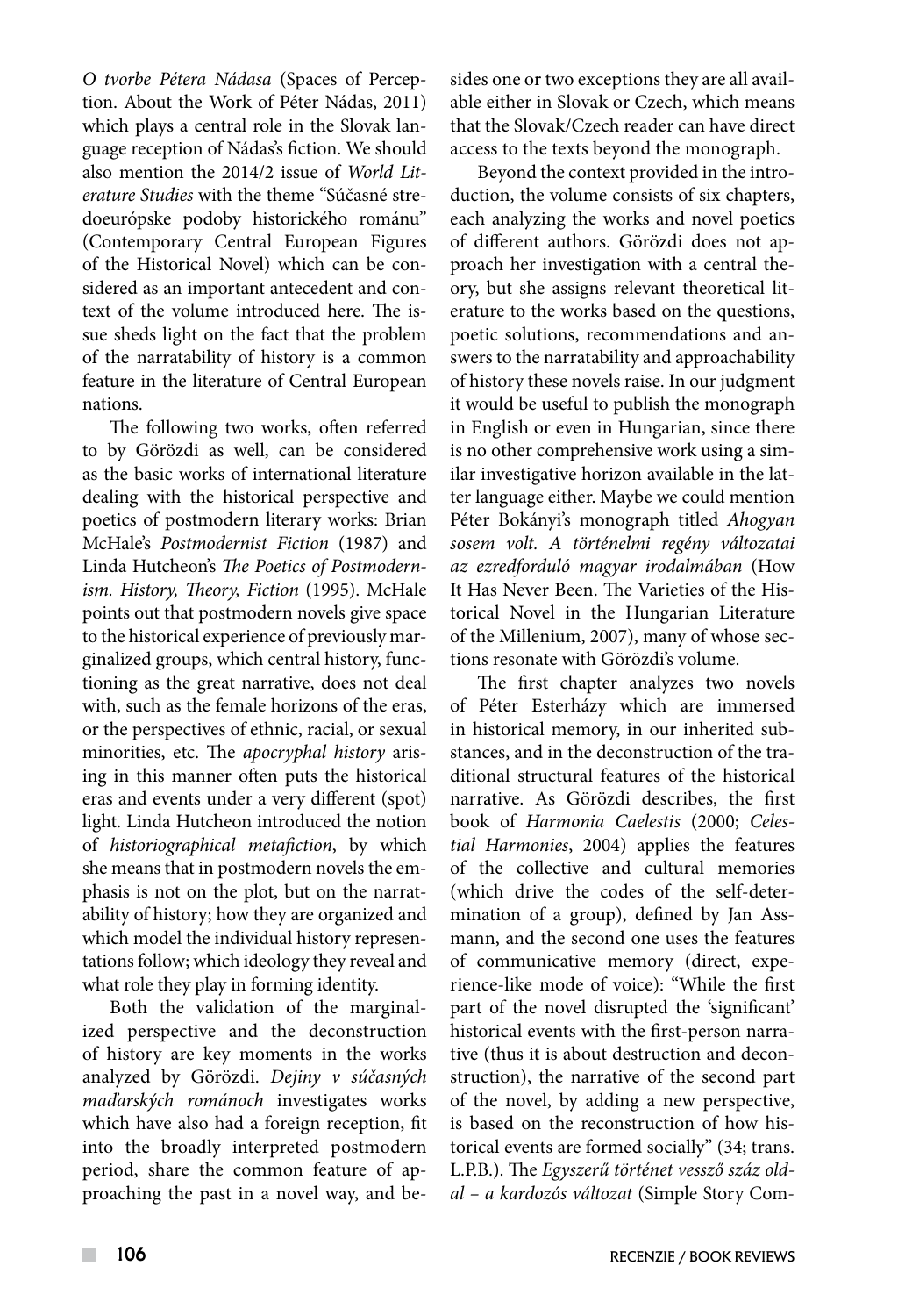*O tvorbe Pétera Nádasa* (Spaces of Perception. About the Work of Péter Nádas, 2011) which plays a central role in the Slovak language reception of Nádas's fiction. We should also mention the 2014/2 issue of *World Literature Studies* with the theme "Súčasné stredoeurópske podoby historického románu" (Contemporary Central European Figures of the Historical Novel) which can be considered as an important antecedent and context of the volume introduced here. The issue sheds light on the fact that the problem of the narratability of history is a common feature in the literature of Central European nations.

The following two works, often referred to by Görözdi as well, can be considered as the basic works of international literature dealing with the historical perspective and poetics of postmodern literary works: Brian McHale's *Postmodernist Fiction* (1987) and Linda Hutcheon's *The Poetics of Postmodernism. History, Theory, Fiction* (1995). McHale points out that postmodern novels give space to the historical experience of previously marginalized groups, which central history, functioning as the great narrative, does not deal with, such as the female horizons of the eras, or the perspectives of ethnic, racial, or sexual minorities, etc. The *apocryphal history* arising in this manner often puts the historical eras and events under a very different (spot) light. Linda Hutcheon introduced the notion of *historiographical metafiction*, by which she means that in postmodern novels the emphasis is not on the plot, but on the narratability of history; how they are organized and which model the individual history representations follow; which ideology they reveal and what role they play in forming identity.

Both the validation of the marginalized perspective and the deconstruction of history are key moments in the works analyzed by Görözdi. *Dejiny v súčasných maďarských románoch* investigates works which have also had a foreign reception, fit into the broadly interpreted postmodern period, share the common feature of approaching the past in a novel way, and besides one or two exceptions they are all available either in Slovak or Czech, which means that the Slovak/Czech reader can have direct access to the texts beyond the monograph.

Beyond the context provided in the introduction, the volume consists of six chapters, each analyzing the works and novel poetics of different authors. Görözdi does not approach her investigation with a central theory, but she assigns relevant theoretical literature to the works based on the questions, poetic solutions, recommendations and answers to the narratability and approachability of history these novels raise. In our judgment it would be useful to publish the monograph in English or even in Hungarian, since there is no other comprehensive work using a similar investigative horizon available in the latter language either. Maybe we could mention Péter Bokányi's monograph titled *Ahogyan sosem volt. A történelmi regény változatai az ezredforduló magyar irodalmában* (How It Has Never Been. The Varieties of the Historical Novel in the Hungarian Literature of the Millenium, 2007), many of whose sections resonate with Görözdi's volume.

The first chapter analyzes two novels of Péter Esterházy which are immersed in historical memory, in our inherited substances, and in the deconstruction of the traditional structural features of the historical narrative. As Görözdi describes, the first book of *Harmonia Caelestis* (2000; *Celestial Harmonies*, 2004) applies the features of the collective and cultural memories (which drive the codes of the self-determination of a group), defined by Jan Assmann, and the second one uses the features of communicative memory (direct, experience-like mode of voice): "While the first part of the novel disrupted the 'significant' historical events with the first-person narrative (thus it is about destruction and deconstruction), the narrative of the second part of the novel, by adding a new perspective, is based on the reconstruction of how historical events are formed socially" (34; trans. L.P.B.). The *Egyszerű történet vessző száz oldal – a kardozós változat* (Simple Story Com-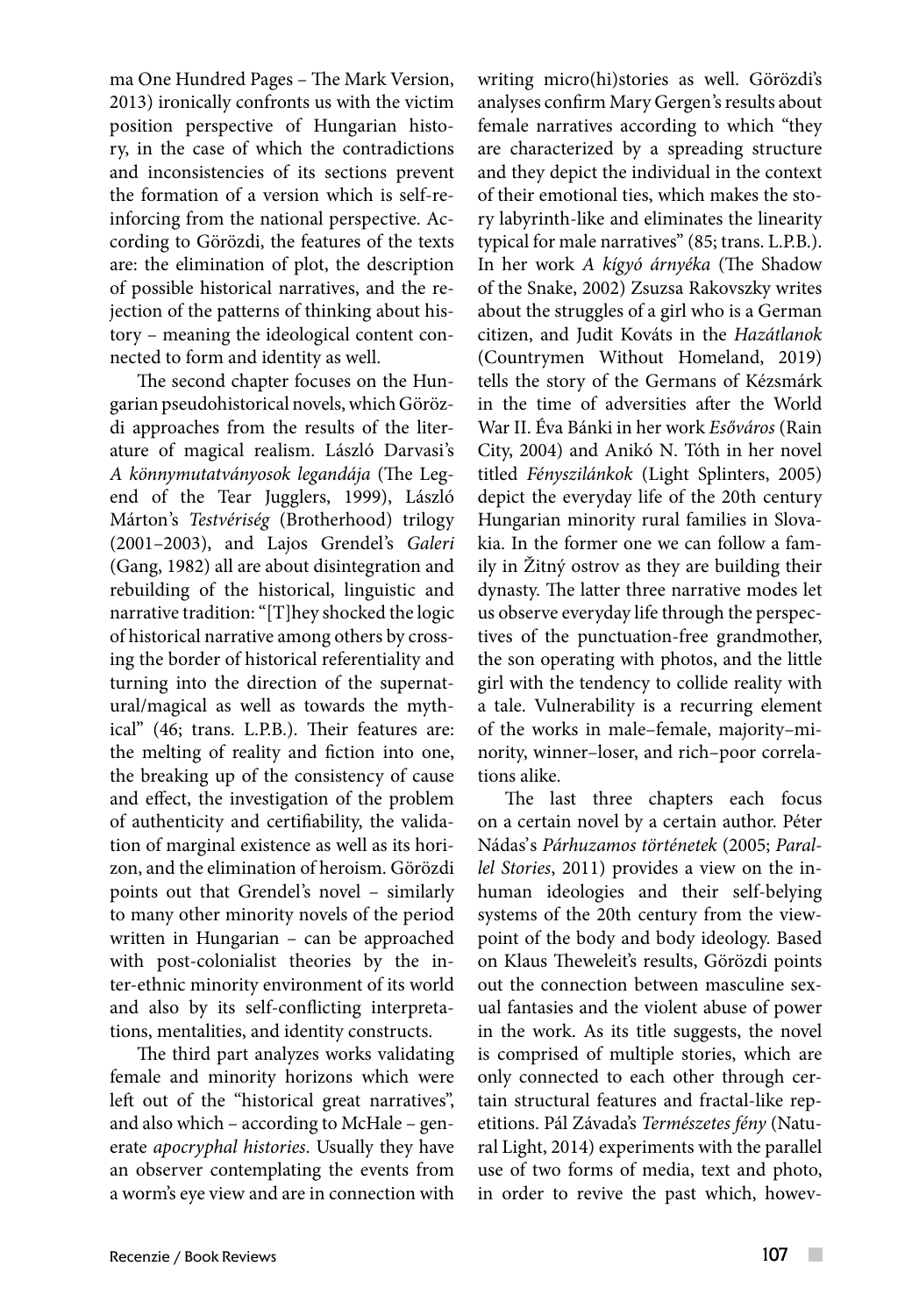ma One Hundred Pages – The Mark Version, 2013) ironically confronts us with the victim position perspective of Hungarian history, in the case of which the contradictions and inconsistencies of its sections prevent the formation of a version which is self-reinforcing from the national perspective. According to Görözdi, the features of the texts are: the elimination of plot, the description of possible historical narratives, and the rejection of the patterns of thinking about history – meaning the ideological content connected to form and identity as well.

The second chapter focuses on the Hungarian pseudohistorical novels, which Görözdi approaches from the results of the literature of magical realism. László Darvasi's *A könnymutatványosok legandája* (The Legend of the Tear Jugglers, 1999), László Márton's *Testvériség* (Brotherhood) trilogy (2001–2003), and Lajos Grendel's *Galeri* (Gang, 1982) all are about disintegration and rebuilding of the historical, linguistic and narrative tradition: "[T]hey shocked the logic of historical narrative among others by crossing the border of historical referentiality and turning into the direction of the supernatural/magical as well as towards the mythical" (46; trans. L.P.B.). Their features are: the melting of reality and fiction into one, the breaking up of the consistency of cause and effect, the investigation of the problem of authenticity and certifiability, the validation of marginal existence as well as its horizon, and the elimination of heroism. Görözdi points out that Grendel's novel – similarly to many other minority novels of the period written in Hungarian – can be approached with post-colonialist theories by the inter-ethnic minority environment of its world and also by its self-conflicting interpretations, mentalities, and identity constructs.

The third part analyzes works validating female and minority horizons which were left out of the "historical great narratives", and also which – according to McHale – generate *apocryphal histories*. Usually they have an observer contemplating the events from a worm's eye view and are in connection with writing micro(hi)stories as well. Görözdi's analyses confirm Mary Gergen's results about female narratives according to which "they are characterized by a spreading structure and they depict the individual in the context of their emotional ties, which makes the story labyrinth-like and eliminates the linearity typical for male narratives" (85; trans. L.P.B.). In her work *A kígyó árnyéka* (The Shadow of the Snake, 2002) Zsuzsa Rakovszky writes about the struggles of a girl who is a German citizen, and Judit Kováts in the *Hazátlanok* (Countrymen Without Homeland, 2019) tells the story of the Germans of Kézsmárk in the time of adversities after the World War II. Éva Bánki in her work *Esőváros* (Rain City, 2004) and Anikó N. Tóth in her novel titled *Fényszilánkok* (Light Splinters, 2005) depict the everyday life of the 20th century Hungarian minority rural families in Slovakia. In the former one we can follow a family in Žitný ostrov as they are building their dynasty. The latter three narrative modes let us observe everyday life through the perspectives of the punctuation-free grandmother, the son operating with photos, and the little girl with the tendency to collide reality with a tale. Vulnerability is a recurring element of the works in male–female, majority–minority, winner–loser, and rich–poor correlations alike.

The last three chapters each focus on a certain novel by a certain author. Péter Nádas's *Párhuzamos történetek* (2005; *Parallel Stories*, 2011) provides a view on the inhuman ideologies and their self-belying systems of the 20th century from the viewpoint of the body and body ideology. Based on Klaus Theweleit's results, Görözdi points out the connection between masculine sexual fantasies and the violent abuse of power in the work. As its title suggests, the novel is comprised of multiple stories, which are only connected to each other through certain structural features and fractal-like repetitions. Pál Závada's *Természetes fény* (Natural Light, 2014) experiments with the parallel use of two forms of media, text and photo, in order to revive the past which, howev-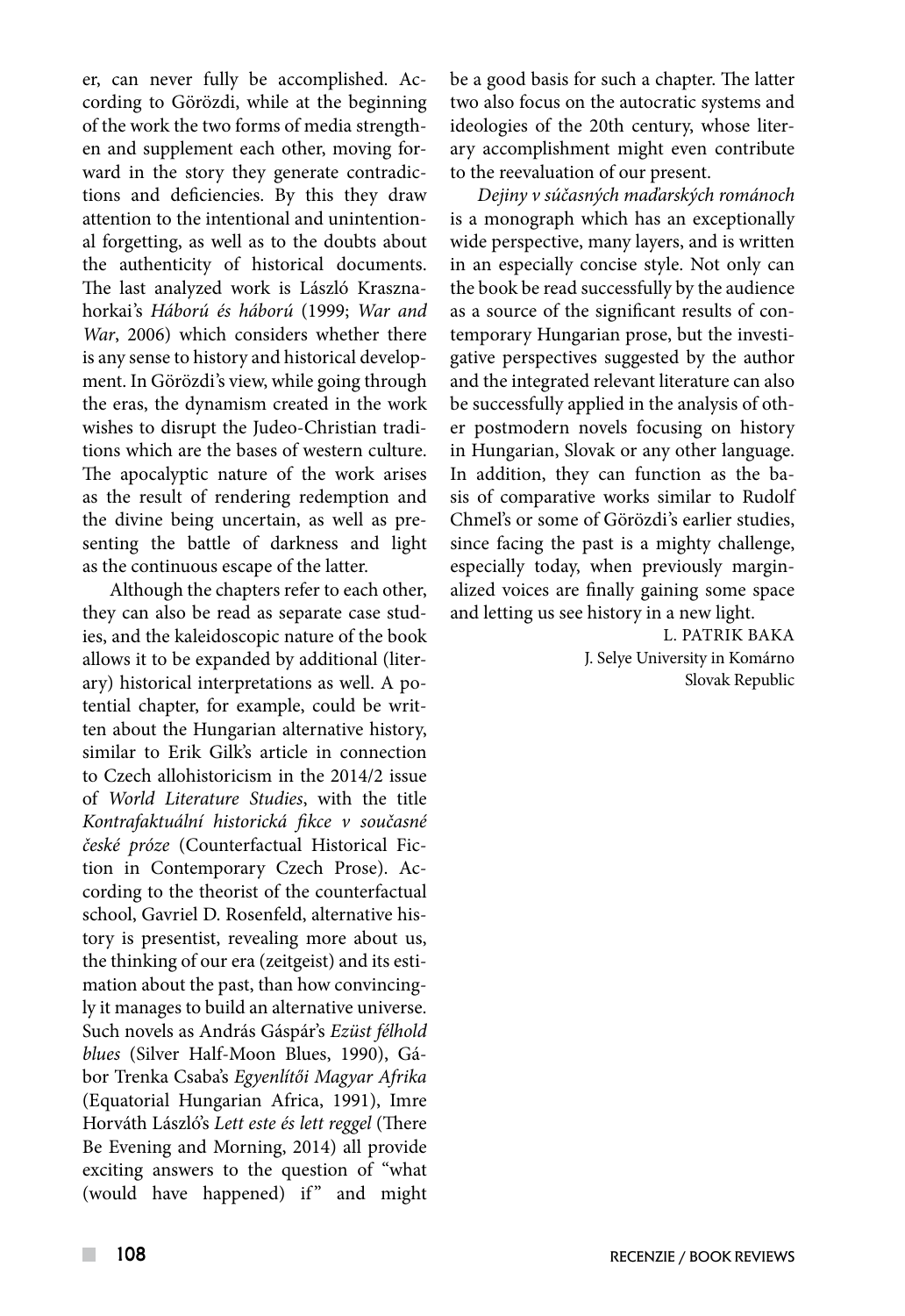er, can never fully be accomplished. According to Görözdi, while at the beginning of the work the two forms of media strengthen and supplement each other, moving forward in the story they generate contradictions and deficiencies. By this they draw attention to the intentional and unintentional forgetting, as well as to the doubts about the authenticity of historical documents. The last analyzed work is László Krasznahorkai's *Háború és háború* (1999; *War and War*, 2006) which considers whether there is any sense to history and historical development. In Görözdi's view, while going through the eras, the dynamism created in the work wishes to disrupt the Judeo-Christian traditions which are the bases of western culture. The apocalyptic nature of the work arises as the result of rendering redemption and the divine being uncertain, as well as presenting the battle of darkness and light as the continuous escape of the latter.

Although the chapters refer to each other, they can also be read as separate case studies, and the kaleidoscopic nature of the book allows it to be expanded by additional (literary) historical interpretations as well. A potential chapter, for example, could be written about the Hungarian alternative history, similar to Erik Gilk's article in connection to Czech allohistoricism in the 2014/2 issue of *World Literature Studies*, with the title *Kontrafaktuální historická fikce v současné české próze* (Counterfactual Historical Fiction in Contemporary Czech Prose). According to the theorist of the counterfactual school, Gavriel D. Rosenfeld, alternative history is presentist, revealing more about us, the thinking of our era (zeitgeist) and its estimation about the past, than how convincingly it manages to build an alternative universe. Such novels as András Gáspár's *Ezüst félhold blues* (Silver Half-Moon Blues, 1990), Gábor Trenka Csaba's *Egyenlítői Magyar Afrika* (Equatorial Hungarian Africa, 1991), Imre Horváth László's *Lett este és lett reggel* (There Be Evening and Morning, 2014) all provide exciting answers to the question of "what (would have happened) if" and might be a good basis for such a chapter. The latter two also focus on the autocratic systems and ideologies of the 20th century, whose literary accomplishment might even contribute to the reevaluation of our present.

*Dejiny v súčasných maďarských románoch* is a monograph which has an exceptionally wide perspective, many layers, and is written in an especially concise style. Not only can the book be read successfully by the audience as a source of the significant results of contemporary Hungarian prose, but the investigative perspectives suggested by the author and the integrated relevant literature can also be successfully applied in the analysis of other postmodern novels focusing on history in Hungarian, Slovak or any other language. In addition, they can function as the basis of comparative works similar to Rudolf Chmel's or some of Görözdi's earlier studies, since facing the past is a mighty challenge, especially today, when previously marginalized voices are finally gaining some space and letting us see history in a new light.

L. PATRIK BAKA
J. Selye University in Komárno
Slovak Republic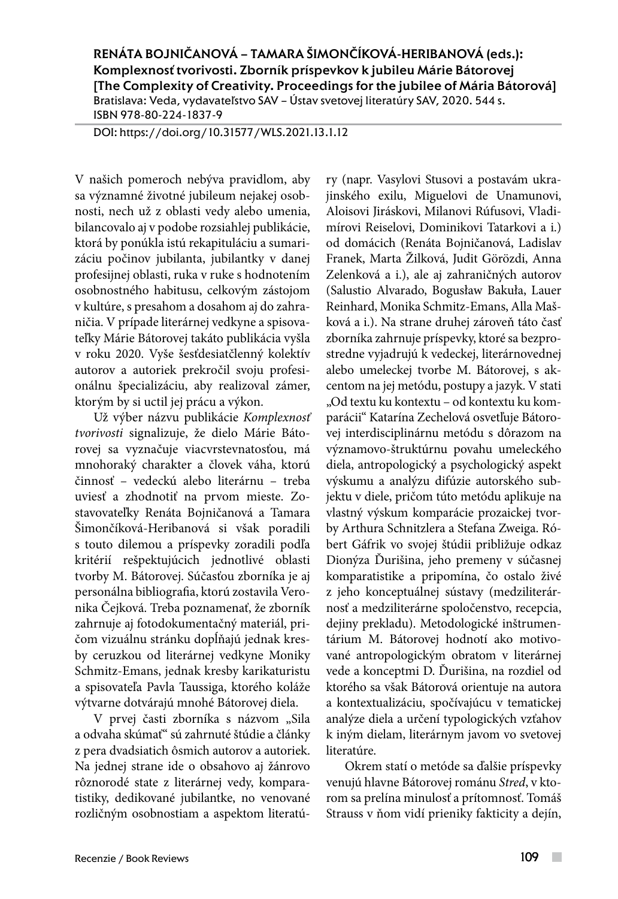**RENÁTA BOJNIČANOVÁ – TAMARA ŠIMONČÍKOVÁ-HERIBANOVÁ (eds.): Komplexnosť tvorivosti. Zborník príspevkov k jubileu Márie Bátorovej [The Complexity of Creativity. Proceedings for the jubilee of Mária Bátorová]**
Bratislava: Veda, vydavateľstvo SAV – Ústav svetovej literatúry SAV, 2020. 544 s.
ISBN 978-80-224-1837-9

DOI: https://doi.org/10.31577/WLS.2021.13.1.12

V našich pomeroch nebýva pravidlom, aby sa významné životné jubileum nejakej osobnosti, nech už z oblasti vedy alebo umenia, bilancovalo aj v podobe rozsiahlej publikácie, ktorá by ponúkla istú rekapituláciu a sumarizáciu počinov jubilanta, jubilantky v danej profesijnej oblasti, ruka v ruke s hodnotením osobnostného habitusu, celkovým zástojom v kultúre, s presahom a dosahom aj do zahraničia. V prípade literárnej vedkyne a spisovateľky Márie Bátorovej takáto publikácia vyšla v roku 2020. Vyše šesťdesiatčlenný kolektív autorov a autoriek prekročil svoju profesionálnu špecializáciu, aby realizoval zámer, ktorým by si uctil jej prácu a výkon.

Už výber názvu publikácie *Komplexnosť tvorivosti* signalizuje, že dielo Márie Bátorovej sa vyznačuje viacvrstevnatosťou, má mnohoraký charakter a človek váha, ktorú činnosť – vedeckú alebo literárnu – treba uviesť a zhodnotiť na prvom mieste. Zostavovateľky Renáta Bojničanová a Tamara Šimončíková-Heribanová si však poradili s touto dilemou a príspevky zoradili podľa kritérií rešpektujúcich jednotlivé oblasti tvorby M. Bátorovej. Súčasťou zborníka je aj personálna bibliografia, ktorú zostavila Veronika Čejková. Treba poznamenať, že zborník zahrnuje aj fotodokumentačný materiál, pričom vizuálnu stránku dopĺňajú jednak kresby ceruzkou od literárnej vedkyne Moniky Schmitz-Emans, jednak kresby karikaturistu a spisovateľa Pavla Taussiga, ktorého koláže výtvarne dotvárajú mnohé Bátorovej diela.

V prvej časti zborníka s názvom „Sila a odvaha skúmať" sú zahrnuté štúdie a články z pera dvadsiatich ôsmich autorov a autoriek. Na jednej strane ide o obsahovo aj žánrovo rôznorodé state z literárnej vedy, komparatistiky, dedikované jubilantke, no venované rozličným osobnostiam a aspektom literatúry (napr. Vasylovi Stusovi a postavám ukrajinského exilu, Miguelovi de Unamunovi, Aloisovi Jiráskovi, Milanovi Rúfusovi, Vladimírovi Reiselovi, Dominikovi Tatarkovi a i.) od domácich (Renáta Bojničanová, Ladislav Franek, Marta Žilková, Judit Görözdi, Anna Zelenková a i.), ale aj zahraničných autorov (Salustio Alvarado, Bogusław Bakuła, Lauer Reinhard, Monika Schmitz-Emans, Alla Mašková a i.). Na strane druhej zároveň táto časť zborníka zahrnuje príspevky, ktoré sa bezprostredne vyjadrujú k vedeckej, literárnovednej alebo umeleckej tvorbe M. Bátorovej, s akcentom na jej metódu, postupy a jazyk. V stati „Od textu ku kontextu – od kontextu ku komparácii" Katarína Zechelová osvetľuje Bátorovej interdisciplinárnu metódu s dôrazom na významovo-štruktúrnu povahu umeleckého diela, antropologický a psychologický aspekt výskumu a analýzu difúzie autorského subjektu v diele, pričom túto metódu aplikuje na vlastný výskum komparácie prozaickej tvorby Arthura Schnitzlera a Stefana Zweiga. Róbert Gáfrik vo svojej štúdii približuje odkaz Dionýza Ďurišina, jeho premeny v súčasnej komparatistike a pripomína, čo ostalo živé z jeho konceptuálnej sústavy (medziliterárnosť a medziliterárne spoločenstvo, recepcia, dejiny prekladu). Metodologické inštrumentárium M. Bátorovej hodnotí ako motivované antropologickým obratom v literárnej vede a konceptmi D. Ďurišina, na rozdiel od ktorého sa však Bátorová orientuje na autora a kontextualizáciu, spočívajúcu v tematickej analýze diela a určení typologických vzťahov k iným dielam, literárnym javom vo svetovej literatúre.

Okrem statí o metóde sa ďalšie príspevky venujú hlavne Bátorovej románu *Stred*, v ktorom sa prelína minulosť a prítomnosť. Tomáš Strauss v ňom vidí prieniky fakticity a dejín,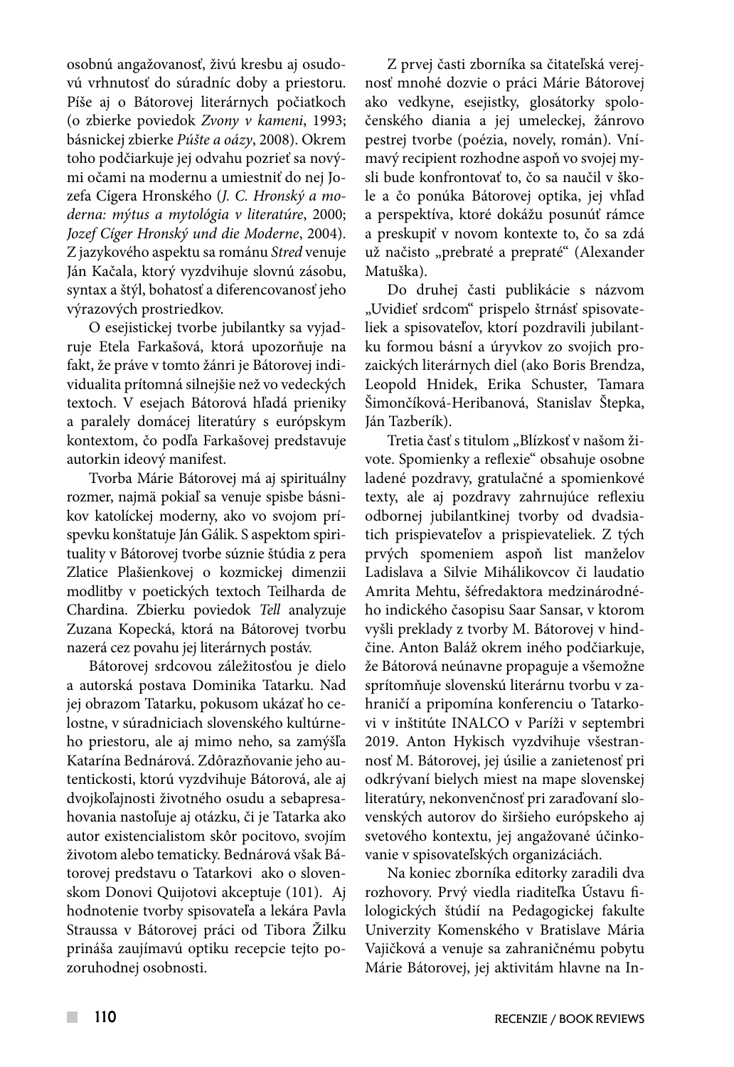osobnú angažovanosť, živú kresbu aj osudovú vrhnutosť do súradníc doby a priestoru. Píše aj o Bátorovej literárnych počiatkoch (o zbierke poviedok *Zvony v kameni*, 1993; básnickej zbierke *Púšte a oázy*, 2008). Okrem toho podčiarkuje jej odvahu pozrieť sa novými očami na modernu a umiestniť do nej Jozefa Cígera Hronského (*J. C. Hronský a moderna: mýtus a mytológia v literatúre*, 2000; *Jozef Cíger Hronský und die Moderne*, 2004). Z jazykového aspektu sa románu *Stred* venuje Ján Kačala, ktorý vyzdvihuje slovnú zásobu, syntax a štýl, bohatosť a diferencovanosť jeho výrazových prostriedkov.

O esejistickej tvorbe jubilantky sa vyjadruje Etela Farkašová, ktorá upozorňuje na fakt, že práve v tomto žánri je Bátorovej individualita prítomná silnejšie než vo vedeckých textoch. V esejach Bátorová hľadá prieniky a paralely domácej literatúry s európskym kontextom, čo podľa Farkašovej predstavuje autorkin ideový manifest.

Tvorba Márie Bátorovej má aj spirituálny rozmer, najmä pokiaľ sa venuje spisbe básnikov katolíckej moderny, ako vo svojom príspevku konštatuje Ján Gálik. S aspektom spirituality v Bátorovej tvorbe súznie štúdia z pera Zlatice Plašienkovej o kozmickej dimenzii modlitby v poetických textoch Teilharda de Chardina. Zbierku poviedok *Tell* analyzuje Zuzana Kopecká, ktorá na Bátorovej tvorbu nazerá cez povahu jej literárnych postáv.

Bátorovej srdcovou záležitosťou je dielo a autorská postava Dominika Tatarku. Nad jej obrazom Tatarku, pokusom ukázať ho celostne, v súradniciach slovenského kultúrneho priestoru, ale aj mimo neho, sa zamýšľa Katarína Bednárová. Zdôrazňovanie jeho autentickosti, ktorú vyzdvihuje Bátorová, ale aj dvojkoľajnosti životného osudu a sebapresahovania nastoľuje aj otázku, či je Tatarka ako autor existencialistom skôr pocitovo, svojím životom alebo tematicky. Bednárová však Bátorovej predstavu o Tatarkovi ako o slovenskom Donovi Quijotovi akceptuje (101). Aj hodnotenie tvorby spisovateľa a lekára Pavla Straussa v Bátorovej práci od Tibora Žilku prináša zaujímavú optiku recepcie tejto pozoruhodnej osobnosti.

Z prvej časti zborníka sa čitateľská verejnosť mnohé dozvie o práci Márie Bátorovej ako vedkyne, esejistky, glosátorky spoločenského diania a jej umeleckej, žánrovo pestrej tvorbe (poézia, novely, román). Vnímavý recipient rozhodne aspoň vo svojej mysli bude konfrontovať to, čo sa naučil v škole a čo ponúka Bátorovej optika, jej vhľad a perspektíva, ktoré dokážu posunúť rámce a preskupiť v novom kontexte to, čo sa zdá už načisto „prebraté a prepraté“ (Alexander Matuška).

Do druhej časti publikácie s názvom „Uvidieť srdcom“ prispelo štrnásť spisovateliek a spisovateľov, ktorí pozdravili jubilantku formou básní a úryvkov zo svojich prozaických literárnych diel (ako Boris Brendza, Leopold Hnidek, Erika Schuster, Tamara Šimončíková-Heribanová, Stanislav Štepka, Ján Tazberík).

Tretia časť s titulom „Blízkosť v našom živote. Spomienky a reflexie“ obsahuje osobne ladené pozdravy, gratulačné a spomienkové texty, ale aj pozdravy zahrnujúce reflexiu odbornej jubilantkinej tvorby od dvadsiatich prispievateľov a prispievateliek. Z tých prvých spomeniem aspoň list manželov Ladislava a Silvie Mihálikovcov či laudatio Amrita Mehtu, šéfredaktora medzinárodného indického časopisu Saar Sansar, v ktorom vyšli preklady z tvorby M. Bátorovej v hindčine. Anton Baláž okrem iného podčiarkuje, že Bátorová neúnavne propaguje a všemožne sprítomňuje slovenskú literárnu tvorbu v zahraničí a pripomína konferenciu o Tatarkovi v inštitúte INALCO v Paríži v septembri 2019. Anton Hykisch vyzdvihuje všestrannosť M. Bátorovej, jej úsilie a zanietenosť pri odkrývaní bielych miest na mape slovenskej literatúry, nekonvenčnosť pri zaraďovaní slovenských autorov do širšieho európskeho aj svetového kontextu, jej angažované účinkovanie v spisovateľských organizáciách.

Na koniec zborníka editorky zaradili dva rozhovory. Prvý viedla riaditeľka Ústavu filologických štúdií na Pedagogickej fakulte Univerzity Komenského v Bratislave Mária Vajičková a venuje sa zahraničnému pobytu Márie Bátorovej, jej aktivitám hlavne na In-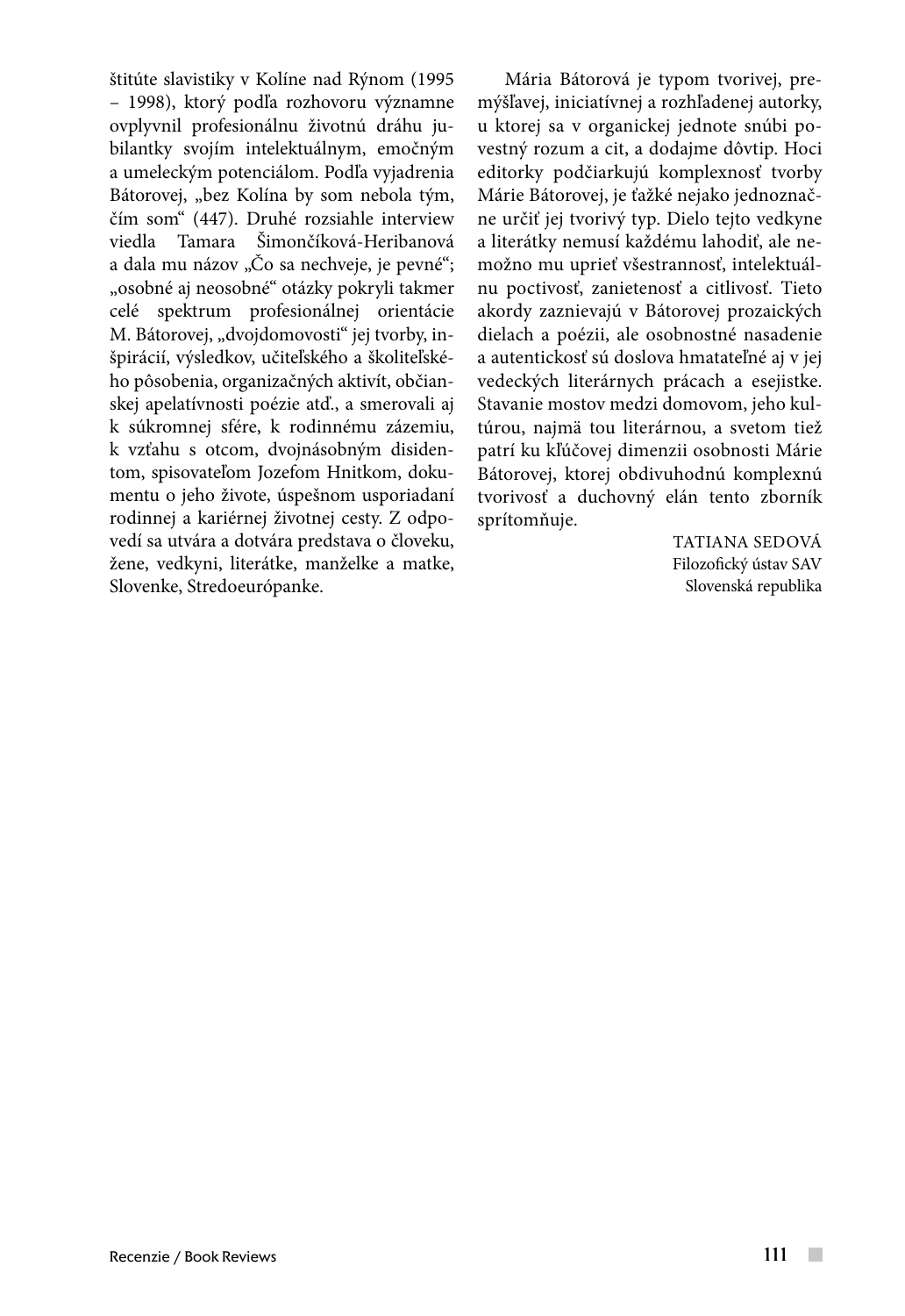štitúte slavistiky v Kolíne nad Rýnom (1995 – 1998), ktorý podľa rozhovoru významne ovplyvnil profesionálnu životnú dráhu jubilantky svojím intelektuálnym, emočným a umeleckým potenciálom. Podľa vyjadrenia Bátorovej, „bez Kolína by som nebola tým, čím som“ (447). Druhé rozsiahle interview viedla Tamara Šimončíková-Heribanová a dala mu názov „Čo sa nechveje, je pevné“; „osobné aj neosobné“ otázky pokryli takmer celé spektrum profesionálnej orientácie M. Bátorovej, „dvojdomovosti“ jej tvorby, inšpirácií, výsledkov, učiteľského a školiteľského pôsobenia, organizačných aktivít, občianskej apelatívnosti poézie atď., a smerovali aj k súkromnej sfére, k rodinnému zázemiu, k vzťahu s otcom, dvojnásobným disidentom, spisovateľom Jozefom Hnitkom, dokumentu o jeho živote, úspešnom usporiadaní rodinnej a kariérnej životnej cesty. Z odpovedí sa utvára a dotvára predstava o človeku, žene, vedkyni, literátke, manželke a matke, Slovenke, Stredoeurópanke.

Mária Bátorová je typom tvorivej, premýšľavej, iniciatívnej a rozhľadenej autorky, u ktorej sa v organickej jednote snúbi povestný rozum a cit, a dodajme dôvtip. Hoci editorky podčiarkujú komplexnosť tvorby Márie Bátorovej, je ťažké nejako jednoznačne určiť jej tvorivý typ. Dielo tejto vedkyne a literátky nemusí každému lahodiť, ale nemožno mu uprieť všestrannosť, intelektuálnu poctivosť, zanietenosť a citlivosť. Tieto akordy zaznievajú v Bátorovej prozaických dielach a poézii, ale osobnostné nasadenie a autentickosť sú doslova hmatateľné aj v jej vedeckých literárnych prácach a esejistke. Stavanie mostov medzi domovom, jeho kultúrou, najmä tou literárnou, a svetom tiež patrí ku kľúčovej dimenzii osobnosti Márie Bátorovej, ktorej obdivuhodnú komplexnú tvorivosť a duchovný elán tento zborník sprítomňuje.

TATIANA SEDOVÁ  
Filozofický ústav SAV  
Slovenská republika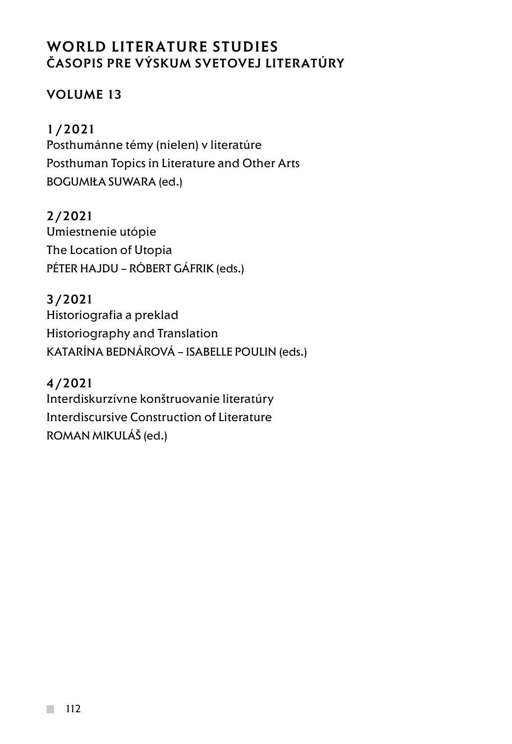# WORLD LITERATURE STUDIES
## ČASOPIS PRE VÝSKUM SVETOVEJ LITERATÚRY

### VOLUME 13

**1/2021**
Posthumánne témy (nielen) v literatúre
Posthuman Topics in Literature and Other Arts
BOGUMIŁA SUWARA (ed.)

**2/2021**
Umiestnenie utópie
The Location of Utopia
PÉTER HAJDU – RÓBERT GÁFRIK (eds.)

**3/2021**
Historiografia a preklad
Historiography and Translation
KATARÍNA BEDNÁROVÁ – ISABELLE POULIN (eds.)

**4/2021**
Interdiskurzívne konštruovanie literatúry
Interdiscursive Construction of Literature
ROMAN MIKULÁŠ (ed.)